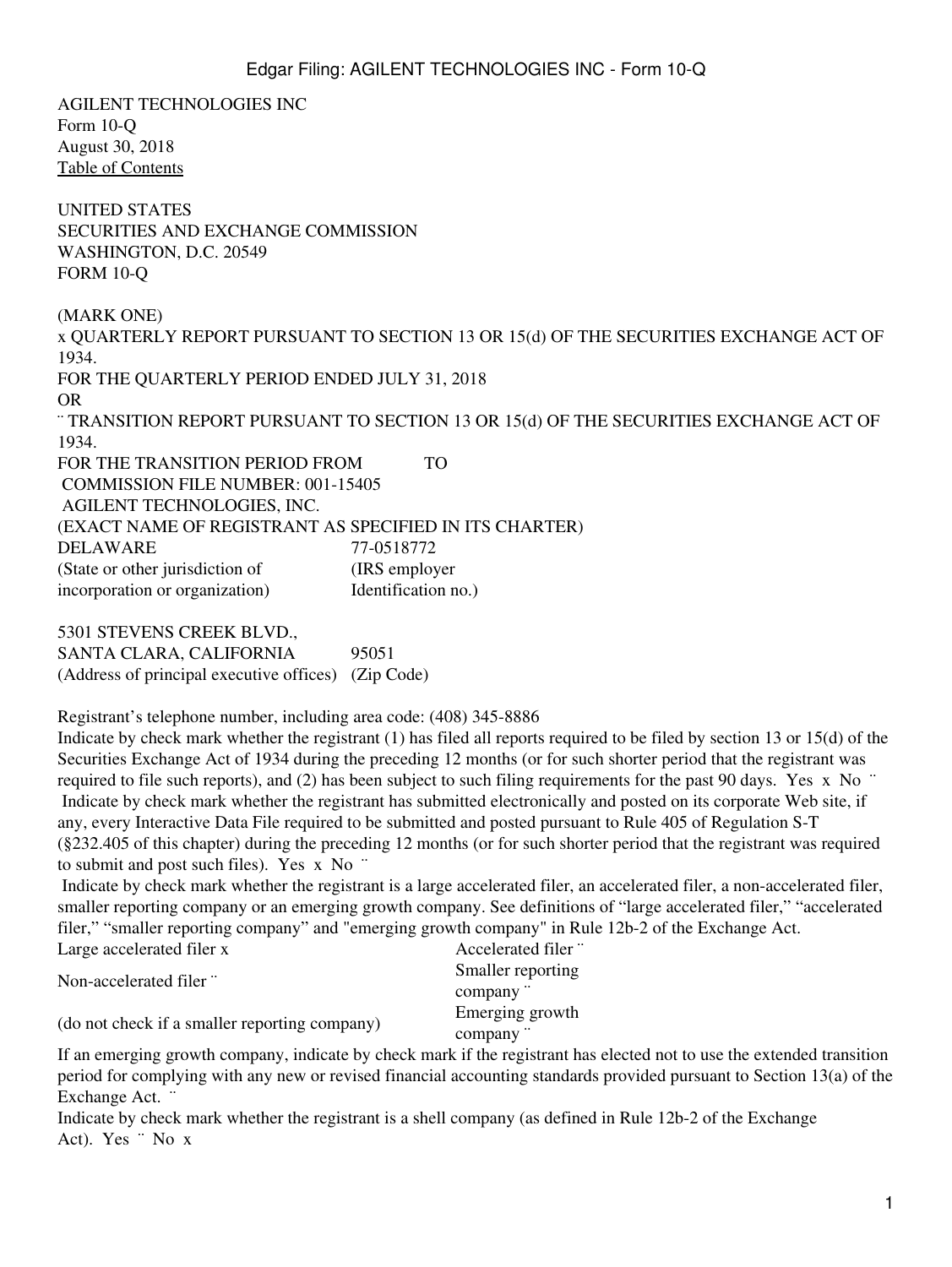AGILENT TECHNOLOGIES INC
Form 10-Q
August 30, 2018
Table of Contents

UNITED STATES
SECURITIES AND EXCHANGE COMMISSION
WASHINGTON, D.C. 20549
FORM 10-Q

(MARK ONE)
x QUARTERLY REPORT PURSUANT TO SECTION 13 OR 15(d) OF THE SECURITIES EXCHANGE ACT OF 1934.
FOR THE QUARTERLY PERIOD ENDED JULY 31, 2018
OR
¨ TRANSITION REPORT PURSUANT TO SECTION 13 OR 15(d) OF THE SECURITIES EXCHANGE ACT OF 1934.
FOR THE TRANSITION PERIOD FROM TO
COMMISSION FILE NUMBER: 001-15405
AGILENT TECHNOLOGIES, INC.
(EXACT NAME OF REGISTRANT AS SPECIFIED IN ITS CHARTER)

| DELAWARE | 77-0518772 |
|---|---|
| (State or other jurisdiction of incorporation or organization) | (IRS employer Identification no.) |

| 5301 STEVENS CREEK BLVD., SANTA CLARA, CALIFORNIA | 95051 |
|---|---|
| (Address of principal executive offices) | (Zip Code) |

Registrant's telephone number, including area code: (408) 345-8886

Indicate by check mark whether the registrant (1) has filed all reports required to be filed by section 13 or 15(d) of the Securities Exchange Act of 1934 during the preceding 12 months (or for such shorter period that the registrant was required to file such reports), and (2) has been subject to such filing requirements for the past 90 days. Yes x No ¨

Indicate by check mark whether the registrant has submitted electronically and posted on its corporate Web site, if any, every Interactive Data File required to be submitted and posted pursuant to Rule 405 of Regulation S-T (§232.405 of this chapter) during the preceding 12 months (or for such shorter period that the registrant was required to submit and post such files). Yes x No ¨

Indicate by check mark whether the registrant is a large accelerated filer, an accelerated filer, a non-accelerated filer, smaller reporting company or an emerging growth company. See definitions of "large accelerated filer," "accelerated filer," "smaller reporting company" and "emerging growth company" in Rule 12b-2 of the Exchange Act.

| Large accelerated filer x | Accelerated filer ¨ |
|---|---|
| Non-accelerated filer ¨ | Smaller reporting company ¨ |
| (do not check if a smaller reporting company) | Emerging growth company ¨ |

If an emerging growth company, indicate by check mark if the registrant has elected not to use the extended transition period for complying with any new or revised financial accounting standards provided pursuant to Section 13(a) of the Exchange Act. ¨

Indicate by check mark whether the registrant is a shell company (as defined in Rule 12b-2 of the Exchange Act). Yes ¨ No x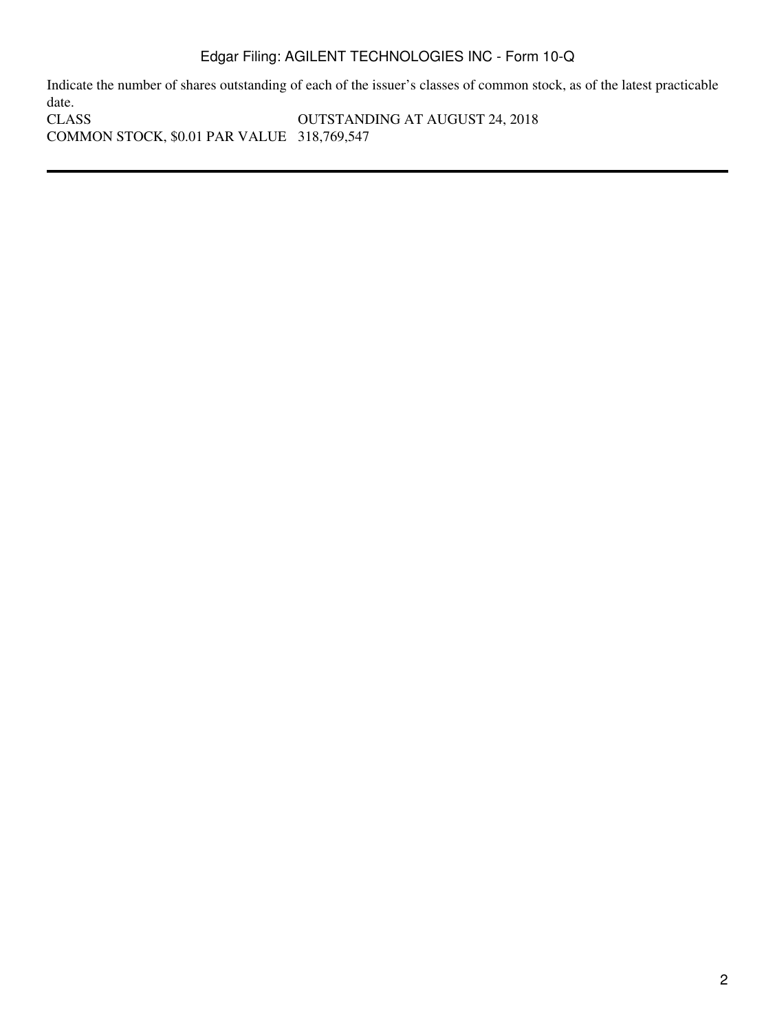Indicate the number of shares outstanding of each of the issuer's classes of common stock, as of the latest practicable date.

| CLASS | OUTSTANDING AT AUGUST 24, 2018 |
| --- | --- |
| COMMON STOCK, $0.01 PAR VALUE | 318,769,547 |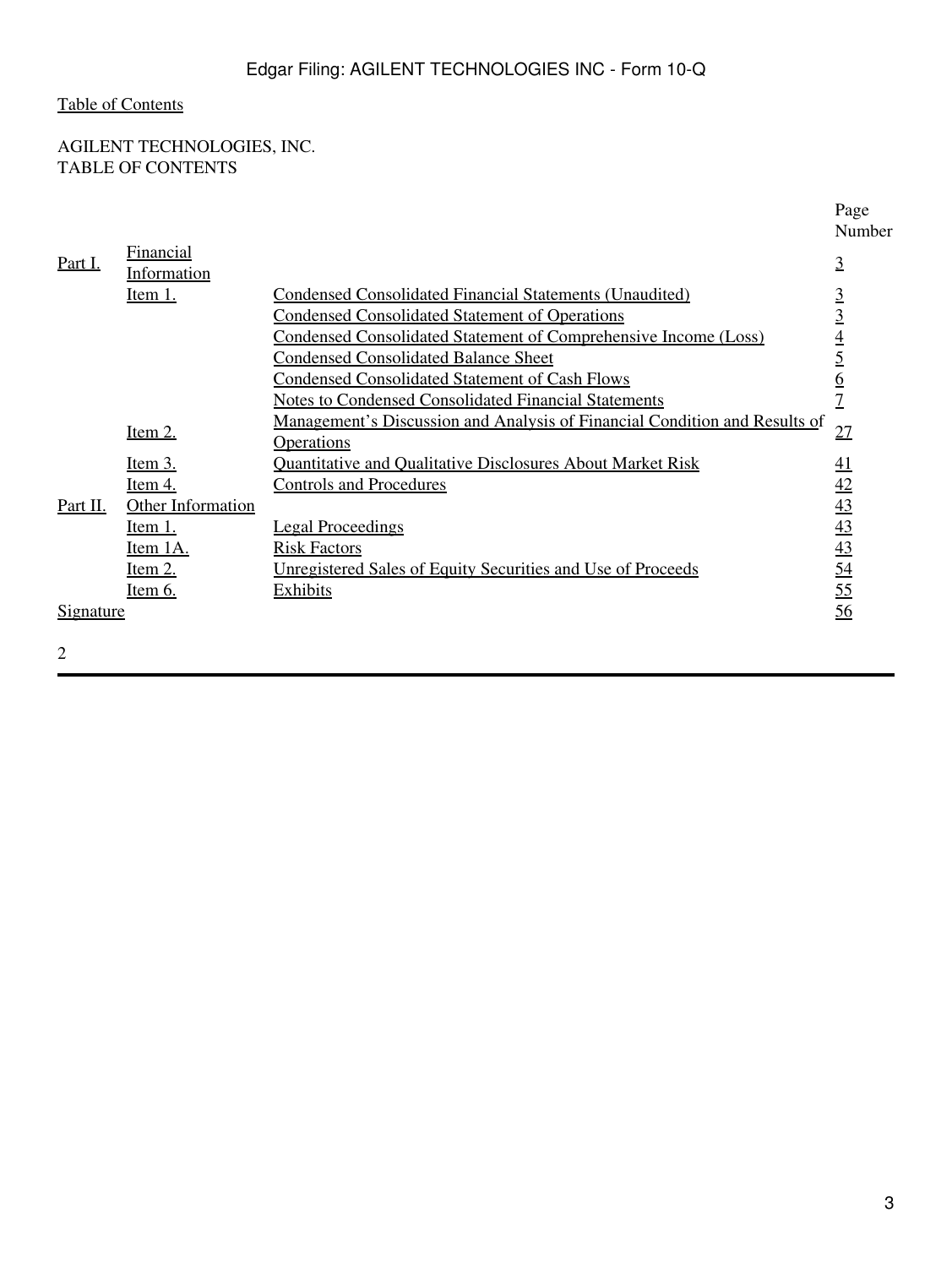Table of Contents

AGILENT TECHNOLOGIES, INC.
TABLE OF CONTENTS

| | | | Page Number |
|---|---|---|---|
| Part I. | Financial Information | | 3 |
| | Item 1. | Condensed Consolidated Financial Statements (Unaudited) | 3 |
| | | Condensed Consolidated Statement of Operations | 3 |
| | | Condensed Consolidated Statement of Comprehensive Income (Loss) | 4 |
| | | Condensed Consolidated Balance Sheet | 5 |
| | | Condensed Consolidated Statement of Cash Flows | 6 |
| | | Notes to Condensed Consolidated Financial Statements | 7 |
| | Item 2. | Management's Discussion and Analysis of Financial Condition and Results of Operations | 27 |
| | Item 3. | Quantitative and Qualitative Disclosures About Market Risk | 41 |
| | Item 4. | Controls and Procedures | 42 |
| Part II. | Other Information | | 43 |
| | Item 1. | Legal Proceedings | 43 |
| | Item 1A. | Risk Factors | 43 |
| | Item 2. | Unregistered Sales of Equity Securities and Use of Proceeds | 54 |
| | Item 6. | Exhibits | 55 |
| Signature | | | 56 |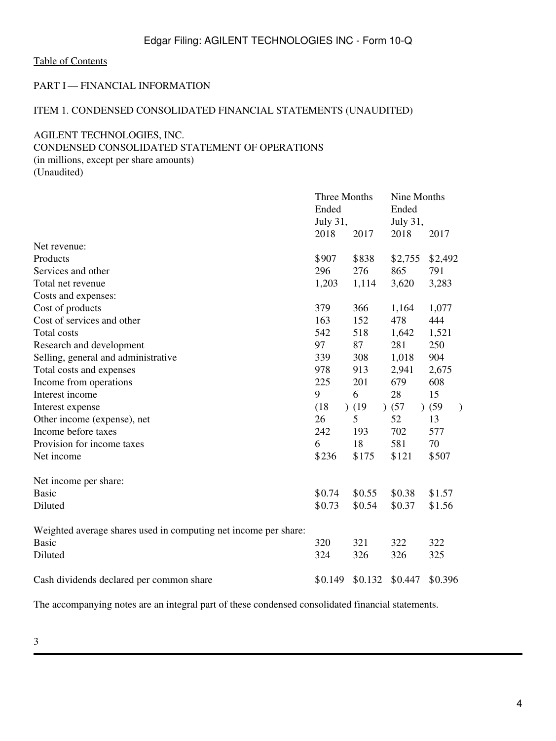[Table of Contents](#)

PART I — FINANCIAL INFORMATION

ITEM 1. CONDENSED CONSOLIDATED FINANCIAL STATEMENTS (UNAUDITED)

AGILENT TECHNOLOGIES, INC.
CONDENSED CONSOLIDATED STATEMENT OF OPERATIONS
(in millions, except per share amounts)
(Unaudited)

| | Three Months Ended July 31, | | Nine Months Ended July 31, | |
|---|---|---|---|---|
| | 2018 | 2017 | 2018 | 2017 |
| Net revenue: | | | | |
| Products | $907 | $838 | $2,755 | $2,492 |
| Services and other | 296 | 276 | 865 | 791 |
| Total net revenue | 1,203 | 1,114 | 3,620 | 3,283 |
| Costs and expenses: | | | | |
| Cost of products | 379 | 366 | 1,164 | 1,077 |
| Cost of services and other | 163 | 152 | 478 | 444 |
| Total costs | 542 | 518 | 1,642 | 1,521 |
| Research and development | 97 | 87 | 281 | 250 |
| Selling, general and administrative | 339 | 308 | 1,018 | 904 |
| Total costs and expenses | 978 | 913 | 2,941 | 2,675 |
| Income from operations | 225 | 201 | 679 | 608 |
| Interest income | 9 | 6 | 28 | 15 |
| Interest expense | (18) | (19) | (57) | (59) |
| Other income (expense), net | 26 | 5 | 52 | 13 |
| Income before taxes | 242 | 193 | 702 | 577 |
| Provision for income taxes | 6 | 18 | 581 | 70 |
| Net income | $236 | $175 | $121 | $507 |
| | | | | |
| Net income per share: | | | | |
| Basic | $0.74 | $0.55 | $0.38 | $1.57 |
| Diluted | $0.73 | $0.54 | $0.37 | $1.56 |
| | | | | |
| Weighted average shares used in computing net income per share: | | | | |
| Basic | 320 | 321 | 322 | 322 |
| Diluted | 324 | 326 | 326 | 325 |
| | | | | |
| Cash dividends declared per common share | $0.149 | $0.132 | $0.447 | $0.396 |

The accompanying notes are an integral part of these condensed consolidated financial statements.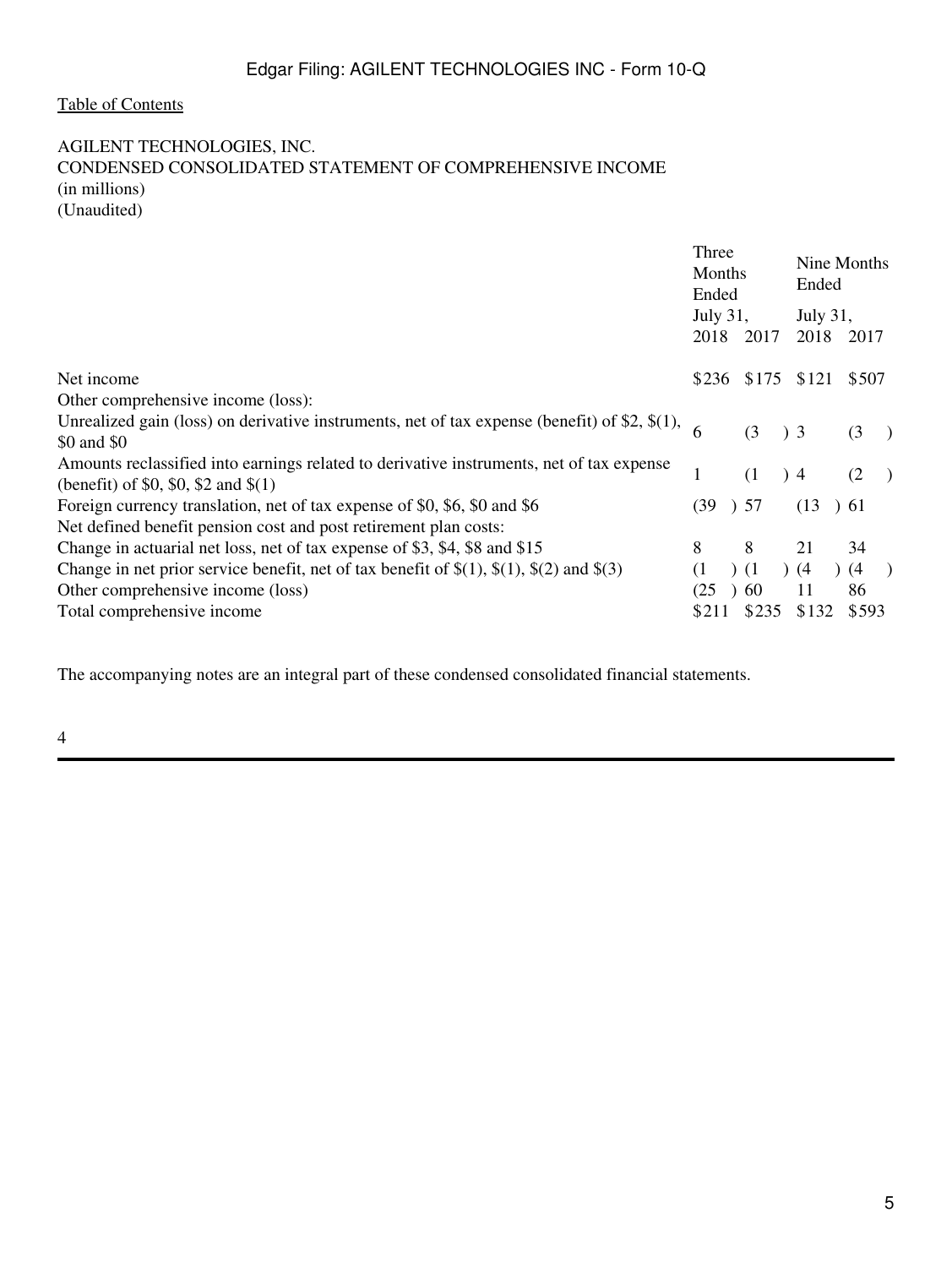[Table of Contents](#)

AGILENT TECHNOLOGIES, INC.
CONDENSED CONSOLIDATED STATEMENT OF COMPREHENSIVE INCOME
(in millions)
(Unaudited)

| | Three Months Ended July 31, | | Nine Months Ended July 31, | |
|---|---|---|---|---|
| | 2018 | 2017 | 2018 | 2017 |
| Net income | $236 | $175 | $121 | $507 |
| Other comprehensive income (loss): | | | | |
| Unrealized gain (loss) on derivative instruments, net of tax expense (benefit) of $2, $(1), $0 and $0 | 6 | (3) | 3 | (3) |
| Amounts reclassified into earnings related to derivative instruments, net of tax expense (benefit) of $0, $0, $2 and $(1) | 1 | (1) | 4 | (2) |
| Foreign currency translation, net of tax expense of $0, $6, $0 and $6 | (39) | 57 | (13) | 61 |
| Net defined benefit pension cost and post retirement plan costs: | | | | |
| Change in actuarial net loss, net of tax expense of $3, $4, $8 and $15 | 8 | 8 | 21 | 34 |
| Change in net prior service benefit, net of tax benefit of $(1), $(1), $(2) and $(3) | (1) | (1) | (4) | (4) |
| Other comprehensive income (loss) | (25) | 60 | 11 | 86 |
| Total comprehensive income | $211 | $235 | $132 | $593 |

The accompanying notes are an integral part of these condensed consolidated financial statements.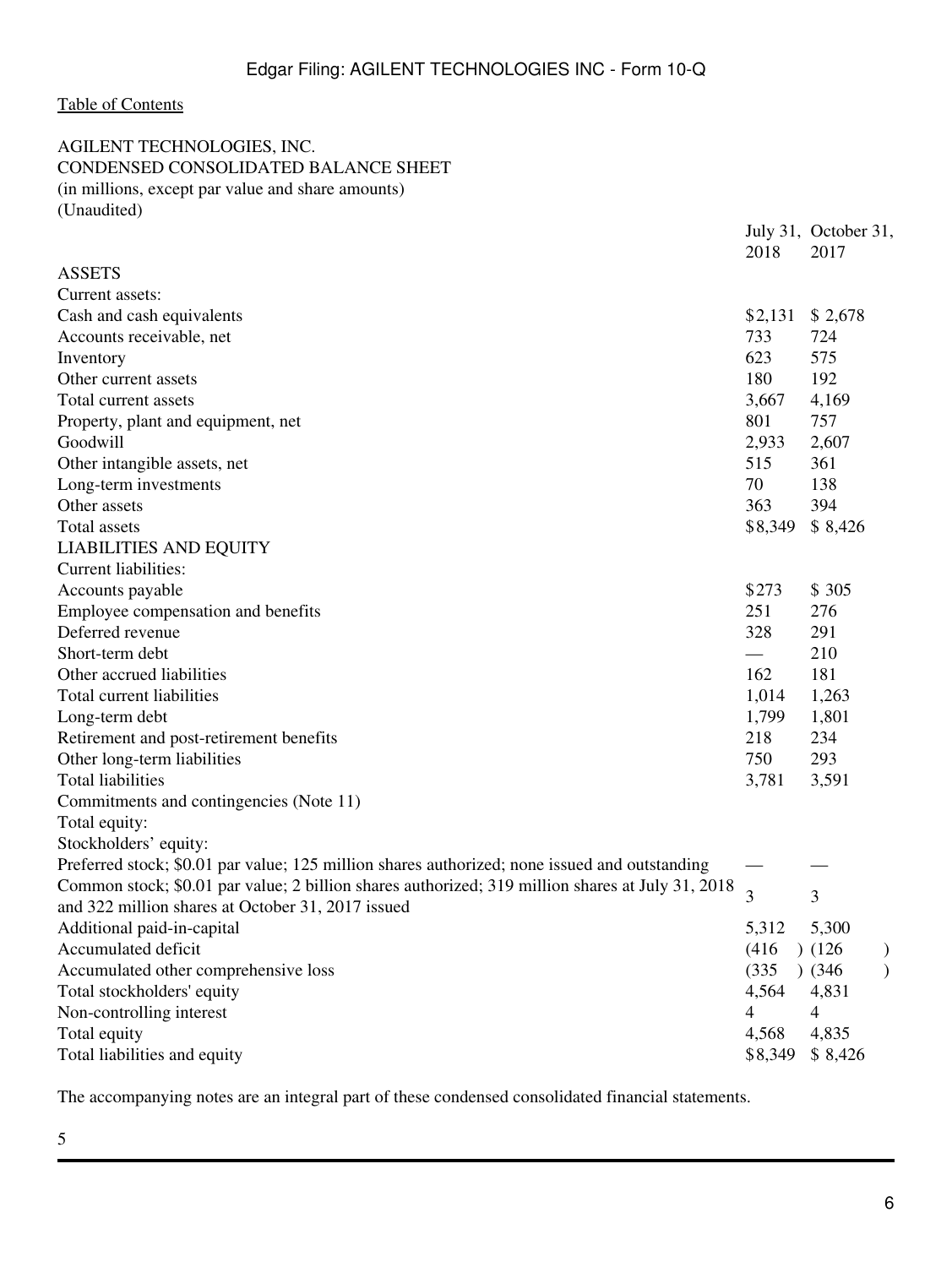Table of Contents

AGILENT TECHNOLOGIES, INC.
CONDENSED CONSOLIDATED BALANCE SHEET
(in millions, except par value and share amounts)
(Unaudited)

| | July 31, 2018 | October 31, 2017 |
|---|---|---|
| ASSETS | | |
| Current assets: | | |
| Cash and cash equivalents | $2,131 | $ 2,678 |
| Accounts receivable, net | 733 | 724 |
| Inventory | 623 | 575 |
| Other current assets | 180 | 192 |
| Total current assets | 3,667 | 4,169 |
| Property, plant and equipment, net | 801 | 757 |
| Goodwill | 2,933 | 2,607 |
| Other intangible assets, net | 515 | 361 |
| Long-term investments | 70 | 138 |
| Other assets | 363 | 394 |
| Total assets | $8,349 | $ 8,426 |
| LIABILITIES AND EQUITY | | |
| Current liabilities: | | |
| Accounts payable | $273 | $ 305 |
| Employee compensation and benefits | 251 | 276 |
| Deferred revenue | 328 | 291 |
| Short-term debt | — | 210 |
| Other accrued liabilities | 162 | 181 |
| Total current liabilities | 1,014 | 1,263 |
| Long-term debt | 1,799 | 1,801 |
| Retirement and post-retirement benefits | 218 | 234 |
| Other long-term liabilities | 750 | 293 |
| Total liabilities | 3,781 | 3,591 |
| Commitments and contingencies (Note 11) | | |
| Total equity: | | |
| Stockholders' equity: | | |
| Preferred stock; $0.01 par value; 125 million shares authorized; none issued and outstanding | — | — |
| Common stock; $0.01 par value; 2 billion shares authorized; 319 million shares at July 31, 2018 and 322 million shares at October 31, 2017 issued | 3 | 3 |
| Additional paid-in-capital | 5,312 | 5,300 |
| Accumulated deficit | (416) | (126) |
| Accumulated other comprehensive loss | (335) | (346) |
| Total stockholders' equity | 4,564 | 4,831 |
| Non-controlling interest | 4 | 4 |
| Total equity | 4,568 | 4,835 |
| Total liabilities and equity | $8,349 | $ 8,426 |

The accompanying notes are an integral part of these condensed consolidated financial statements.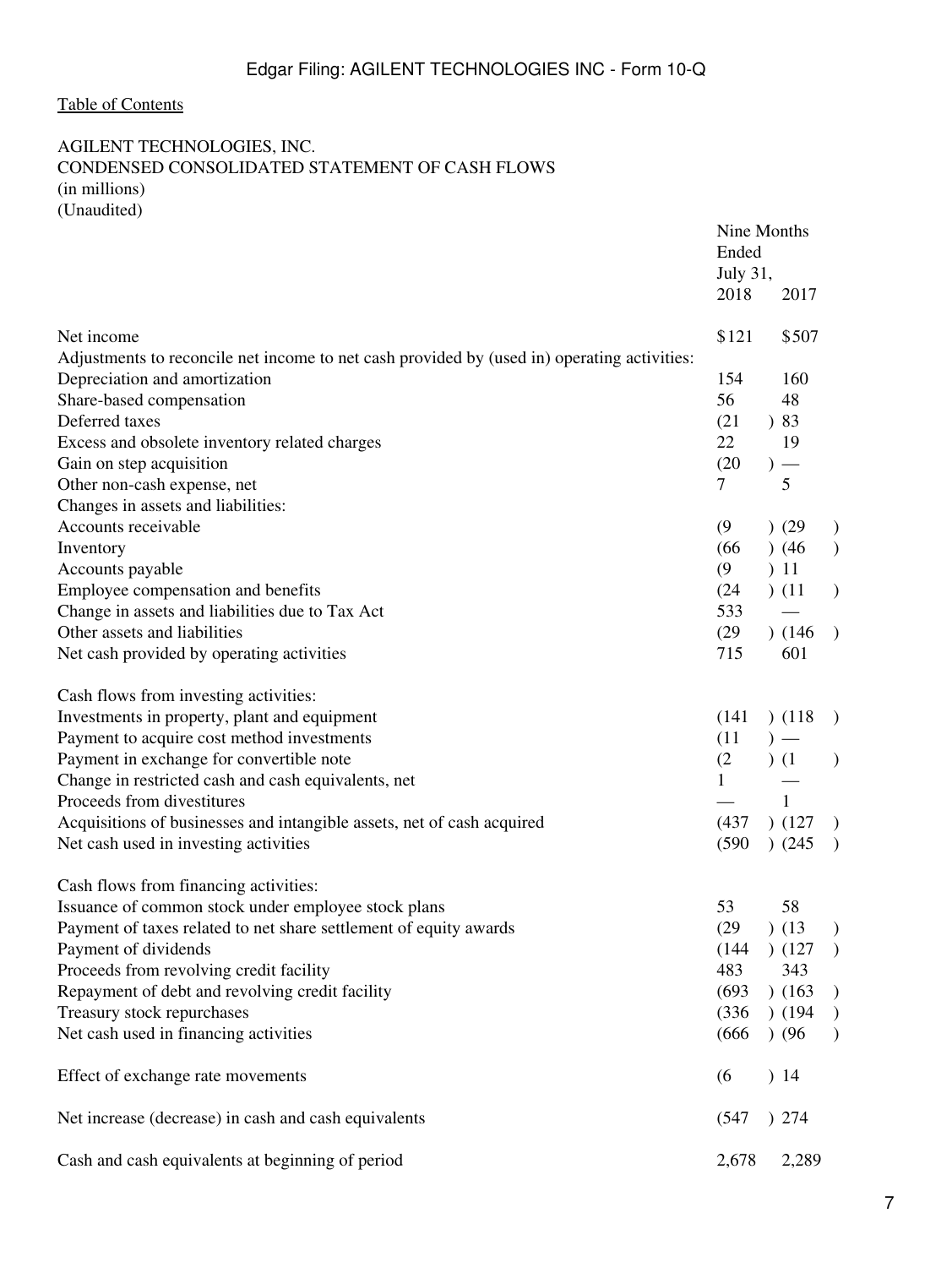[Table of Contents](#)

AGILENT TECHNOLOGIES, INC.
CONDENSED CONSOLIDATED STATEMENT OF CASH FLOWS
(in millions)
(Unaudited)

| | Nine Months Ended July 31, | |
|---|---|---|
| | 2018 | 2017 |
| Net income | $121 | $507 |
| Adjustments to reconcile net income to net cash provided by (used in) operating activities: | | |
| Depreciation and amortization | 154 | 160 |
| Share-based compensation | 56 | 48 |
| Deferred taxes | (21) | 83 |
| Excess and obsolete inventory related charges | 22 | 19 |
| Gain on step acquisition | (20) | — |
| Other non-cash expense, net | 7 | 5 |
| Changes in assets and liabilities: | | |
| Accounts receivable | (9) | (29) |
| Inventory | (66) | (46) |
| Accounts payable | (9) | 11 |
| Employee compensation and benefits | (24) | (11) |
| Change in assets and liabilities due to Tax Act | 533 | — |
| Other assets and liabilities | (29) | (146) |
| Net cash provided by operating activities | 715 | 601 |
| | | |
| Cash flows from investing activities: | | |
| Investments in property, plant and equipment | (141) | (118) |
| Payment to acquire cost method investments | (11) | — |
| Payment in exchange for convertible note | (2) | (1) |
| Change in restricted cash and cash equivalents, net | 1 | — |
| Proceeds from divestitures | — | 1 |
| Acquisitions of businesses and intangible assets, net of cash acquired | (437) | (127) |
| Net cash used in investing activities | (590) | (245) |
| | | |
| Cash flows from financing activities: | | |
| Issuance of common stock under employee stock plans | 53 | 58 |
| Payment of taxes related to net share settlement of equity awards | (29) | (13) |
| Payment of dividends | (144) | (127) |
| Proceeds from revolving credit facility | 483 | 343 |
| Repayment of debt and revolving credit facility | (693) | (163) |
| Treasury stock repurchases | (336) | (194) |
| Net cash used in financing activities | (666) | (96) |
| | | |
| Effect of exchange rate movements | (6) | 14 |
| | | |
| Net increase (decrease) in cash and cash equivalents | (547) | 274 |
| | | |
| Cash and cash equivalents at beginning of period | 2,678 | 2,289 |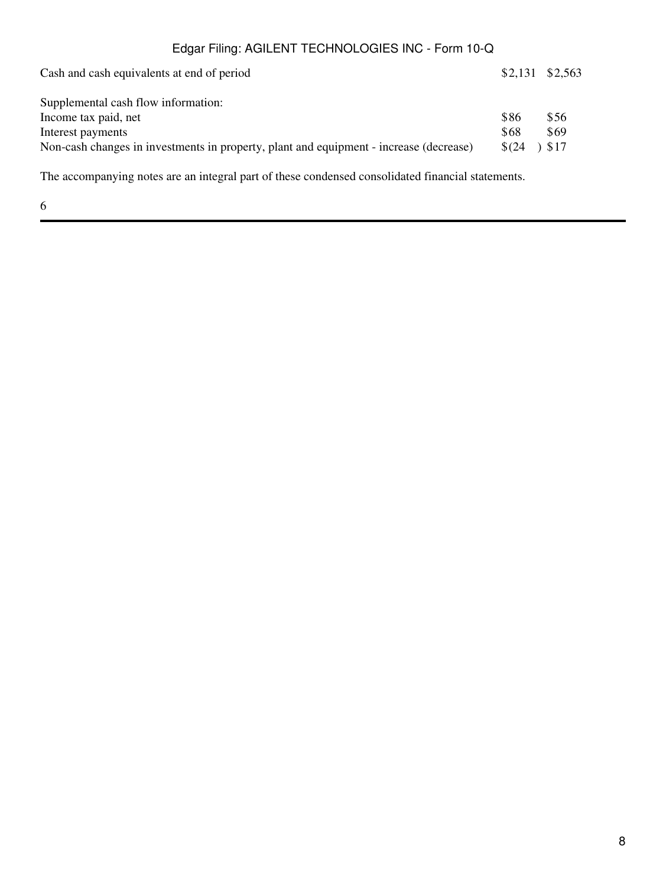| | | |
|---|---|---|
| Cash and cash equivalents at end of period | $2,131 | $2,563 |
| | | |
| Supplemental cash flow information: | | |
| Income tax paid, net | $86 | $56 |
| Interest payments | $68 | $69 |
| Non-cash changes in investments in property, plant and equipment - increase (decrease) | $(24) | $17 |

The accompanying notes are an integral part of these condensed consolidated financial statements.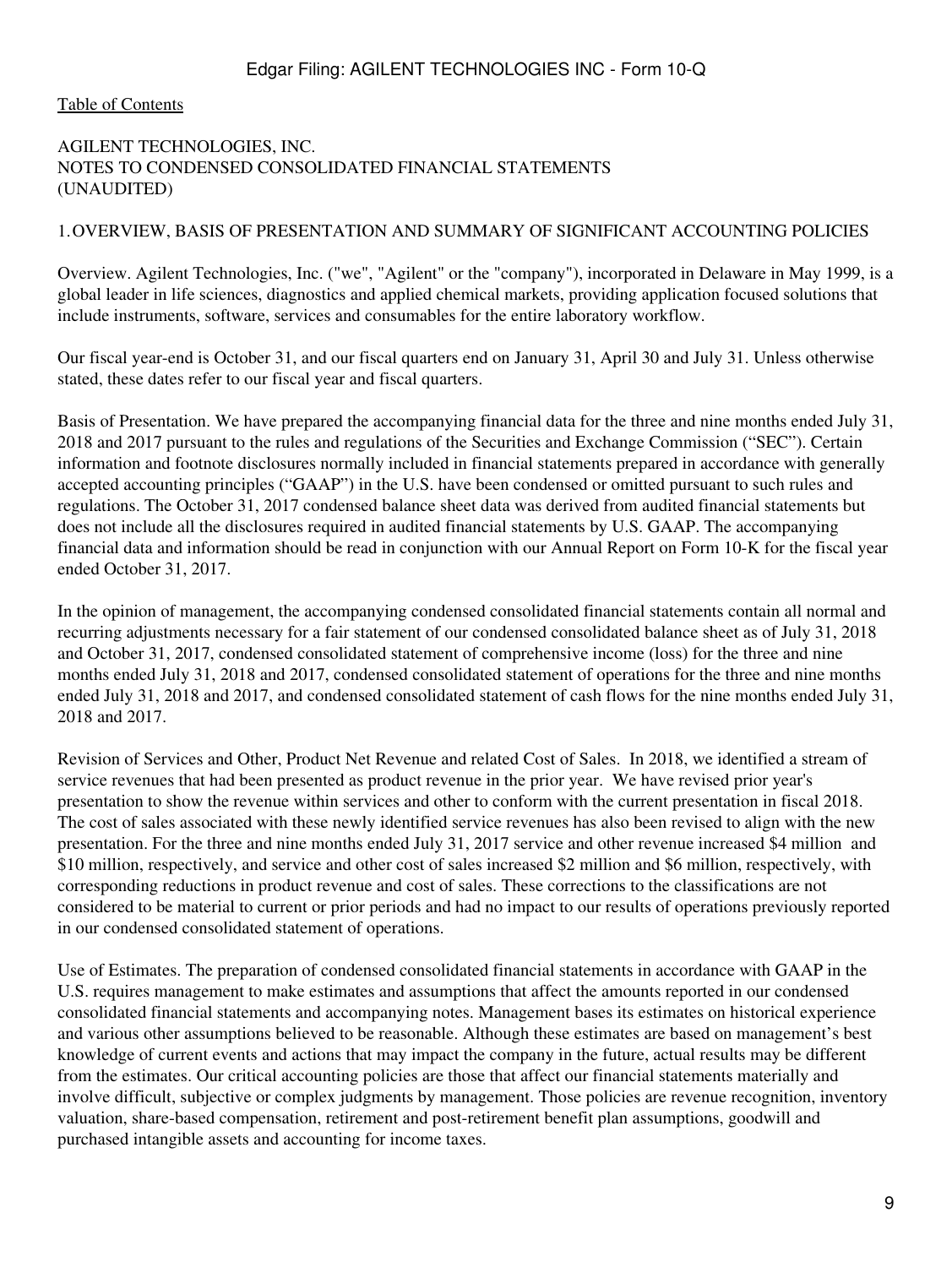[Table of Contents](#)

AGILENT TECHNOLOGIES, INC.
NOTES TO CONDENSED CONSOLIDATED FINANCIAL STATEMENTS
(UNAUDITED)

## 1. OVERVIEW, BASIS OF PRESENTATION AND SUMMARY OF SIGNIFICANT ACCOUNTING POLICIES

Overview. Agilent Technologies, Inc. ("we", "Agilent" or the "company"), incorporated in Delaware in May 1999, is a global leader in life sciences, diagnostics and applied chemical markets, providing application focused solutions that include instruments, software, services and consumables for the entire laboratory workflow.

Our fiscal year-end is October 31, and our fiscal quarters end on January 31, April 30 and July 31. Unless otherwise stated, these dates refer to our fiscal year and fiscal quarters.

Basis of Presentation. We have prepared the accompanying financial data for the three and nine months ended July 31, 2018 and 2017 pursuant to the rules and regulations of the Securities and Exchange Commission ("SEC"). Certain information and footnote disclosures normally included in financial statements prepared in accordance with generally accepted accounting principles ("GAAP") in the U.S. have been condensed or omitted pursuant to such rules and regulations. The October 31, 2017 condensed balance sheet data was derived from audited financial statements but does not include all the disclosures required in audited financial statements by U.S. GAAP. The accompanying financial data and information should be read in conjunction with our Annual Report on Form 10-K for the fiscal year ended October 31, 2017.

In the opinion of management, the accompanying condensed consolidated financial statements contain all normal and recurring adjustments necessary for a fair statement of our condensed consolidated balance sheet as of July 31, 2018 and October 31, 2017, condensed consolidated statement of comprehensive income (loss) for the three and nine months ended July 31, 2018 and 2017, condensed consolidated statement of operations for the three and nine months ended July 31, 2018 and 2017, and condensed consolidated statement of cash flows for the nine months ended July 31, 2018 and 2017.

Revision of Services and Other, Product Net Revenue and related Cost of Sales. In 2018, we identified a stream of service revenues that had been presented as product revenue in the prior year. We have revised prior year's presentation to show the revenue within services and other to conform with the current presentation in fiscal 2018. The cost of sales associated with these newly identified service revenues has also been revised to align with the new presentation. For the three and nine months ended July 31, 2017 service and other revenue increased $4 million and $10 million, respectively, and service and other cost of sales increased $2 million and $6 million, respectively, with corresponding reductions in product revenue and cost of sales. These corrections to the classifications are not considered to be material to current or prior periods and had no impact to our results of operations previously reported in our condensed consolidated statement of operations.

Use of Estimates. The preparation of condensed consolidated financial statements in accordance with GAAP in the U.S. requires management to make estimates and assumptions that affect the amounts reported in our condensed consolidated financial statements and accompanying notes. Management bases its estimates on historical experience and various other assumptions believed to be reasonable. Although these estimates are based on management's best knowledge of current events and actions that may impact the company in the future, actual results may be different from the estimates. Our critical accounting policies are those that affect our financial statements materially and involve difficult, subjective or complex judgments by management. Those policies are revenue recognition, inventory valuation, share-based compensation, retirement and post-retirement benefit plan assumptions, goodwill and purchased intangible assets and accounting for income taxes.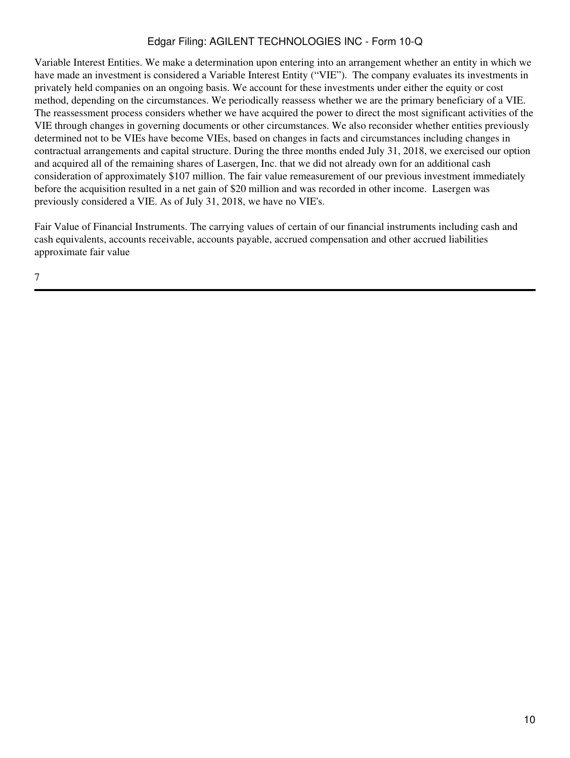Variable Interest Entities. We make a determination upon entering into an arrangement whether an entity in which we have made an investment is considered a Variable Interest Entity ("VIE"). The company evaluates its investments in privately held companies on an ongoing basis. We account for these investments under either the equity or cost method, depending on the circumstances. We periodically reassess whether we are the primary beneficiary of a VIE. The reassessment process considers whether we have acquired the power to direct the most significant activities of the VIE through changes in governing documents or other circumstances. We also reconsider whether entities previously determined not to be VIEs have become VIEs, based on changes in facts and circumstances including changes in contractual arrangements and capital structure. During the three months ended July 31, 2018, we exercised our option and acquired all of the remaining shares of Lasergen, Inc. that we did not already own for an additional cash consideration of approximately $107 million. The fair value remeasurement of our previous investment immediately before the acquisition resulted in a net gain of $20 million and was recorded in other income. Lasergen was previously considered a VIE. As of July 31, 2018, we have no VIE's.

Fair Value of Financial Instruments. The carrying values of certain of our financial instruments including cash and cash equivalents, accounts receivable, accounts payable, accrued compensation and other accrued liabilities approximate fair value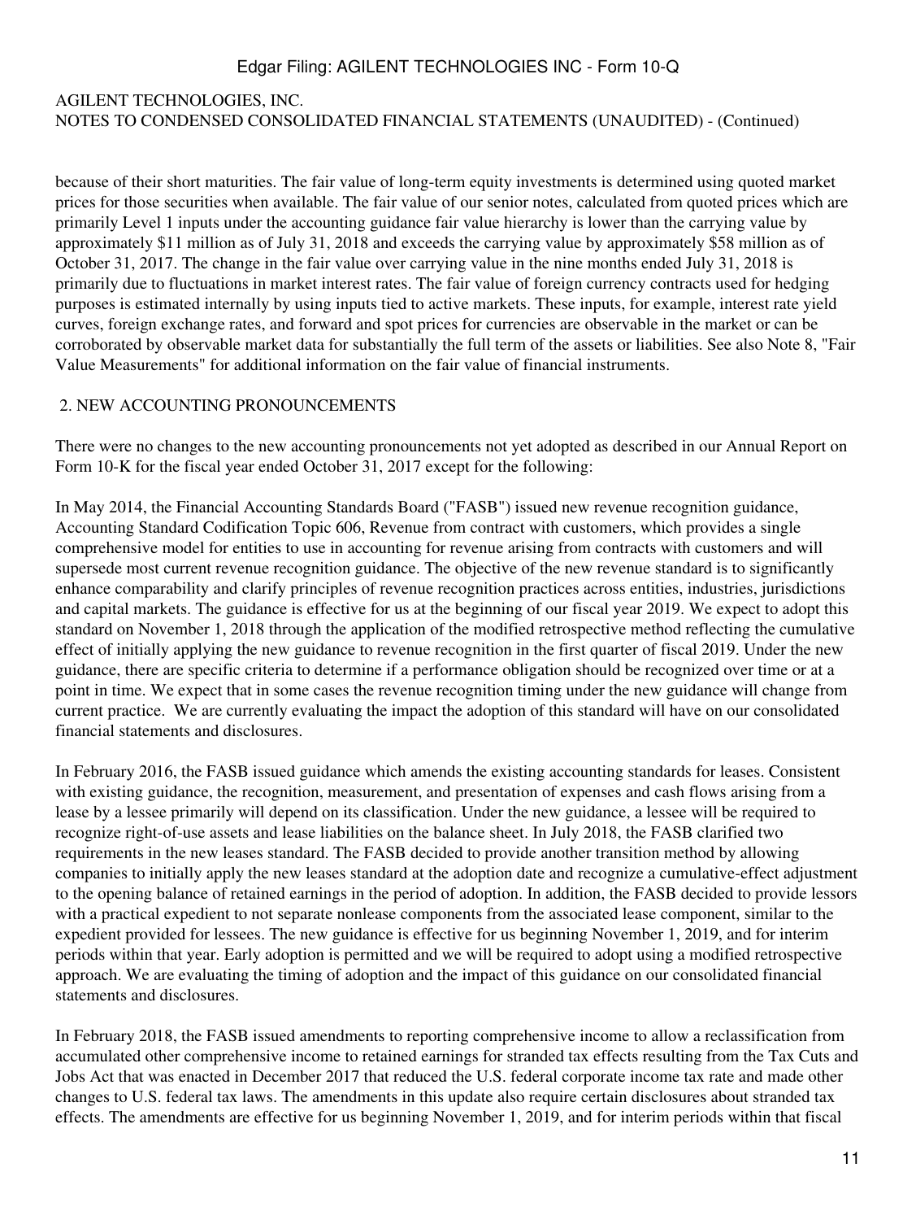because of their short maturities. The fair value of long-term equity investments is determined using quoted market prices for those securities when available. The fair value of our senior notes, calculated from quoted prices which are primarily Level 1 inputs under the accounting guidance fair value hierarchy is lower than the carrying value by approximately $11 million as of July 31, 2018 and exceeds the carrying value by approximately $58 million as of October 31, 2017. The change in the fair value over carrying value in the nine months ended July 31, 2018 is primarily due to fluctuations in market interest rates. The fair value of foreign currency contracts used for hedging purposes is estimated internally by using inputs tied to active markets. These inputs, for example, interest rate yield curves, foreign exchange rates, and forward and spot prices for currencies are observable in the market or can be corroborated by observable market data for substantially the full term of the assets or liabilities. See also Note 8, "Fair Value Measurements" for additional information on the fair value of financial instruments.

## 2. NEW ACCOUNTING PRONOUNCEMENTS

There were no changes to the new accounting pronouncements not yet adopted as described in our Annual Report on Form 10-K for the fiscal year ended October 31, 2017 except for the following:

In May 2014, the Financial Accounting Standards Board ("FASB") issued new revenue recognition guidance, Accounting Standard Codification Topic 606, Revenue from contract with customers, which provides a single comprehensive model for entities to use in accounting for revenue arising from contracts with customers and will supersede most current revenue recognition guidance. The objective of the new revenue standard is to significantly enhance comparability and clarify principles of revenue recognition practices across entities, industries, jurisdictions and capital markets. The guidance is effective for us at the beginning of our fiscal year 2019. We expect to adopt this standard on November 1, 2018 through the application of the modified retrospective method reflecting the cumulative effect of initially applying the new guidance to revenue recognition in the first quarter of fiscal 2019. Under the new guidance, there are specific criteria to determine if a performance obligation should be recognized over time or at a point in time. We expect that in some cases the revenue recognition timing under the new guidance will change from current practice. We are currently evaluating the impact the adoption of this standard will have on our consolidated financial statements and disclosures.

In February 2016, the FASB issued guidance which amends the existing accounting standards for leases. Consistent with existing guidance, the recognition, measurement, and presentation of expenses and cash flows arising from a lease by a lessee primarily will depend on its classification. Under the new guidance, a lessee will be required to recognize right-of-use assets and lease liabilities on the balance sheet. In July 2018, the FASB clarified two requirements in the new leases standard. The FASB decided to provide another transition method by allowing companies to initially apply the new leases standard at the adoption date and recognize a cumulative-effect adjustment to the opening balance of retained earnings in the period of adoption. In addition, the FASB decided to provide lessors with a practical expedient to not separate nonlease components from the associated lease component, similar to the expedient provided for lessees. The new guidance is effective for us beginning November 1, 2019, and for interim periods within that year. Early adoption is permitted and we will be required to adopt using a modified retrospective approach. We are evaluating the timing of adoption and the impact of this guidance on our consolidated financial statements and disclosures.

In February 2018, the FASB issued amendments to reporting comprehensive income to allow a reclassification from accumulated other comprehensive income to retained earnings for stranded tax effects resulting from the Tax Cuts and Jobs Act that was enacted in December 2017 that reduced the U.S. federal corporate income tax rate and made other changes to U.S. federal tax laws. The amendments in this update also require certain disclosures about stranded tax effects. The amendments are effective for us beginning November 1, 2019, and for interim periods within that fiscal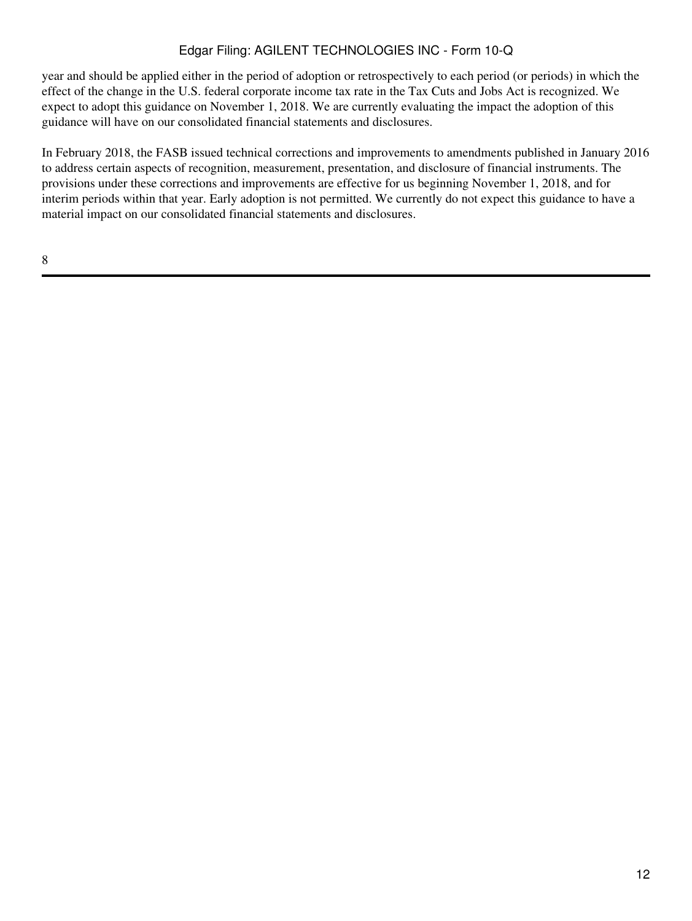year and should be applied either in the period of adoption or retrospectively to each period (or periods) in which the effect of the change in the U.S. federal corporate income tax rate in the Tax Cuts and Jobs Act is recognized. We expect to adopt this guidance on November 1, 2018. We are currently evaluating the impact the adoption of this guidance will have on our consolidated financial statements and disclosures.

In February 2018, the FASB issued technical corrections and improvements to amendments published in January 2016 to address certain aspects of recognition, measurement, presentation, and disclosure of financial instruments. The provisions under these corrections and improvements are effective for us beginning November 1, 2018, and for interim periods within that year. Early adoption is not permitted. We currently do not expect this guidance to have a material impact on our consolidated financial statements and disclosures.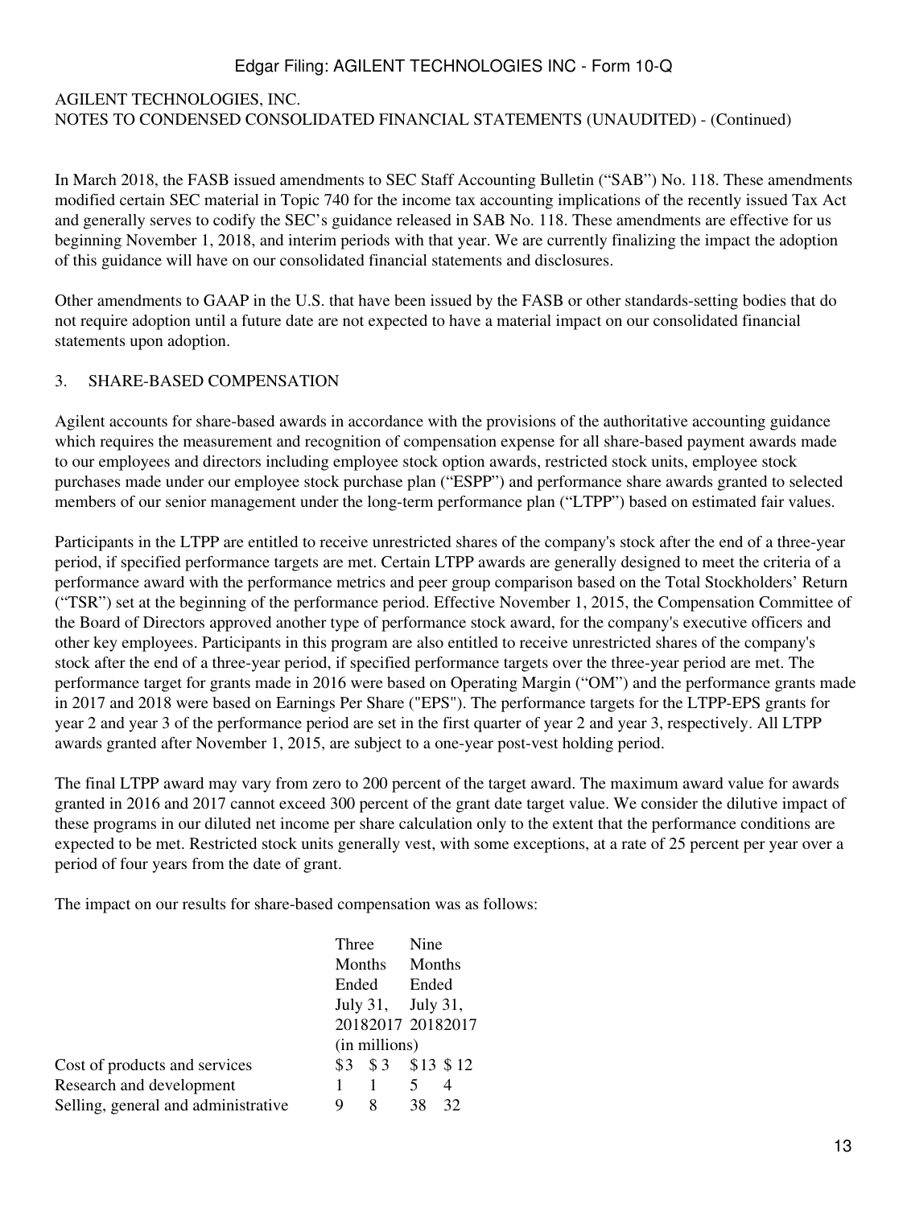AGILENT TECHNOLOGIES, INC.
NOTES TO CONDENSED CONSOLIDATED FINANCIAL STATEMENTS (UNAUDITED) - (Continued)

In March 2018, the FASB issued amendments to SEC Staff Accounting Bulletin ("SAB") No. 118. These amendments modified certain SEC material in Topic 740 for the income tax accounting implications of the recently issued Tax Act and generally serves to codify the SEC's guidance released in SAB No. 118. These amendments are effective for us beginning November 1, 2018, and interim periods with that year. We are currently finalizing the impact the adoption of this guidance will have on our consolidated financial statements and disclosures.

Other amendments to GAAP in the U.S. that have been issued by the FASB or other standards-setting bodies that do not require adoption until a future date are not expected to have a material impact on our consolidated financial statements upon adoption.

## 3. SHARE-BASED COMPENSATION

Agilent accounts for share-based awards in accordance with the provisions of the authoritative accounting guidance which requires the measurement and recognition of compensation expense for all share-based payment awards made to our employees and directors including employee stock option awards, restricted stock units, employee stock purchases made under our employee stock purchase plan ("ESPP") and performance share awards granted to selected members of our senior management under the long-term performance plan ("LTPP") based on estimated fair values.

Participants in the LTPP are entitled to receive unrestricted shares of the company's stock after the end of a three-year period, if specified performance targets are met. Certain LTPP awards are generally designed to meet the criteria of a performance award with the performance metrics and peer group comparison based on the Total Stockholders' Return ("TSR") set at the beginning of the performance period. Effective November 1, 2015, the Compensation Committee of the Board of Directors approved another type of performance stock award, for the company's executive officers and other key employees. Participants in this program are also entitled to receive unrestricted shares of the company's stock after the end of a three-year period, if specified performance targets over the three-year period are met. The performance target for grants made in 2016 were based on Operating Margin ("OM") and the performance grants made in 2017 and 2018 were based on Earnings Per Share ("EPS"). The performance targets for the LTPP-EPS grants for year 2 and year 3 of the performance period are set in the first quarter of year 2 and year 3, respectively. All LTPP awards granted after November 1, 2015, are subject to a one-year post-vest holding period.

The final LTPP award may vary from zero to 200 percent of the target award. The maximum award value for awards granted in 2016 and 2017 cannot exceed 300 percent of the grant date target value. We consider the dilutive impact of these programs in our diluted net income per share calculation only to the extent that the performance conditions are expected to be met. Restricted stock units generally vest, with some exceptions, at a rate of 25 percent per year over a period of four years from the date of grant.

The impact on our results for share-based compensation was as follows:

| | Three Months Ended July 31, | | Nine Months Ended July 31, | |
|---|---|---|---|---|
| | 2018 | 2017 | 2018 | 2017 |
| | (in millions) | | | |
| Cost of products and services | $3 | $ 3 | $13 | $ 12 |
| Research and development | 1 | 1 | 5 | 4 |
| Selling, general and administrative | 9 | 8 | 38 | 32 |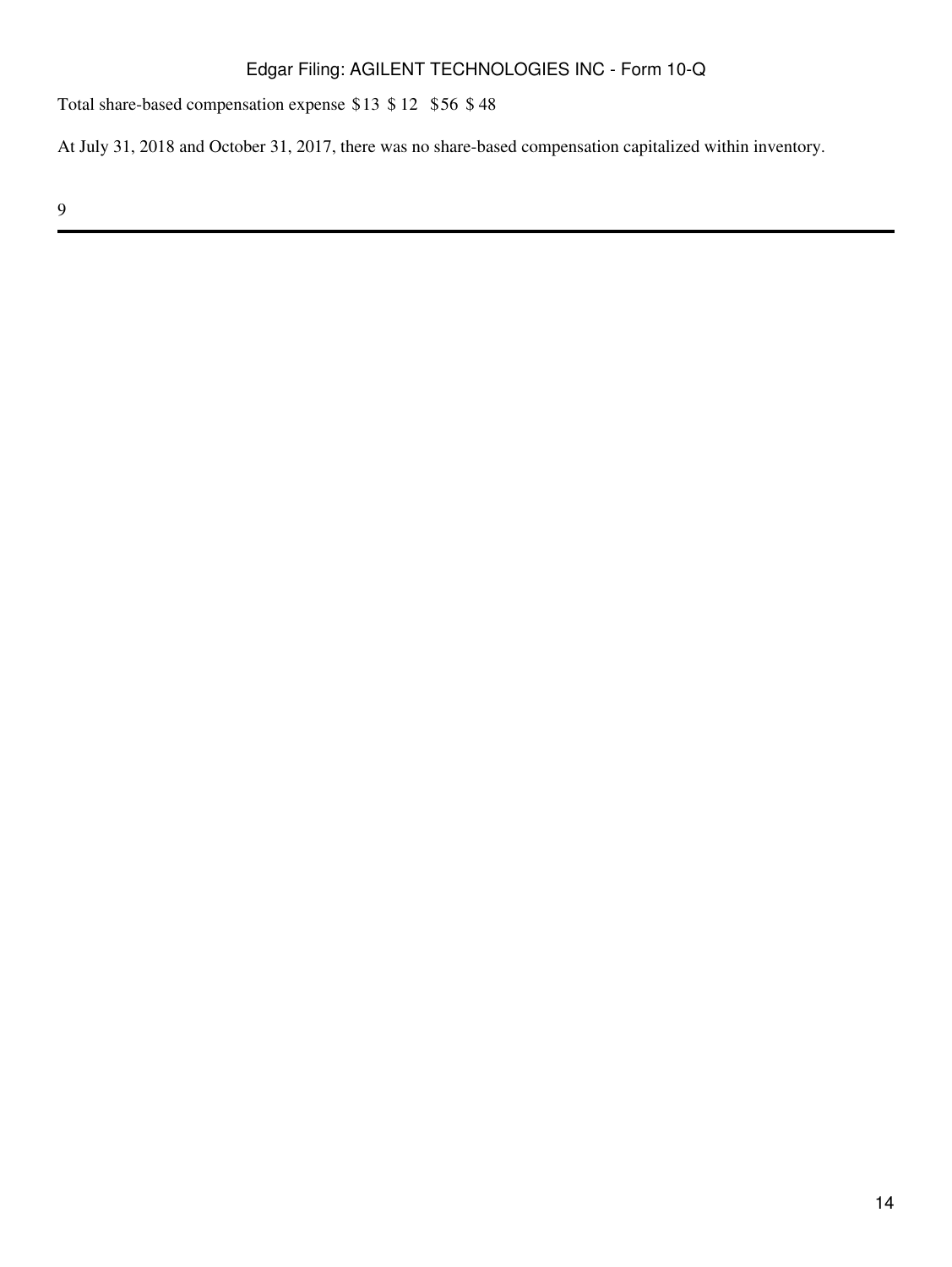| Total share-based compensation expense | $13 | $ 12 | $56 | $ 48 |
| --- | --- | --- | --- | --- |

At July 31, 2018 and October 31, 2017, there was no share-based compensation capitalized within inventory.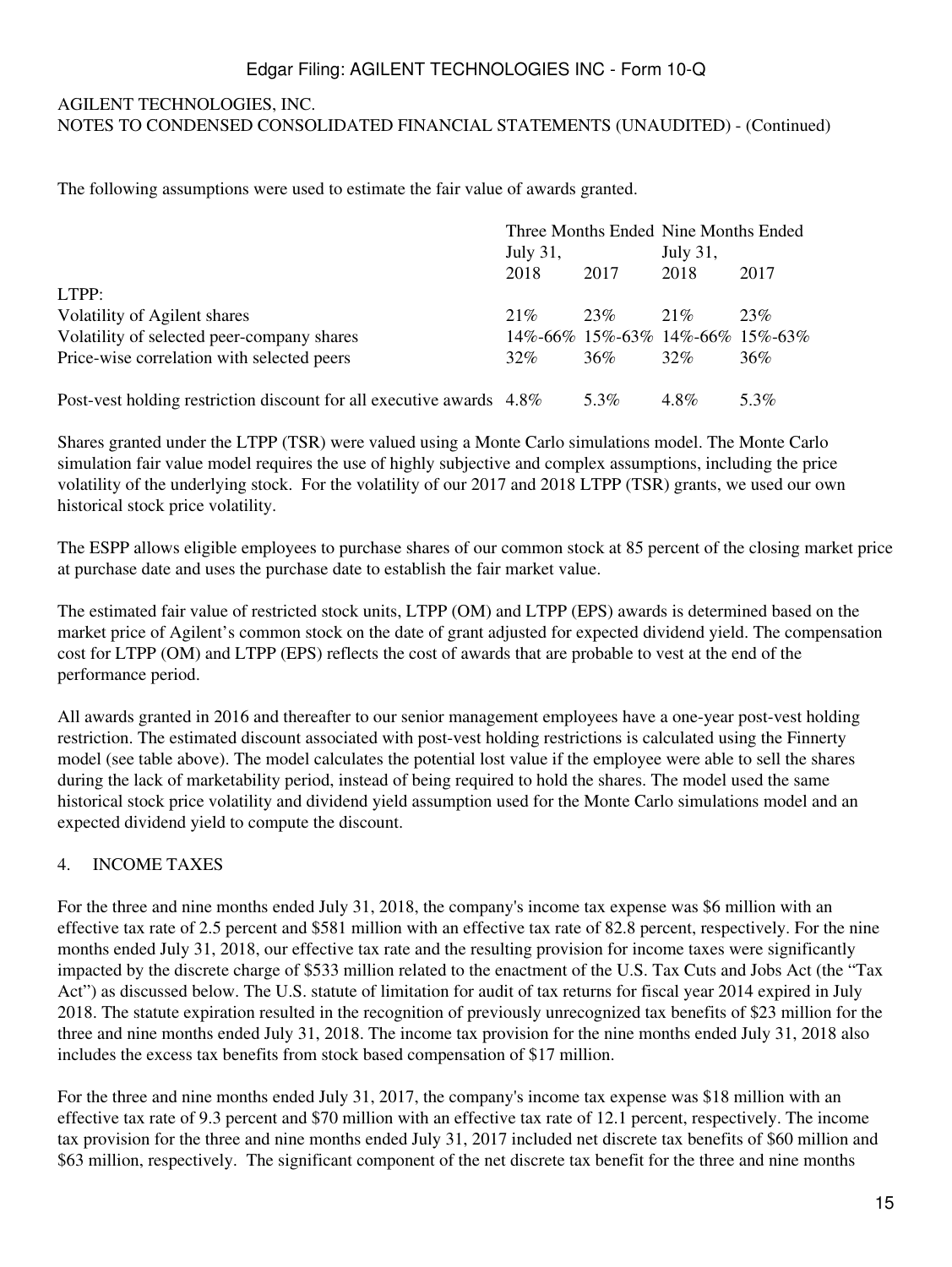AGILENT TECHNOLOGIES, INC.
NOTES TO CONDENSED CONSOLIDATED FINANCIAL STATEMENTS (UNAUDITED) - (Continued)

The following assumptions were used to estimate the fair value of awards granted.

| | Three Months Ended July 31, | | Nine Months Ended July 31, | |
|---|---|---|---|---|
| | 2018 | 2017 | 2018 | 2017 |
| LTPP: | | | | |
| Volatility of Agilent shares | 21% | 23% | 21% | 23% |
| Volatility of selected peer-company shares | 14%-66% | 15%-63% | 14%-66% | 15%-63% |
| Price-wise correlation with selected peers | 32% | 36% | 32% | 36% |
| Post-vest holding restriction discount for all executive awards | 4.8% | 5.3% | 4.8% | 5.3% |

Shares granted under the LTPP (TSR) were valued using a Monte Carlo simulations model. The Monte Carlo simulation fair value model requires the use of highly subjective and complex assumptions, including the price volatility of the underlying stock. For the volatility of our 2017 and 2018 LTPP (TSR) grants, we used our own historical stock price volatility.

The ESPP allows eligible employees to purchase shares of our common stock at 85 percent of the closing market price at purchase date and uses the purchase date to establish the fair market value.

The estimated fair value of restricted stock units, LTPP (OM) and LTPP (EPS) awards is determined based on the market price of Agilent's common stock on the date of grant adjusted for expected dividend yield. The compensation cost for LTPP (OM) and LTPP (EPS) reflects the cost of awards that are probable to vest at the end of the performance period.

All awards granted in 2016 and thereafter to our senior management employees have a one-year post-vest holding restriction. The estimated discount associated with post-vest holding restrictions is calculated using the Finnerty model (see table above). The model calculates the potential lost value if the employee were able to sell the shares during the lack of marketability period, instead of being required to hold the shares. The model used the same historical stock price volatility and dividend yield assumption used for the Monte Carlo simulations model and an expected dividend yield to compute the discount.

## 4. INCOME TAXES

For the three and nine months ended July 31, 2018, the company's income tax expense was $6 million with an effective tax rate of 2.5 percent and $581 million with an effective tax rate of 82.8 percent, respectively. For the nine months ended July 31, 2018, our effective tax rate and the resulting provision for income taxes were significantly impacted by the discrete charge of $533 million related to the enactment of the U.S. Tax Cuts and Jobs Act (the "Tax Act") as discussed below. The U.S. statute of limitation for audit of tax returns for fiscal year 2014 expired in July 2018. The statute expiration resulted in the recognition of previously unrecognized tax benefits of $23 million for the three and nine months ended July 31, 2018. The income tax provision for the nine months ended July 31, 2018 also includes the excess tax benefits from stock based compensation of $17 million.

For the three and nine months ended July 31, 2017, the company's income tax expense was $18 million with an effective tax rate of 9.3 percent and $70 million with an effective tax rate of 12.1 percent, respectively. The income tax provision for the three and nine months ended July 31, 2017 included net discrete tax benefits of $60 million and $63 million, respectively. The significant component of the net discrete tax benefit for the three and nine months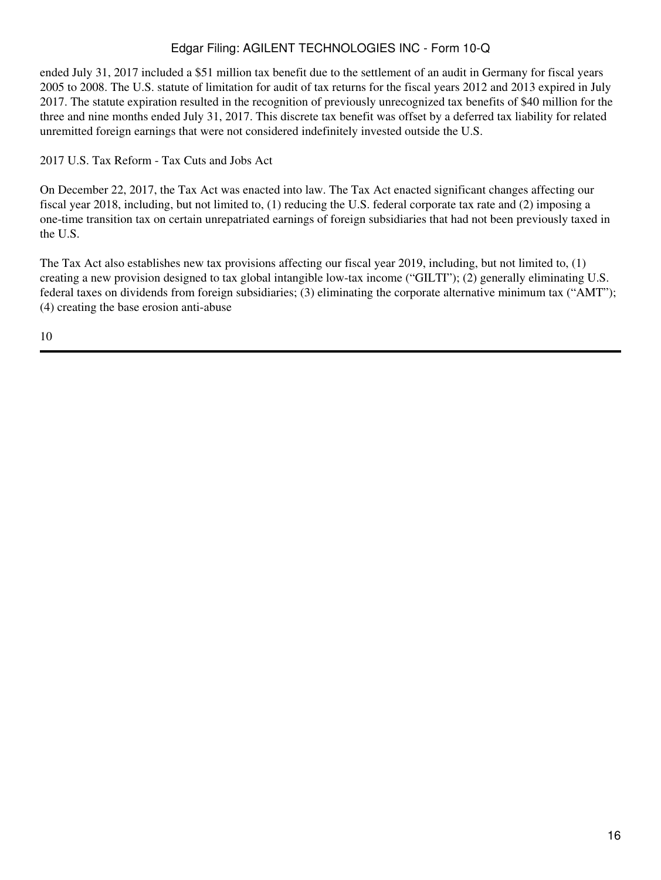ended July 31, 2017 included a $51 million tax benefit due to the settlement of an audit in Germany for fiscal years 2005 to 2008. The U.S. statute of limitation for audit of tax returns for the fiscal years 2012 and 2013 expired in July 2017. The statute expiration resulted in the recognition of previously unrecognized tax benefits of $40 million for the three and nine months ended July 31, 2017. This discrete tax benefit was offset by a deferred tax liability for related unremitted foreign earnings that were not considered indefinitely invested outside the U.S.

2017 U.S. Tax Reform - Tax Cuts and Jobs Act

On December 22, 2017, the Tax Act was enacted into law. The Tax Act enacted significant changes affecting our fiscal year 2018, including, but not limited to, (1) reducing the U.S. federal corporate tax rate and (2) imposing a one-time transition tax on certain unrepatriated earnings of foreign subsidiaries that had not been previously taxed in the U.S.

The Tax Act also establishes new tax provisions affecting our fiscal year 2019, including, but not limited to, (1) creating a new provision designed to tax global intangible low-tax income ("GILTI"); (2) generally eliminating U.S. federal taxes on dividends from foreign subsidiaries; (3) eliminating the corporate alternative minimum tax ("AMT"); (4) creating the base erosion anti-abuse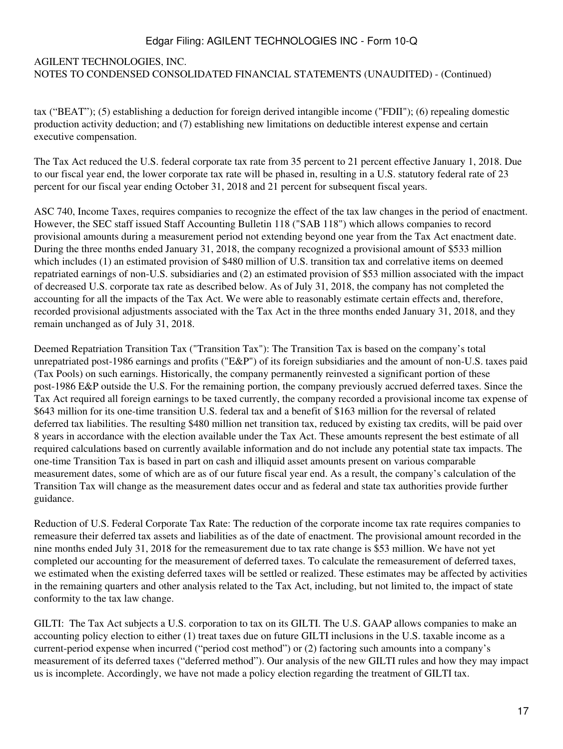AGILENT TECHNOLOGIES, INC.
NOTES TO CONDENSED CONSOLIDATED FINANCIAL STATEMENTS (UNAUDITED) - (Continued)

tax (“BEAT”); (5) establishing a deduction for foreign derived intangible income ("FDII"); (6) repealing domestic production activity deduction; and (7) establishing new limitations on deductible interest expense and certain executive compensation.

The Tax Act reduced the U.S. federal corporate tax rate from 35 percent to 21 percent effective January 1, 2018. Due to our fiscal year end, the lower corporate tax rate will be phased in, resulting in a U.S. statutory federal rate of 23 percent for our fiscal year ending October 31, 2018 and 21 percent for subsequent fiscal years.

ASC 740, Income Taxes, requires companies to recognize the effect of the tax law changes in the period of enactment. However, the SEC staff issued Staff Accounting Bulletin 118 ("SAB 118") which allows companies to record provisional amounts during a measurement period not extending beyond one year from the Tax Act enactment date. During the three months ended January 31, 2018, the company recognized a provisional amount of $533 million which includes (1) an estimated provision of $480 million of U.S. transition tax and correlative items on deemed repatriated earnings of non-U.S. subsidiaries and (2) an estimated provision of $53 million associated with the impact of decreased U.S. corporate tax rate as described below. As of July 31, 2018, the company has not completed the accounting for all the impacts of the Tax Act. We were able to reasonably estimate certain effects and, therefore, recorded provisional adjustments associated with the Tax Act in the three months ended January 31, 2018, and they remain unchanged as of July 31, 2018.

Deemed Repatriation Transition Tax ("Transition Tax"): The Transition Tax is based on the company’s total unrepatriated post-1986 earnings and profits ("E&P") of its foreign subsidiaries and the amount of non-U.S. taxes paid (Tax Pools) on such earnings. Historically, the company permanently reinvested a significant portion of these post-1986 E&P outside the U.S. For the remaining portion, the company previously accrued deferred taxes. Since the Tax Act required all foreign earnings to be taxed currently, the company recorded a provisional income tax expense of $643 million for its one-time transition U.S. federal tax and a benefit of $163 million for the reversal of related deferred tax liabilities. The resulting $480 million net transition tax, reduced by existing tax credits, will be paid over 8 years in accordance with the election available under the Tax Act. These amounts represent the best estimate of all required calculations based on currently available information and do not include any potential state tax impacts. The one-time Transition Tax is based in part on cash and illiquid asset amounts present on various comparable measurement dates, some of which are as of our future fiscal year end. As a result, the company’s calculation of the Transition Tax will change as the measurement dates occur and as federal and state tax authorities provide further guidance.

Reduction of U.S. Federal Corporate Tax Rate: The reduction of the corporate income tax rate requires companies to remeasure their deferred tax assets and liabilities as of the date of enactment. The provisional amount recorded in the nine months ended July 31, 2018 for the remeasurement due to tax rate change is $53 million. We have not yet completed our accounting for the measurement of deferred taxes. To calculate the remeasurement of deferred taxes, we estimated when the existing deferred taxes will be settled or realized. These estimates may be affected by activities in the remaining quarters and other analysis related to the Tax Act, including, but not limited to, the impact of state conformity to the tax law change.

GILTI: The Tax Act subjects a U.S. corporation to tax on its GILTI. The U.S. GAAP allows companies to make an accounting policy election to either (1) treat taxes due on future GILTI inclusions in the U.S. taxable income as a current-period expense when incurred (“period cost method”) or (2) factoring such amounts into a company’s measurement of its deferred taxes (“deferred method”). Our analysis of the new GILTI rules and how they may impact us is incomplete. Accordingly, we have not made a policy election regarding the treatment of GILTI tax.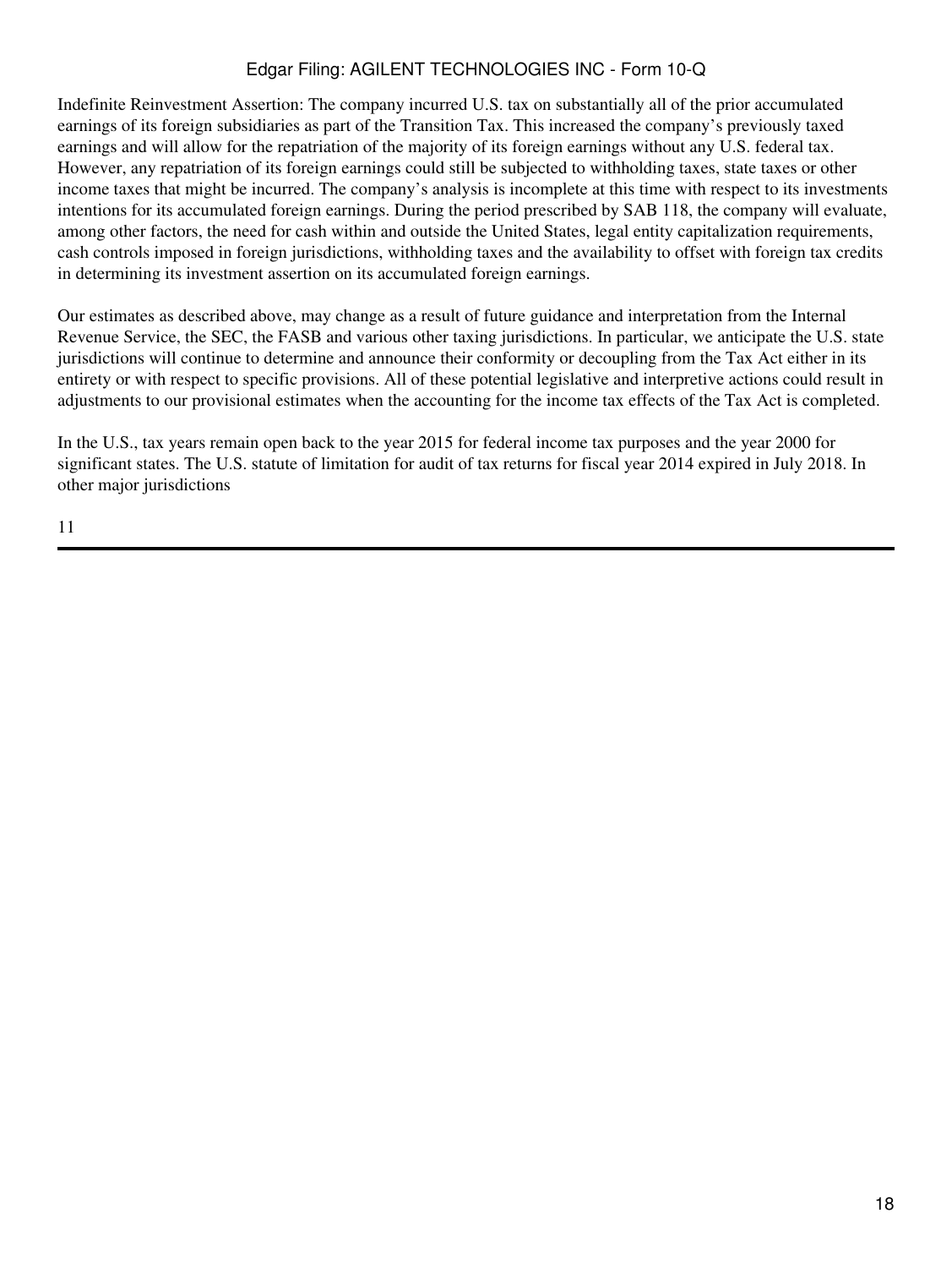Indefinite Reinvestment Assertion: The company incurred U.S. tax on substantially all of the prior accumulated earnings of its foreign subsidiaries as part of the Transition Tax. This increased the company's previously taxed earnings and will allow for the repatriation of the majority of its foreign earnings without any U.S. federal tax. However, any repatriation of its foreign earnings could still be subjected to withholding taxes, state taxes or other income taxes that might be incurred. The company's analysis is incomplete at this time with respect to its investments intentions for its accumulated foreign earnings. During the period prescribed by SAB 118, the company will evaluate, among other factors, the need for cash within and outside the United States, legal entity capitalization requirements, cash controls imposed in foreign jurisdictions, withholding taxes and the availability to offset with foreign tax credits in determining its investment assertion on its accumulated foreign earnings.

Our estimates as described above, may change as a result of future guidance and interpretation from the Internal Revenue Service, the SEC, the FASB and various other taxing jurisdictions. In particular, we anticipate the U.S. state jurisdictions will continue to determine and announce their conformity or decoupling from the Tax Act either in its entirety or with respect to specific provisions. All of these potential legislative and interpretive actions could result in adjustments to our provisional estimates when the accounting for the income tax effects of the Tax Act is completed.

In the U.S., tax years remain open back to the year 2015 for federal income tax purposes and the year 2000 for significant states. The U.S. statute of limitation for audit of tax returns for fiscal year 2014 expired in July 2018. In other major jurisdictions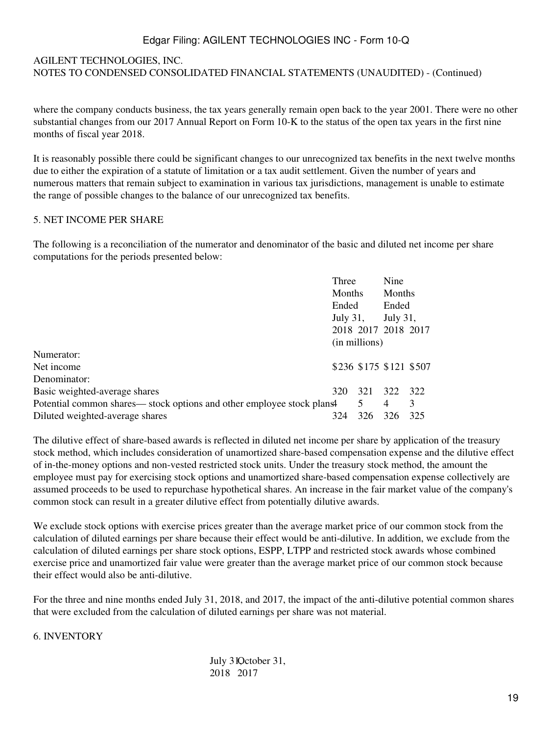AGILENT TECHNOLOGIES, INC.
NOTES TO CONDENSED CONSOLIDATED FINANCIAL STATEMENTS (UNAUDITED) - (Continued)

where the company conducts business, the tax years generally remain open back to the year 2001. There were no other substantial changes from our 2017 Annual Report on Form 10-K to the status of the open tax years in the first nine months of fiscal year 2018.

It is reasonably possible there could be significant changes to our unrecognized tax benefits in the next twelve months due to either the expiration of a statute of limitation or a tax audit settlement. Given the number of years and numerous matters that remain subject to examination in various tax jurisdictions, management is unable to estimate the range of possible changes to the balance of our unrecognized tax benefits.

## 5. NET INCOME PER SHARE

The following is a reconciliation of the numerator and denominator of the basic and diluted net income per share computations for the periods presented below:

| | Three Months Ended July 31, | | Nine Months Ended July 31, | |
|---|---|---|---|---|
| | 2018 | 2017 | 2018 | 2017 |
| | (in millions) | | | |
| Numerator: | | | | |
| Net income | $236 | $175 | $121 | $507 |
| Denominator: | | | | |
| Basic weighted-average shares | 320 | 321 | 322 | 322 |
| Potential common shares— stock options and other employee stock plans | 4 | 5 | 4 | 3 |
| Diluted weighted-average shares | 324 | 326 | 326 | 325 |

The dilutive effect of share-based awards is reflected in diluted net income per share by application of the treasury stock method, which includes consideration of unamortized share-based compensation expense and the dilutive effect of in-the-money options and non-vested restricted stock units. Under the treasury stock method, the amount the employee must pay for exercising stock options and unamortized share-based compensation expense collectively are assumed proceeds to be used to repurchase hypothetical shares. An increase in the fair market value of the company's common stock can result in a greater dilutive effect from potentially dilutive awards.

We exclude stock options with exercise prices greater than the average market price of our common stock from the calculation of diluted earnings per share because their effect would be anti-dilutive. In addition, we exclude from the calculation of diluted earnings per share stock options, ESPP, LTPP and restricted stock awards whose combined exercise price and unamortized fair value were greater than the average market price of our common stock because their effect would also be anti-dilutive.

For the three and nine months ended July 31, 2018, and 2017, the impact of the anti-dilutive potential common shares that were excluded from the calculation of diluted earnings per share was not material.

## 6. INVENTORY

| July 31, 2018 | October 31, 2017 |
|---|---|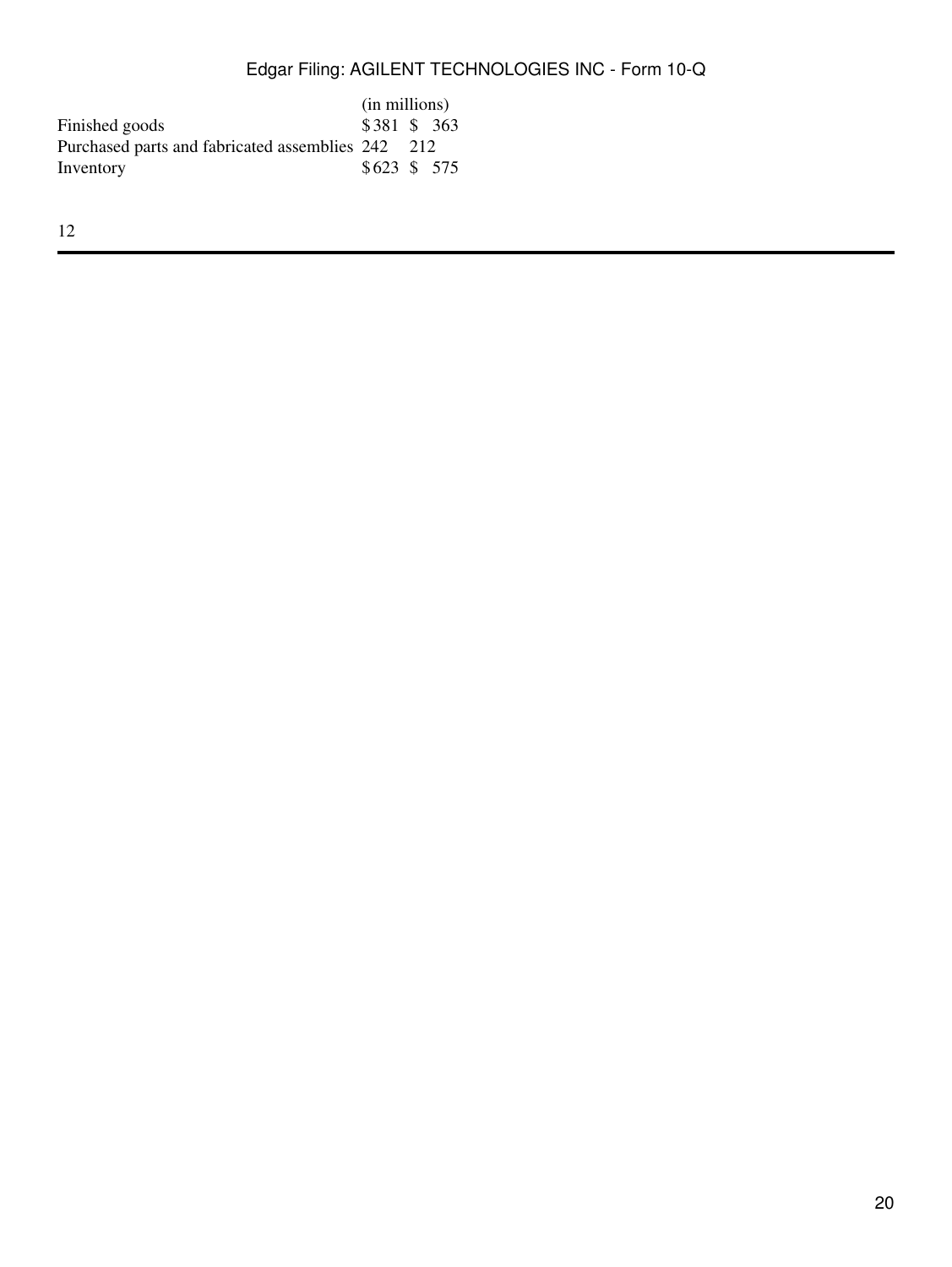| | (in millions) | |
|---|---|---|
| Finished goods | $381 | $ 363 |
| Purchased parts and fabricated assemblies | 242 | 212 |
| Inventory | $623 | $ 575 |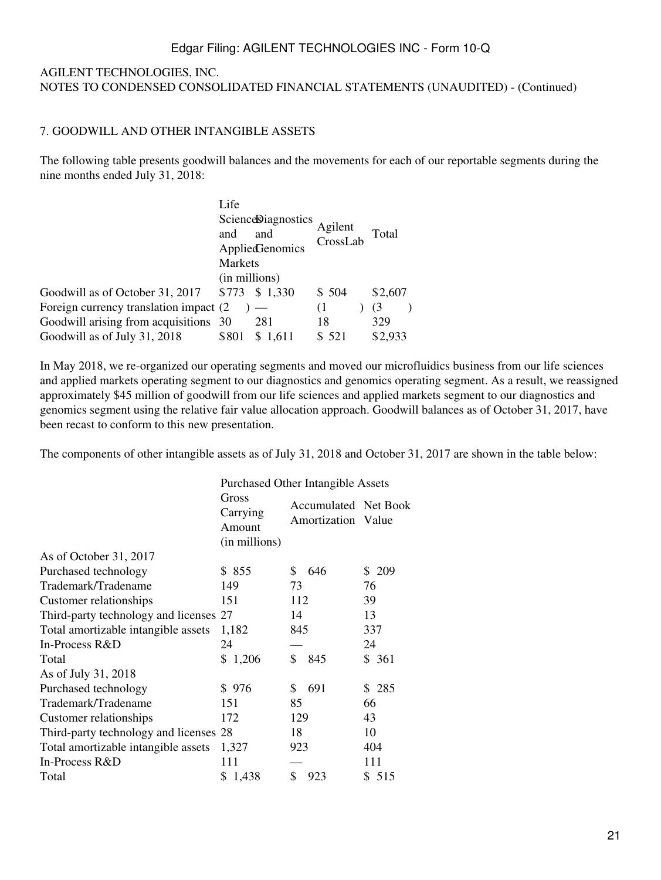AGILENT TECHNOLOGIES, INC.
NOTES TO CONDENSED CONSOLIDATED FINANCIAL STATEMENTS (UNAUDITED) - (Continued)

## 7. GOODWILL AND OTHER INTANGIBLE ASSETS

The following table presents goodwill balances and the movements for each of our reportable segments during the nine months ended July 31, 2018:

| | Life Sciences and Applied Markets | Diagnostics and Genomics | Agilent CrossLab | Total |
|---|---|---|---|---|
| | (in millions) | | | |
| Goodwill as of October 31, 2017 | $773 | $ 1,330 | $ 504 | $2,607 |
| Foreign currency translation impact | (2 ) | — | (1 ) | (3 ) |
| Goodwill arising from acquisitions | 30 | 281 | 18 | 329 |
| Goodwill as of July 31, 2018 | $801 | $ 1,611 | $ 521 | $2,933 |

In May 2018, we re-organized our operating segments and moved our microfluidics business from our life sciences and applied markets operating segment to our diagnostics and genomics operating segment. As a result, we reassigned approximately $45 million of goodwill from our life sciences and applied markets segment to our diagnostics and genomics segment using the relative fair value allocation approach. Goodwill balances as of October 31, 2017, have been recast to conform to this new presentation.

The components of other intangible assets as of July 31, 2018 and October 31, 2017 are shown in the table below:

| | Purchased Other Intangible Assets | | |
|---|---|---|---|
| | Gross Carrying Amount | Accumulated Amortization | Net Book Value |
| | (in millions) | | |
| As of October 31, 2017 | | | |
| Purchased technology | $ 855 | $ 646 | $ 209 |
| Trademark/Tradename | 149 | 73 | 76 |
| Customer relationships | 151 | 112 | 39 |
| Third-party technology and licenses | 27 | 14 | 13 |
| Total amortizable intangible assets | 1,182 | 845 | 337 |
| In-Process R&D | 24 | — | 24 |
| Total | $ 1,206 | $ 845 | $ 361 |
| As of July 31, 2018 | | | |
| Purchased technology | $ 976 | $ 691 | $ 285 |
| Trademark/Tradename | 151 | 85 | 66 |
| Customer relationships | 172 | 129 | 43 |
| Third-party technology and licenses | 28 | 18 | 10 |
| Total amortizable intangible assets | 1,327 | 923 | 404 |
| In-Process R&D | 111 | — | 111 |
| Total | $ 1,438 | $ 923 | $ 515 |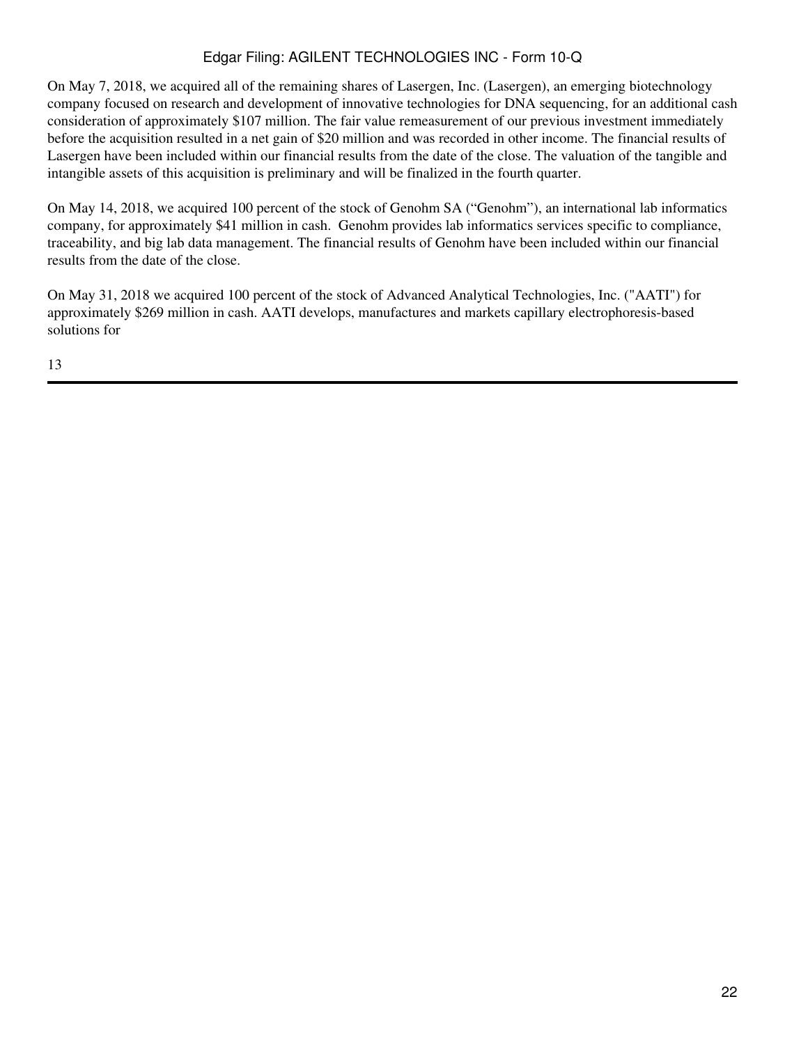On May 7, 2018, we acquired all of the remaining shares of Lasergen, Inc. (Lasergen), an emerging biotechnology company focused on research and development of innovative technologies for DNA sequencing, for an additional cash consideration of approximately $107 million. The fair value remeasurement of our previous investment immediately before the acquisition resulted in a net gain of $20 million and was recorded in other income. The financial results of Lasergen have been included within our financial results from the date of the close. The valuation of the tangible and intangible assets of this acquisition is preliminary and will be finalized in the fourth quarter.

On May 14, 2018, we acquired 100 percent of the stock of Genohm SA ("Genohm"), an international lab informatics company, for approximately $41 million in cash. Genohm provides lab informatics services specific to compliance, traceability, and big lab data management. The financial results of Genohm have been included within our financial results from the date of the close.

On May 31, 2018 we acquired 100 percent of the stock of Advanced Analytical Technologies, Inc. ("AATI") for approximately $269 million in cash. AATI develops, manufactures and markets capillary electrophoresis-based solutions for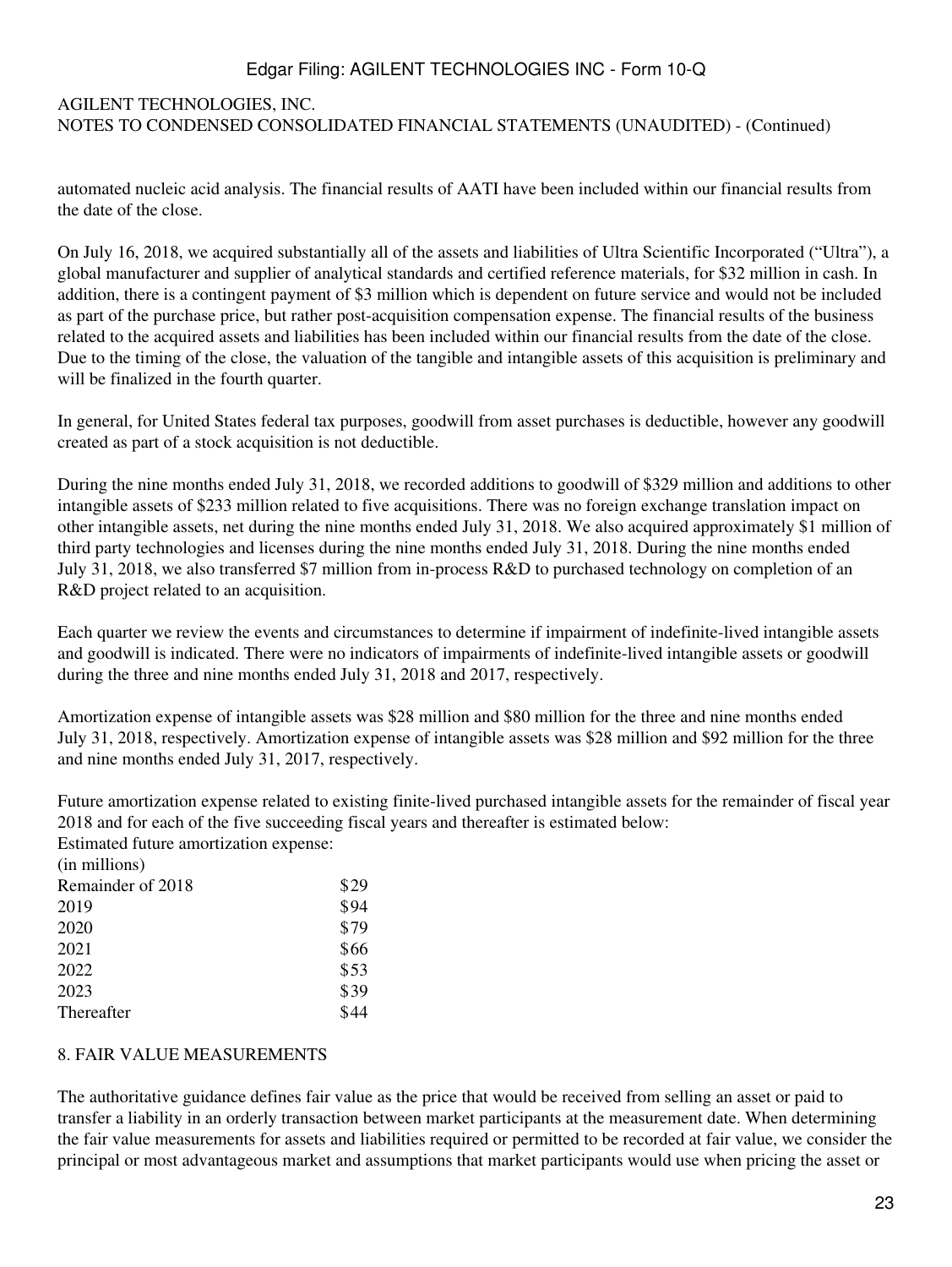automated nucleic acid analysis. The financial results of AATI have been included within our financial results from the date of the close.

On July 16, 2018, we acquired substantially all of the assets and liabilities of Ultra Scientific Incorporated ("Ultra"), a global manufacturer and supplier of analytical standards and certified reference materials, for $32 million in cash. In addition, there is a contingent payment of $3 million which is dependent on future service and would not be included as part of the purchase price, but rather post-acquisition compensation expense. The financial results of the business related to the acquired assets and liabilities has been included within our financial results from the date of the close. Due to the timing of the close, the valuation of the tangible and intangible assets of this acquisition is preliminary and will be finalized in the fourth quarter.

In general, for United States federal tax purposes, goodwill from asset purchases is deductible, however any goodwill created as part of a stock acquisition is not deductible.

During the nine months ended July 31, 2018, we recorded additions to goodwill of $329 million and additions to other intangible assets of $233 million related to five acquisitions. There was no foreign exchange translation impact on other intangible assets, net during the nine months ended July 31, 2018. We also acquired approximately $1 million of third party technologies and licenses during the nine months ended July 31, 2018. During the nine months ended July 31, 2018, we also transferred $7 million from in-process R&D to purchased technology on completion of an R&D project related to an acquisition.

Each quarter we review the events and circumstances to determine if impairment of indefinite-lived intangible assets and goodwill is indicated. There were no indicators of impairments of indefinite-lived intangible assets or goodwill during the three and nine months ended July 31, 2018 and 2017, respectively.

Amortization expense of intangible assets was $28 million and $80 million for the three and nine months ended July 31, 2018, respectively. Amortization expense of intangible assets was $28 million and $92 million for the three and nine months ended July 31, 2017, respectively.

Future amortization expense related to existing finite-lived purchased intangible assets for the remainder of fiscal year 2018 and for each of the five succeeding fiscal years and thereafter is estimated below:

| Estimated future amortization expense: | |
| --- | --- |
| (in millions) | |
| Remainder of 2018 | $29 |
| 2019 | $94 |
| 2020 | $79 |
| 2021 | $66 |
| 2022 | $53 |
| 2023 | $39 |
| Thereafter | $44 |

## 8. FAIR VALUE MEASUREMENTS

The authoritative guidance defines fair value as the price that would be received from selling an asset or paid to transfer a liability in an orderly transaction between market participants at the measurement date. When determining the fair value measurements for assets and liabilities required or permitted to be recorded at fair value, we consider the principal or most advantageous market and assumptions that market participants would use when pricing the asset or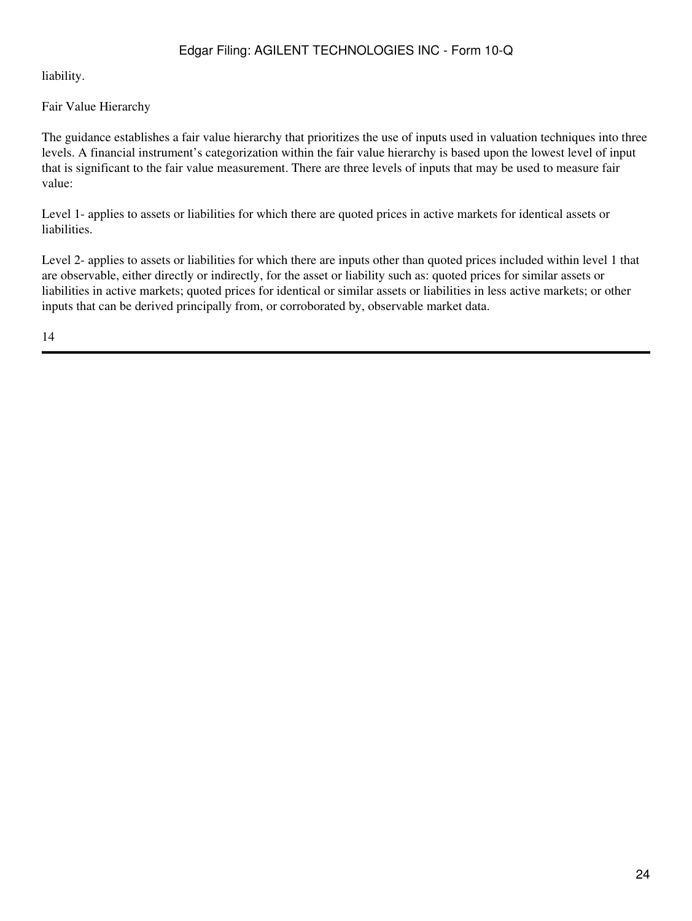liability.

Fair Value Hierarchy

The guidance establishes a fair value hierarchy that prioritizes the use of inputs used in valuation techniques into three levels. A financial instrument's categorization within the fair value hierarchy is based upon the lowest level of input that is significant to the fair value measurement. There are three levels of inputs that may be used to measure fair value:

Level 1- applies to assets or liabilities for which there are quoted prices in active markets for identical assets or liabilities.

Level 2- applies to assets or liabilities for which there are inputs other than quoted prices included within level 1 that are observable, either directly or indirectly, for the asset or liability such as: quoted prices for similar assets or liabilities in active markets; quoted prices for identical or similar assets or liabilities in less active markets; or other inputs that can be derived principally from, or corroborated by, observable market data.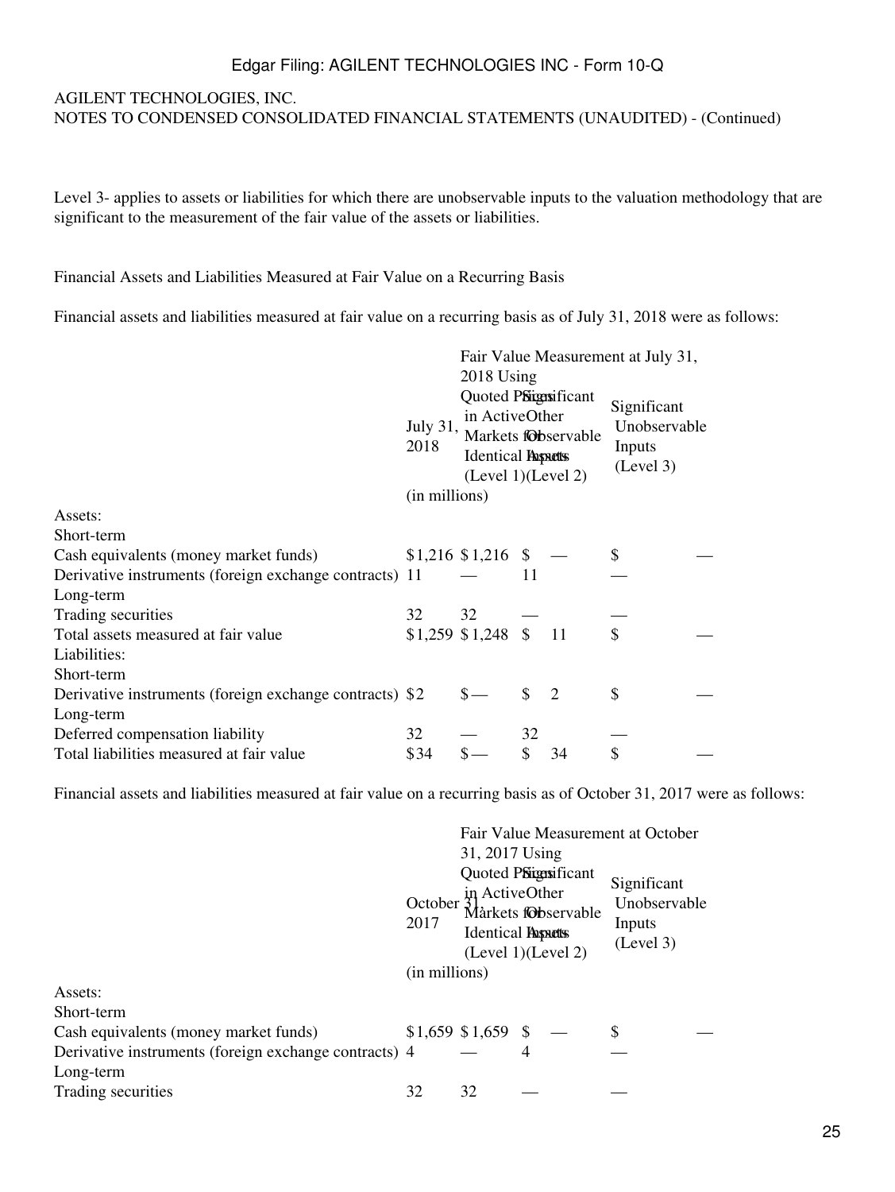AGILENT TECHNOLOGIES, INC.
NOTES TO CONDENSED CONSOLIDATED FINANCIAL STATEMENTS (UNAUDITED) - (Continued)

Level 3- applies to assets or liabilities for which there are unobservable inputs to the valuation methodology that are significant to the measurement of the fair value of the assets or liabilities.

Financial Assets and Liabilities Measured at Fair Value on a Recurring Basis

Financial assets and liabilities measured at fair value on a recurring basis as of July 31, 2018 were as follows:

| | July 31, 2018 | Fair Value Measurement at July 31, 2018 Using | | |
|---|---|---|---|---|
| | | Quoted Prices in Active Markets for Identical Assets (Level 1) | Significant Other Observable Inputs (Level 2) | Significant Unobservable Inputs (Level 3) |
| | (in millions) | | | |
| Assets: | | | | |
| Short-term | | | | |
| Cash equivalents (money market funds) | $1,216 | $1,216 | $ — | $ — |
| Derivative instruments (foreign exchange contracts) | 11 | — | 11 | — |
| Long-term | | | | |
| Trading securities | 32 | 32 | — | — |
| Total assets measured at fair value | $1,259 | $1,248 | $ 11 | $ — |
| Liabilities: | | | | |
| Short-term | | | | |
| Derivative instruments (foreign exchange contracts) | $2 | $— | $ 2 | $ — |
| Long-term | | | | |
| Deferred compensation liability | 32 | — | 32 | — |
| Total liabilities measured at fair value | $34 | $— | $ 34 | $ — |

Financial assets and liabilities measured at fair value on a recurring basis as of October 31, 2017 were as follows:

| | October 31, 2017 | Fair Value Measurement at October 31, 2017 Using | | |
|---|---|---|---|---|
| | | Quoted Prices in Active Markets for Identical Assets (Level 1) | Significant Other Observable Inputs (Level 2) | Significant Unobservable Inputs (Level 3) |
| | (in millions) | | | |
| Assets: | | | | |
| Short-term | | | | |
| Cash equivalents (money market funds) | $1,659 | $1,659 | $ — | $ — |
| Derivative instruments (foreign exchange contracts) | 4 | — | 4 | — |
| Long-term | | | | |
| Trading securities | 32 | 32 | — | — |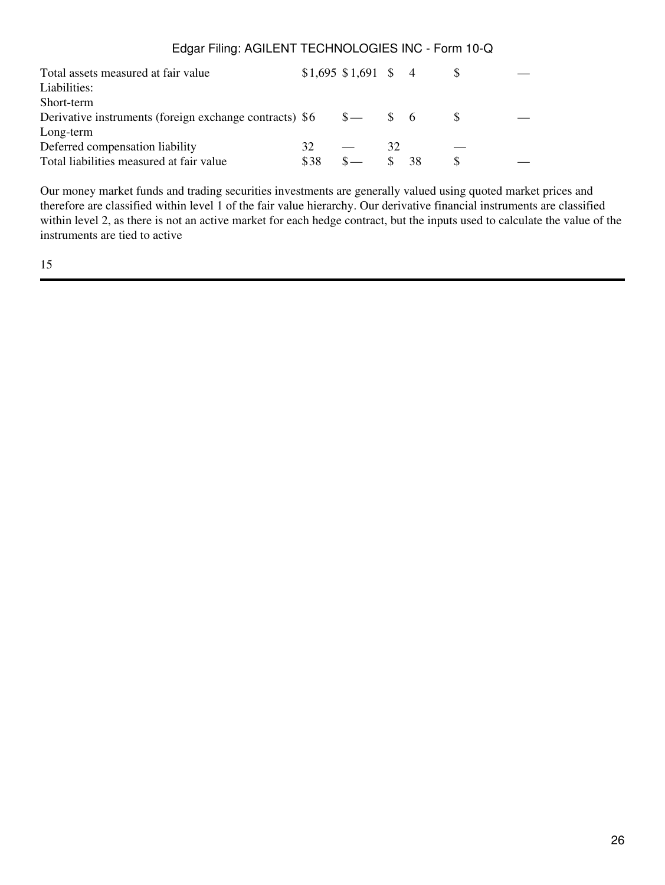| | Total | Level 1 | Level 2 | Level 3 |
|---|---|---|---|---|
| Total assets measured at fair value | $1,695 | $1,691 | $ 4 | $ — |
| Liabilities: | | | | |
| Short-term | | | | |
| Derivative instruments (foreign exchange contracts) | $6 | $— | $ 6 | $ — |
| Long-term | | | | |
| Deferred compensation liability | 32 | — | 32 | — |
| Total liabilities measured at fair value | $38 | $— | $ 38 | $ — |

Our money market funds and trading securities investments are generally valued using quoted market prices and therefore are classified within level 1 of the fair value hierarchy. Our derivative financial instruments are classified within level 2, as there is not an active market for each hedge contract, but the inputs used to calculate the value of the instruments are tied to active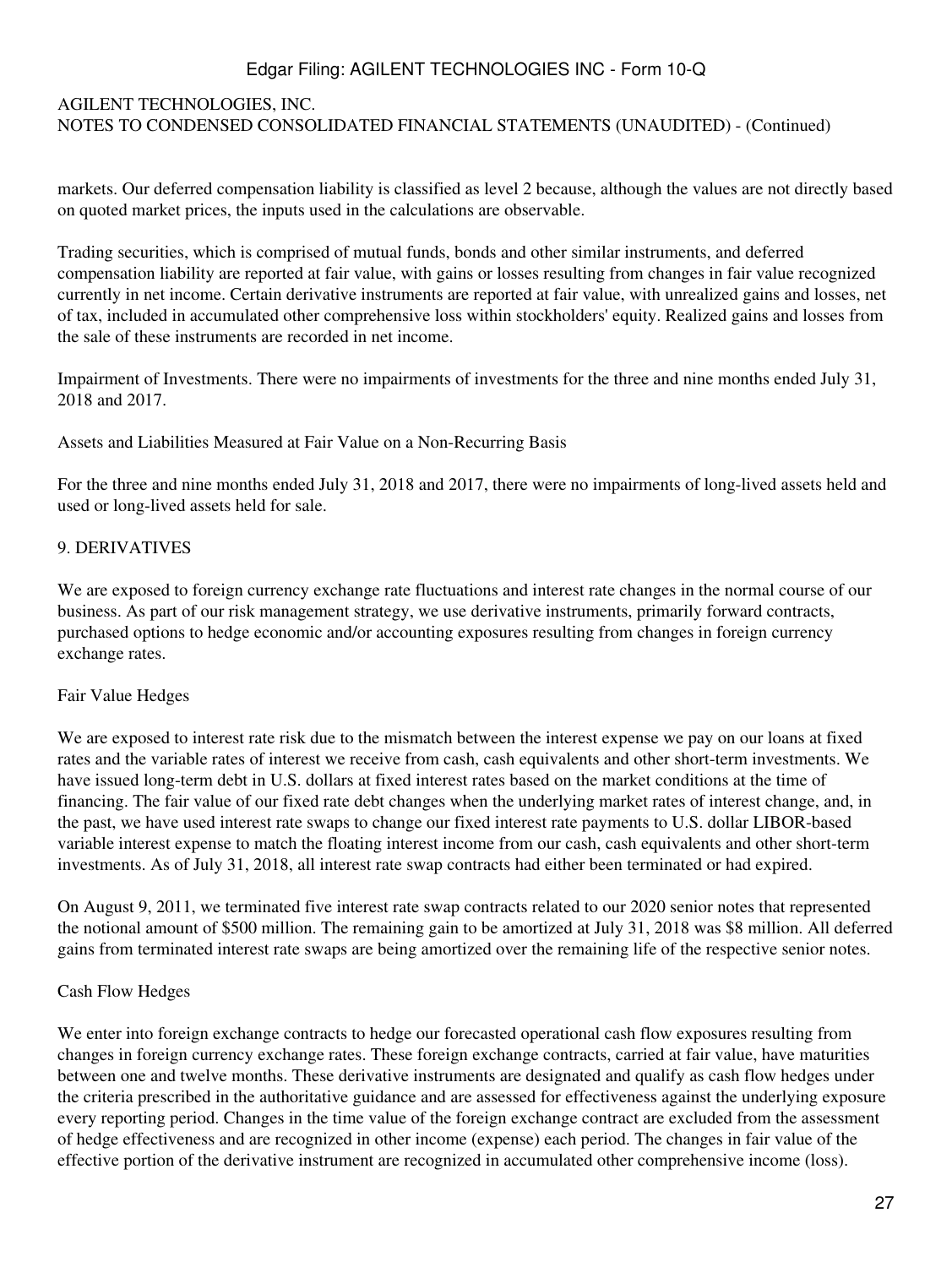markets. Our deferred compensation liability is classified as level 2 because, although the values are not directly based on quoted market prices, the inputs used in the calculations are observable.

Trading securities, which is comprised of mutual funds, bonds and other similar instruments, and deferred compensation liability are reported at fair value, with gains or losses resulting from changes in fair value recognized currently in net income. Certain derivative instruments are reported at fair value, with unrealized gains and losses, net of tax, included in accumulated other comprehensive loss within stockholders' equity. Realized gains and losses from the sale of these instruments are recorded in net income.

Impairment of Investments. There were no impairments of investments for the three and nine months ended July 31, 2018 and 2017.

Assets and Liabilities Measured at Fair Value on a Non-Recurring Basis

For the three and nine months ended July 31, 2018 and 2017, there were no impairments of long-lived assets held and used or long-lived assets held for sale.

## 9. DERIVATIVES

We are exposed to foreign currency exchange rate fluctuations and interest rate changes in the normal course of our business. As part of our risk management strategy, we use derivative instruments, primarily forward contracts, purchased options to hedge economic and/or accounting exposures resulting from changes in foreign currency exchange rates.

### Fair Value Hedges

We are exposed to interest rate risk due to the mismatch between the interest expense we pay on our loans at fixed rates and the variable rates of interest we receive from cash, cash equivalents and other short-term investments. We have issued long-term debt in U.S. dollars at fixed interest rates based on the market conditions at the time of financing. The fair value of our fixed rate debt changes when the underlying market rates of interest change, and, in the past, we have used interest rate swaps to change our fixed interest rate payments to U.S. dollar LIBOR-based variable interest expense to match the floating interest income from our cash, cash equivalents and other short-term investments. As of July 31, 2018, all interest rate swap contracts had either been terminated or had expired.

On August 9, 2011, we terminated five interest rate swap contracts related to our 2020 senior notes that represented the notional amount of $500 million. The remaining gain to be amortized at July 31, 2018 was $8 million. All deferred gains from terminated interest rate swaps are being amortized over the remaining life of the respective senior notes.

### Cash Flow Hedges

We enter into foreign exchange contracts to hedge our forecasted operational cash flow exposures resulting from changes in foreign currency exchange rates. These foreign exchange contracts, carried at fair value, have maturities between one and twelve months. These derivative instruments are designated and qualify as cash flow hedges under the criteria prescribed in the authoritative guidance and are assessed for effectiveness against the underlying exposure every reporting period. Changes in the time value of the foreign exchange contract are excluded from the assessment of hedge effectiveness and are recognized in other income (expense) each period. The changes in fair value of the effective portion of the derivative instrument are recognized in accumulated other comprehensive income (loss).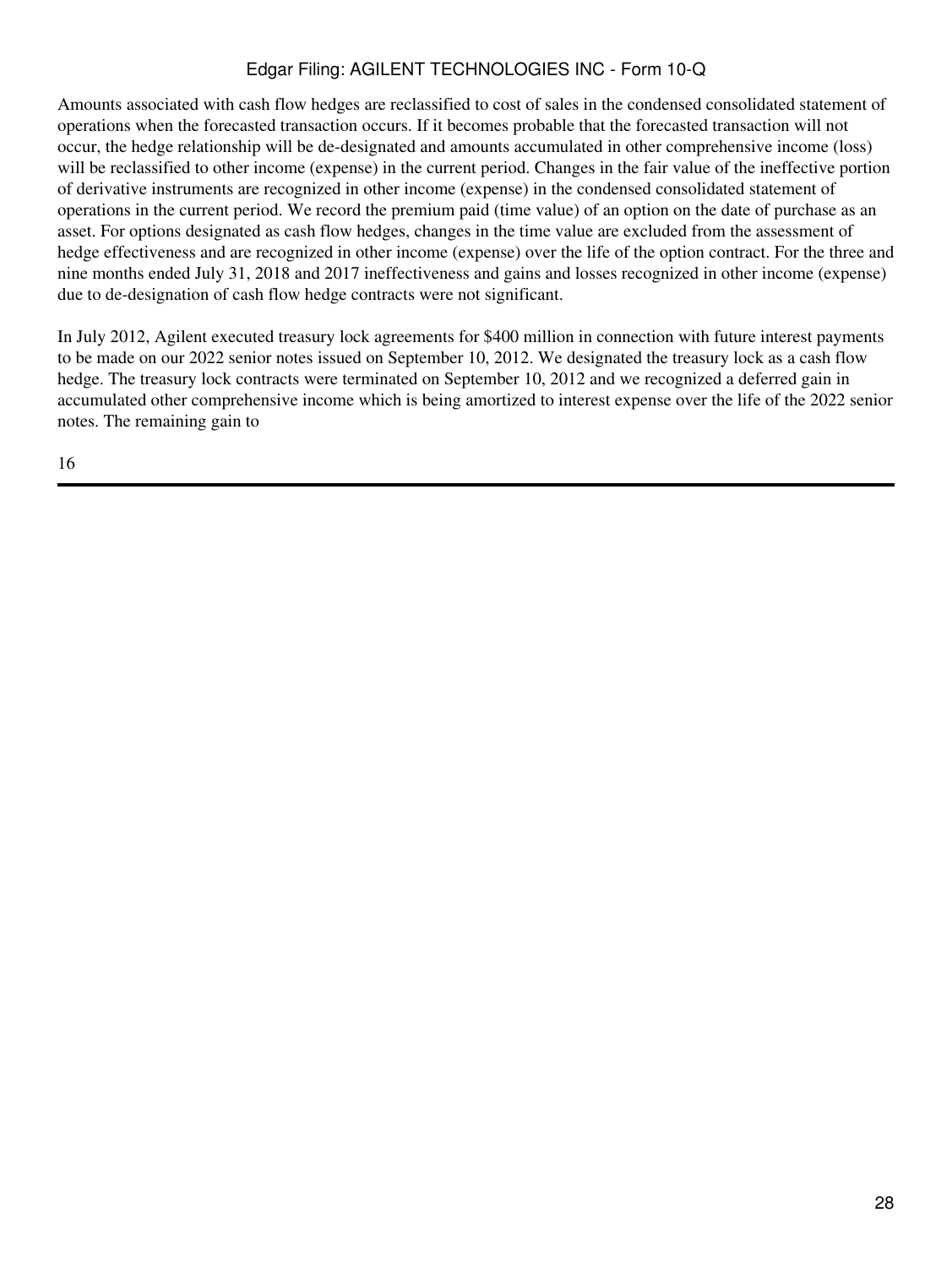Amounts associated with cash flow hedges are reclassified to cost of sales in the condensed consolidated statement of operations when the forecasted transaction occurs. If it becomes probable that the forecasted transaction will not occur, the hedge relationship will be de-designated and amounts accumulated in other comprehensive income (loss) will be reclassified to other income (expense) in the current period. Changes in the fair value of the ineffective portion of derivative instruments are recognized in other income (expense) in the condensed consolidated statement of operations in the current period. We record the premium paid (time value) of an option on the date of purchase as an asset. For options designated as cash flow hedges, changes in the time value are excluded from the assessment of hedge effectiveness and are recognized in other income (expense) over the life of the option contract. For the three and nine months ended July 31, 2018 and 2017 ineffectiveness and gains and losses recognized in other income (expense) due to de-designation of cash flow hedge contracts were not significant.

In July 2012, Agilent executed treasury lock agreements for $400 million in connection with future interest payments to be made on our 2022 senior notes issued on September 10, 2012. We designated the treasury lock as a cash flow hedge. The treasury lock contracts were terminated on September 10, 2012 and we recognized a deferred gain in accumulated other comprehensive income which is being amortized to interest expense over the life of the 2022 senior notes. The remaining gain to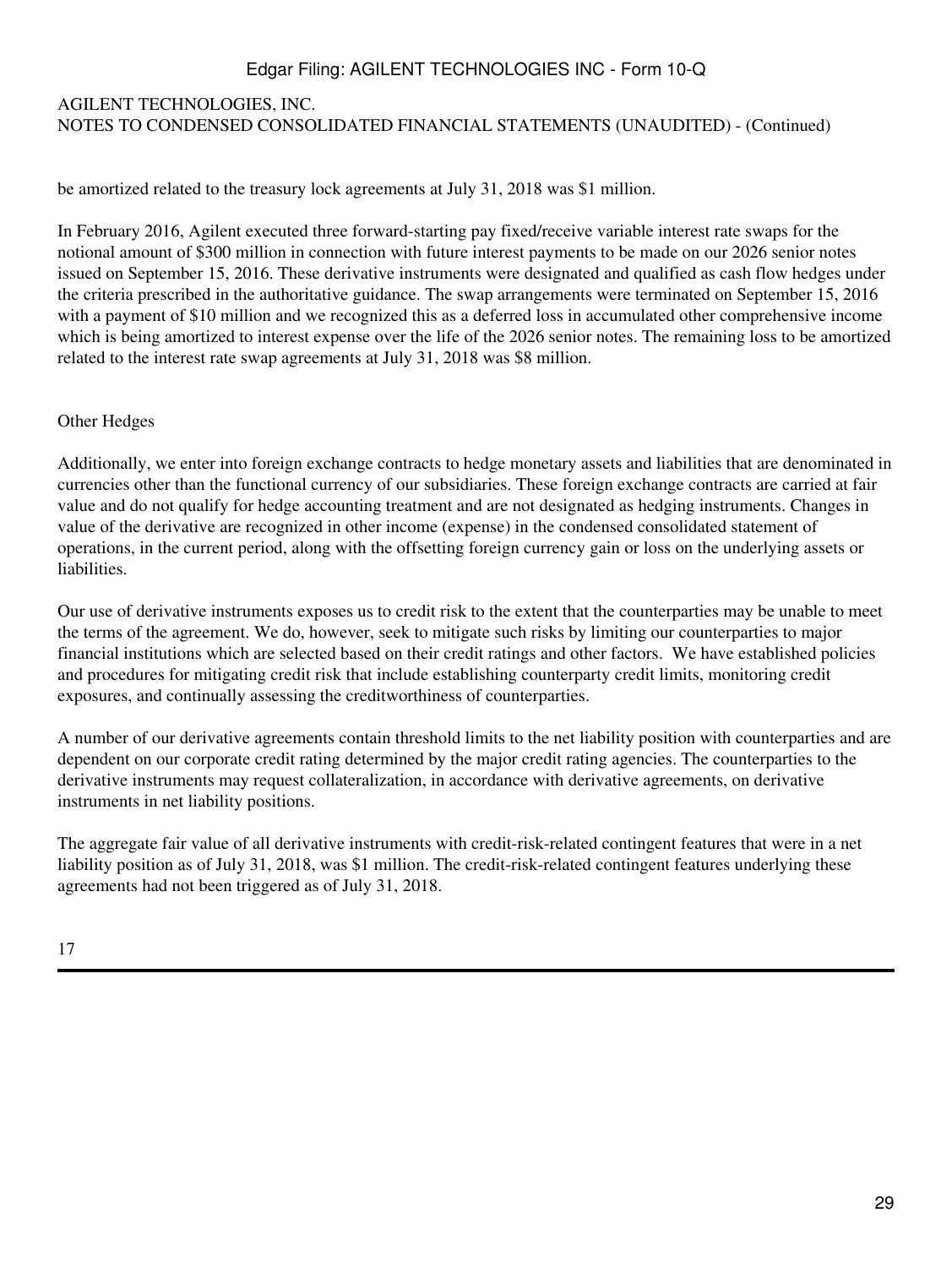be amortized related to the treasury lock agreements at July 31, 2018 was $1 million.

In February 2016, Agilent executed three forward-starting pay fixed/receive variable interest rate swaps for the notional amount of $300 million in connection with future interest payments to be made on our 2026 senior notes issued on September 15, 2016. These derivative instruments were designated and qualified as cash flow hedges under the criteria prescribed in the authoritative guidance. The swap arrangements were terminated on September 15, 2016 with a payment of $10 million and we recognized this as a deferred loss in accumulated other comprehensive income which is being amortized to interest expense over the life of the 2026 senior notes. The remaining loss to be amortized related to the interest rate swap agreements at July 31, 2018 was $8 million.

Other Hedges

Additionally, we enter into foreign exchange contracts to hedge monetary assets and liabilities that are denominated in currencies other than the functional currency of our subsidiaries. These foreign exchange contracts are carried at fair value and do not qualify for hedge accounting treatment and are not designated as hedging instruments. Changes in value of the derivative are recognized in other income (expense) in the condensed consolidated statement of operations, in the current period, along with the offsetting foreign currency gain or loss on the underlying assets or liabilities.

Our use of derivative instruments exposes us to credit risk to the extent that the counterparties may be unable to meet the terms of the agreement. We do, however, seek to mitigate such risks by limiting our counterparties to major financial institutions which are selected based on their credit ratings and other factors. We have established policies and procedures for mitigating credit risk that include establishing counterparty credit limits, monitoring credit exposures, and continually assessing the creditworthiness of counterparties.

A number of our derivative agreements contain threshold limits to the net liability position with counterparties and are dependent on our corporate credit rating determined by the major credit rating agencies. The counterparties to the derivative instruments may request collateralization, in accordance with derivative agreements, on derivative instruments in net liability positions.

The aggregate fair value of all derivative instruments with credit-risk-related contingent features that were in a net liability position as of July 31, 2018, was $1 million. The credit-risk-related contingent features underlying these agreements had not been triggered as of July 31, 2018.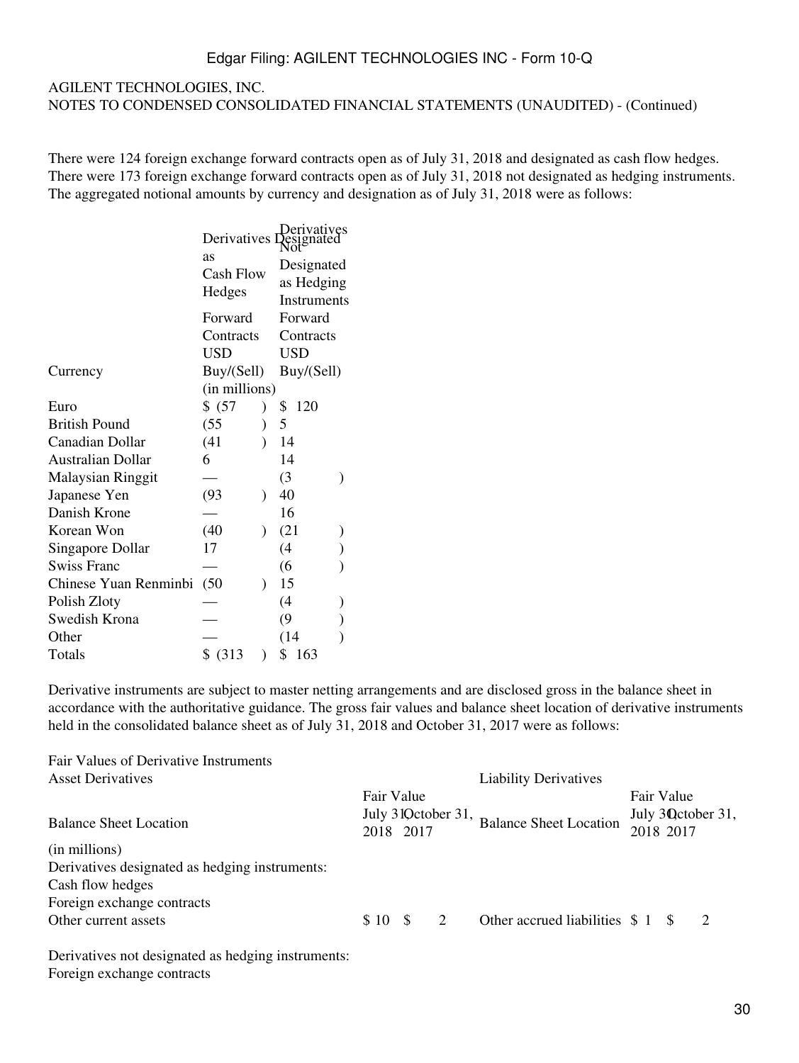AGILENT TECHNOLOGIES, INC.
NOTES TO CONDENSED CONSOLIDATED FINANCIAL STATEMENTS (UNAUDITED) - (Continued)

There were 124 foreign exchange forward contracts open as of July 31, 2018 and designated as cash flow hedges. There were 173 foreign exchange forward contracts open as of July 31, 2018 not designated as hedging instruments. The aggregated notional amounts by currency and designation as of July 31, 2018 were as follows:

| Currency | Derivatives Designated as Cash Flow Hedges | Derivatives Not Designated as Hedging Instruments |
|---|---|---|
| | Forward Contracts USD Buy/(Sell) | Forward Contracts USD Buy/(Sell) |
| | (in millions) | |
| Euro | $ (57) | $ 120 |
| British Pound | (55) | 5 |
| Canadian Dollar | (41) | 14 |
| Australian Dollar | 6 | 14 |
| Malaysian Ringgit | — | (3) |
| Japanese Yen | (93) | 40 |
| Danish Krone | — | 16 |
| Korean Won | (40) | (21) |
| Singapore Dollar | 17 | (4) |
| Swiss Franc | — | (6) |
| Chinese Yuan Renminbi | (50) | 15 |
| Polish Zloty | — | (4) |
| Swedish Krona | — | (9) |
| Other | — | (14) |
| Totals | $ (313) | $ 163 |

Derivative instruments are subject to master netting arrangements and are disclosed gross in the balance sheet in accordance with the authoritative guidance. The gross fair values and balance sheet location of derivative instruments held in the consolidated balance sheet as of July 31, 2018 and October 31, 2017 were as follows:

Fair Values of Derivative Instruments

| Asset Derivatives | | | Liability Derivatives | | |
|---|---|---|---|---|---|
| | Fair Value | | | Fair Value | |
| Balance Sheet Location | July 31, 2018 | October 31, 2017 | Balance Sheet Location | July 31, 2018 | October 31, 2017 |
| (in millions) | | | | | |
| Derivatives designated as hedging instruments: | | | | | |
| Cash flow hedges | | | | | |
| Foreign exchange contracts | | | | | |
| Other current assets | $ 10 | $ 2 | Other accrued liabilities | $ 1 | $ 2 |
| Derivatives not designated as hedging instruments: | | | | | |
| Foreign exchange contracts | | | | | |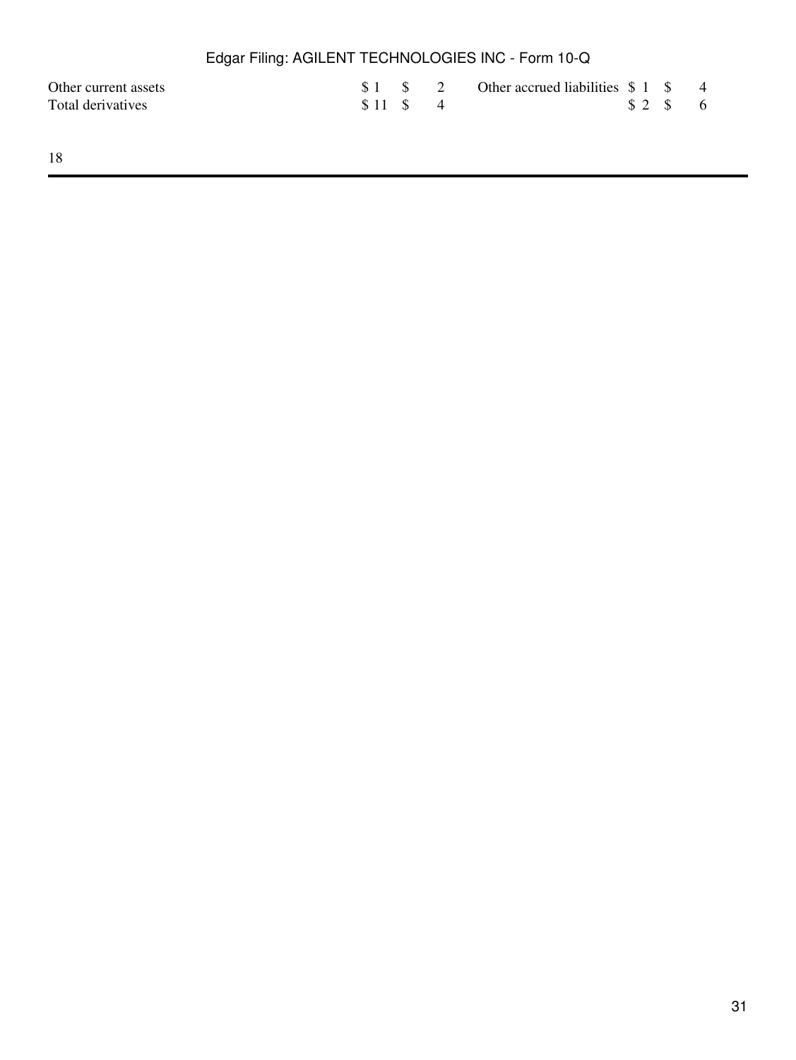| | | | | | | |
|---|---|---|---|---|---|---|
| Other current assets | $ 1 | $ | 2 | Other accrued liabilities | $ 1 | $ 4 |
| Total derivatives | $ 11 | $ | 4 | | $ 2 | $ 6 |

18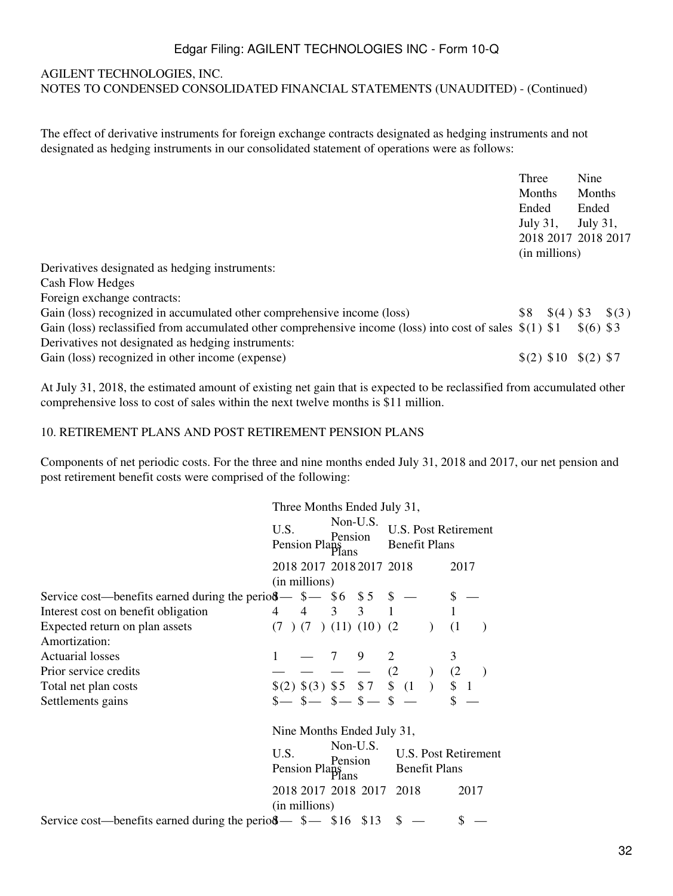AGILENT TECHNOLOGIES, INC.
NOTES TO CONDENSED CONSOLIDATED FINANCIAL STATEMENTS (UNAUDITED) - (Continued)

The effect of derivative instruments for foreign exchange contracts designated as hedging instruments and not designated as hedging instruments in our consolidated statement of operations were as follows:

| | Three Months Ended July 31, | | Nine Months Ended July 31, | |
|---|---|---|---|---|
| | 2018 | 2017 | 2018 | 2017 |
| | (in millions) | | | |
| Derivatives designated as hedging instruments: | | | | |
| Cash Flow Hedges | | | | |
| Foreign exchange contracts: | | | | |
| Gain (loss) recognized in accumulated other comprehensive income (loss) | $8 | $(4) | $3 | $(3) |
| Gain (loss) reclassified from accumulated other comprehensive income (loss) into cost of sales | $(1) | $1 | $(6) | $3 |
| Derivatives not designated as hedging instruments: | | | | |
| Gain (loss) recognized in other income (expense) | $(2) | $10 | $(2) | $7 |

At July 31, 2018, the estimated amount of existing net gain that is expected to be reclassified from accumulated other comprehensive loss to cost of sales within the next twelve months is $11 million.

## 10. RETIREMENT PLANS AND POST RETIREMENT PENSION PLANS

Components of net periodic costs. For the three and nine months ended July 31, 2018 and 2017, our net pension and post retirement benefit costs were comprised of the following:

| | Three Months Ended July 31, | | | | | |
|---|---|---|---|---|---|---|
| | U.S. Pension Plans | | Non-U.S. Pension Plans | | U.S. Post Retirement Benefit Plans | |
| | 2018 | 2017 | 2018 | 2017 | 2018 | 2017 |
| | (in millions) | | | | | |
| Service cost—benefits earned during the period | $— | $— | $6 | $5 | $ — | $ — |
| Interest cost on benefit obligation | 4 | 4 | 3 | 3 | 1 | 1 |
| Expected return on plan assets | (7) | (7) | (11) | (10) | (2) | (1) |
| Amortization: | | | | | | |
| Actuarial losses | 1 | — | 7 | 9 | 2 | 3 |
| Prior service credits | — | — | — | — | (2) | (2) |
| Total net plan costs | $(2) | $(3) | $5 | $7 | $ (1) | $ 1 |
| Settlements gains | $— | $— | $— | $— | $ — | $ — |

| | Nine Months Ended July 31, | | | | | |
|---|---|---|---|---|---|---|
| | U.S. Pension Plans | | Non-U.S. Pension Plans | | U.S. Post Retirement Benefit Plans | |
| | 2018 | 2017 | 2018 | 2017 | 2018 | 2017 |
| | (in millions) | | | | | |
| Service cost—benefits earned during the period | $— | $— | $16 | $13 | $ — | $ — |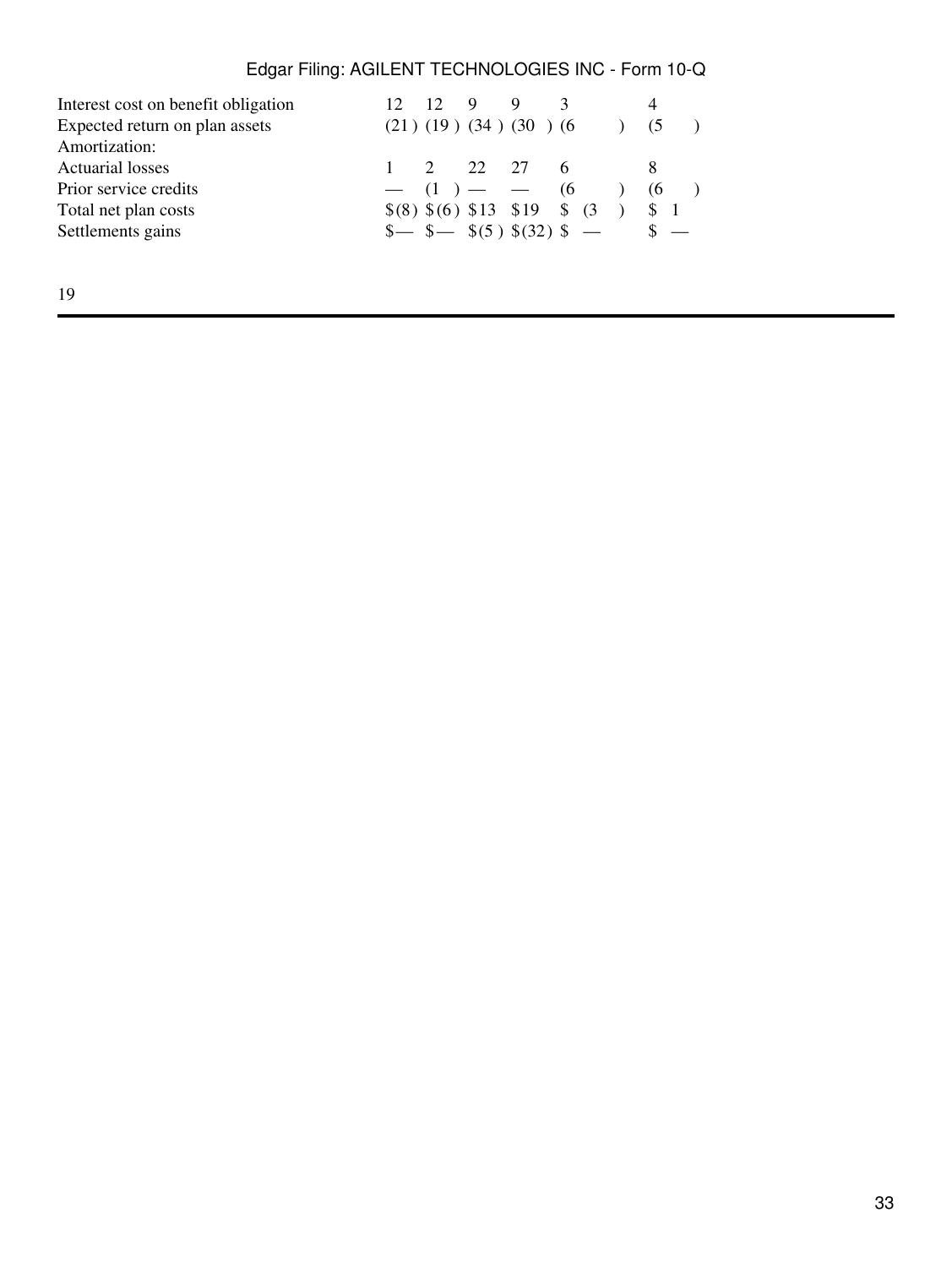| | | | | | | |
|---|---|---|---|---|---|---|
| Interest cost on benefit obligation | 12 | 12 | 9 | 9 | 3 | 4 |
| Expected return on plan assets | (21 ) | (19 ) | (34 ) | (30 ) | (6 ) | (5 ) |
| Amortization: | | | | | | |
| Actuarial losses | 1 | 2 | 22 | 27 | 6 | 8 |
| Prior service credits | — | (1 ) | — | — | (6 ) | (6 ) |
| Total net plan costs | $(8) | $(6) | $13 | $19 | $ (3 ) | $ 1 |
| Settlements gains | $— | $— | $(5 ) | $(32) | $ — | $ — |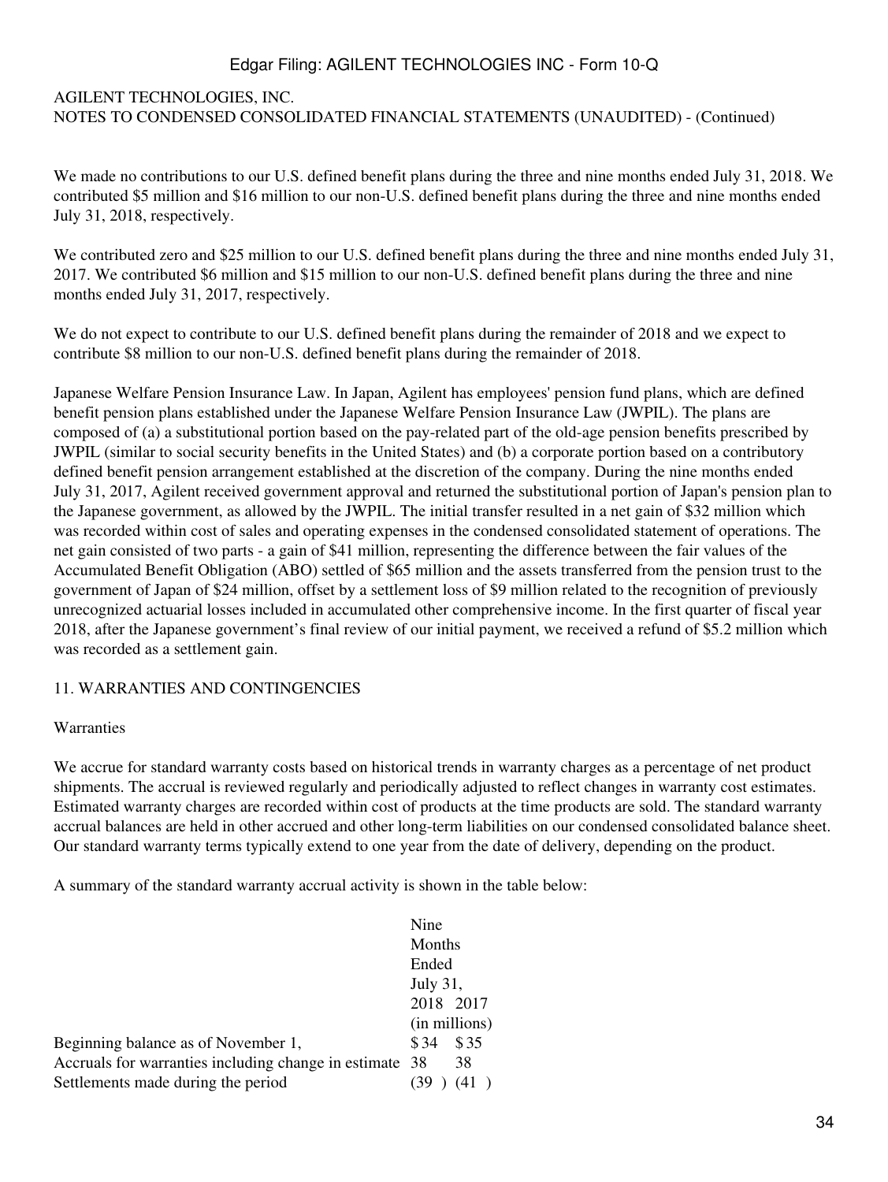AGILENT TECHNOLOGIES, INC.
NOTES TO CONDENSED CONSOLIDATED FINANCIAL STATEMENTS (UNAUDITED) - (Continued)

We made no contributions to our U.S. defined benefit plans during the three and nine months ended July 31, 2018. We contributed $5 million and $16 million to our non-U.S. defined benefit plans during the three and nine months ended July 31, 2018, respectively.

We contributed zero and $25 million to our U.S. defined benefit plans during the three and nine months ended July 31, 2017. We contributed $6 million and $15 million to our non-U.S. defined benefit plans during the three and nine months ended July 31, 2017, respectively.

We do not expect to contribute to our U.S. defined benefit plans during the remainder of 2018 and we expect to contribute $8 million to our non-U.S. defined benefit plans during the remainder of 2018.

Japanese Welfare Pension Insurance Law. In Japan, Agilent has employees' pension fund plans, which are defined benefit pension plans established under the Japanese Welfare Pension Insurance Law (JWPIL). The plans are composed of (a) a substitutional portion based on the pay-related part of the old-age pension benefits prescribed by JWPIL (similar to social security benefits in the United States) and (b) a corporate portion based on a contributory defined benefit pension arrangement established at the discretion of the company. During the nine months ended July 31, 2017, Agilent received government approval and returned the substitutional portion of Japan's pension plan to the Japanese government, as allowed by the JWPIL. The initial transfer resulted in a net gain of $32 million which was recorded within cost of sales and operating expenses in the condensed consolidated statement of operations. The net gain consisted of two parts - a gain of $41 million, representing the difference between the fair values of the Accumulated Benefit Obligation (ABO) settled of $65 million and the assets transferred from the pension trust to the government of Japan of $24 million, offset by a settlement loss of $9 million related to the recognition of previously unrecognized actuarial losses included in accumulated other comprehensive income. In the first quarter of fiscal year 2018, after the Japanese government's final review of our initial payment, we received a refund of $5.2 million which was recorded as a settlement gain.

## 11. WARRANTIES AND CONTINGENCIES

### Warranties

We accrue for standard warranty costs based on historical trends in warranty charges as a percentage of net product shipments. The accrual is reviewed regularly and periodically adjusted to reflect changes in warranty cost estimates. Estimated warranty charges are recorded within cost of products at the time products are sold. The standard warranty accrual balances are held in other accrued and other long-term liabilities on our condensed consolidated balance sheet. Our standard warranty terms typically extend to one year from the date of delivery, depending on the product.

A summary of the standard warranty accrual activity is shown in the table below:

| | Nine Months Ended July 31, | |
|---|---|---|
| | 2018 | 2017 |
| | (in millions) | |
| Beginning balance as of November 1, | $ 34 | $ 35 |
| Accruals for warranties including change in estimate | 38 | 38 |
| Settlements made during the period | (39 ) | (41 ) |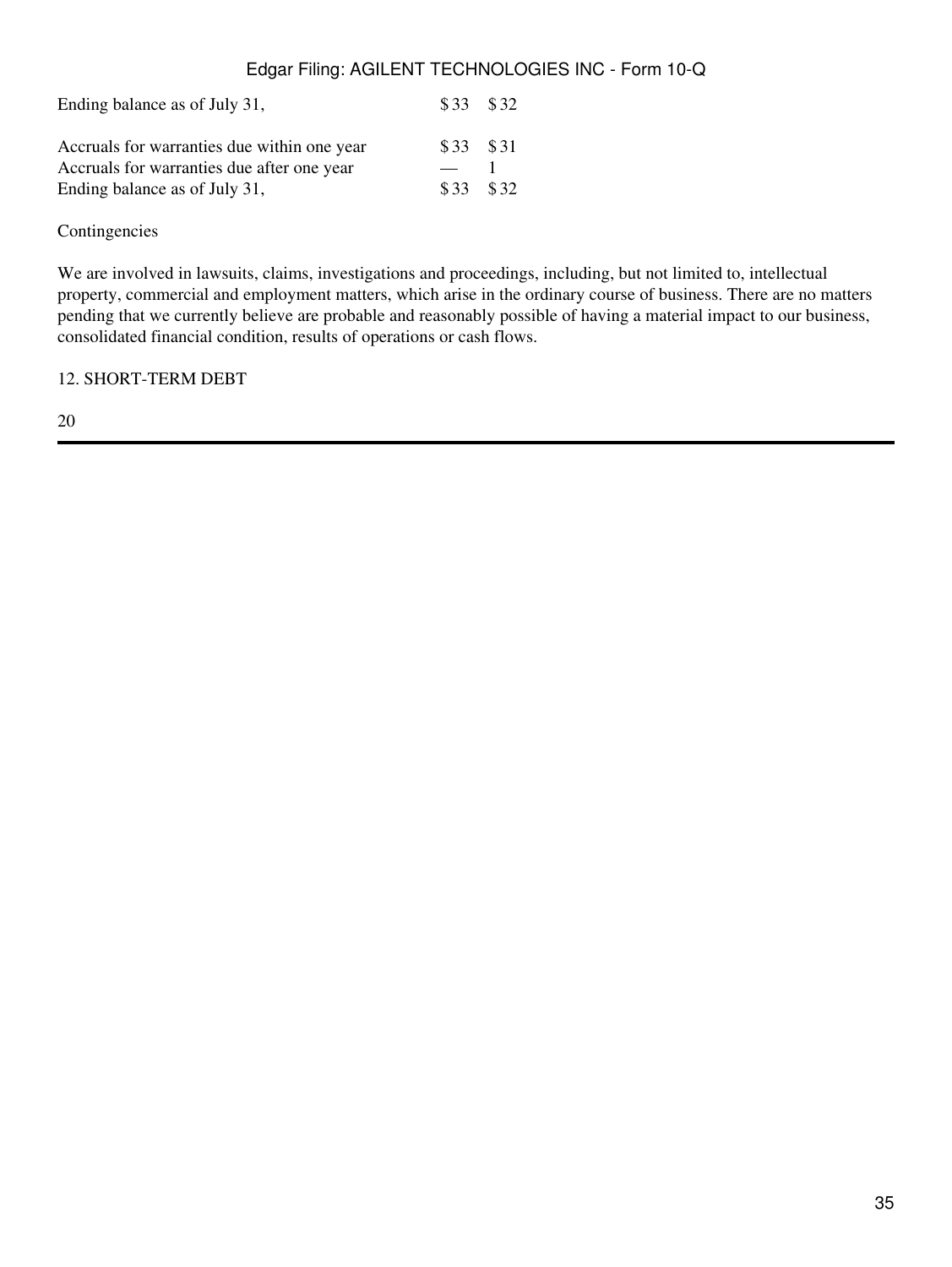| | | |
|---|---|---|
| Ending balance as of July 31, | $ 33 | $ 32 |
| | | |
| Accruals for warranties due within one year | $ 33 | $ 31 |
| Accruals for warranties due after one year | — | 1 |
| Ending balance as of July 31, | $ 33 | $ 32 |

Contingencies

We are involved in lawsuits, claims, investigations and proceedings, including, but not limited to, intellectual property, commercial and employment matters, which arise in the ordinary course of business. There are no matters pending that we currently believe are probable and reasonably possible of having a material impact to our business, consolidated financial condition, results of operations or cash flows.

12. SHORT-TERM DEBT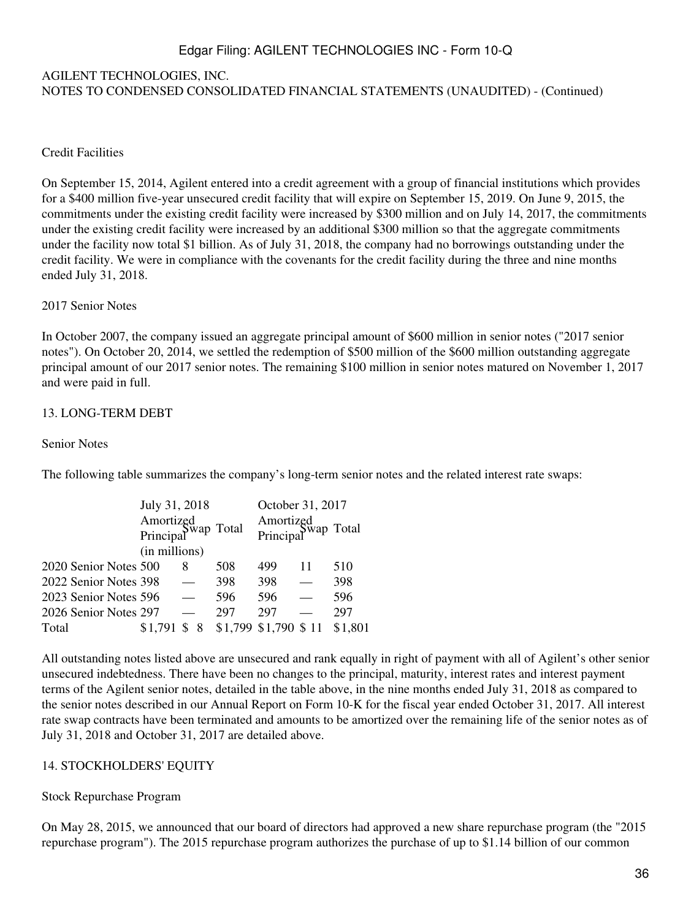AGILENT TECHNOLOGIES, INC.
NOTES TO CONDENSED CONSOLIDATED FINANCIAL STATEMENTS (UNAUDITED) - (Continued)

Credit Facilities

On September 15, 2014, Agilent entered into a credit agreement with a group of financial institutions which provides for a $400 million five-year unsecured credit facility that will expire on September 15, 2019. On June 9, 2015, the commitments under the existing credit facility were increased by $300 million and on July 14, 2017, the commitments under the existing credit facility were increased by an additional $300 million so that the aggregate commitments under the facility now total $1 billion. As of July 31, 2018, the company had no borrowings outstanding under the credit facility. We were in compliance with the covenants for the credit facility during the three and nine months ended July 31, 2018.

2017 Senior Notes

In October 2007, the company issued an aggregate principal amount of $600 million in senior notes ("2017 senior notes"). On October 20, 2014, we settled the redemption of $500 million of the $600 million outstanding aggregate principal amount of our 2017 senior notes. The remaining $100 million in senior notes matured on November 1, 2017 and were paid in full.

## 13. LONG-TERM DEBT

Senior Notes

The following table summarizes the company's long-term senior notes and the related interest rate swaps:

| | July 31, 2018 | | | October 31, 2017 | | |
|---|---|---|---|---|---|---|
| | Amortized Principal | Swap | Total | Amortized Principal | Swap | Total |
| | (in millions) | | | | | |
| 2020 Senior Notes | 500 | 8 | 508 | 499 | 11 | 510 |
| 2022 Senior Notes | 398 | — | 398 | 398 | — | 398 |
| 2023 Senior Notes | 596 | — | 596 | 596 | — | 596 |
| 2026 Senior Notes | 297 | — | 297 | 297 | — | 297 |
| Total | $1,791 | $ 8 | $1,799 | $1,790 | $ 11 | $1,801 |

All outstanding notes listed above are unsecured and rank equally in right of payment with all of Agilent's other senior unsecured indebtedness. There have been no changes to the principal, maturity, interest rates and interest payment terms of the Agilent senior notes, detailed in the table above, in the nine months ended July 31, 2018 as compared to the senior notes described in our Annual Report on Form 10-K for the fiscal year ended October 31, 2017. All interest rate swap contracts have been terminated and amounts to be amortized over the remaining life of the senior notes as of July 31, 2018 and October 31, 2017 are detailed above.

## 14. STOCKHOLDERS' EQUITY

Stock Repurchase Program

On May 28, 2015, we announced that our board of directors had approved a new share repurchase program (the "2015 repurchase program"). The 2015 repurchase program authorizes the purchase of up to $1.14 billion of our common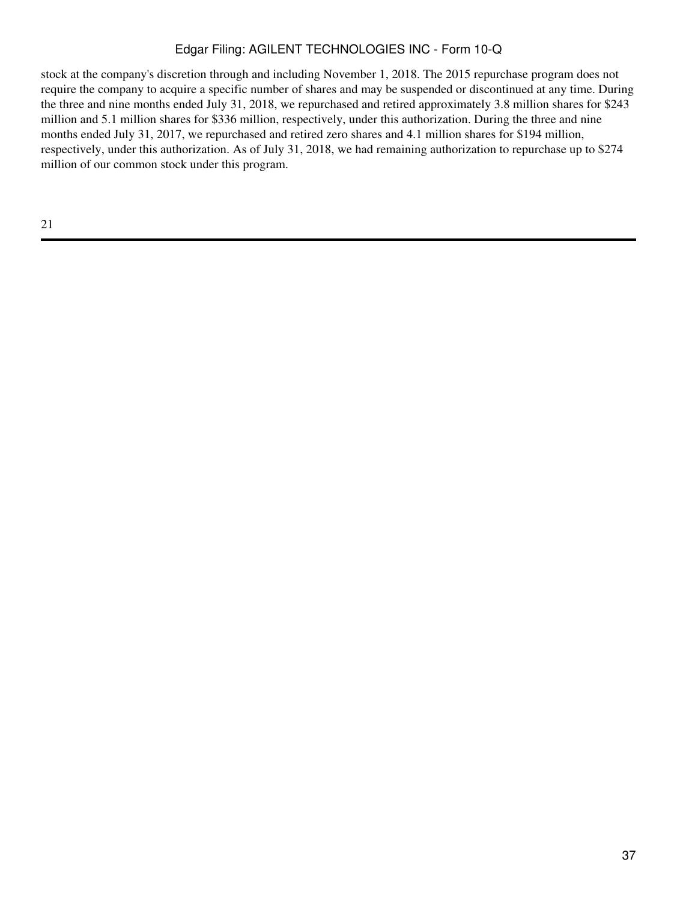stock at the company's discretion through and including November 1, 2018. The 2015 repurchase program does not require the company to acquire a specific number of shares and may be suspended or discontinued at any time. During the three and nine months ended July 31, 2018, we repurchased and retired approximately 3.8 million shares for $243 million and 5.1 million shares for $336 million, respectively, under this authorization. During the three and nine months ended July 31, 2017, we repurchased and retired zero shares and 4.1 million shares for $194 million, respectively, under this authorization. As of July 31, 2018, we had remaining authorization to repurchase up to $274 million of our common stock under this program.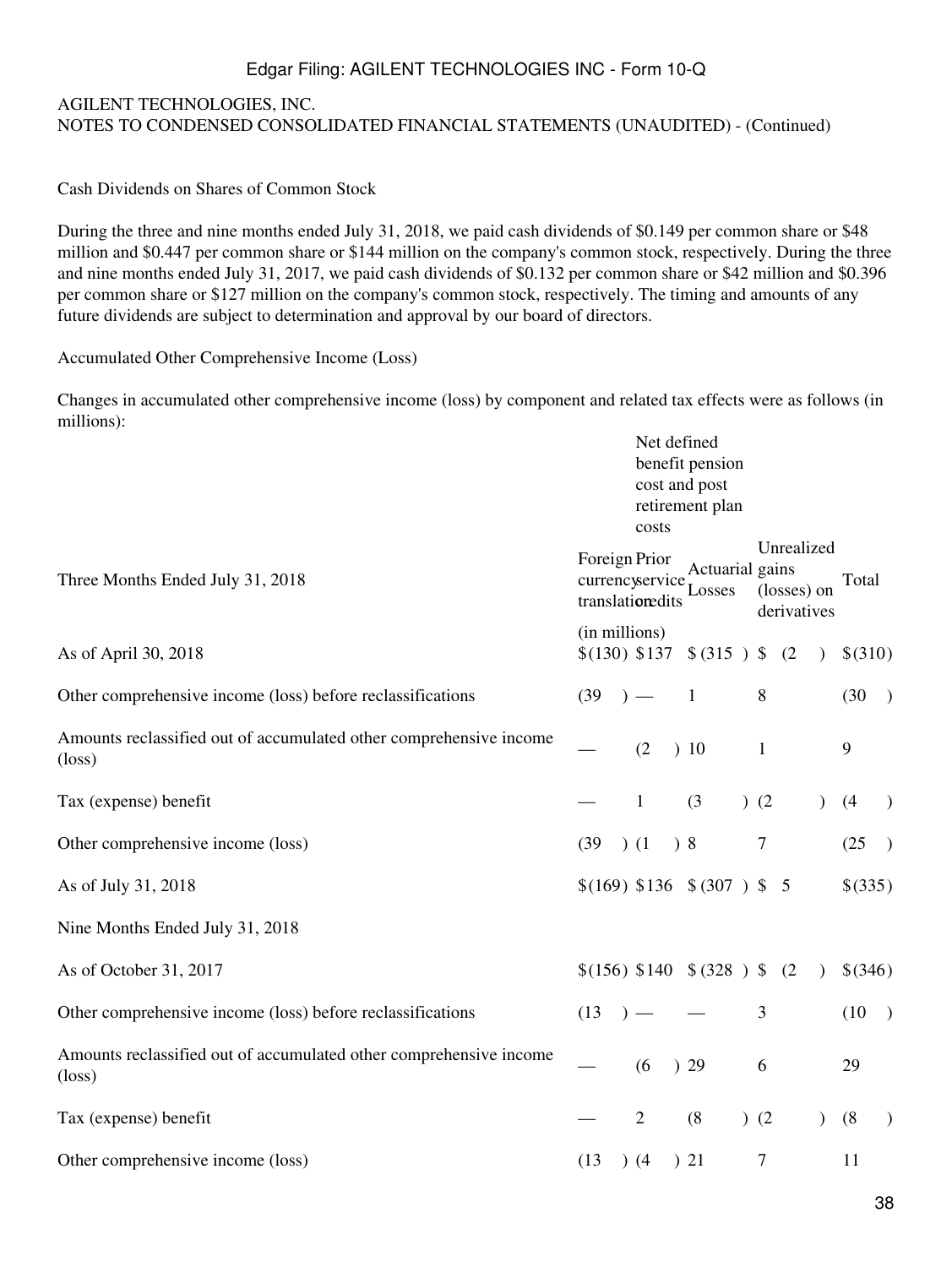AGILENT TECHNOLOGIES, INC.
NOTES TO CONDENSED CONSOLIDATED FINANCIAL STATEMENTS (UNAUDITED) - (Continued)

Cash Dividends on Shares of Common Stock

During the three and nine months ended July 31, 2018, we paid cash dividends of $0.149 per common share or $48 million and $0.447 per common share or $144 million on the company's common stock, respectively. During the three and nine months ended July 31, 2017, we paid cash dividends of $0.132 per common share or $42 million and $0.396 per common share or $127 million on the company's common stock, respectively. The timing and amounts of any future dividends are subject to determination and approval by our board of directors.

Accumulated Other Comprehensive Income (Loss)

Changes in accumulated other comprehensive income (loss) by component and related tax effects were as follows (in millions):

| | | Net defined benefit pension cost and post retirement plan costs | | | |
|---|---|---|---|---|---|
| Three Months Ended July 31, 2018 | Foreign currency translation | Prior service credits | Actuarial Losses | Unrealized gains (losses) on derivatives | Total |
| | (in millions) | | | | |
| As of April 30, 2018 | $(130) | $137 | $(315) | $(2) | $(310) |
| Other comprehensive income (loss) before reclassifications | (39) | — | 1 | 8 | (30) |
| Amounts reclassified out of accumulated other comprehensive income (loss) | — | (2) | 10 | 1 | 9 |
| Tax (expense) benefit | — | 1 | (3) | (2) | (4) |
| Other comprehensive income (loss) | (39) | (1) | 8 | 7 | (25) |
| As of July 31, 2018 | $(169) | $136 | $(307) | $5 | $(335) |
| Nine Months Ended July 31, 2018 | | | | | |
| As of October 31, 2017 | $(156) | $140 | $(328) | $(2) | $(346) |
| Other comprehensive income (loss) before reclassifications | (13) | — | — | 3 | (10) |
| Amounts reclassified out of accumulated other comprehensive income (loss) | — | (6) | 29 | 6 | 29 |
| Tax (expense) benefit | — | 2 | (8) | (2) | (8) |
| Other comprehensive income (loss) | (13) | (4) | 21 | 7 | 11 |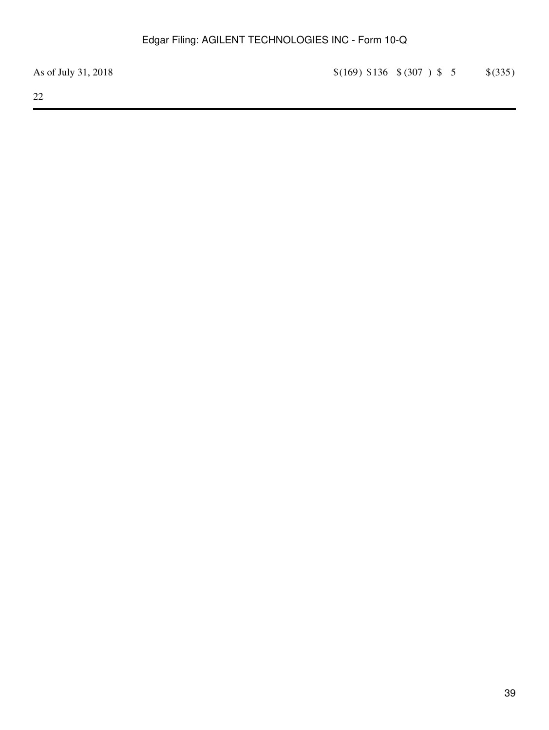| | | | | | |
|---|---|---|---|---|---|
| As of July 31, 2018 | $(169) | $136 | $(307) | $5 | $(335) |

22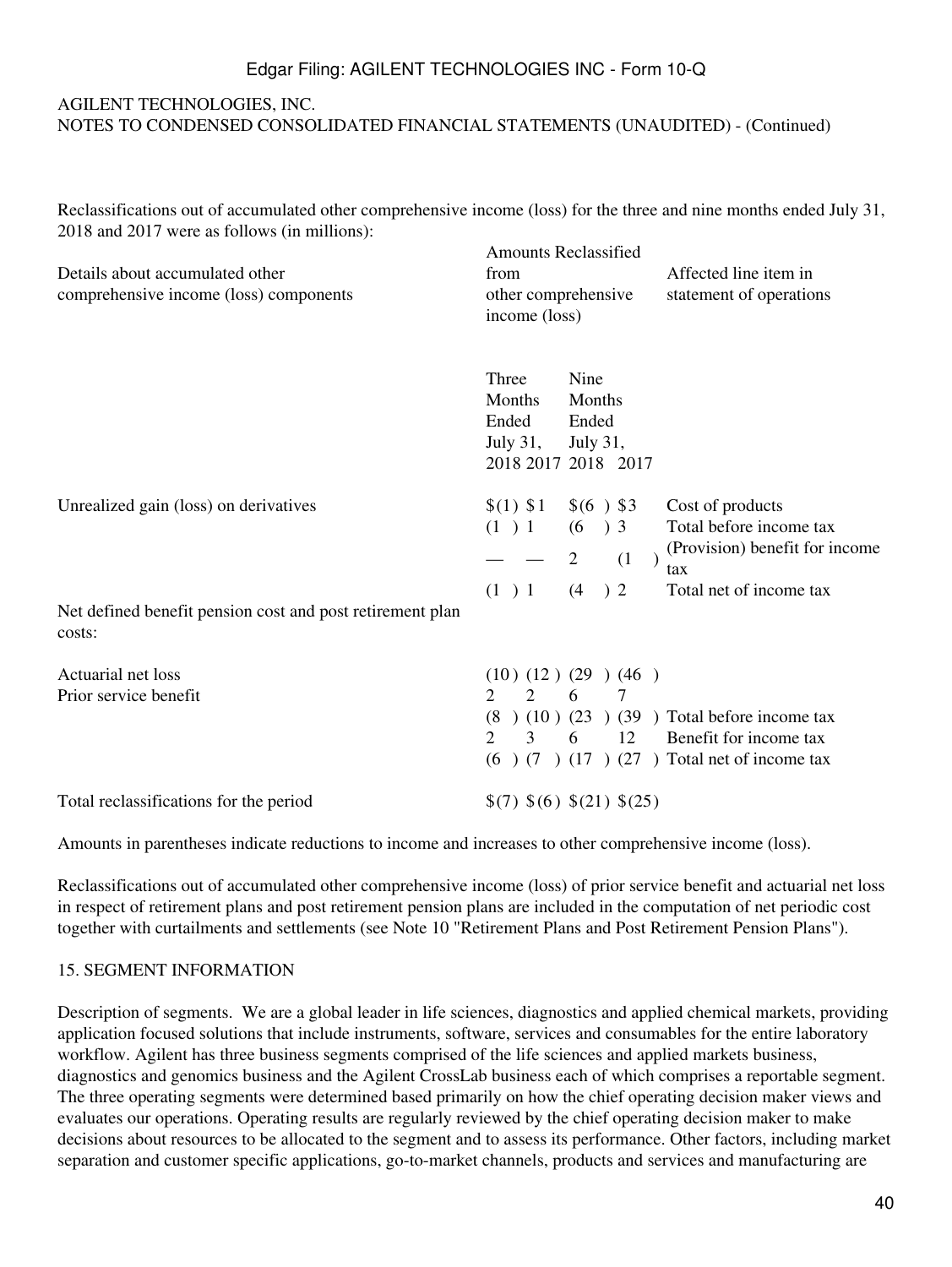Reclassifications out of accumulated other comprehensive income (loss) for the three and nine months ended July 31, 2018 and 2017 were as follows (in millions):

| Details about accumulated other comprehensive income (loss) components | Amounts Reclassified from other comprehensive income (loss) | | | | Affected line item in statement of operations |
|---|---|---|---|---|---|
| | Three Months Ended July 31, | | Nine Months Ended July 31, | | |
| | 2018 | 2017 | 2018 | 2017 | |
| Unrealized gain (loss) on derivatives | $(1) | $1 | $(6) | $3 | Cost of products |
| | (1) | 1 | (6) | 3 | Total before income tax |
| | — | — | 2 | (1) | (Provision) benefit for income tax |
| | (1) | 1 | (4) | 2 | Total net of income tax |
| Net defined benefit pension cost and post retirement plan costs: | | | | | |
| Actuarial net loss | (10) | (12) | (29) | (46) | |
| Prior service benefit | 2 | 2 | 6 | 7 | |
| | (8) | (10) | (23) | (39) | Total before income tax |
| | 2 | 3 | 6 | 12 | Benefit for income tax |
| | (6) | (7) | (17) | (27) | Total net of income tax |
| Total reclassifications for the period | $(7) | $(6) | $(21) | $(25) | |

Amounts in parentheses indicate reductions to income and increases to other comprehensive income (loss).

Reclassifications out of accumulated other comprehensive income (loss) of prior service benefit and actuarial net loss in respect of retirement plans and post retirement pension plans are included in the computation of net periodic cost together with curtailments and settlements (see Note 10 "Retirement Plans and Post Retirement Pension Plans").

## 15. SEGMENT INFORMATION

Description of segments. We are a global leader in life sciences, diagnostics and applied chemical markets, providing application focused solutions that include instruments, software, services and consumables for the entire laboratory workflow. Agilent has three business segments comprised of the life sciences and applied markets business, diagnostics and genomics business and the Agilent CrossLab business each of which comprises a reportable segment. The three operating segments were determined based primarily on how the chief operating decision maker views and evaluates our operations. Operating results are regularly reviewed by the chief operating decision maker to make decisions about resources to be allocated to the segment and to assess its performance. Other factors, including market separation and customer specific applications, go-to-market channels, products and services and manufacturing are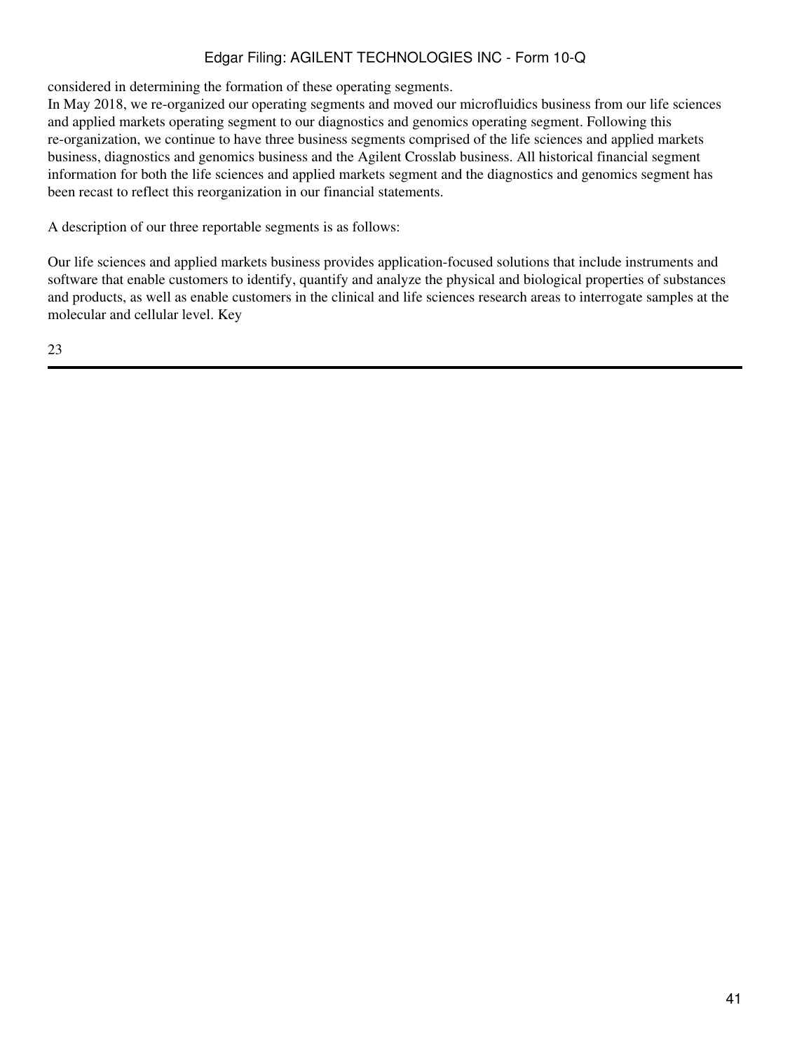considered in determining the formation of these operating segments.

In May 2018, we re-organized our operating segments and moved our microfluidics business from our life sciences and applied markets operating segment to our diagnostics and genomics operating segment. Following this re-organization, we continue to have three business segments comprised of the life sciences and applied markets business, diagnostics and genomics business and the Agilent Crosslab business. All historical financial segment information for both the life sciences and applied markets segment and the diagnostics and genomics segment has been recast to reflect this reorganization in our financial statements.

A description of our three reportable segments is as follows:

Our life sciences and applied markets business provides application-focused solutions that include instruments and software that enable customers to identify, quantify and analyze the physical and biological properties of substances and products, as well as enable customers in the clinical and life sciences research areas to interrogate samples at the molecular and cellular level. Key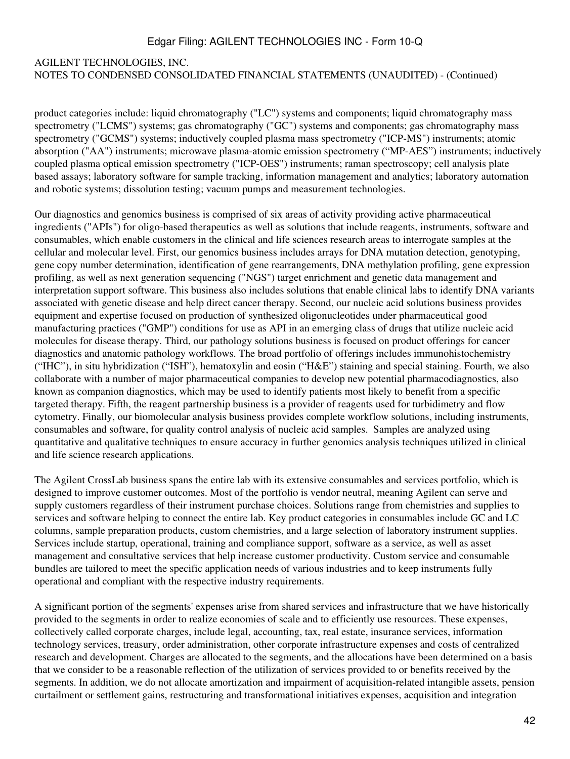product categories include: liquid chromatography ("LC") systems and components; liquid chromatography mass spectrometry ("LCMS") systems; gas chromatography ("GC") systems and components; gas chromatography mass spectrometry ("GCMS") systems; inductively coupled plasma mass spectrometry ("ICP-MS") instruments; atomic absorption ("AA") instruments; microwave plasma-atomic emission spectrometry (“MP-AES”) instruments; inductively coupled plasma optical emission spectrometry ("ICP-OES") instruments; raman spectroscopy; cell analysis plate based assays; laboratory software for sample tracking, information management and analytics; laboratory automation and robotic systems; dissolution testing; vacuum pumps and measurement technologies.

Our diagnostics and genomics business is comprised of six areas of activity providing active pharmaceutical ingredients ("APIs") for oligo-based therapeutics as well as solutions that include reagents, instruments, software and consumables, which enable customers in the clinical and life sciences research areas to interrogate samples at the cellular and molecular level. First, our genomics business includes arrays for DNA mutation detection, genotyping, gene copy number determination, identification of gene rearrangements, DNA methylation profiling, gene expression profiling, as well as next generation sequencing ("NGS") target enrichment and genetic data management and interpretation support software. This business also includes solutions that enable clinical labs to identify DNA variants associated with genetic disease and help direct cancer therapy. Second, our nucleic acid solutions business provides equipment and expertise focused on production of synthesized oligonucleotides under pharmaceutical good manufacturing practices ("GMP") conditions for use as API in an emerging class of drugs that utilize nucleic acid molecules for disease therapy. Third, our pathology solutions business is focused on product offerings for cancer diagnostics and anatomic pathology workflows. The broad portfolio of offerings includes immunohistochemistry (“IHC”), in situ hybridization (“ISH”), hematoxylin and eosin (“H&E”) staining and special staining. Fourth, we also collaborate with a number of major pharmaceutical companies to develop new potential pharmacodiagnostics, also known as companion diagnostics, which may be used to identify patients most likely to benefit from a specific targeted therapy. Fifth, the reagent partnership business is a provider of reagents used for turbidimetry and flow cytometry. Finally, our biomolecular analysis business provides complete workflow solutions, including instruments, consumables and software, for quality control analysis of nucleic acid samples. Samples are analyzed using quantitative and qualitative techniques to ensure accuracy in further genomics analysis techniques utilized in clinical and life science research applications.

The Agilent CrossLab business spans the entire lab with its extensive consumables and services portfolio, which is designed to improve customer outcomes. Most of the portfolio is vendor neutral, meaning Agilent can serve and supply customers regardless of their instrument purchase choices. Solutions range from chemistries and supplies to services and software helping to connect the entire lab. Key product categories in consumables include GC and LC columns, sample preparation products, custom chemistries, and a large selection of laboratory instrument supplies. Services include startup, operational, training and compliance support, software as a service, as well as asset management and consultative services that help increase customer productivity. Custom service and consumable bundles are tailored to meet the specific application needs of various industries and to keep instruments fully operational and compliant with the respective industry requirements.

A significant portion of the segments' expenses arise from shared services and infrastructure that we have historically provided to the segments in order to realize economies of scale and to efficiently use resources. These expenses, collectively called corporate charges, include legal, accounting, tax, real estate, insurance services, information technology services, treasury, order administration, other corporate infrastructure expenses and costs of centralized research and development. Charges are allocated to the segments, and the allocations have been determined on a basis that we consider to be a reasonable reflection of the utilization of services provided to or benefits received by the segments. In addition, we do not allocate amortization and impairment of acquisition-related intangible assets, pension curtailment or settlement gains, restructuring and transformational initiatives expenses, acquisition and integration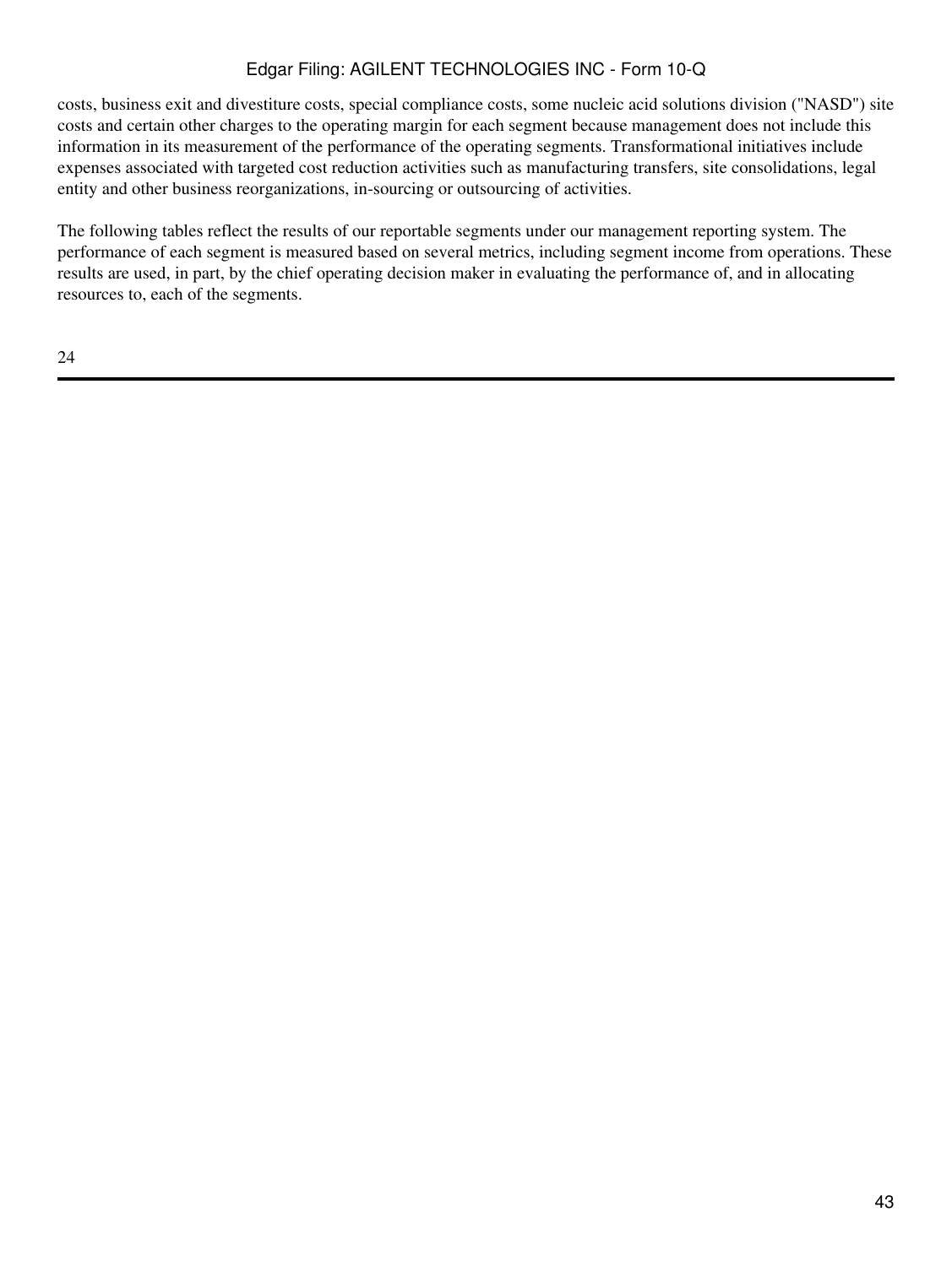costs, business exit and divestiture costs, special compliance costs, some nucleic acid solutions division ("NASD") site costs and certain other charges to the operating margin for each segment because management does not include this information in its measurement of the performance of the operating segments. Transformational initiatives include expenses associated with targeted cost reduction activities such as manufacturing transfers, site consolidations, legal entity and other business reorganizations, in-sourcing or outsourcing of activities.

The following tables reflect the results of our reportable segments under our management reporting system. The performance of each segment is measured based on several metrics, including segment income from operations. These results are used, in part, by the chief operating decision maker in evaluating the performance of, and in allocating resources to, each of the segments.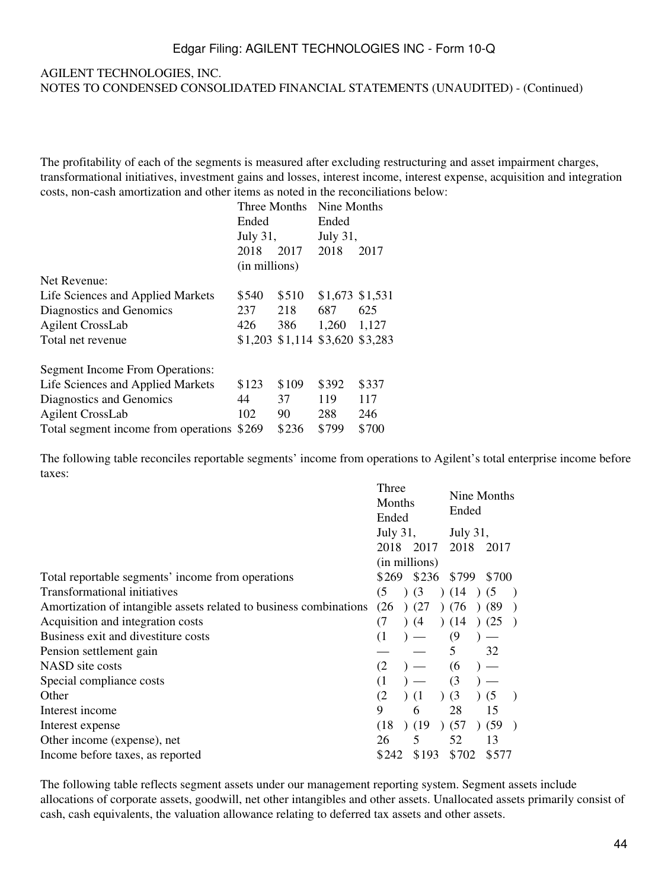AGILENT TECHNOLOGIES, INC.
NOTES TO CONDENSED CONSOLIDATED FINANCIAL STATEMENTS (UNAUDITED) - (Continued)

The profitability of each of the segments is measured after excluding restructuring and asset impairment charges, transformational initiatives, investment gains and losses, interest income, interest expense, acquisition and integration costs, non-cash amortization and other items as noted in the reconciliations below:

| | Three Months Ended July 31, | | Nine Months Ended July 31, | |
|---|---|---|---|---|
| | 2018 | 2017 | 2018 | 2017 |
| | (in millions) | | | |
| Net Revenue: | | | | |
| Life Sciences and Applied Markets | $540 | $510 | $1,673 | $1,531 |
| Diagnostics and Genomics | 237 | 218 | 687 | 625 |
| Agilent CrossLab | 426 | 386 | 1,260 | 1,127 |
| Total net revenue | $1,203 | $1,114 | $3,620 | $3,283 |
| | | | | |
| Segment Income From Operations: | | | | |
| Life Sciences and Applied Markets | $123 | $109 | $392 | $337 |
| Diagnostics and Genomics | 44 | 37 | 119 | 117 |
| Agilent CrossLab | 102 | 90 | 288 | 246 |
| Total segment income from operations | $269 | $236 | $799 | $700 |

The following table reconciles reportable segments' income from operations to Agilent's total enterprise income before taxes:

| | Three Months Ended July 31, | | Nine Months Ended July 31, | |
|---|---|---|---|---|
| | 2018 | 2017 | 2018 | 2017 |
| | (in millions) | | | |
| Total reportable segments' income from operations | $269 | $236 | $799 | $700 |
| Transformational initiatives | (5) | (3) | (14) | (5) |
| Amortization of intangible assets related to business combinations | (26) | (27) | (76) | (89) |
| Acquisition and integration costs | (7) | (4) | (14) | (25) |
| Business exit and divestiture costs | (1) | — | (9) | — |
| Pension settlement gain | — | — | 5 | 32 |
| NASD site costs | (2) | — | (6) | — |
| Special compliance costs | (1) | — | (3) | — |
| Other | (2) | (1) | (3) | (5) |
| Interest income | 9 | 6 | 28 | 15 |
| Interest expense | (18) | (19) | (57) | (59) |
| Other income (expense), net | 26 | 5 | 52 | 13 |
| Income before taxes, as reported | $242 | $193 | $702 | $577 |

The following table reflects segment assets under our management reporting system. Segment assets include allocations of corporate assets, goodwill, net other intangibles and other assets. Unallocated assets primarily consist of cash, cash equivalents, the valuation allowance relating to deferred tax assets and other assets.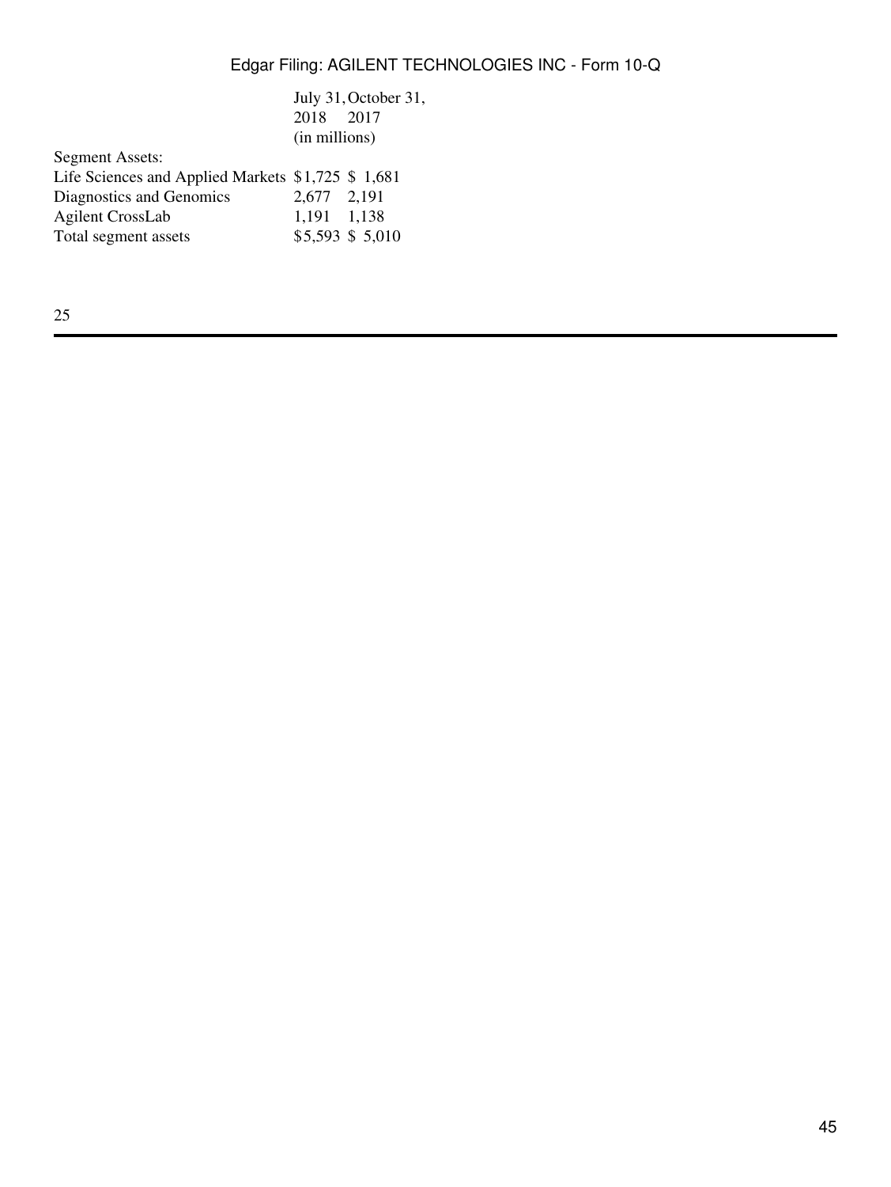| | July 31, 2018 | October 31, 2017 |
|---|---|---|
| | (in millions) | |
| Segment Assets: | | |
| Life Sciences and Applied Markets | $1,725 | $ 1,681 |
| Diagnostics and Genomics | 2,677 | 2,191 |
| Agilent CrossLab | 1,191 | 1,138 |
| Total segment assets | $5,593 | $ 5,010 |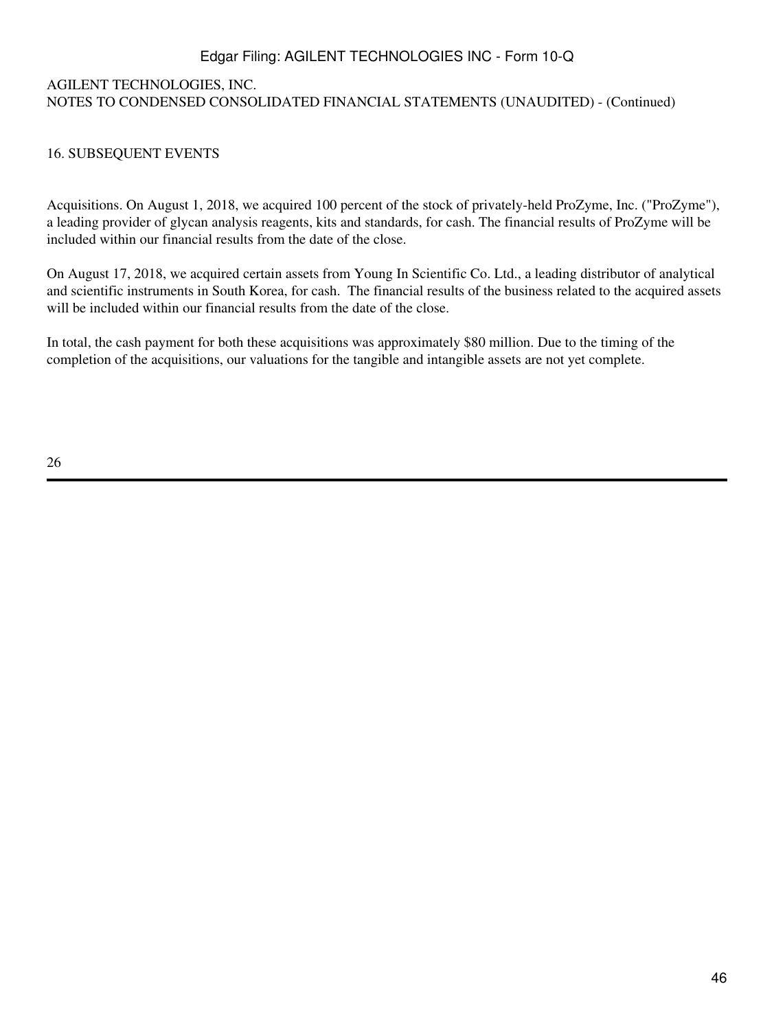AGILENT TECHNOLOGIES, INC.
NOTES TO CONDENSED CONSOLIDATED FINANCIAL STATEMENTS (UNAUDITED) - (Continued)

## 16. SUBSEQUENT EVENTS

Acquisitions. On August 1, 2018, we acquired 100 percent of the stock of privately-held ProZyme, Inc. ("ProZyme"), a leading provider of glycan analysis reagents, kits and standards, for cash. The financial results of ProZyme will be included within our financial results from the date of the close.

On August 17, 2018, we acquired certain assets from Young In Scientific Co. Ltd., a leading distributor of analytical and scientific instruments in South Korea, for cash. The financial results of the business related to the acquired assets will be included within our financial results from the date of the close.

In total, the cash payment for both these acquisitions was approximately $80 million. Due to the timing of the completion of the acquisitions, our valuations for the tangible and intangible assets are not yet complete.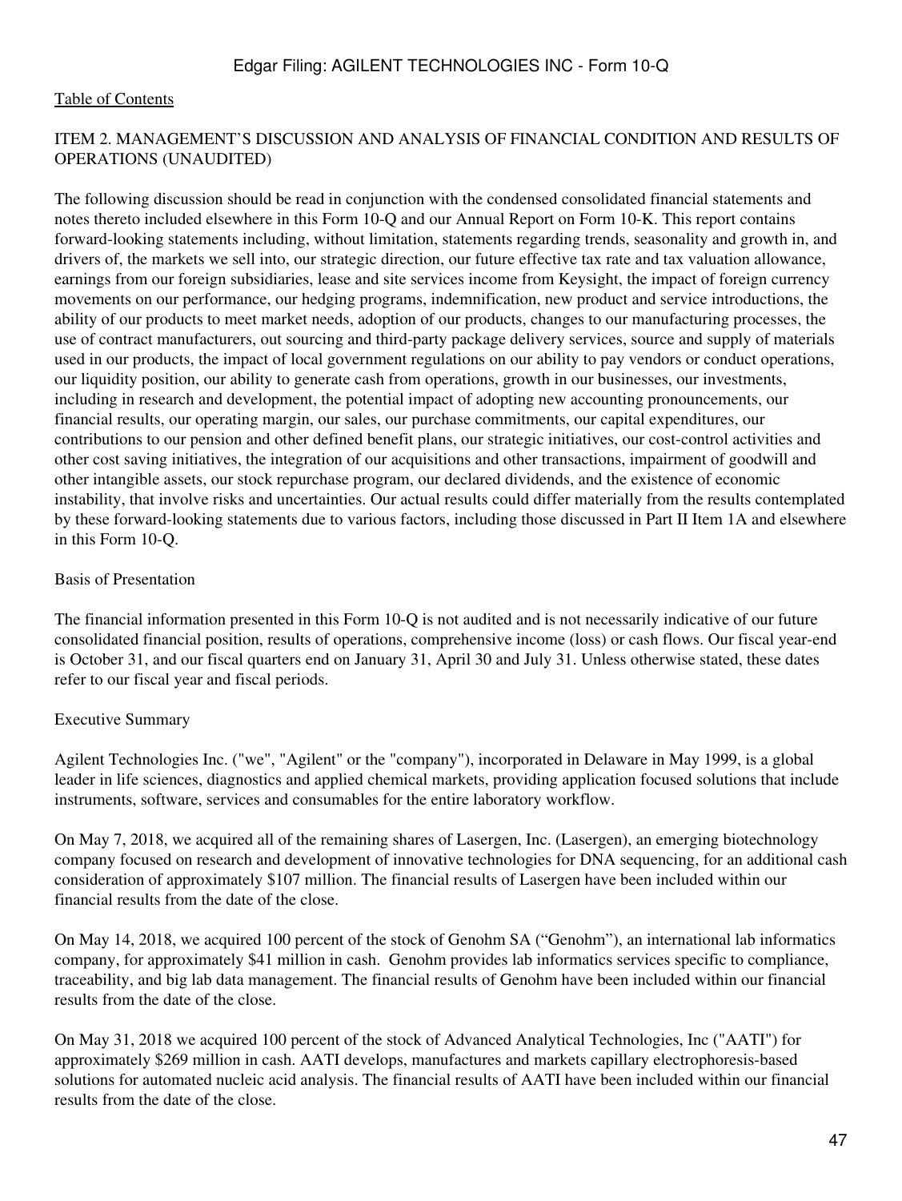[Table of Contents](#)

## ITEM 2. MANAGEMENT'S DISCUSSION AND ANALYSIS OF FINANCIAL CONDITION AND RESULTS OF OPERATIONS (UNAUDITED)

The following discussion should be read in conjunction with the condensed consolidated financial statements and notes thereto included elsewhere in this Form 10-Q and our Annual Report on Form 10-K. This report contains forward-looking statements including, without limitation, statements regarding trends, seasonality and growth in, and drivers of, the markets we sell into, our strategic direction, our future effective tax rate and tax valuation allowance, earnings from our foreign subsidiaries, lease and site services income from Keysight, the impact of foreign currency movements on our performance, our hedging programs, indemnification, new product and service introductions, the ability of our products to meet market needs, adoption of our products, changes to our manufacturing processes, the use of contract manufacturers, out sourcing and third-party package delivery services, source and supply of materials used in our products, the impact of local government regulations on our ability to pay vendors or conduct operations, our liquidity position, our ability to generate cash from operations, growth in our businesses, our investments, including in research and development, the potential impact of adopting new accounting pronouncements, our financial results, our operating margin, our sales, our purchase commitments, our capital expenditures, our contributions to our pension and other defined benefit plans, our strategic initiatives, our cost-control activities and other cost saving initiatives, the integration of our acquisitions and other transactions, impairment of goodwill and other intangible assets, our stock repurchase program, our declared dividends, and the existence of economic instability, that involve risks and uncertainties. Our actual results could differ materially from the results contemplated by these forward-looking statements due to various factors, including those discussed in Part II Item 1A and elsewhere in this Form 10-Q.

### Basis of Presentation

The financial information presented in this Form 10-Q is not audited and is not necessarily indicative of our future consolidated financial position, results of operations, comprehensive income (loss) or cash flows. Our fiscal year-end is October 31, and our fiscal quarters end on January 31, April 30 and July 31. Unless otherwise stated, these dates refer to our fiscal year and fiscal periods.

### Executive Summary

Agilent Technologies Inc. ("we", "Agilent" or the "company"), incorporated in Delaware in May 1999, is a global leader in life sciences, diagnostics and applied chemical markets, providing application focused solutions that include instruments, software, services and consumables for the entire laboratory workflow.

On May 7, 2018, we acquired all of the remaining shares of Lasergen, Inc. (Lasergen), an emerging biotechnology company focused on research and development of innovative technologies for DNA sequencing, for an additional cash consideration of approximately $107 million. The financial results of Lasergen have been included within our financial results from the date of the close.

On May 14, 2018, we acquired 100 percent of the stock of Genohm SA ("Genohm"), an international lab informatics company, for approximately $41 million in cash. Genohm provides lab informatics services specific to compliance, traceability, and big lab data management. The financial results of Genohm have been included within our financial results from the date of the close.

On May 31, 2018 we acquired 100 percent of the stock of Advanced Analytical Technologies, Inc ("AATI") for approximately $269 million in cash. AATI develops, manufactures and markets capillary electrophoresis-based solutions for automated nucleic acid analysis. The financial results of AATI have been included within our financial results from the date of the close.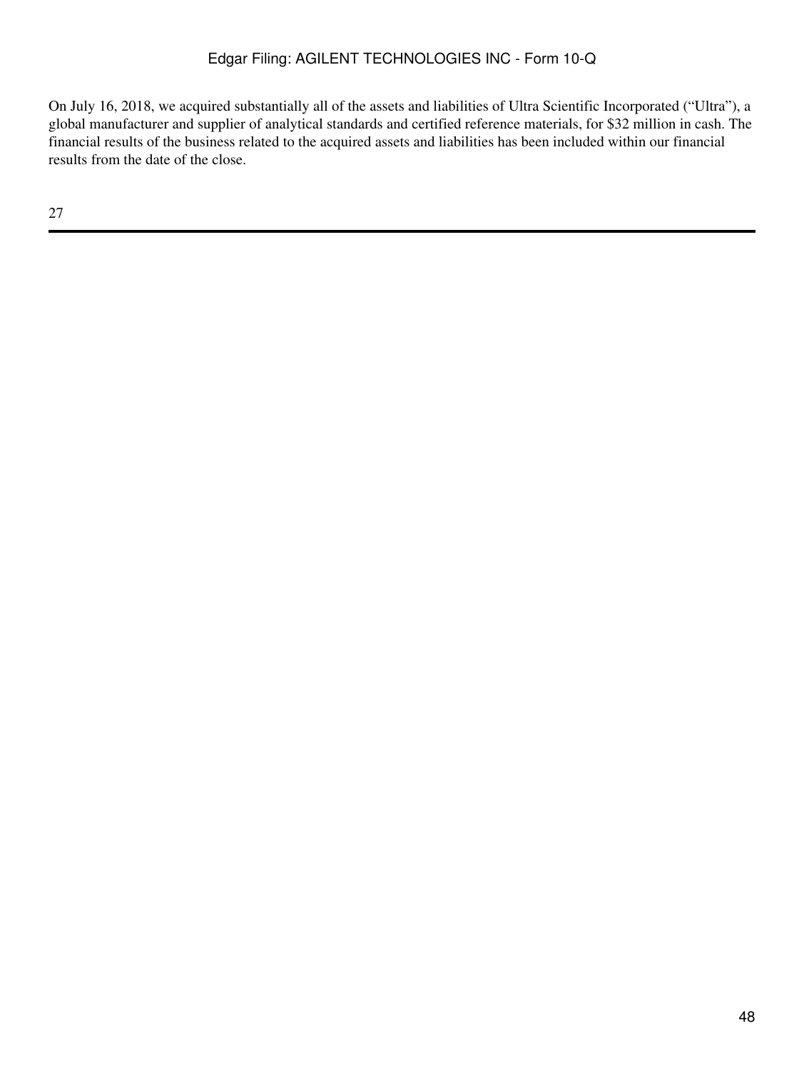On July 16, 2018, we acquired substantially all of the assets and liabilities of Ultra Scientific Incorporated ("Ultra"), a global manufacturer and supplier of analytical standards and certified reference materials, for $32 million in cash. The financial results of the business related to the acquired assets and liabilities has been included within our financial results from the date of the close.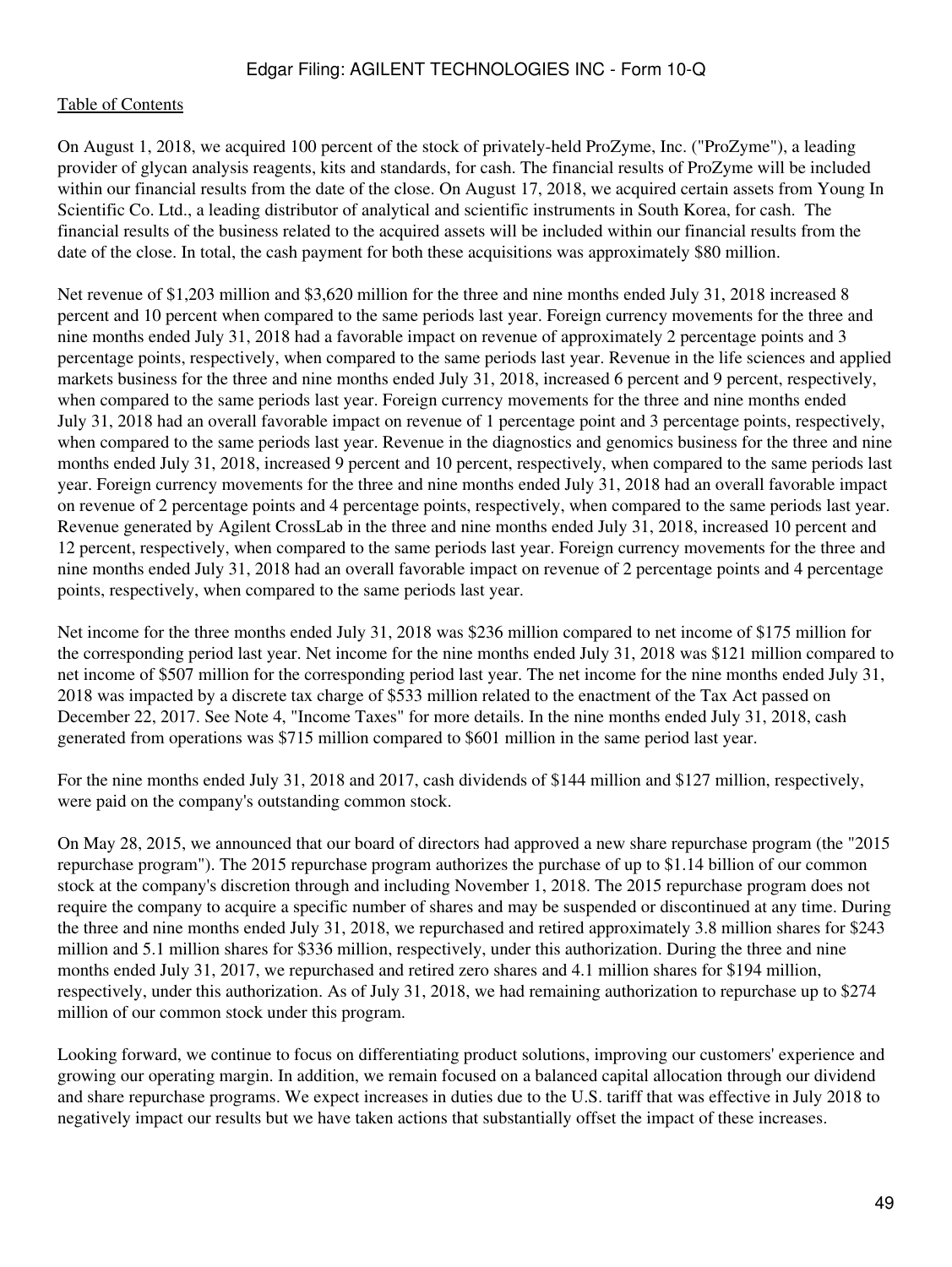On August 1, 2018, we acquired 100 percent of the stock of privately-held ProZyme, Inc. ("ProZyme"), a leading provider of glycan analysis reagents, kits and standards, for cash. The financial results of ProZyme will be included within our financial results from the date of the close. On August 17, 2018, we acquired certain assets from Young In Scientific Co. Ltd., a leading distributor of analytical and scientific instruments in South Korea, for cash. The financial results of the business related to the acquired assets will be included within our financial results from the date of the close. In total, the cash payment for both these acquisitions was approximately $80 million.

Net revenue of $1,203 million and $3,620 million for the three and nine months ended July 31, 2018 increased 8 percent and 10 percent when compared to the same periods last year. Foreign currency movements for the three and nine months ended July 31, 2018 had a favorable impact on revenue of approximately 2 percentage points and 3 percentage points, respectively, when compared to the same periods last year. Revenue in the life sciences and applied markets business for the three and nine months ended July 31, 2018, increased 6 percent and 9 percent, respectively, when compared to the same periods last year. Foreign currency movements for the three and nine months ended July 31, 2018 had an overall favorable impact on revenue of 1 percentage point and 3 percentage points, respectively, when compared to the same periods last year. Revenue in the diagnostics and genomics business for the three and nine months ended July 31, 2018, increased 9 percent and 10 percent, respectively, when compared to the same periods last year. Foreign currency movements for the three and nine months ended July 31, 2018 had an overall favorable impact on revenue of 2 percentage points and 4 percentage points, respectively, when compared to the same periods last year. Revenue generated by Agilent CrossLab in the three and nine months ended July 31, 2018, increased 10 percent and 12 percent, respectively, when compared to the same periods last year. Foreign currency movements for the three and nine months ended July 31, 2018 had an overall favorable impact on revenue of 2 percentage points and 4 percentage points, respectively, when compared to the same periods last year.

Net income for the three months ended July 31, 2018 was $236 million compared to net income of $175 million for the corresponding period last year. Net income for the nine months ended July 31, 2018 was $121 million compared to net income of $507 million for the corresponding period last year. The net income for the nine months ended July 31, 2018 was impacted by a discrete tax charge of $533 million related to the enactment of the Tax Act passed on December 22, 2017. See Note 4, "Income Taxes" for more details. In the nine months ended July 31, 2018, cash generated from operations was $715 million compared to $601 million in the same period last year.

For the nine months ended July 31, 2018 and 2017, cash dividends of $144 million and $127 million, respectively, were paid on the company's outstanding common stock.

On May 28, 2015, we announced that our board of directors had approved a new share repurchase program (the "2015 repurchase program"). The 2015 repurchase program authorizes the purchase of up to $1.14 billion of our common stock at the company's discretion through and including November 1, 2018. The 2015 repurchase program does not require the company to acquire a specific number of shares and may be suspended or discontinued at any time. During the three and nine months ended July 31, 2018, we repurchased and retired approximately 3.8 million shares for $243 million and 5.1 million shares for $336 million, respectively, under this authorization. During the three and nine months ended July 31, 2017, we repurchased and retired zero shares and 4.1 million shares for $194 million, respectively, under this authorization. As of July 31, 2018, we had remaining authorization to repurchase up to $274 million of our common stock under this program.

Looking forward, we continue to focus on differentiating product solutions, improving our customers' experience and growing our operating margin. In addition, we remain focused on a balanced capital allocation through our dividend and share repurchase programs. We expect increases in duties due to the U.S. tariff that was effective in July 2018 to negatively impact our results but we have taken actions that substantially offset the impact of these increases.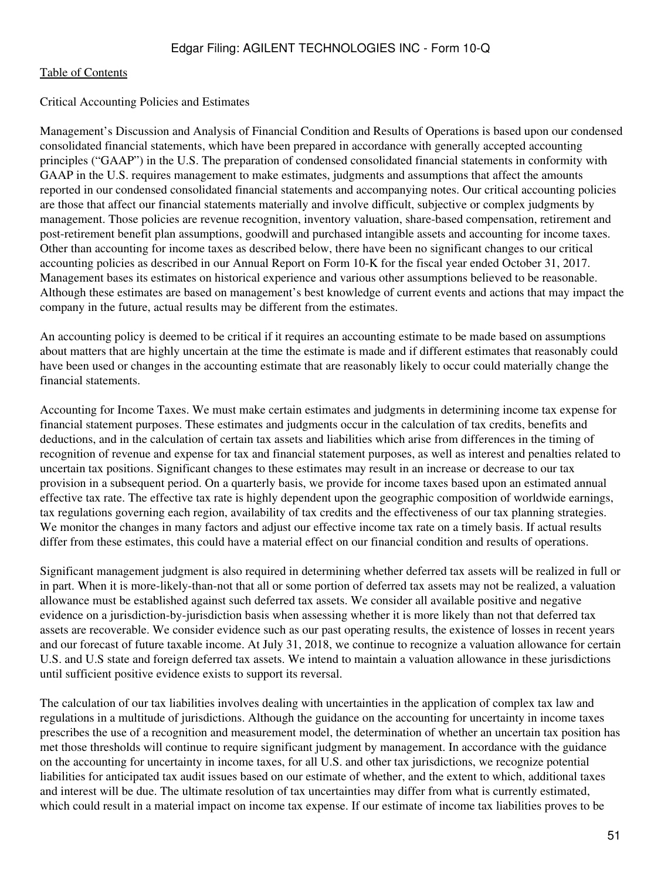Critical Accounting Policies and Estimates

Management's Discussion and Analysis of Financial Condition and Results of Operations is based upon our condensed consolidated financial statements, which have been prepared in accordance with generally accepted accounting principles ("GAAP") in the U.S. The preparation of condensed consolidated financial statements in conformity with GAAP in the U.S. requires management to make estimates, judgments and assumptions that affect the amounts reported in our condensed consolidated financial statements and accompanying notes. Our critical accounting policies are those that affect our financial statements materially and involve difficult, subjective or complex judgments by management. Those policies are revenue recognition, inventory valuation, share-based compensation, retirement and post-retirement benefit plan assumptions, goodwill and purchased intangible assets and accounting for income taxes. Other than accounting for income taxes as described below, there have been no significant changes to our critical accounting policies as described in our Annual Report on Form 10-K for the fiscal year ended October 31, 2017. Management bases its estimates on historical experience and various other assumptions believed to be reasonable. Although these estimates are based on management's best knowledge of current events and actions that may impact the company in the future, actual results may be different from the estimates.

An accounting policy is deemed to be critical if it requires an accounting estimate to be made based on assumptions about matters that are highly uncertain at the time the estimate is made and if different estimates that reasonably could have been used or changes in the accounting estimate that are reasonably likely to occur could materially change the financial statements.

Accounting for Income Taxes. We must make certain estimates and judgments in determining income tax expense for financial statement purposes. These estimates and judgments occur in the calculation of tax credits, benefits and deductions, and in the calculation of certain tax assets and liabilities which arise from differences in the timing of recognition of revenue and expense for tax and financial statement purposes, as well as interest and penalties related to uncertain tax positions. Significant changes to these estimates may result in an increase or decrease to our tax provision in a subsequent period. On a quarterly basis, we provide for income taxes based upon an estimated annual effective tax rate. The effective tax rate is highly dependent upon the geographic composition of worldwide earnings, tax regulations governing each region, availability of tax credits and the effectiveness of our tax planning strategies. We monitor the changes in many factors and adjust our effective income tax rate on a timely basis. If actual results differ from these estimates, this could have a material effect on our financial condition and results of operations.

Significant management judgment is also required in determining whether deferred tax assets will be realized in full or in part. When it is more-likely-than-not that all or some portion of deferred tax assets may not be realized, a valuation allowance must be established against such deferred tax assets. We consider all available positive and negative evidence on a jurisdiction-by-jurisdiction basis when assessing whether it is more likely than not that deferred tax assets are recoverable. We consider evidence such as our past operating results, the existence of losses in recent years and our forecast of future taxable income. At July 31, 2018, we continue to recognize a valuation allowance for certain U.S. and U.S state and foreign deferred tax assets. We intend to maintain a valuation allowance in these jurisdictions until sufficient positive evidence exists to support its reversal.

The calculation of our tax liabilities involves dealing with uncertainties in the application of complex tax law and regulations in a multitude of jurisdictions. Although the guidance on the accounting for uncertainty in income taxes prescribes the use of a recognition and measurement model, the determination of whether an uncertain tax position has met those thresholds will continue to require significant judgment by management. In accordance with the guidance on the accounting for uncertainty in income taxes, for all U.S. and other tax jurisdictions, we recognize potential liabilities for anticipated tax audit issues based on our estimate of whether, and the extent to which, additional taxes and interest will be due. The ultimate resolution of tax uncertainties may differ from what is currently estimated, which could result in a material impact on income tax expense. If our estimate of income tax liabilities proves to be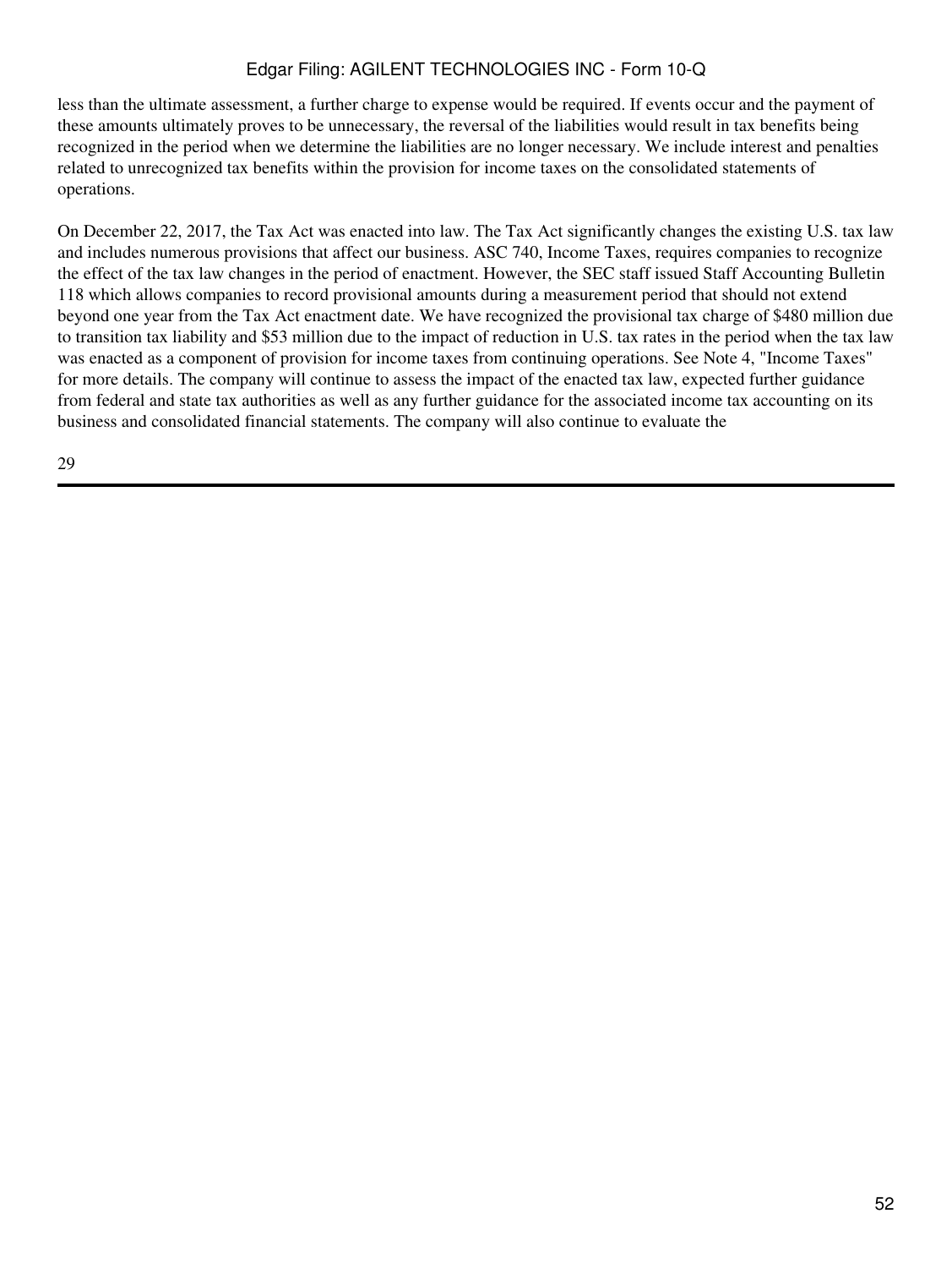less than the ultimate assessment, a further charge to expense would be required. If events occur and the payment of these amounts ultimately proves to be unnecessary, the reversal of the liabilities would result in tax benefits being recognized in the period when we determine the liabilities are no longer necessary. We include interest and penalties related to unrecognized tax benefits within the provision for income taxes on the consolidated statements of operations.

On December 22, 2017, the Tax Act was enacted into law. The Tax Act significantly changes the existing U.S. tax law and includes numerous provisions that affect our business. ASC 740, Income Taxes, requires companies to recognize the effect of the tax law changes in the period of enactment. However, the SEC staff issued Staff Accounting Bulletin 118 which allows companies to record provisional amounts during a measurement period that should not extend beyond one year from the Tax Act enactment date. We have recognized the provisional tax charge of $480 million due to transition tax liability and $53 million due to the impact of reduction in U.S. tax rates in the period when the tax law was enacted as a component of provision for income taxes from continuing operations. See Note 4, "Income Taxes" for more details. The company will continue to assess the impact of the enacted tax law, expected further guidance from federal and state tax authorities as well as any further guidance for the associated income tax accounting on its business and consolidated financial statements. The company will also continue to evaluate the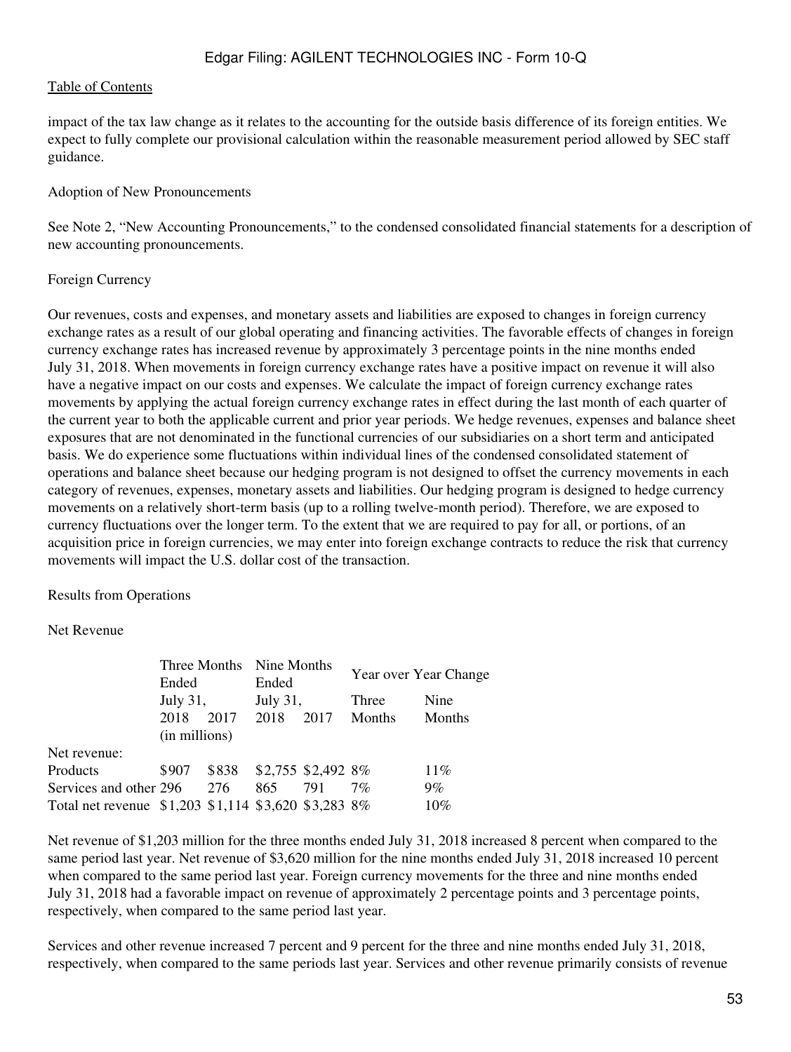impact of the tax law change as it relates to the accounting for the outside basis difference of its foreign entities. We expect to fully complete our provisional calculation within the reasonable measurement period allowed by SEC staff guidance.

Adoption of New Pronouncements

See Note 2, "New Accounting Pronouncements," to the condensed consolidated financial statements for a description of new accounting pronouncements.

Foreign Currency

Our revenues, costs and expenses, and monetary assets and liabilities are exposed to changes in foreign currency exchange rates as a result of our global operating and financing activities. The favorable effects of changes in foreign currency exchange rates has increased revenue by approximately 3 percentage points in the nine months ended July 31, 2018. When movements in foreign currency exchange rates have a positive impact on revenue it will also have a negative impact on our costs and expenses. We calculate the impact of foreign currency exchange rates movements by applying the actual foreign currency exchange rates in effect during the last month of each quarter of the current year to both the applicable current and prior year periods. We hedge revenues, expenses and balance sheet exposures that are not denominated in the functional currencies of our subsidiaries on a short term and anticipated basis. We do experience some fluctuations within individual lines of the condensed consolidated statement of operations and balance sheet because our hedging program is not designed to offset the currency movements in each category of revenues, expenses, monetary assets and liabilities. Our hedging program is designed to hedge currency movements on a relatively short-term basis (up to a rolling twelve-month period). Therefore, we are exposed to currency fluctuations over the longer term. To the extent that we are required to pay for all, or portions, of an acquisition price in foreign currencies, we may enter into foreign exchange contracts to reduce the risk that currency movements will impact the U.S. dollar cost of the transaction.

Results from Operations

Net Revenue

| | Three Months Ended July 31, | | Nine Months Ended July 31, | | Year over Year Change | |
|---|---|---|---|---|---|---|
| | 2018 | 2017 | 2018 | 2017 | Three Months | Nine Months |
| | (in millions) | | | | | |
| Net revenue: | | | | | | |
| Products | $907 | $838 | $2,755 | $2,492 | 8% | 11% |
| Services and other | 296 | 276 | 865 | 791 | 7% | 9% |
| Total net revenue | $1,203 | $1,114 | $3,620 | $3,283 | 8% | 10% |

Net revenue of $1,203 million for the three months ended July 31, 2018 increased 8 percent when compared to the same period last year. Net revenue of $3,620 million for the nine months ended July 31, 2018 increased 10 percent when compared to the same period last year. Foreign currency movements for the three and nine months ended July 31, 2018 had a favorable impact on revenue of approximately 2 percentage points and 3 percentage points, respectively, when compared to the same period last year.

Services and other revenue increased 7 percent and 9 percent for the three and nine months ended July 31, 2018, respectively, when compared to the same periods last year. Services and other revenue primarily consists of revenue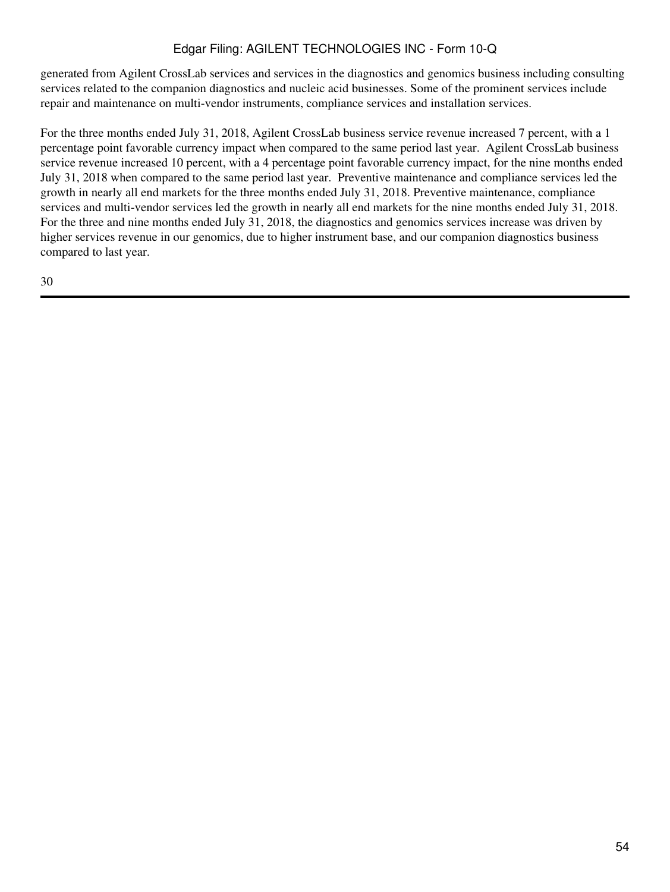generated from Agilent CrossLab services and services in the diagnostics and genomics business including consulting services related to the companion diagnostics and nucleic acid businesses. Some of the prominent services include repair and maintenance on multi-vendor instruments, compliance services and installation services.

For the three months ended July 31, 2018, Agilent CrossLab business service revenue increased 7 percent, with a 1 percentage point favorable currency impact when compared to the same period last year. Agilent CrossLab business service revenue increased 10 percent, with a 4 percentage point favorable currency impact, for the nine months ended July 31, 2018 when compared to the same period last year. Preventive maintenance and compliance services led the growth in nearly all end markets for the three months ended July 31, 2018. Preventive maintenance, compliance services and multi-vendor services led the growth in nearly all end markets for the nine months ended July 31, 2018. For the three and nine months ended July 31, 2018, the diagnostics and genomics services increase was driven by higher services revenue in our genomics, due to higher instrument base, and our companion diagnostics business compared to last year.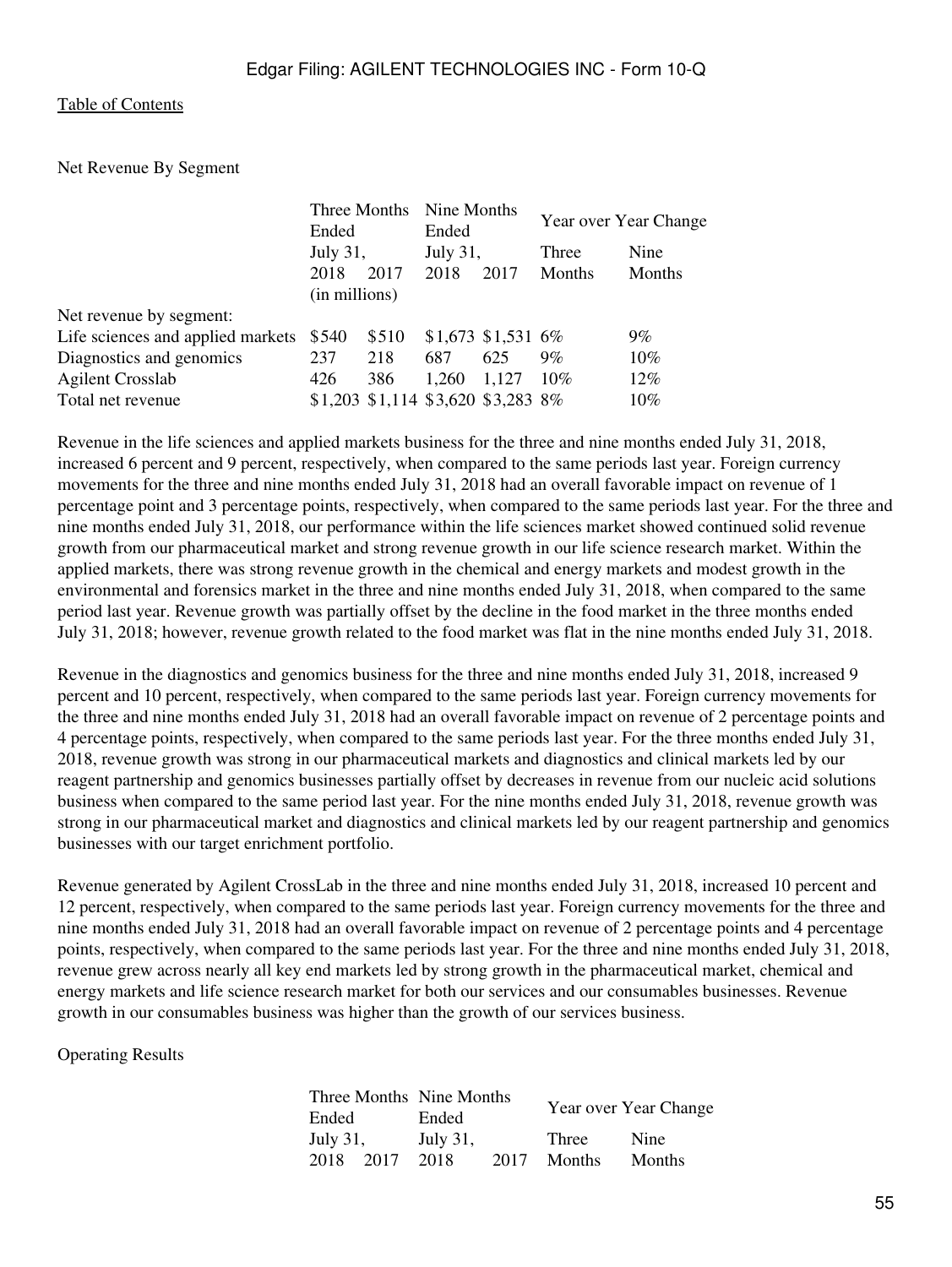Net Revenue By Segment

| | Three Months Ended | | Nine Months Ended | | Year over Year Change | |
|---|---|---|---|---|---|---|
| | July 31, | | July 31, | | Three | Nine |
| | 2018 | 2017 | 2018 | 2017 | Months | Months |
| | (in millions) | | | | | |
| Net revenue by segment: | | | | | | |
| Life sciences and applied markets | $540 | $510 | $1,673 | $1,531 | 6% | 9% |
| Diagnostics and genomics | 237 | 218 | 687 | 625 | 9% | 10% |
| Agilent Crosslab | 426 | 386 | 1,260 | 1,127 | 10% | 12% |
| Total net revenue | $1,203 | $1,114 | $3,620 | $3,283 | 8% | 10% |

Revenue in the life sciences and applied markets business for the three and nine months ended July 31, 2018, increased 6 percent and 9 percent, respectively, when compared to the same periods last year. Foreign currency movements for the three and nine months ended July 31, 2018 had an overall favorable impact on revenue of 1 percentage point and 3 percentage points, respectively, when compared to the same periods last year. For the three and nine months ended July 31, 2018, our performance within the life sciences market showed continued solid revenue growth from our pharmaceutical market and strong revenue growth in our life science research market. Within the applied markets, there was strong revenue growth in the chemical and energy markets and modest growth in the environmental and forensics market in the three and nine months ended July 31, 2018, when compared to the same period last year. Revenue growth was partially offset by the decline in the food market in the three months ended July 31, 2018; however, revenue growth related to the food market was flat in the nine months ended July 31, 2018.

Revenue in the diagnostics and genomics business for the three and nine months ended July 31, 2018, increased 9 percent and 10 percent, respectively, when compared to the same periods last year. Foreign currency movements for the three and nine months ended July 31, 2018 had an overall favorable impact on revenue of 2 percentage points and 4 percentage points, respectively, when compared to the same periods last year. For the three months ended July 31, 2018, revenue growth was strong in our pharmaceutical markets and diagnostics and clinical markets led by our reagent partnership and genomics businesses partially offset by decreases in revenue from our nucleic acid solutions business when compared to the same period last year. For the nine months ended July 31, 2018, revenue growth was strong in our pharmaceutical market and diagnostics and clinical markets led by our reagent partnership and genomics businesses with our target enrichment portfolio.

Revenue generated by Agilent CrossLab in the three and nine months ended July 31, 2018, increased 10 percent and 12 percent, respectively, when compared to the same periods last year. Foreign currency movements for the three and nine months ended July 31, 2018 had an overall favorable impact on revenue of 2 percentage points and 4 percentage points, respectively, when compared to the same periods last year. For the three and nine months ended July 31, 2018, revenue grew across nearly all key end markets led by strong growth in the pharmaceutical market, chemical and energy markets and life science research market for both our services and our consumables businesses. Revenue growth in our consumables business was higher than the growth of our services business.

Operating Results

| Three Months Ended | | Nine Months Ended | | Year over Year Change | |
|---|---|---|---|---|---|
| July 31, | | July 31, | | Three | Nine |
| 2018 | 2017 | 2018 | 2017 | Months | Months |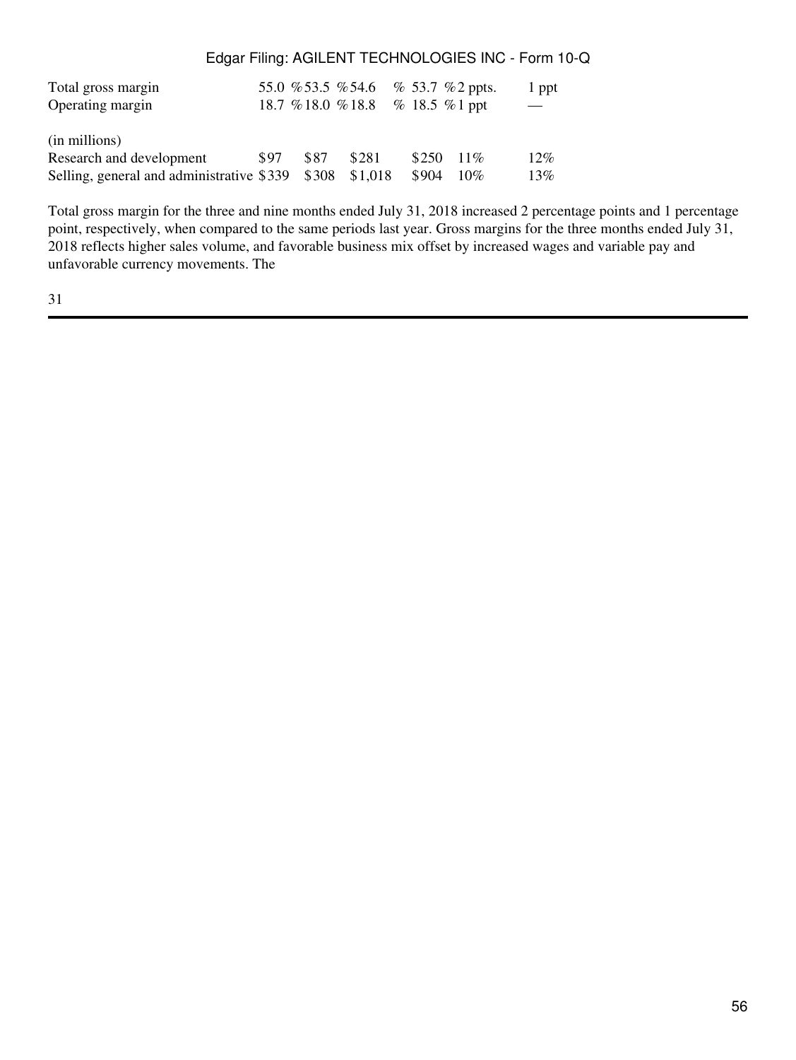| | | | | | | |
|---|---|---|---|---|---|---|
| Total gross margin | 55.0 % | 53.5 % | 54.6 % | 53.7 % | 2 ppts. | 1 ppt |
| Operating margin | 18.7 % | 18.0 % | 18.8 % | 18.5 % | 1 ppt | — |
| | | | | | | |
| (in millions) | | | | | | |
| Research and development | $97 | $87 | $281 | $250 | 11% | 12% |
| Selling, general and administrative | $339 | $308 | $1,018 | $904 | 10% | 13% |

Total gross margin for the three and nine months ended July 31, 2018 increased 2 percentage points and 1 percentage point, respectively, when compared to the same periods last year. Gross margins for the three months ended July 31, 2018 reflects higher sales volume, and favorable business mix offset by increased wages and variable pay and unfavorable currency movements. The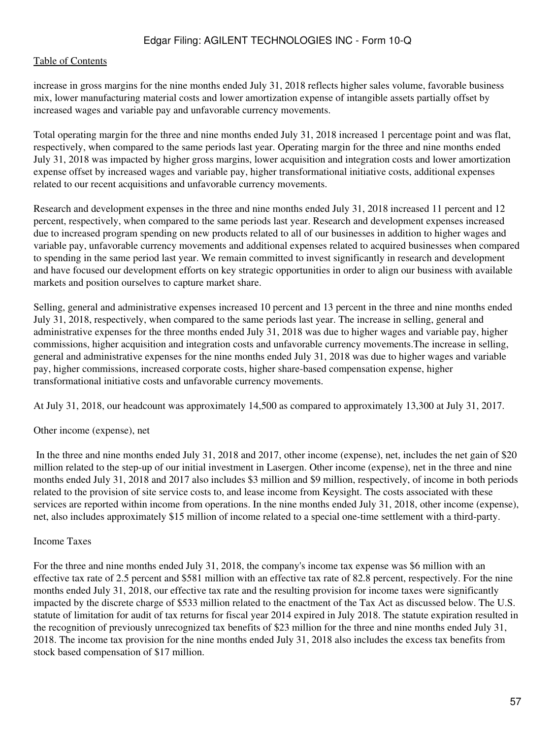increase in gross margins for the nine months ended July 31, 2018 reflects higher sales volume, favorable business mix, lower manufacturing material costs and lower amortization expense of intangible assets partially offset by increased wages and variable pay and unfavorable currency movements.

Total operating margin for the three and nine months ended July 31, 2018 increased 1 percentage point and was flat, respectively, when compared to the same periods last year. Operating margin for the three and nine months ended July 31, 2018 was impacted by higher gross margins, lower acquisition and integration costs and lower amortization expense offset by increased wages and variable pay, higher transformational initiative costs, additional expenses related to our recent acquisitions and unfavorable currency movements.

Research and development expenses in the three and nine months ended July 31, 2018 increased 11 percent and 12 percent, respectively, when compared to the same periods last year. Research and development expenses increased due to increased program spending on new products related to all of our businesses in addition to higher wages and variable pay, unfavorable currency movements and additional expenses related to acquired businesses when compared to spending in the same period last year. We remain committed to invest significantly in research and development and have focused our development efforts on key strategic opportunities in order to align our business with available markets and position ourselves to capture market share.

Selling, general and administrative expenses increased 10 percent and 13 percent in the three and nine months ended July 31, 2018, respectively, when compared to the same periods last year. The increase in selling, general and administrative expenses for the three months ended July 31, 2018 was due to higher wages and variable pay, higher commissions, higher acquisition and integration costs and unfavorable currency movements.The increase in selling, general and administrative expenses for the nine months ended July 31, 2018 was due to higher wages and variable pay, higher commissions, increased corporate costs, higher share-based compensation expense, higher transformational initiative costs and unfavorable currency movements.

At July 31, 2018, our headcount was approximately 14,500 as compared to approximately 13,300 at July 31, 2017.

Other income (expense), net

In the three and nine months ended July 31, 2018 and 2017, other income (expense), net, includes the net gain of $20 million related to the step-up of our initial investment in Lasergen. Other income (expense), net in the three and nine months ended July 31, 2018 and 2017 also includes $3 million and $9 million, respectively, of income in both periods related to the provision of site service costs to, and lease income from Keysight. The costs associated with these services are reported within income from operations. In the nine months ended July 31, 2018, other income (expense), net, also includes approximately $15 million of income related to a special one-time settlement with a third-party.

Income Taxes

For the three and nine months ended July 31, 2018, the company's income tax expense was $6 million with an effective tax rate of 2.5 percent and $581 million with an effective tax rate of 82.8 percent, respectively. For the nine months ended July 31, 2018, our effective tax rate and the resulting provision for income taxes were significantly impacted by the discrete charge of $533 million related to the enactment of the Tax Act as discussed below. The U.S. statute of limitation for audit of tax returns for fiscal year 2014 expired in July 2018. The statute expiration resulted in the recognition of previously unrecognized tax benefits of $23 million for the three and nine months ended July 31, 2018. The income tax provision for the nine months ended July 31, 2018 also includes the excess tax benefits from stock based compensation of $17 million.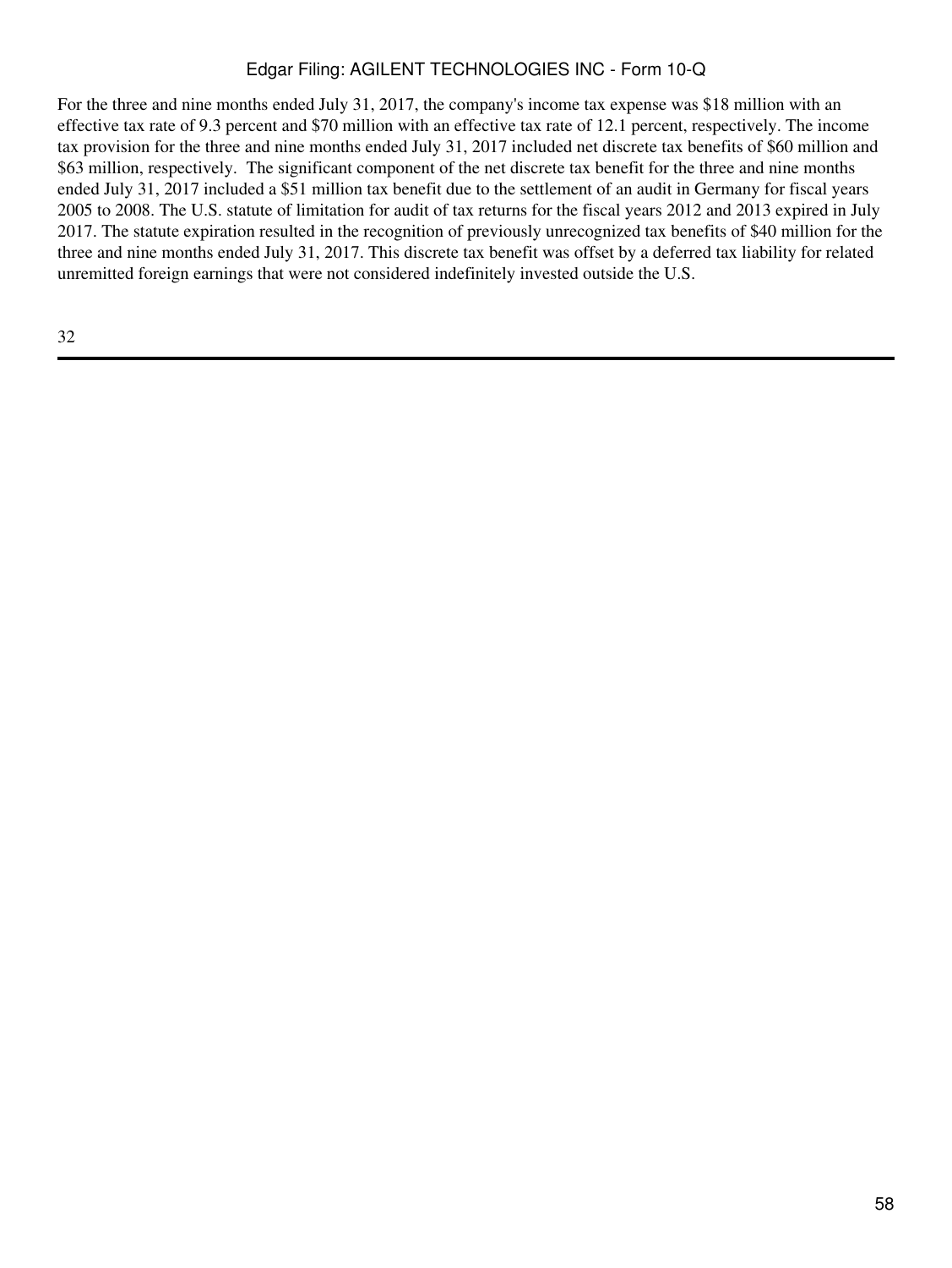For the three and nine months ended July 31, 2017, the company's income tax expense was $18 million with an effective tax rate of 9.3 percent and $70 million with an effective tax rate of 12.1 percent, respectively. The income tax provision for the three and nine months ended July 31, 2017 included net discrete tax benefits of $60 million and $63 million, respectively. The significant component of the net discrete tax benefit for the three and nine months ended July 31, 2017 included a $51 million tax benefit due to the settlement of an audit in Germany for fiscal years 2005 to 2008. The U.S. statute of limitation for audit of tax returns for the fiscal years 2012 and 2013 expired in July 2017. The statute expiration resulted in the recognition of previously unrecognized tax benefits of $40 million for the three and nine months ended July 31, 2017. This discrete tax benefit was offset by a deferred tax liability for related unremitted foreign earnings that were not considered indefinitely invested outside the U.S.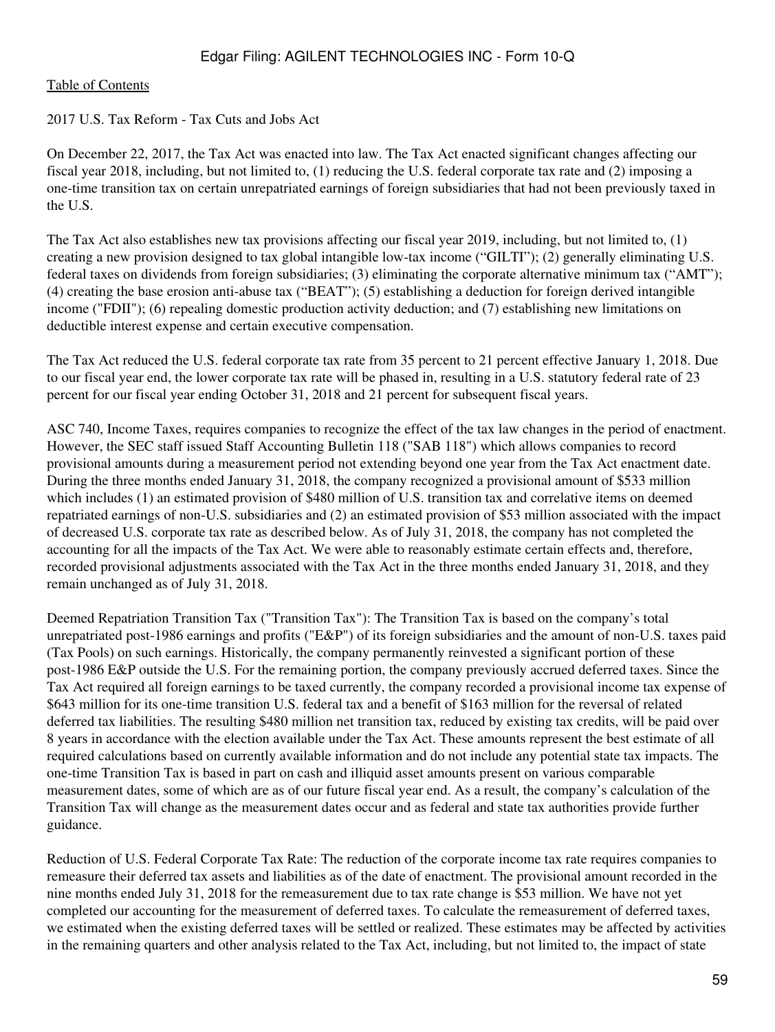2017 U.S. Tax Reform - Tax Cuts and Jobs Act

On December 22, 2017, the Tax Act was enacted into law. The Tax Act enacted significant changes affecting our fiscal year 2018, including, but not limited to, (1) reducing the U.S. federal corporate tax rate and (2) imposing a one-time transition tax on certain unrepatriated earnings of foreign subsidiaries that had not been previously taxed in the U.S.

The Tax Act also establishes new tax provisions affecting our fiscal year 2019, including, but not limited to, (1) creating a new provision designed to tax global intangible low-tax income (“GILTI”); (2) generally eliminating U.S. federal taxes on dividends from foreign subsidiaries; (3) eliminating the corporate alternative minimum tax (“AMT”); (4) creating the base erosion anti-abuse tax (“BEAT”); (5) establishing a deduction for foreign derived intangible income ("FDII"); (6) repealing domestic production activity deduction; and (7) establishing new limitations on deductible interest expense and certain executive compensation.

The Tax Act reduced the U.S. federal corporate tax rate from 35 percent to 21 percent effective January 1, 2018. Due to our fiscal year end, the lower corporate tax rate will be phased in, resulting in a U.S. statutory federal rate of 23 percent for our fiscal year ending October 31, 2018 and 21 percent for subsequent fiscal years.

ASC 740, Income Taxes, requires companies to recognize the effect of the tax law changes in the period of enactment. However, the SEC staff issued Staff Accounting Bulletin 118 ("SAB 118") which allows companies to record provisional amounts during a measurement period not extending beyond one year from the Tax Act enactment date. During the three months ended January 31, 2018, the company recognized a provisional amount of $533 million which includes (1) an estimated provision of $480 million of U.S. transition tax and correlative items on deemed repatriated earnings of non-U.S. subsidiaries and (2) an estimated provision of $53 million associated with the impact of decreased U.S. corporate tax rate as described below. As of July 31, 2018, the company has not completed the accounting for all the impacts of the Tax Act. We were able to reasonably estimate certain effects and, therefore, recorded provisional adjustments associated with the Tax Act in the three months ended January 31, 2018, and they remain unchanged as of July 31, 2018.

Deemed Repatriation Transition Tax ("Transition Tax"): The Transition Tax is based on the company’s total unrepatriated post-1986 earnings and profits ("E&P") of its foreign subsidiaries and the amount of non-U.S. taxes paid (Tax Pools) on such earnings. Historically, the company permanently reinvested a significant portion of these post-1986 E&P outside the U.S. For the remaining portion, the company previously accrued deferred taxes. Since the Tax Act required all foreign earnings to be taxed currently, the company recorded a provisional income tax expense of $643 million for its one-time transition U.S. federal tax and a benefit of $163 million for the reversal of related deferred tax liabilities. The resulting $480 million net transition tax, reduced by existing tax credits, will be paid over 8 years in accordance with the election available under the Tax Act. These amounts represent the best estimate of all required calculations based on currently available information and do not include any potential state tax impacts. The one-time Transition Tax is based in part on cash and illiquid asset amounts present on various comparable measurement dates, some of which are as of our future fiscal year end. As a result, the company’s calculation of the Transition Tax will change as the measurement dates occur and as federal and state tax authorities provide further guidance.

Reduction of U.S. Federal Corporate Tax Rate: The reduction of the corporate income tax rate requires companies to remeasure their deferred tax assets and liabilities as of the date of enactment. The provisional amount recorded in the nine months ended July 31, 2018 for the remeasurement due to tax rate change is $53 million. We have not yet completed our accounting for the measurement of deferred taxes. To calculate the remeasurement of deferred taxes, we estimated when the existing deferred taxes will be settled or realized. These estimates may be affected by activities in the remaining quarters and other analysis related to the Tax Act, including, but not limited to, the impact of state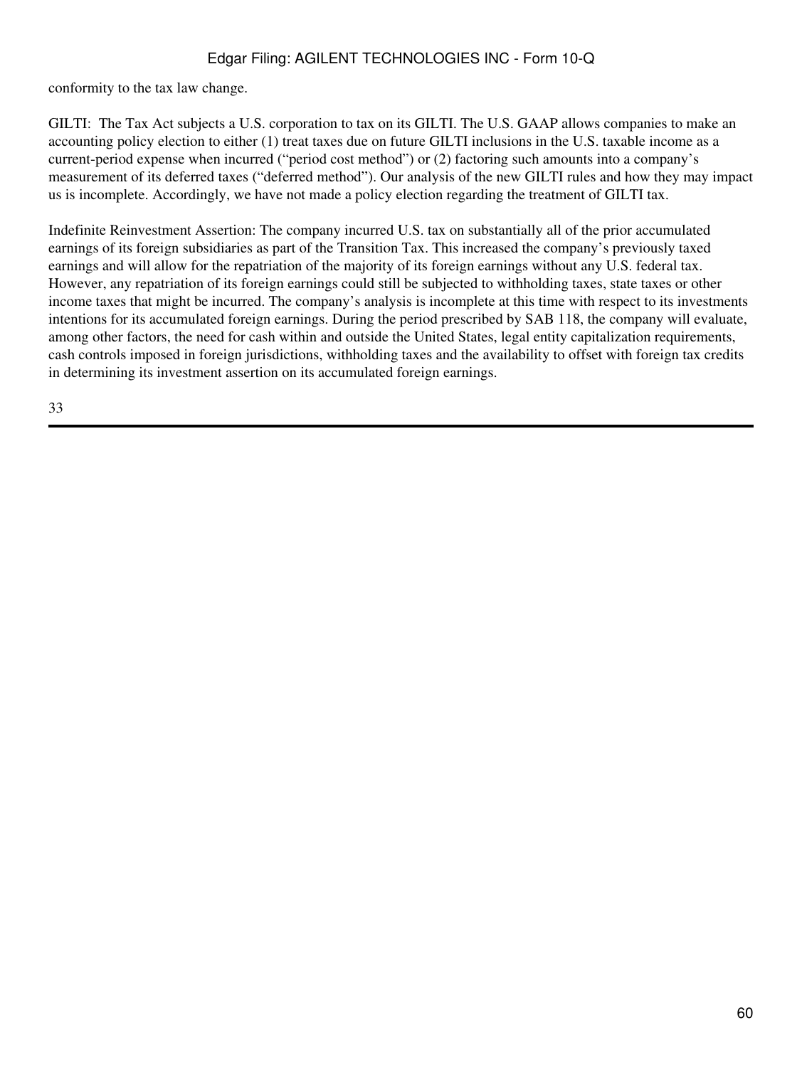conformity to the tax law change.

GILTI: The Tax Act subjects a U.S. corporation to tax on its GILTI. The U.S. GAAP allows companies to make an accounting policy election to either (1) treat taxes due on future GILTI inclusions in the U.S. taxable income as a current-period expense when incurred ("period cost method") or (2) factoring such amounts into a company's measurement of its deferred taxes ("deferred method"). Our analysis of the new GILTI rules and how they may impact us is incomplete. Accordingly, we have not made a policy election regarding the treatment of GILTI tax.

Indefinite Reinvestment Assertion: The company incurred U.S. tax on substantially all of the prior accumulated earnings of its foreign subsidiaries as part of the Transition Tax. This increased the company's previously taxed earnings and will allow for the repatriation of the majority of its foreign earnings without any U.S. federal tax. However, any repatriation of its foreign earnings could still be subjected to withholding taxes, state taxes or other income taxes that might be incurred. The company's analysis is incomplete at this time with respect to its investments intentions for its accumulated foreign earnings. During the period prescribed by SAB 118, the company will evaluate, among other factors, the need for cash within and outside the United States, legal entity capitalization requirements, cash controls imposed in foreign jurisdictions, withholding taxes and the availability to offset with foreign tax credits in determining its investment assertion on its accumulated foreign earnings.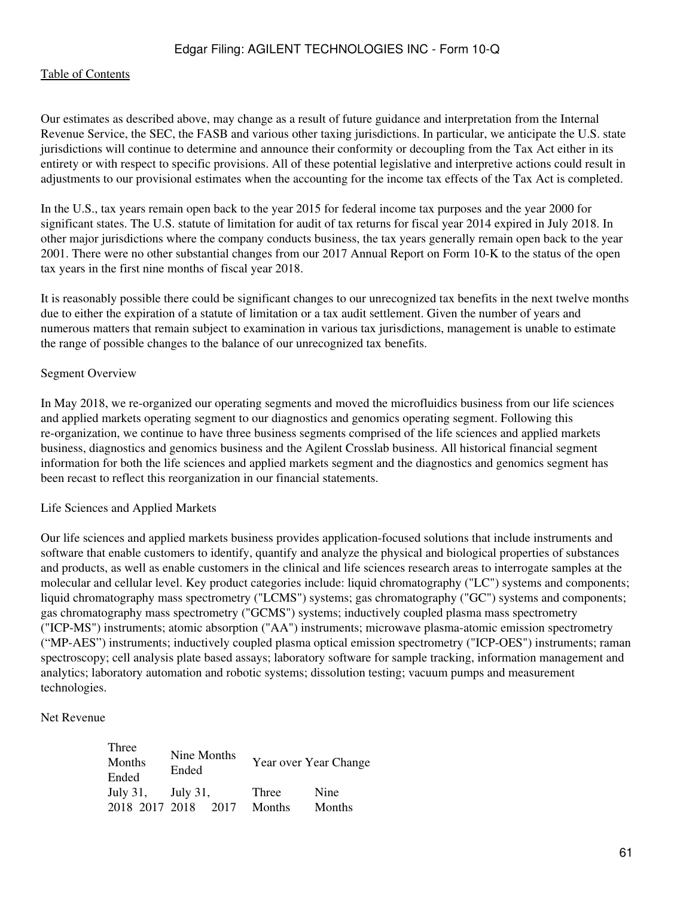Our estimates as described above, may change as a result of future guidance and interpretation from the Internal Revenue Service, the SEC, the FASB and various other taxing jurisdictions. In particular, we anticipate the U.S. state jurisdictions will continue to determine and announce their conformity or decoupling from the Tax Act either in its entirety or with respect to specific provisions. All of these potential legislative and interpretive actions could result in adjustments to our provisional estimates when the accounting for the income tax effects of the Tax Act is completed.

In the U.S., tax years remain open back to the year 2015 for federal income tax purposes and the year 2000 for significant states. The U.S. statute of limitation for audit of tax returns for fiscal year 2014 expired in July 2018. In other major jurisdictions where the company conducts business, the tax years generally remain open back to the year 2001. There were no other substantial changes from our 2017 Annual Report on Form 10-K to the status of the open tax years in the first nine months of fiscal year 2018.

It is reasonably possible there could be significant changes to our unrecognized tax benefits in the next twelve months due to either the expiration of a statute of limitation or a tax audit settlement. Given the number of years and numerous matters that remain subject to examination in various tax jurisdictions, management is unable to estimate the range of possible changes to the balance of our unrecognized tax benefits.

## Segment Overview

In May 2018, we re-organized our operating segments and moved the microfluidics business from our life sciences and applied markets operating segment to our diagnostics and genomics operating segment. Following this re-organization, we continue to have three business segments comprised of the life sciences and applied markets business, diagnostics and genomics business and the Agilent Crosslab business. All historical financial segment information for both the life sciences and applied markets segment and the diagnostics and genomics segment has been recast to reflect this reorganization in our financial statements.

### Life Sciences and Applied Markets

Our life sciences and applied markets business provides application-focused solutions that include instruments and software that enable customers to identify, quantify and analyze the physical and biological properties of substances and products, as well as enable customers in the clinical and life sciences research areas to interrogate samples at the molecular and cellular level. Key product categories include: liquid chromatography ("LC") systems and components; liquid chromatography mass spectrometry ("LCMS") systems; gas chromatography ("GC") systems and components; gas chromatography mass spectrometry ("GCMS") systems; inductively coupled plasma mass spectrometry ("ICP-MS") instruments; atomic absorption ("AA") instruments; microwave plasma-atomic emission spectrometry ("MP-AES") instruments; inductively coupled plasma optical emission spectrometry ("ICP-OES") instruments; raman spectroscopy; cell analysis plate based assays; laboratory software for sample tracking, information management and analytics; laboratory automation and robotic systems; dissolution testing; vacuum pumps and measurement technologies.

#### Net Revenue

| Three Months Ended | | Nine Months Ended | | Year over Year Change | |
|---|---|---|---|---|---|
| July 31, | | July 31, | | Three | Nine |
| 2018 | 2017 | 2018 | 2017 | Months | Months |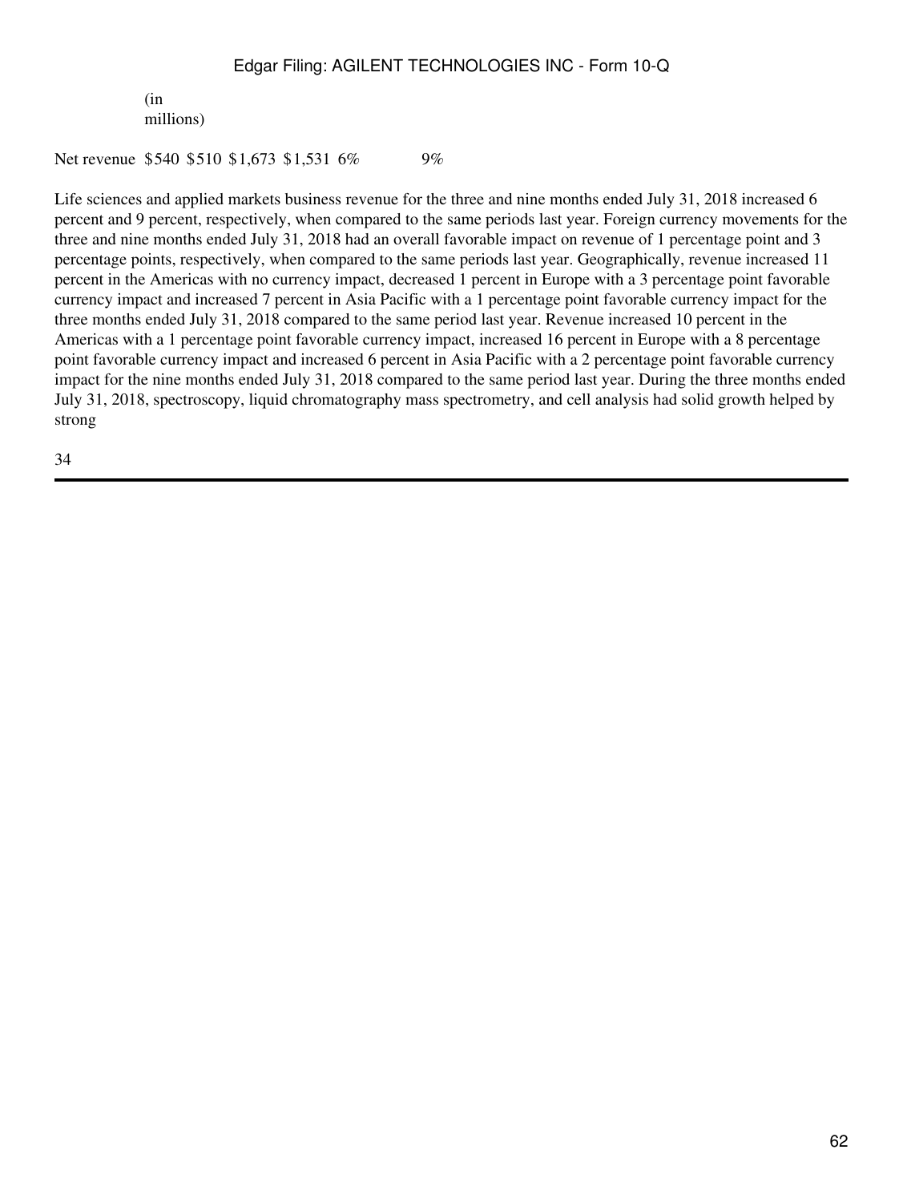| (in millions) | | | | | | |
|---|---|---|---|---|---|---|
| Net revenue | $540 | $510 | $1,673 | $1,531 | 6% | 9% |

Life sciences and applied markets business revenue for the three and nine months ended July 31, 2018 increased 6 percent and 9 percent, respectively, when compared to the same periods last year. Foreign currency movements for the three and nine months ended July 31, 2018 had an overall favorable impact on revenue of 1 percentage point and 3 percentage points, respectively, when compared to the same periods last year. Geographically, revenue increased 11 percent in the Americas with no currency impact, decreased 1 percent in Europe with a 3 percentage point favorable currency impact and increased 7 percent in Asia Pacific with a 1 percentage point favorable currency impact for the three months ended July 31, 2018 compared to the same period last year. Revenue increased 10 percent in the Americas with a 1 percentage point favorable currency impact, increased 16 percent in Europe with a 8 percentage point favorable currency impact and increased 6 percent in Asia Pacific with a 2 percentage point favorable currency impact for the nine months ended July 31, 2018 compared to the same period last year. During the three months ended July 31, 2018, spectroscopy, liquid chromatography mass spectrometry, and cell analysis had solid growth helped by strong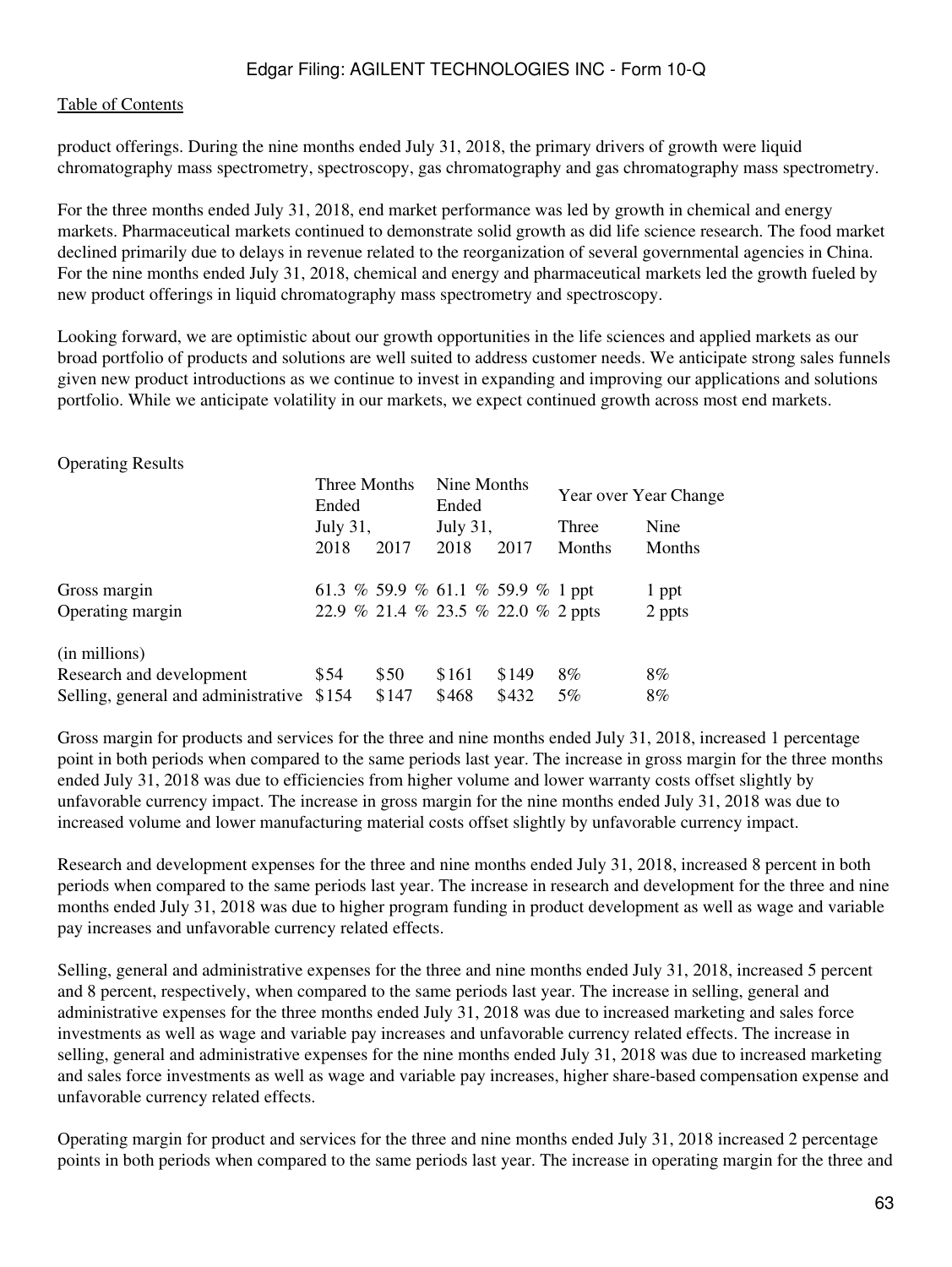product offerings. During the nine months ended July 31, 2018, the primary drivers of growth were liquid chromatography mass spectrometry, spectroscopy, gas chromatography and gas chromatography mass spectrometry.

For the three months ended July 31, 2018, end market performance was led by growth in chemical and energy markets. Pharmaceutical markets continued to demonstrate solid growth as did life science research. The food market declined primarily due to delays in revenue related to the reorganization of several governmental agencies in China. For the nine months ended July 31, 2018, chemical and energy and pharmaceutical markets led the growth fueled by new product offerings in liquid chromatography mass spectrometry and spectroscopy.

Looking forward, we are optimistic about our growth opportunities in the life sciences and applied markets as our broad portfolio of products and solutions are well suited to address customer needs. We anticipate strong sales funnels given new product introductions as we continue to invest in expanding and improving our applications and solutions portfolio. While we anticipate volatility in our markets, we expect continued growth across most end markets.

Operating Results

| | Three Months Ended July 31, | | Nine Months Ended July 31, | | Year over Year Change | |
|---|---|---|---|---|---|---|
| | 2018 | 2017 | 2018 | 2017 | Three Months | Nine Months |
| Gross margin | 61.3 % | 59.9 % | 61.1 % | 59.9 % | 1 ppt | 1 ppt |
| Operating margin | 22.9 % | 21.4 % | 23.5 % | 22.0 % | 2 ppts | 2 ppts |
| (in millions) | | | | | | |
| Research and development | $54 | $50 | $161 | $149 | 8% | 8% |
| Selling, general and administrative | $154 | $147 | $468 | $432 | 5% | 8% |

Gross margin for products and services for the three and nine months ended July 31, 2018, increased 1 percentage point in both periods when compared to the same periods last year. The increase in gross margin for the three months ended July 31, 2018 was due to efficiencies from higher volume and lower warranty costs offset slightly by unfavorable currency impact. The increase in gross margin for the nine months ended July 31, 2018 was due to increased volume and lower manufacturing material costs offset slightly by unfavorable currency impact.

Research and development expenses for the three and nine months ended July 31, 2018, increased 8 percent in both periods when compared to the same periods last year. The increase in research and development for the three and nine months ended July 31, 2018 was due to higher program funding in product development as well as wage and variable pay increases and unfavorable currency related effects.

Selling, general and administrative expenses for the three and nine months ended July 31, 2018, increased 5 percent and 8 percent, respectively, when compared to the same periods last year. The increase in selling, general and administrative expenses for the three months ended July 31, 2018 was due to increased marketing and sales force investments as well as wage and variable pay increases and unfavorable currency related effects. The increase in selling, general and administrative expenses for the nine months ended July 31, 2018 was due to increased marketing and sales force investments as well as wage and variable pay increases, higher share-based compensation expense and unfavorable currency related effects.

Operating margin for product and services for the three and nine months ended July 31, 2018 increased 2 percentage points in both periods when compared to the same periods last year. The increase in operating margin for the three and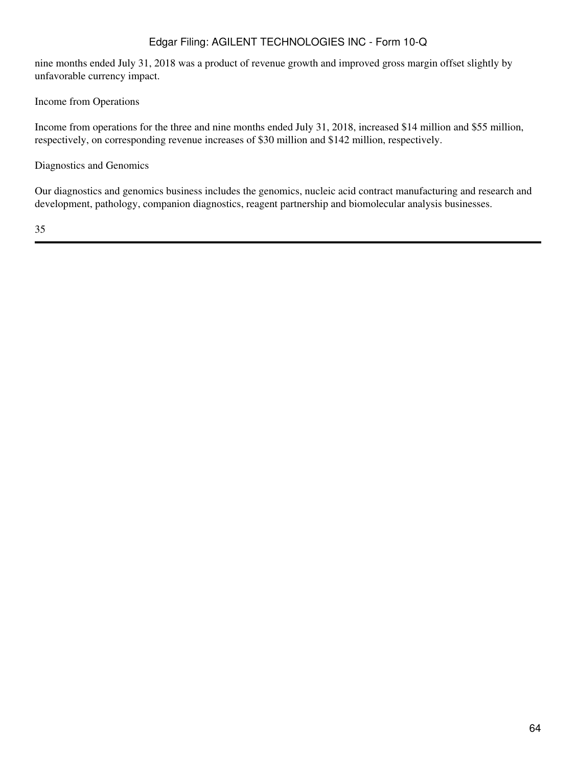nine months ended July 31, 2018 was a product of revenue growth and improved gross margin offset slightly by unfavorable currency impact.

Income from Operations

Income from operations for the three and nine months ended July 31, 2018, increased $14 million and $55 million, respectively, on corresponding revenue increases of $30 million and $142 million, respectively.

Diagnostics and Genomics

Our diagnostics and genomics business includes the genomics, nucleic acid contract manufacturing and research and development, pathology, companion diagnostics, reagent partnership and biomolecular analysis businesses.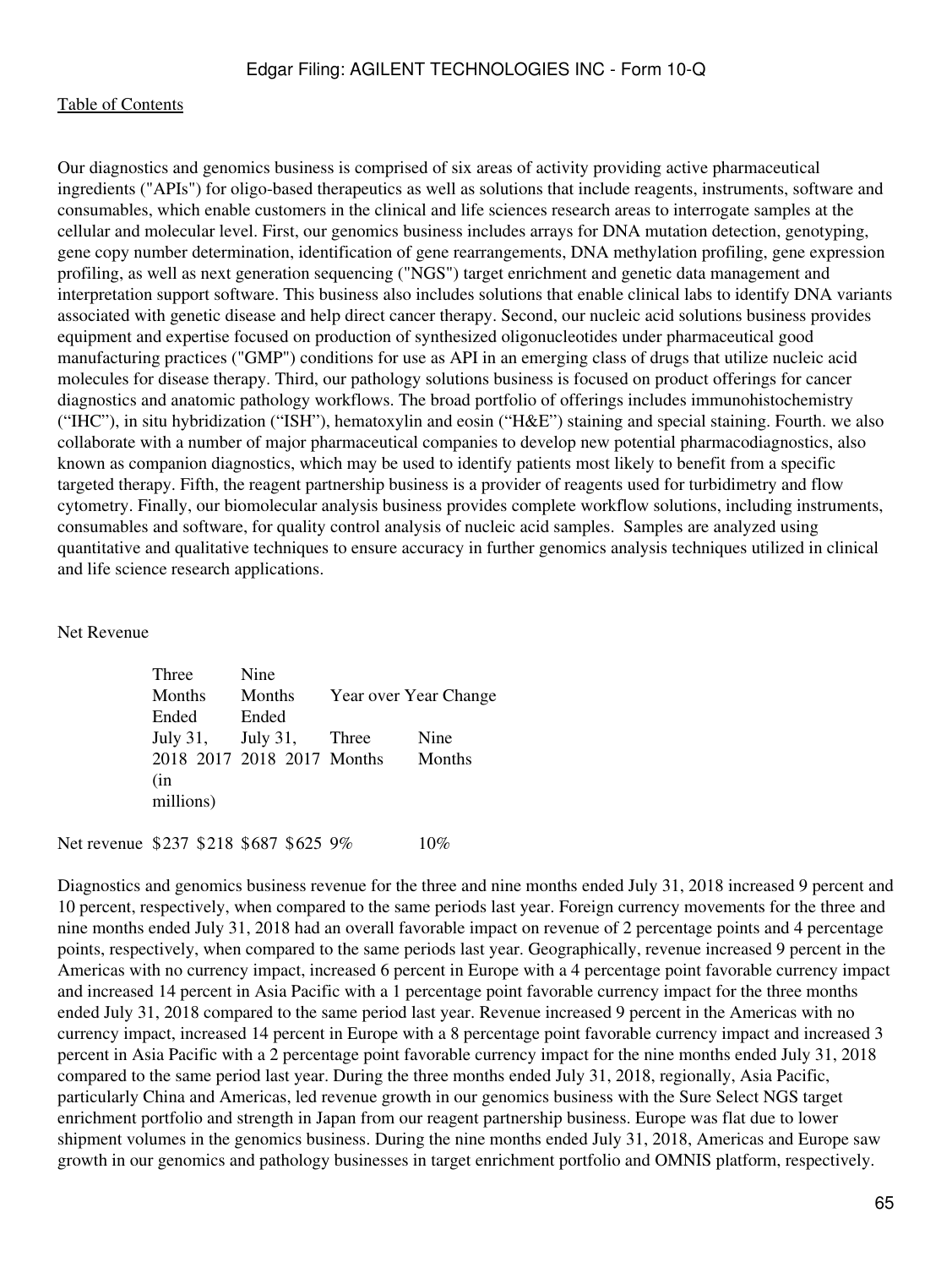Our diagnostics and genomics business is comprised of six areas of activity providing active pharmaceutical ingredients ("APIs") for oligo-based therapeutics as well as solutions that include reagents, instruments, software and consumables, which enable customers in the clinical and life sciences research areas to interrogate samples at the cellular and molecular level. First, our genomics business includes arrays for DNA mutation detection, genotyping, gene copy number determination, identification of gene rearrangements, DNA methylation profiling, gene expression profiling, as well as next generation sequencing ("NGS") target enrichment and genetic data management and interpretation support software. This business also includes solutions that enable clinical labs to identify DNA variants associated with genetic disease and help direct cancer therapy. Second, our nucleic acid solutions business provides equipment and expertise focused on production of synthesized oligonucleotides under pharmaceutical good manufacturing practices ("GMP") conditions for use as API in an emerging class of drugs that utilize nucleic acid molecules for disease therapy. Third, our pathology solutions business is focused on product offerings for cancer diagnostics and anatomic pathology workflows. The broad portfolio of offerings includes immunohistochemistry ("IHC"), in situ hybridization ("ISH"), hematoxylin and eosin ("H&E") staining and special staining. Fourth. we also collaborate with a number of major pharmaceutical companies to develop new potential pharmacodiagnostics, also known as companion diagnostics, which may be used to identify patients most likely to benefit from a specific targeted therapy. Fifth, the reagent partnership business is a provider of reagents used for turbidimetry and flow cytometry. Finally, our biomolecular analysis business provides complete workflow solutions, including instruments, consumables and software, for quality control analysis of nucleic acid samples. Samples are analyzed using quantitative and qualitative techniques to ensure accuracy in further genomics analysis techniques utilized in clinical and life science research applications.

Net Revenue

| | Three Months Ended July 31, | | Nine Months Ended July 31, | | Year over Year Change | |
|---|---|---|---|---|---|---|
| | 2018 | 2017 | 2018 | 2017 | Three Months | Nine Months |
| | (in millions) | | | | | |
| Net revenue | $237 | $218 | $687 | $625 | 9% | 10% |

Diagnostics and genomics business revenue for the three and nine months ended July 31, 2018 increased 9 percent and 10 percent, respectively, when compared to the same periods last year. Foreign currency movements for the three and nine months ended July 31, 2018 had an overall favorable impact on revenue of 2 percentage points and 4 percentage points, respectively, when compared to the same periods last year. Geographically, revenue increased 9 percent in the Americas with no currency impact, increased 6 percent in Europe with a 4 percentage point favorable currency impact and increased 14 percent in Asia Pacific with a 1 percentage point favorable currency impact for the three months ended July 31, 2018 compared to the same period last year. Revenue increased 9 percent in the Americas with no currency impact, increased 14 percent in Europe with a 8 percentage point favorable currency impact and increased 3 percent in Asia Pacific with a 2 percentage point favorable currency impact for the nine months ended July 31, 2018 compared to the same period last year. During the three months ended July 31, 2018, regionally, Asia Pacific, particularly China and Americas, led revenue growth in our genomics business with the Sure Select NGS target enrichment portfolio and strength in Japan from our reagent partnership business. Europe was flat due to lower shipment volumes in the genomics business. During the nine months ended July 31, 2018, Americas and Europe saw growth in our genomics and pathology businesses in target enrichment portfolio and OMNIS platform, respectively.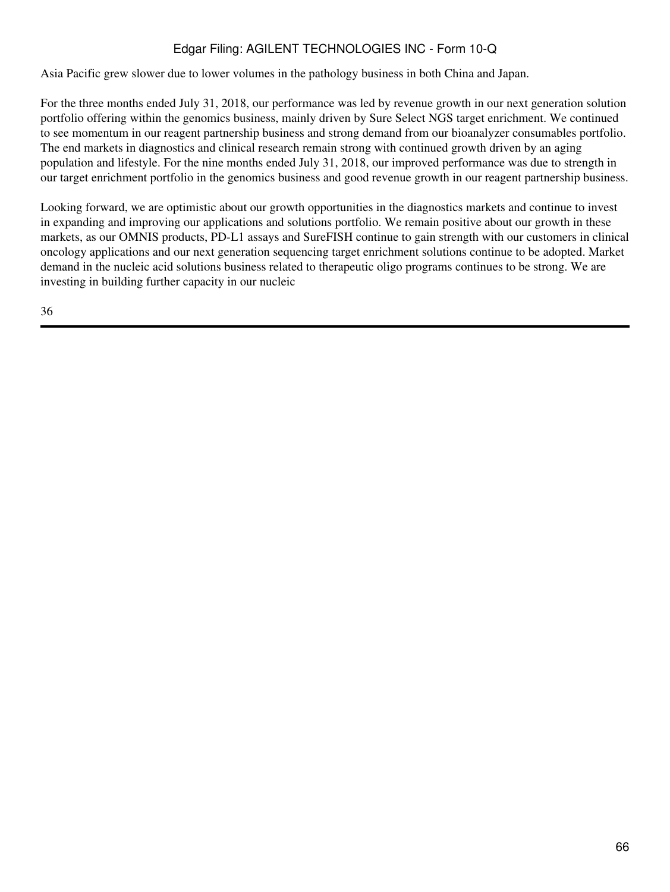Asia Pacific grew slower due to lower volumes in the pathology business in both China and Japan.

For the three months ended July 31, 2018, our performance was led by revenue growth in our next generation solution portfolio offering within the genomics business, mainly driven by Sure Select NGS target enrichment. We continued to see momentum in our reagent partnership business and strong demand from our bioanalyzer consumables portfolio. The end markets in diagnostics and clinical research remain strong with continued growth driven by an aging population and lifestyle. For the nine months ended July 31, 2018, our improved performance was due to strength in our target enrichment portfolio in the genomics business and good revenue growth in our reagent partnership business.

Looking forward, we are optimistic about our growth opportunities in the diagnostics markets and continue to invest in expanding and improving our applications and solutions portfolio. We remain positive about our growth in these markets, as our OMNIS products, PD-L1 assays and SureFISH continue to gain strength with our customers in clinical oncology applications and our next generation sequencing target enrichment solutions continue to be adopted. Market demand in the nucleic acid solutions business related to therapeutic oligo programs continues to be strong. We are investing in building further capacity in our nucleic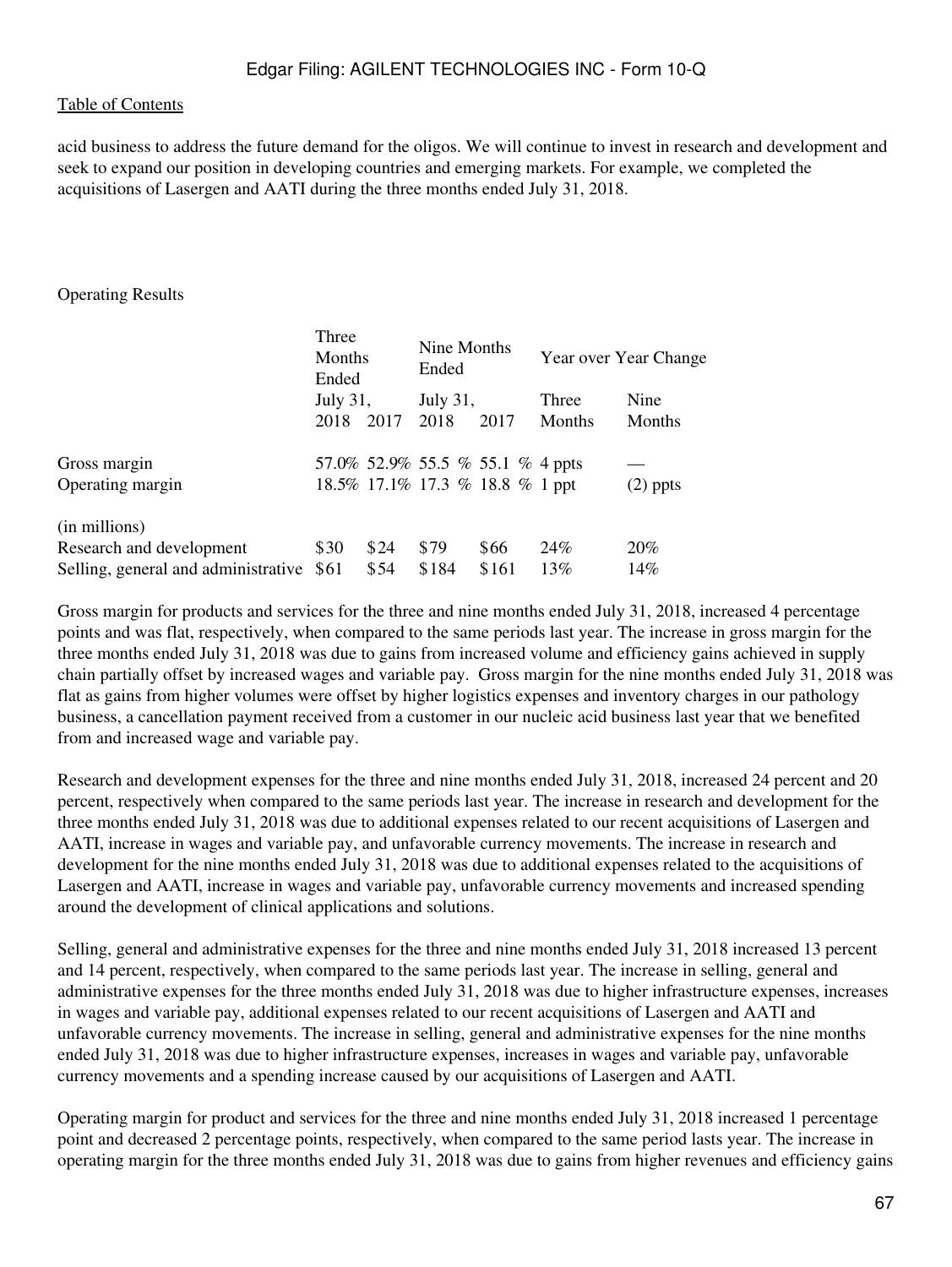acid business to address the future demand for the oligos. We will continue to invest in research and development and seek to expand our position in developing countries and emerging markets. For example, we completed the acquisitions of Lasergen and AATI during the three months ended July 31, 2018.

Operating Results

| | Three Months Ended | | Nine Months Ended | | Year over Year Change | |
|---|---|---|---|---|---|---|
| | July 31, | | July 31, | | Three | Nine |
| | 2018 | 2017 | 2018 | 2017 | Months | Months |
| Gross margin | 57.0% | 52.9% | 55.5 % | 55.1 % | 4 ppts | — |
| Operating margin | 18.5% | 17.1% | 17.3 % | 18.8 % | 1 ppt | (2) ppts |
| (in millions) | | | | | | |
| Research and development | $30 | $24 | $79 | $66 | 24% | 20% |
| Selling, general and administrative | $61 | $54 | $184 | $161 | 13% | 14% |

Gross margin for products and services for the three and nine months ended July 31, 2018, increased 4 percentage points and was flat, respectively, when compared to the same periods last year. The increase in gross margin for the three months ended July 31, 2018 was due to gains from increased volume and efficiency gains achieved in supply chain partially offset by increased wages and variable pay. Gross margin for the nine months ended July 31, 2018 was flat as gains from higher volumes were offset by higher logistics expenses and inventory charges in our pathology business, a cancellation payment received from a customer in our nucleic acid business last year that we benefited from and increased wage and variable pay.

Research and development expenses for the three and nine months ended July 31, 2018, increased 24 percent and 20 percent, respectively when compared to the same periods last year. The increase in research and development for the three months ended July 31, 2018 was due to additional expenses related to our recent acquisitions of Lasergen and AATI, increase in wages and variable pay, and unfavorable currency movements. The increase in research and development for the nine months ended July 31, 2018 was due to additional expenses related to the acquisitions of Lasergen and AATI, increase in wages and variable pay, unfavorable currency movements and increased spending around the development of clinical applications and solutions.

Selling, general and administrative expenses for the three and nine months ended July 31, 2018 increased 13 percent and 14 percent, respectively, when compared to the same periods last year. The increase in selling, general and administrative expenses for the three months ended July 31, 2018 was due to higher infrastructure expenses, increases in wages and variable pay, additional expenses related to our recent acquisitions of Lasergen and AATI and unfavorable currency movements. The increase in selling, general and administrative expenses for the nine months ended July 31, 2018 was due to higher infrastructure expenses, increases in wages and variable pay, unfavorable currency movements and a spending increase caused by our acquisitions of Lasergen and AATI.

Operating margin for product and services for the three and nine months ended July 31, 2018 increased 1 percentage point and decreased 2 percentage points, respectively, when compared to the same period lasts year. The increase in operating margin for the three months ended July 31, 2018 was due to gains from higher revenues and efficiency gains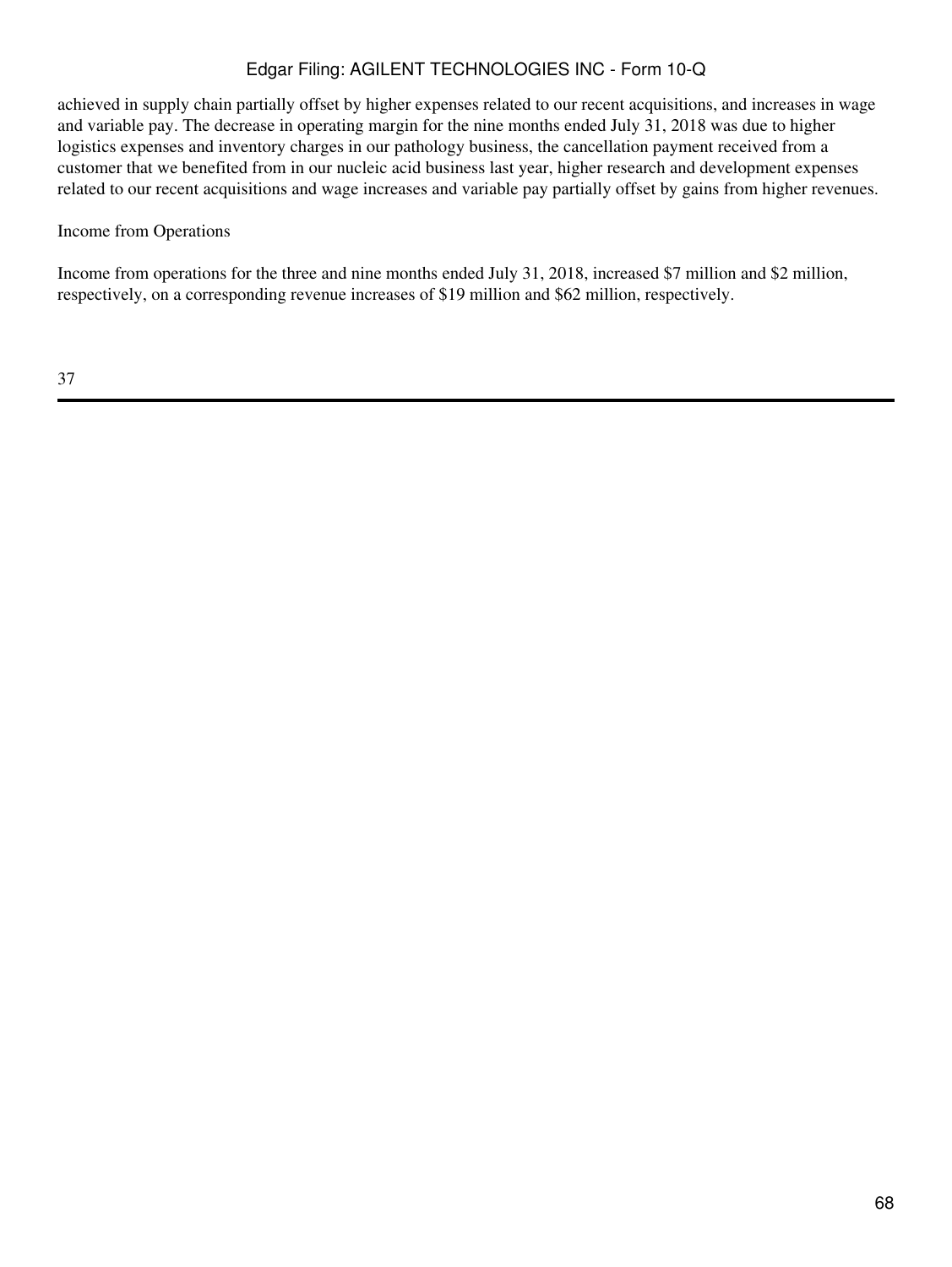achieved in supply chain partially offset by higher expenses related to our recent acquisitions, and increases in wage and variable pay. The decrease in operating margin for the nine months ended July 31, 2018 was due to higher logistics expenses and inventory charges in our pathology business, the cancellation payment received from a customer that we benefited from in our nucleic acid business last year, higher research and development expenses related to our recent acquisitions and wage increases and variable pay partially offset by gains from higher revenues.

Income from Operations

Income from operations for the three and nine months ended July 31, 2018, increased $7 million and $2 million, respectively, on a corresponding revenue increases of $19 million and $62 million, respectively.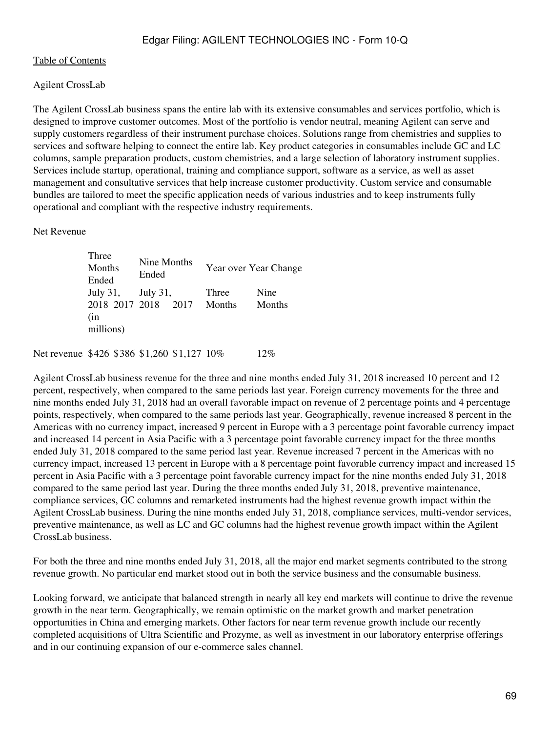## Agilent CrossLab

The Agilent CrossLab business spans the entire lab with its extensive consumables and services portfolio, which is designed to improve customer outcomes. Most of the portfolio is vendor neutral, meaning Agilent can serve and supply customers regardless of their instrument purchase choices. Solutions range from chemistries and supplies to services and software helping to connect the entire lab. Key product categories in consumables include GC and LC columns, sample preparation products, custom chemistries, and a large selection of laboratory instrument supplies. Services include startup, operational, training and compliance support, software as a service, as well as asset management and consultative services that help increase customer productivity. Custom service and consumable bundles are tailored to meet the specific application needs of various industries and to keep instruments fully operational and compliant with the respective industry requirements.

### Net Revenue

| | Three Months Ended | | Nine Months Ended | | Year over Year Change | |
|---|---|---|---|---|---|---|
| | July 31, | | July 31, | | Three | Nine |
| | 2018 | 2017 | 2018 | 2017 | Months | Months |
| | (in millions) | | | | | |
| Net revenue | $426 | $386 | $1,260 | $1,127 | 10% | 12% |

Agilent CrossLab business revenue for the three and nine months ended July 31, 2018 increased 10 percent and 12 percent, respectively, when compared to the same periods last year. Foreign currency movements for the three and nine months ended July 31, 2018 had an overall favorable impact on revenue of 2 percentage points and 4 percentage points, respectively, when compared to the same periods last year. Geographically, revenue increased 8 percent in the Americas with no currency impact, increased 9 percent in Europe with a 3 percentage point favorable currency impact and increased 14 percent in Asia Pacific with a 3 percentage point favorable currency impact for the three months ended July 31, 2018 compared to the same period last year. Revenue increased 7 percent in the Americas with no currency impact, increased 13 percent in Europe with a 8 percentage point favorable currency impact and increased 15 percent in Asia Pacific with a 3 percentage point favorable currency impact for the nine months ended July 31, 2018 compared to the same period last year. During the three months ended July 31, 2018, preventive maintenance, compliance services, GC columns and remarketed instruments had the highest revenue growth impact within the Agilent CrossLab business. During the nine months ended July 31, 2018, compliance services, multi-vendor services, preventive maintenance, as well as LC and GC columns had the highest revenue growth impact within the Agilent CrossLab business.

For both the three and nine months ended July 31, 2018, all the major end market segments contributed to the strong revenue growth. No particular end market stood out in both the service business and the consumable business.

Looking forward, we anticipate that balanced strength in nearly all key end markets will continue to drive the revenue growth in the near term. Geographically, we remain optimistic on the market growth and market penetration opportunities in China and emerging markets. Other factors for near term revenue growth include our recently completed acquisitions of Ultra Scientific and Prozyme, as well as investment in our laboratory enterprise offerings and in our continuing expansion of our e-commerce sales channel.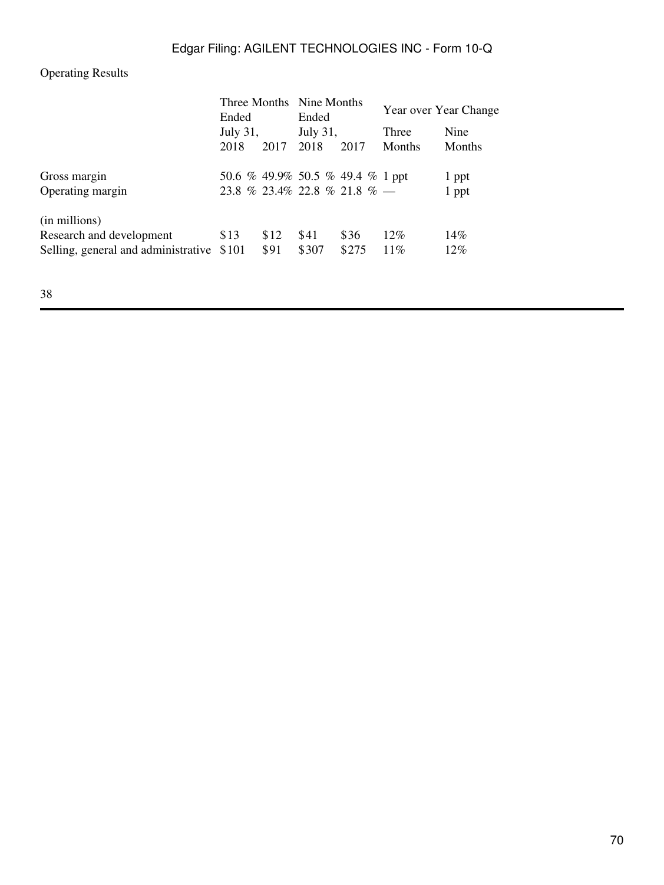Operating Results

| | Three Months Ended July 31, | | Nine Months Ended July 31, | | Year over Year Change | |
|---|---|---|---|---|---|---|
| | 2018 | 2017 | 2018 | 2017 | Three Months | Nine Months |
| Gross margin | 50.6 % | 49.9% | 50.5 % | 49.4 % | 1 ppt | 1 ppt |
| Operating margin | 23.8 % | 23.4% | 22.8 % | 21.8 % | — | 1 ppt |
| (in millions) | | | | | | |
| Research and development | $13 | $12 | $41 | $36 | 12% | 14% |
| Selling, general and administrative | $101 | $91 | $307 | $275 | 11% | 12% |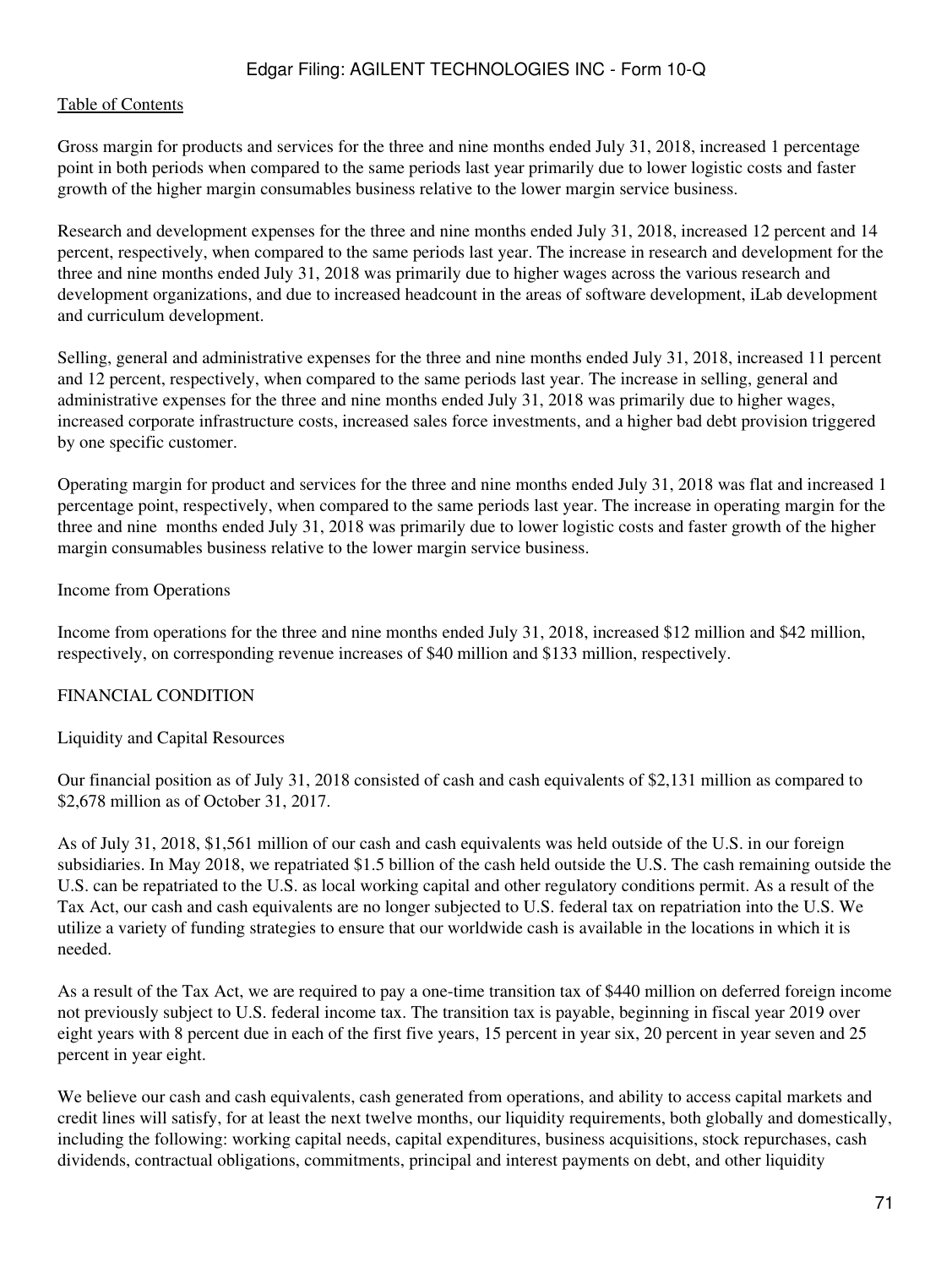Gross margin for products and services for the three and nine months ended July 31, 2018, increased 1 percentage point in both periods when compared to the same periods last year primarily due to lower logistic costs and faster growth of the higher margin consumables business relative to the lower margin service business.

Research and development expenses for the three and nine months ended July 31, 2018, increased 12 percent and 14 percent, respectively, when compared to the same periods last year. The increase in research and development for the three and nine months ended July 31, 2018 was primarily due to higher wages across the various research and development organizations, and due to increased headcount in the areas of software development, iLab development and curriculum development.

Selling, general and administrative expenses for the three and nine months ended July 31, 2018, increased 11 percent and 12 percent, respectively, when compared to the same periods last year. The increase in selling, general and administrative expenses for the three and nine months ended July 31, 2018 was primarily due to higher wages, increased corporate infrastructure costs, increased sales force investments, and a higher bad debt provision triggered by one specific customer.

Operating margin for product and services for the three and nine months ended July 31, 2018 was flat and increased 1 percentage point, respectively, when compared to the same periods last year. The increase in operating margin for the three and nine months ended July 31, 2018 was primarily due to lower logistic costs and faster growth of the higher margin consumables business relative to the lower margin service business.

### Income from Operations

Income from operations for the three and nine months ended July 31, 2018, increased $12 million and $42 million, respectively, on corresponding revenue increases of $40 million and $133 million, respectively.

## FINANCIAL CONDITION

### Liquidity and Capital Resources

Our financial position as of July 31, 2018 consisted of cash and cash equivalents of $2,131 million as compared to $2,678 million as of October 31, 2017.

As of July 31, 2018, $1,561 million of our cash and cash equivalents was held outside of the U.S. in our foreign subsidiaries. In May 2018, we repatriated $1.5 billion of the cash held outside the U.S. The cash remaining outside the U.S. can be repatriated to the U.S. as local working capital and other regulatory conditions permit. As a result of the Tax Act, our cash and cash equivalents are no longer subjected to U.S. federal tax on repatriation into the U.S. We utilize a variety of funding strategies to ensure that our worldwide cash is available in the locations in which it is needed.

As a result of the Tax Act, we are required to pay a one-time transition tax of $440 million on deferred foreign income not previously subject to U.S. federal income tax. The transition tax is payable, beginning in fiscal year 2019 over eight years with 8 percent due in each of the first five years, 15 percent in year six, 20 percent in year seven and 25 percent in year eight.

We believe our cash and cash equivalents, cash generated from operations, and ability to access capital markets and credit lines will satisfy, for at least the next twelve months, our liquidity requirements, both globally and domestically, including the following: working capital needs, capital expenditures, business acquisitions, stock repurchases, cash dividends, contractual obligations, commitments, principal and interest payments on debt, and other liquidity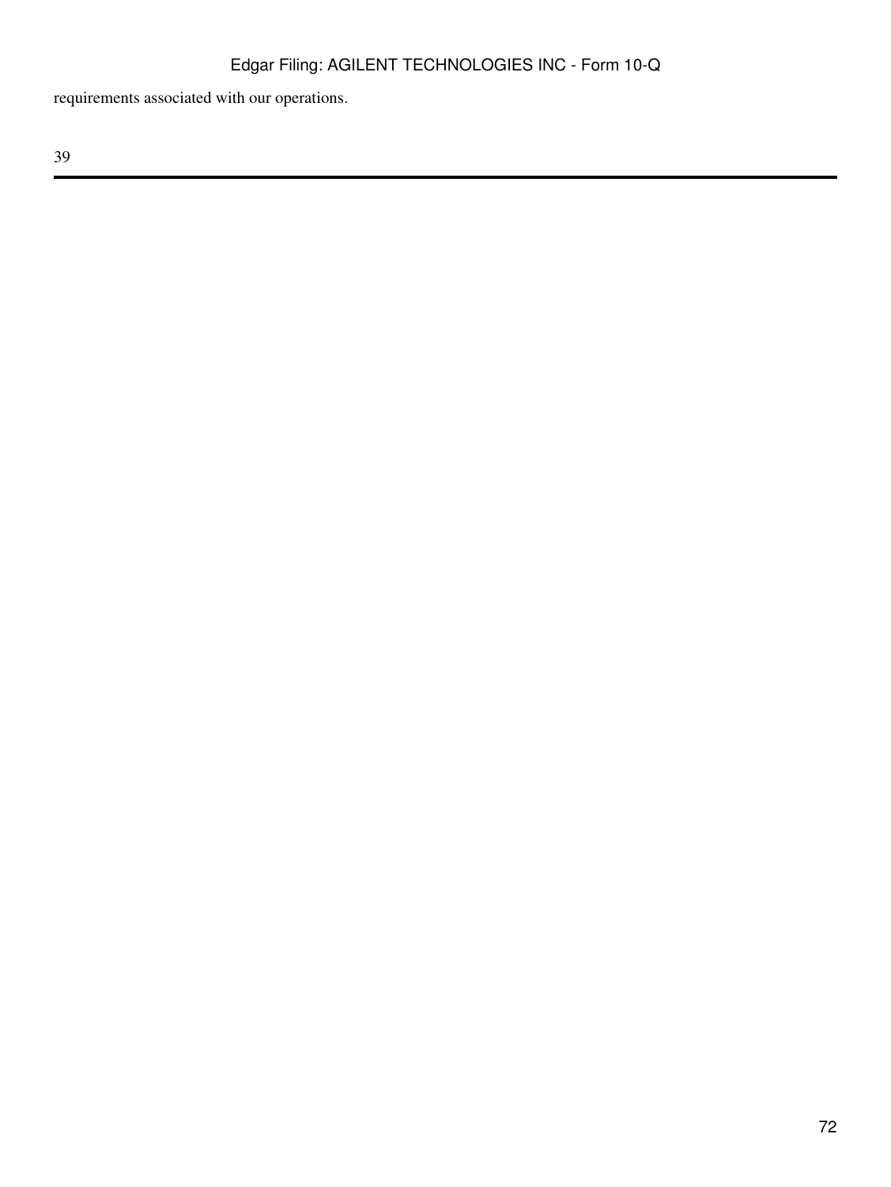requirements associated with our operations.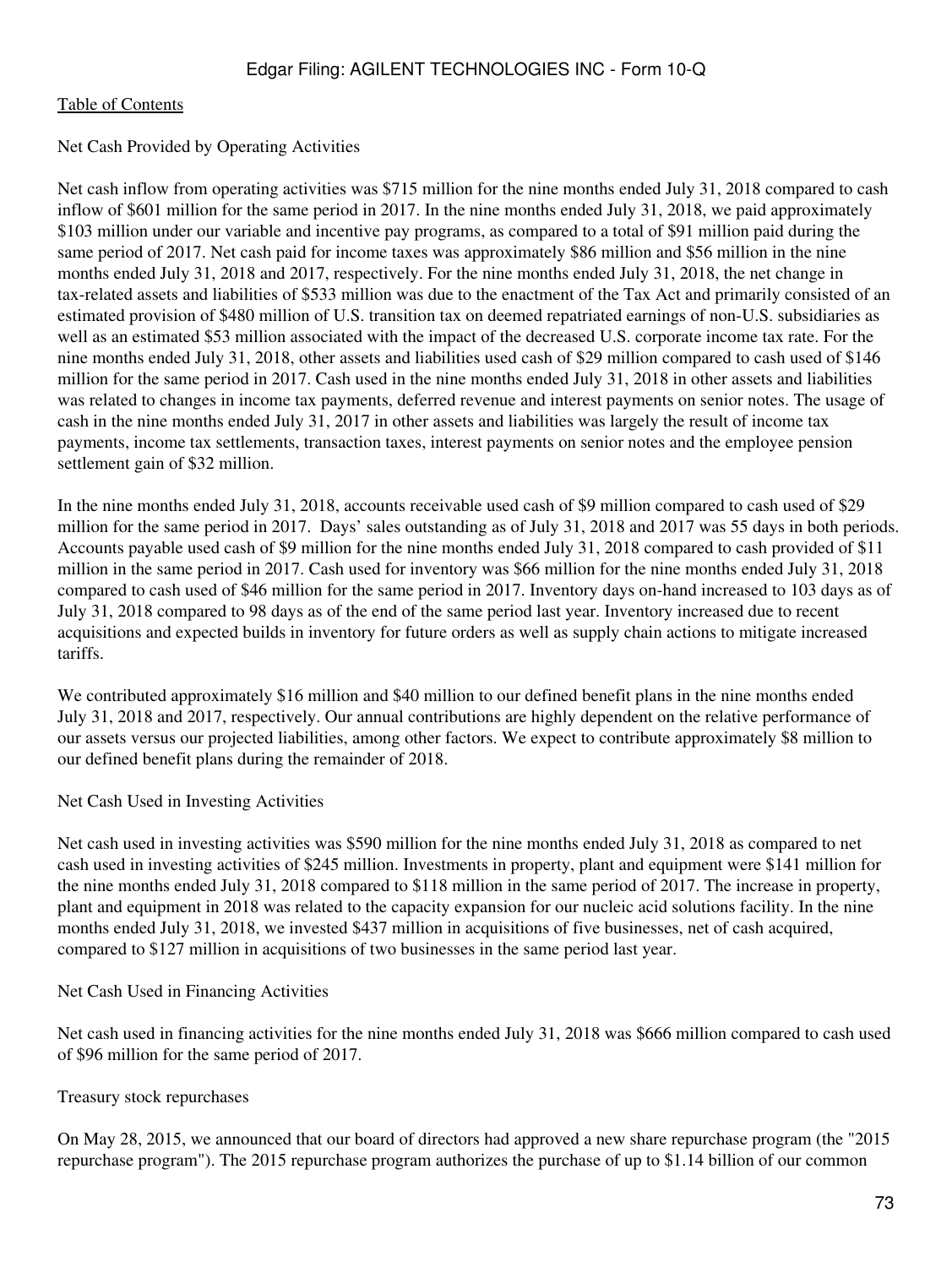Net Cash Provided by Operating Activities

Net cash inflow from operating activities was $715 million for the nine months ended July 31, 2018 compared to cash inflow of $601 million for the same period in 2017. In the nine months ended July 31, 2018, we paid approximately $103 million under our variable and incentive pay programs, as compared to a total of $91 million paid during the same period of 2017. Net cash paid for income taxes was approximately $86 million and $56 million in the nine months ended July 31, 2018 and 2017, respectively. For the nine months ended July 31, 2018, the net change in tax-related assets and liabilities of $533 million was due to the enactment of the Tax Act and primarily consisted of an estimated provision of $480 million of U.S. transition tax on deemed repatriated earnings of non-U.S. subsidiaries as well as an estimated $53 million associated with the impact of the decreased U.S. corporate income tax rate. For the nine months ended July 31, 2018, other assets and liabilities used cash of $29 million compared to cash used of $146 million for the same period in 2017. Cash used in the nine months ended July 31, 2018 in other assets and liabilities was related to changes in income tax payments, deferred revenue and interest payments on senior notes. The usage of cash in the nine months ended July 31, 2017 in other assets and liabilities was largely the result of income tax payments, income tax settlements, transaction taxes, interest payments on senior notes and the employee pension settlement gain of $32 million.

In the nine months ended July 31, 2018, accounts receivable used cash of $9 million compared to cash used of $29 million for the same period in 2017. Days' sales outstanding as of July 31, 2018 and 2017 was 55 days in both periods. Accounts payable used cash of $9 million for the nine months ended July 31, 2018 compared to cash provided of $11 million in the same period in 2017. Cash used for inventory was $66 million for the nine months ended July 31, 2018 compared to cash used of $46 million for the same period in 2017. Inventory days on-hand increased to 103 days as of July 31, 2018 compared to 98 days as of the end of the same period last year. Inventory increased due to recent acquisitions and expected builds in inventory for future orders as well as supply chain actions to mitigate increased tariffs.

We contributed approximately $16 million and $40 million to our defined benefit plans in the nine months ended July 31, 2018 and 2017, respectively. Our annual contributions are highly dependent on the relative performance of our assets versus our projected liabilities, among other factors. We expect to contribute approximately $8 million to our defined benefit plans during the remainder of 2018.

Net Cash Used in Investing Activities

Net cash used in investing activities was $590 million for the nine months ended July 31, 2018 as compared to net cash used in investing activities of $245 million. Investments in property, plant and equipment were $141 million for the nine months ended July 31, 2018 compared to $118 million in the same period of 2017. The increase in property, plant and equipment in 2018 was related to the capacity expansion for our nucleic acid solutions facility. In the nine months ended July 31, 2018, we invested $437 million in acquisitions of five businesses, net of cash acquired, compared to $127 million in acquisitions of two businesses in the same period last year.

Net Cash Used in Financing Activities

Net cash used in financing activities for the nine months ended July 31, 2018 was $666 million compared to cash used of $96 million for the same period of 2017.

Treasury stock repurchases

On May 28, 2015, we announced that our board of directors had approved a new share repurchase program (the "2015 repurchase program"). The 2015 repurchase program authorizes the purchase of up to $1.14 billion of our common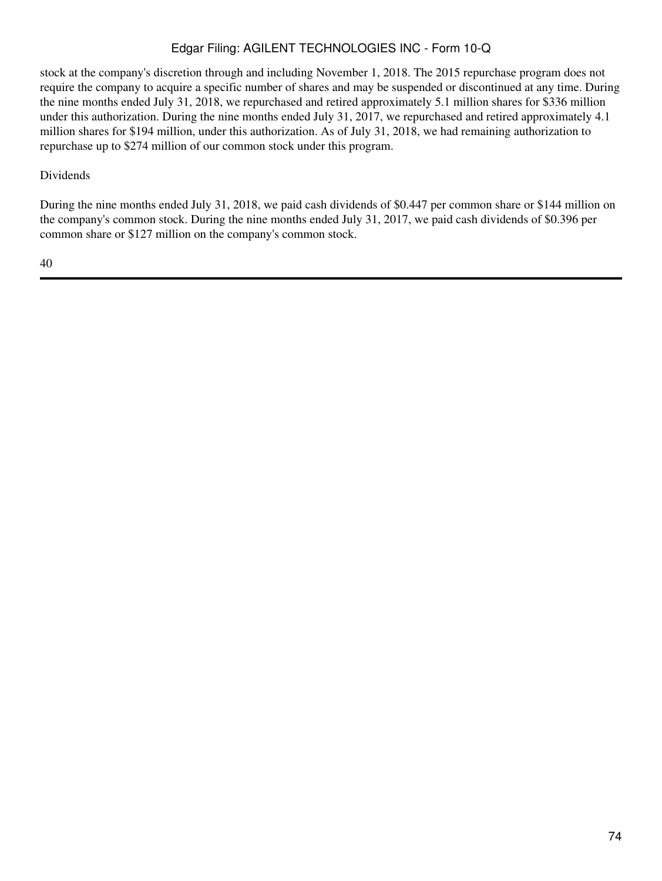stock at the company's discretion through and including November 1, 2018. The 2015 repurchase program does not require the company to acquire a specific number of shares and may be suspended or discontinued at any time. During the nine months ended July 31, 2018, we repurchased and retired approximately 5.1 million shares for $336 million under this authorization. During the nine months ended July 31, 2017, we repurchased and retired approximately 4.1 million shares for $194 million, under this authorization. As of July 31, 2018, we had remaining authorization to repurchase up to $274 million of our common stock under this program.

Dividends

During the nine months ended July 31, 2018, we paid cash dividends of $0.447 per common share or $144 million on the company's common stock. During the nine months ended July 31, 2017, we paid cash dividends of $0.396 per common share or $127 million on the company's common stock.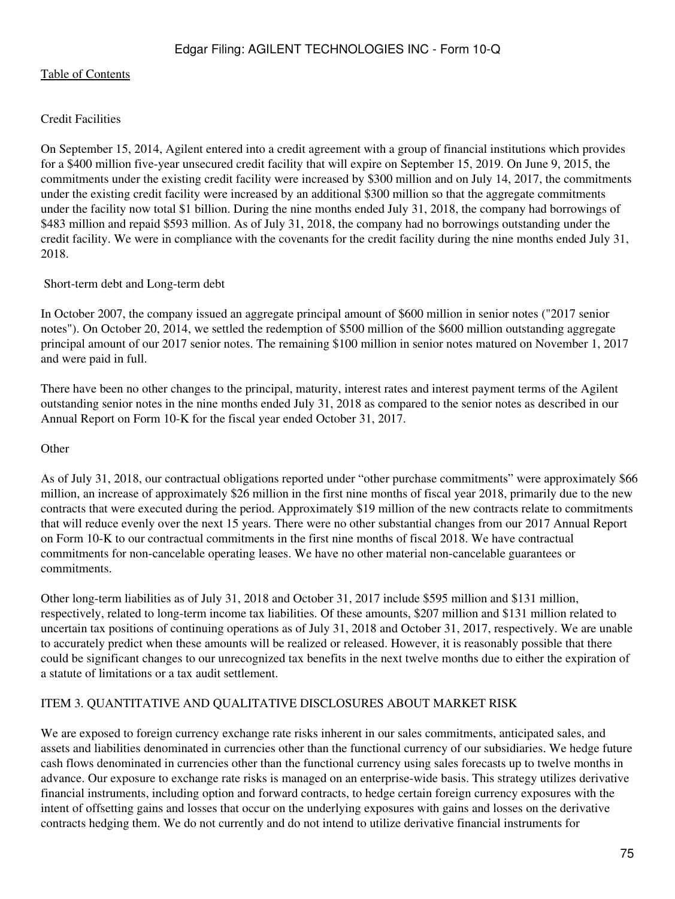Credit Facilities

On September 15, 2014, Agilent entered into a credit agreement with a group of financial institutions which provides for a $400 million five-year unsecured credit facility that will expire on September 15, 2019. On June 9, 2015, the commitments under the existing credit facility were increased by $300 million and on July 14, 2017, the commitments under the existing credit facility were increased by an additional $300 million so that the aggregate commitments under the facility now total $1 billion. During the nine months ended July 31, 2018, the company had borrowings of $483 million and repaid $593 million. As of July 31, 2018, the company had no borrowings outstanding under the credit facility. We were in compliance with the covenants for the credit facility during the nine months ended July 31, 2018.

Short-term debt and Long-term debt

In October 2007, the company issued an aggregate principal amount of $600 million in senior notes ("2017 senior notes"). On October 20, 2014, we settled the redemption of $500 million of the $600 million outstanding aggregate principal amount of our 2017 senior notes. The remaining $100 million in senior notes matured on November 1, 2017 and were paid in full.

There have been no other changes to the principal, maturity, interest rates and interest payment terms of the Agilent outstanding senior notes in the nine months ended July 31, 2018 as compared to the senior notes as described in our Annual Report on Form 10-K for the fiscal year ended October 31, 2017.

Other

As of July 31, 2018, our contractual obligations reported under "other purchase commitments" were approximately $66 million, an increase of approximately $26 million in the first nine months of fiscal year 2018, primarily due to the new contracts that were executed during the period. Approximately $19 million of the new contracts relate to commitments that will reduce evenly over the next 15 years. There were no other substantial changes from our 2017 Annual Report on Form 10-K to our contractual commitments in the first nine months of fiscal 2018. We have contractual commitments for non-cancelable operating leases. We have no other material non-cancelable guarantees or commitments.

Other long-term liabilities as of July 31, 2018 and October 31, 2017 include $595 million and $131 million, respectively, related to long-term income tax liabilities. Of these amounts, $207 million and $131 million related to uncertain tax positions of continuing operations as of July 31, 2018 and October 31, 2017, respectively. We are unable to accurately predict when these amounts will be realized or released. However, it is reasonably possible that there could be significant changes to our unrecognized tax benefits in the next twelve months due to either the expiration of a statute of limitations or a tax audit settlement.

## ITEM 3. QUANTITATIVE AND QUALITATIVE DISCLOSURES ABOUT MARKET RISK

We are exposed to foreign currency exchange rate risks inherent in our sales commitments, anticipated sales, and assets and liabilities denominated in currencies other than the functional currency of our subsidiaries. We hedge future cash flows denominated in currencies other than the functional currency using sales forecasts up to twelve months in advance. Our exposure to exchange rate risks is managed on an enterprise-wide basis. This strategy utilizes derivative financial instruments, including option and forward contracts, to hedge certain foreign currency exposures with the intent of offsetting gains and losses that occur on the underlying exposures with gains and losses on the derivative contracts hedging them. We do not currently and do not intend to utilize derivative financial instruments for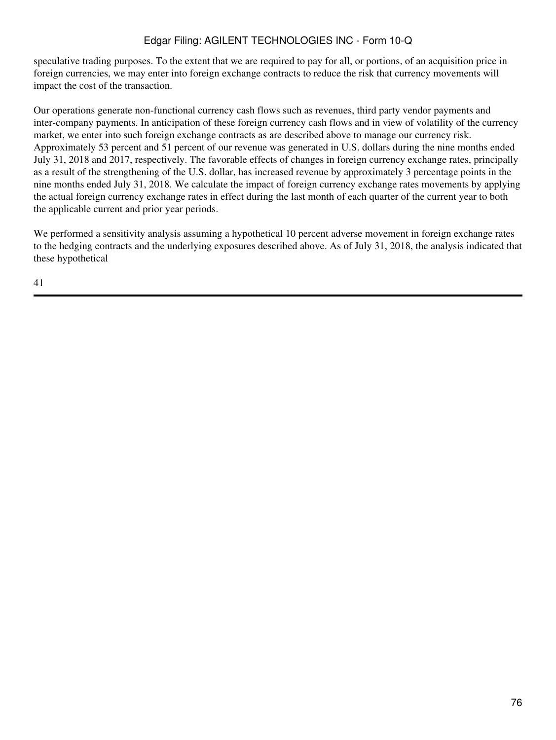speculative trading purposes. To the extent that we are required to pay for all, or portions, of an acquisition price in foreign currencies, we may enter into foreign exchange contracts to reduce the risk that currency movements will impact the cost of the transaction.

Our operations generate non-functional currency cash flows such as revenues, third party vendor payments and inter-company payments. In anticipation of these foreign currency cash flows and in view of volatility of the currency market, we enter into such foreign exchange contracts as are described above to manage our currency risk. Approximately 53 percent and 51 percent of our revenue was generated in U.S. dollars during the nine months ended July 31, 2018 and 2017, respectively. The favorable effects of changes in foreign currency exchange rates, principally as a result of the strengthening of the U.S. dollar, has increased revenue by approximately 3 percentage points in the nine months ended July 31, 2018. We calculate the impact of foreign currency exchange rates movements by applying the actual foreign currency exchange rates in effect during the last month of each quarter of the current year to both the applicable current and prior year periods.

We performed a sensitivity analysis assuming a hypothetical 10 percent adverse movement in foreign exchange rates to the hedging contracts and the underlying exposures described above. As of July 31, 2018, the analysis indicated that these hypothetical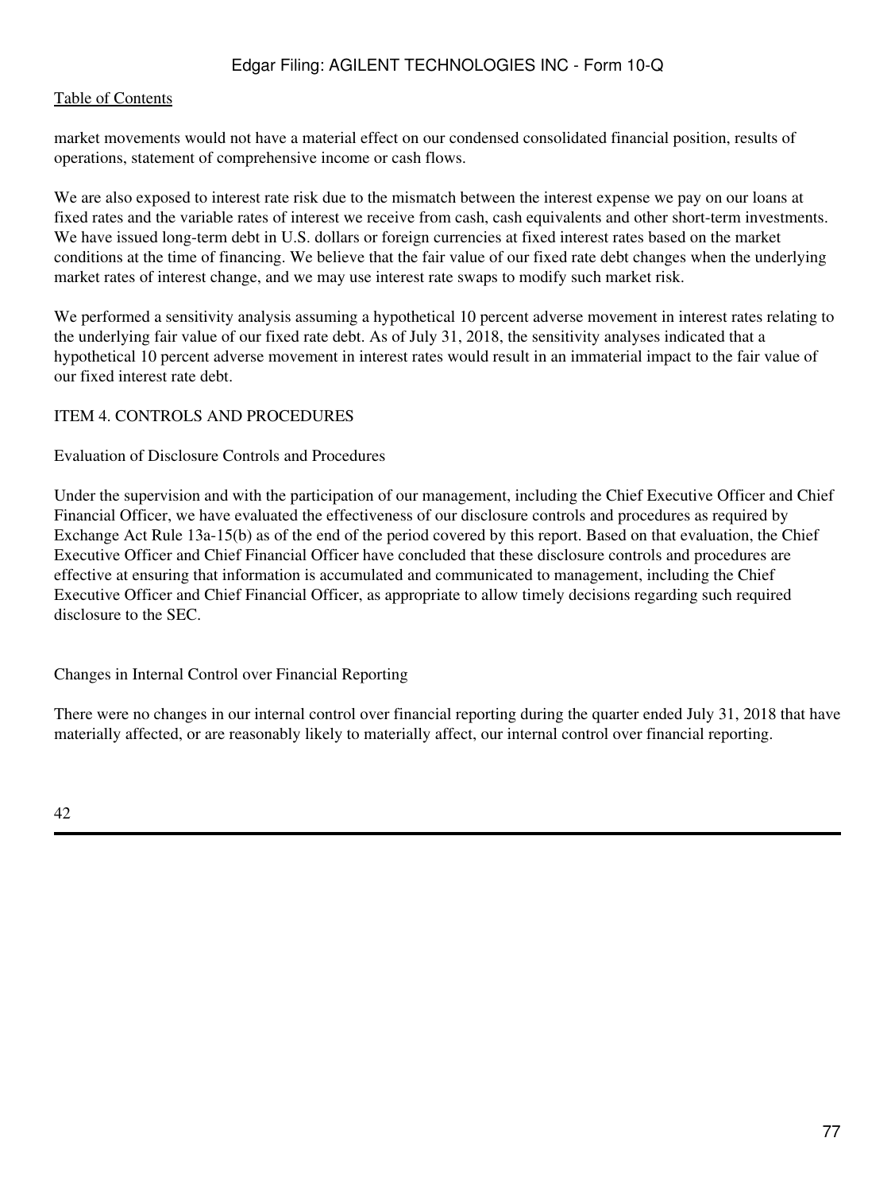market movements would not have a material effect on our condensed consolidated financial position, results of operations, statement of comprehensive income or cash flows.

We are also exposed to interest rate risk due to the mismatch between the interest expense we pay on our loans at fixed rates and the variable rates of interest we receive from cash, cash equivalents and other short-term investments. We have issued long-term debt in U.S. dollars or foreign currencies at fixed interest rates based on the market conditions at the time of financing. We believe that the fair value of our fixed rate debt changes when the underlying market rates of interest change, and we may use interest rate swaps to modify such market risk.

We performed a sensitivity analysis assuming a hypothetical 10 percent adverse movement in interest rates relating to the underlying fair value of our fixed rate debt. As of July 31, 2018, the sensitivity analyses indicated that a hypothetical 10 percent adverse movement in interest rates would result in an immaterial impact to the fair value of our fixed interest rate debt.

## ITEM 4. CONTROLS AND PROCEDURES

### Evaluation of Disclosure Controls and Procedures

Under the supervision and with the participation of our management, including the Chief Executive Officer and Chief Financial Officer, we have evaluated the effectiveness of our disclosure controls and procedures as required by Exchange Act Rule 13a-15(b) as of the end of the period covered by this report. Based on that evaluation, the Chief Executive Officer and Chief Financial Officer have concluded that these disclosure controls and procedures are effective at ensuring that information is accumulated and communicated to management, including the Chief Executive Officer and Chief Financial Officer, as appropriate to allow timely decisions regarding such required disclosure to the SEC.

### Changes in Internal Control over Financial Reporting

There were no changes in our internal control over financial reporting during the quarter ended July 31, 2018 that have materially affected, or are reasonably likely to materially affect, our internal control over financial reporting.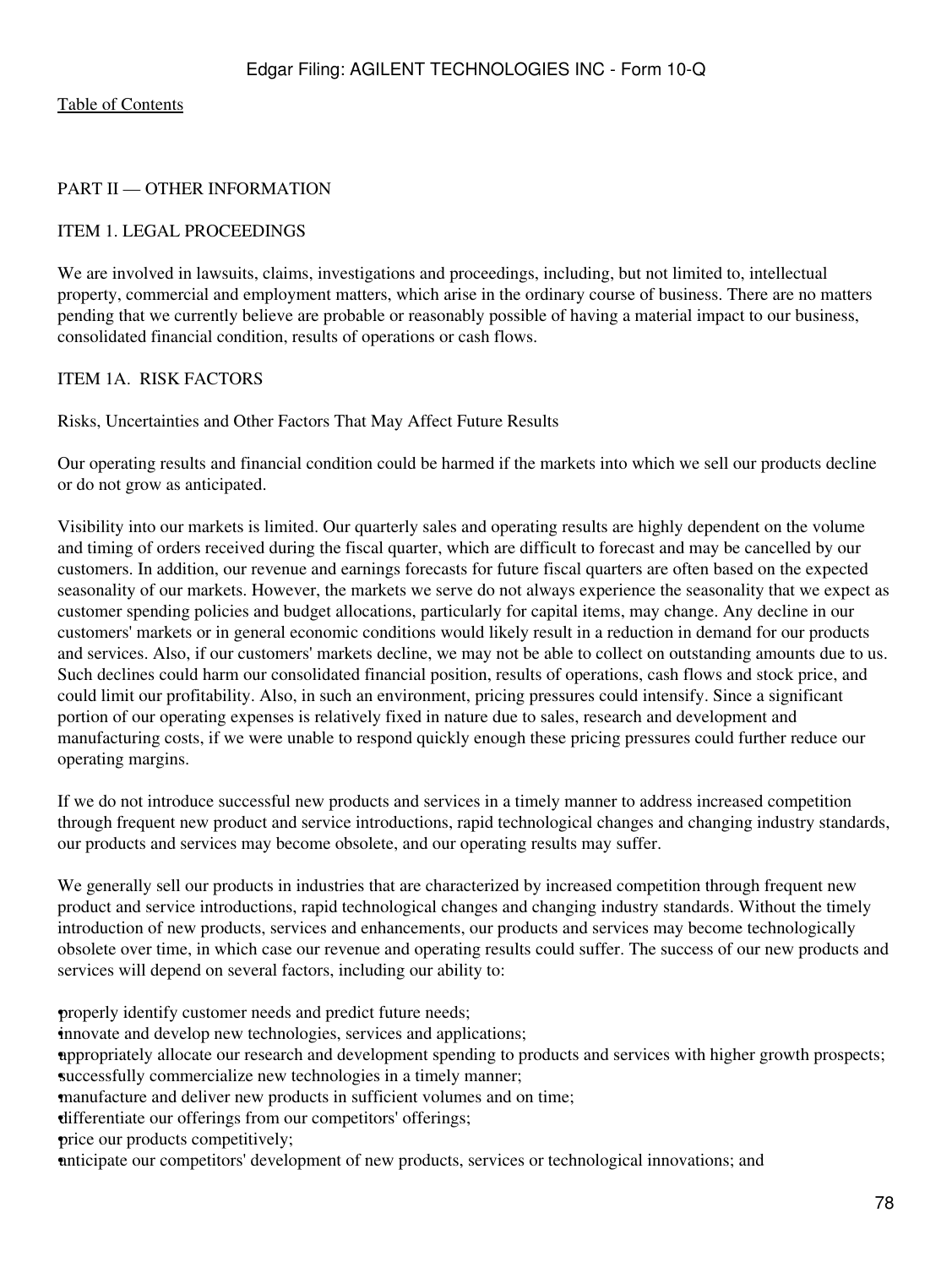[Table of Contents](#)

## PART II — OTHER INFORMATION

### ITEM 1. LEGAL PROCEEDINGS

We are involved in lawsuits, claims, investigations and proceedings, including, but not limited to, intellectual property, commercial and employment matters, which arise in the ordinary course of business. There are no matters pending that we currently believe are probable or reasonably possible of having a material impact to our business, consolidated financial condition, results of operations or cash flows.

### ITEM 1A. RISK FACTORS

Risks, Uncertainties and Other Factors That May Affect Future Results

Our operating results and financial condition could be harmed if the markets into which we sell our products decline or do not grow as anticipated.

Visibility into our markets is limited. Our quarterly sales and operating results are highly dependent on the volume and timing of orders received during the fiscal quarter, which are difficult to forecast and may be cancelled by our customers. In addition, our revenue and earnings forecasts for future fiscal quarters are often based on the expected seasonality of our markets. However, the markets we serve do not always experience the seasonality that we expect as customer spending policies and budget allocations, particularly for capital items, may change. Any decline in our customers' markets or in general economic conditions would likely result in a reduction in demand for our products and services. Also, if our customers' markets decline, we may not be able to collect on outstanding amounts due to us. Such declines could harm our consolidated financial position, results of operations, cash flows and stock price, and could limit our profitability. Also, in such an environment, pricing pressures could intensify. Since a significant portion of our operating expenses is relatively fixed in nature due to sales, research and development and manufacturing costs, if we were unable to respond quickly enough these pricing pressures could further reduce our operating margins.

If we do not introduce successful new products and services in a timely manner to address increased competition through frequent new product and service introductions, rapid technological changes and changing industry standards, our products and services may become obsolete, and our operating results may suffer.

We generally sell our products in industries that are characterized by increased competition through frequent new product and service introductions, rapid technological changes and changing industry standards. Without the timely introduction of new products, services and enhancements, our products and services may become technologically obsolete over time, in which case our revenue and operating results could suffer. The success of our new products and services will depend on several factors, including our ability to:

- properly identify customer needs and predict future needs;
- innovate and develop new technologies, services and applications;
- appropriately allocate our research and development spending to products and services with higher growth prospects;
- successfully commercialize new technologies in a timely manner;
- manufacture and deliver new products in sufficient volumes and on time;
- differentiate our offerings from our competitors' offerings;
- price our products competitively;
- anticipate our competitors' development of new products, services or technological innovations; and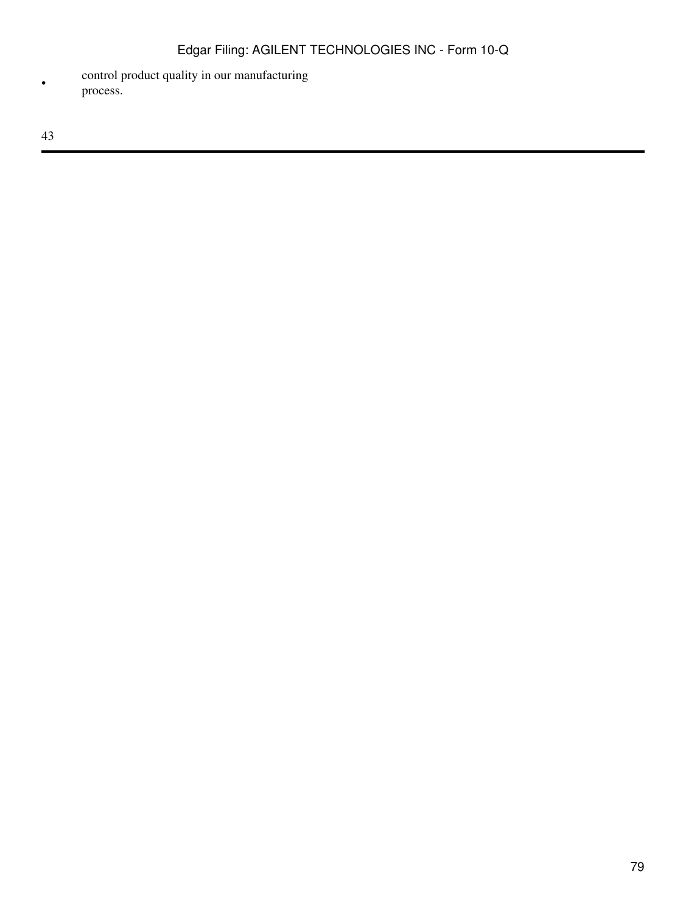- control product quality in our manufacturing process.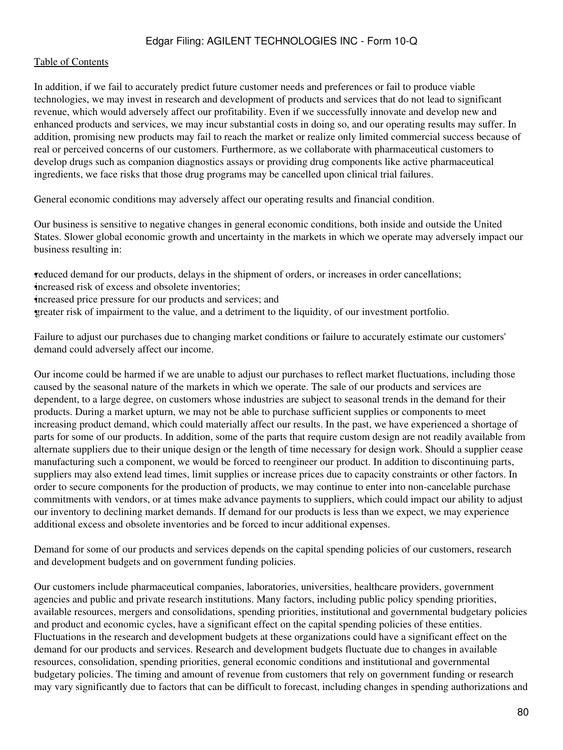In addition, if we fail to accurately predict future customer needs and preferences or fail to produce viable technologies, we may invest in research and development of products and services that do not lead to significant revenue, which would adversely affect our profitability. Even if we successfully innovate and develop new and enhanced products and services, we may incur substantial costs in doing so, and our operating results may suffer. In addition, promising new products may fail to reach the market or realize only limited commercial success because of real or perceived concerns of our customers. Furthermore, as we collaborate with pharmaceutical customers to develop drugs such as companion diagnostics assays or providing drug components like active pharmaceutical ingredients, we face risks that those drug programs may be cancelled upon clinical trial failures.

General economic conditions may adversely affect our operating results and financial condition.

Our business is sensitive to negative changes in general economic conditions, both inside and outside the United States. Slower global economic growth and uncertainty in the markets in which we operate may adversely impact our business resulting in:

- reduced demand for our products, delays in the shipment of orders, or increases in order cancellations;
- increased risk of excess and obsolete inventories;
- increased price pressure for our products and services; and
- greater risk of impairment to the value, and a detriment to the liquidity, of our investment portfolio.

Failure to adjust our purchases due to changing market conditions or failure to accurately estimate our customers' demand could adversely affect our income.

Our income could be harmed if we are unable to adjust our purchases to reflect market fluctuations, including those caused by the seasonal nature of the markets in which we operate. The sale of our products and services are dependent, to a large degree, on customers whose industries are subject to seasonal trends in the demand for their products. During a market upturn, we may not be able to purchase sufficient supplies or components to meet increasing product demand, which could materially affect our results. In the past, we have experienced a shortage of parts for some of our products. In addition, some of the parts that require custom design are not readily available from alternate suppliers due to their unique design or the length of time necessary for design work. Should a supplier cease manufacturing such a component, we would be forced to reengineer our product. In addition to discontinuing parts, suppliers may also extend lead times, limit supplies or increase prices due to capacity constraints or other factors. In order to secure components for the production of products, we may continue to enter into non-cancelable purchase commitments with vendors, or at times make advance payments to suppliers, which could impact our ability to adjust our inventory to declining market demands. If demand for our products is less than we expect, we may experience additional excess and obsolete inventories and be forced to incur additional expenses.

Demand for some of our products and services depends on the capital spending policies of our customers, research and development budgets and on government funding policies.

Our customers include pharmaceutical companies, laboratories, universities, healthcare providers, government agencies and public and private research institutions. Many factors, including public policy spending priorities, available resources, mergers and consolidations, spending priorities, institutional and governmental budgetary policies and product and economic cycles, have a significant effect on the capital spending policies of these entities. Fluctuations in the research and development budgets at these organizations could have a significant effect on the demand for our products and services. Research and development budgets fluctuate due to changes in available resources, consolidation, spending priorities, general economic conditions and institutional and governmental budgetary policies. The timing and amount of revenue from customers that rely on government funding or research may vary significantly due to factors that can be difficult to forecast, including changes in spending authorizations and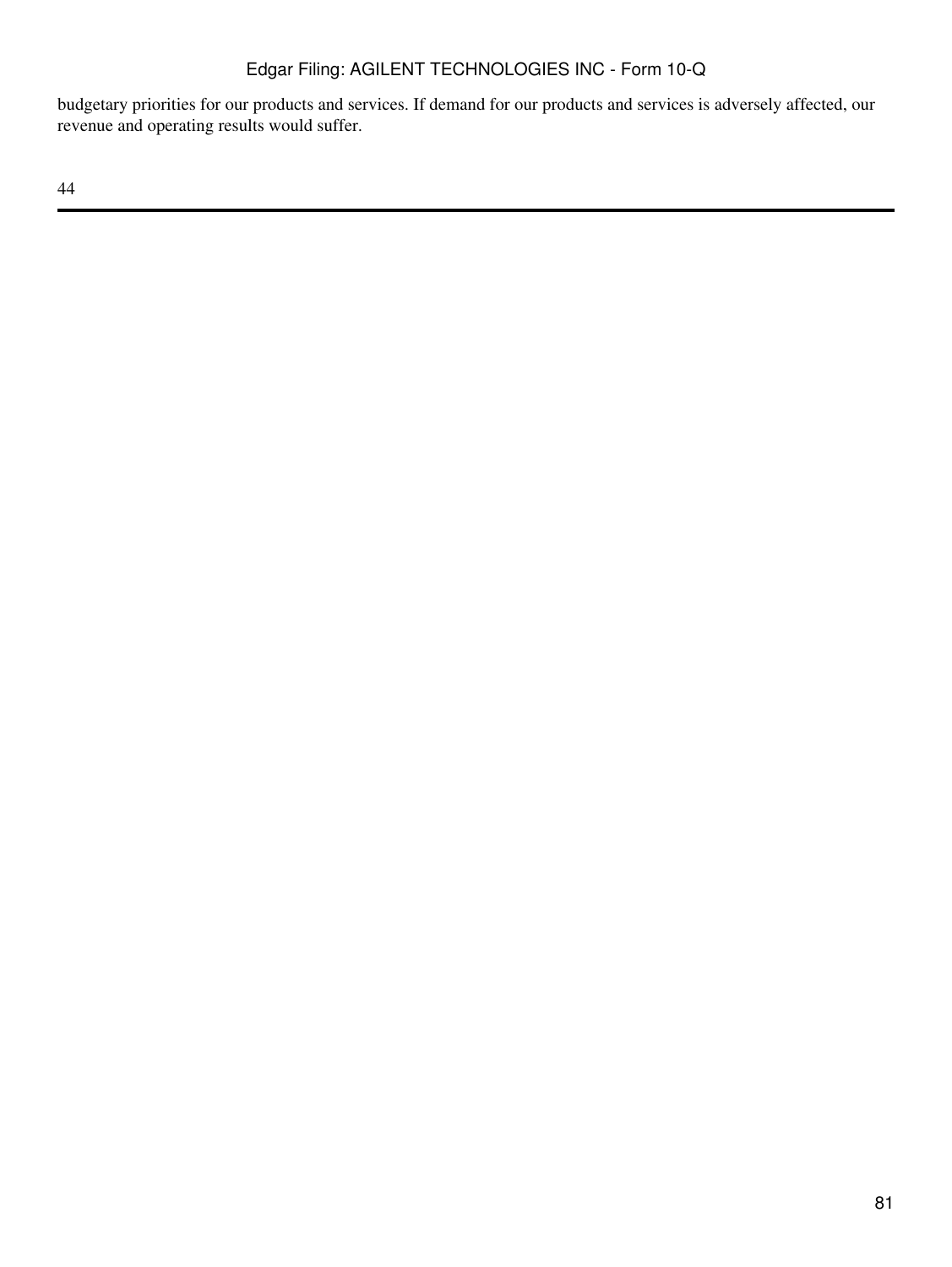budgetary priorities for our products and services. If demand for our products and services is adversely affected, our revenue and operating results would suffer.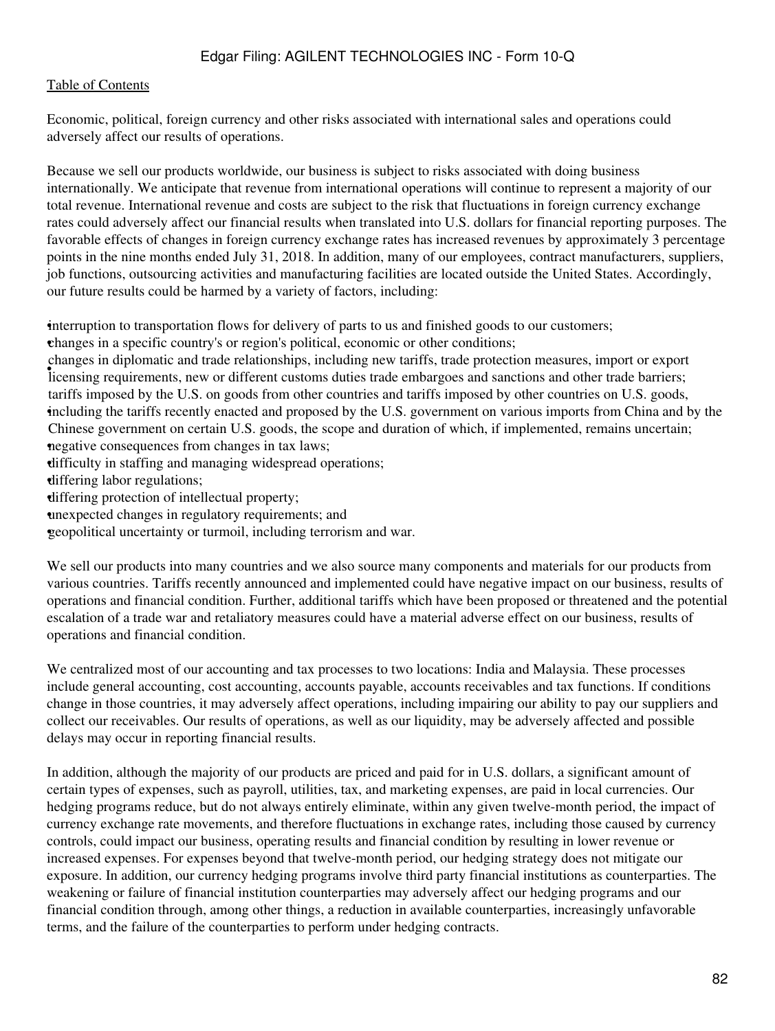Economic, political, foreign currency and other risks associated with international sales and operations could adversely affect our results of operations.

Because we sell our products worldwide, our business is subject to risks associated with doing business internationally. We anticipate that revenue from international operations will continue to represent a majority of our total revenue. International revenue and costs are subject to the risk that fluctuations in foreign currency exchange rates could adversely affect our financial results when translated into U.S. dollars for financial reporting purposes. The favorable effects of changes in foreign currency exchange rates has increased revenues by approximately 3 percentage points in the nine months ended July 31, 2018. In addition, many of our employees, contract manufacturers, suppliers, job functions, outsourcing activities and manufacturing facilities are located outside the United States. Accordingly, our future results could be harmed by a variety of factors, including:

- interruption to transportation flows for delivery of parts to us and finished goods to our customers;
- changes in a specific country's or region's political, economic or other conditions;
- changes in diplomatic and trade relationships, including new tariffs, trade protection measures, import or export licensing requirements, new or different customs duties trade embargoes and sanctions and other trade barriers;
- tariffs imposed by the U.S. on goods from other countries and tariffs imposed by other countries on U.S. goods, including the tariffs recently enacted and proposed by the U.S. government on various imports from China and by the Chinese government on certain U.S. goods, the scope and duration of which, if implemented, remains uncertain;
- negative consequences from changes in tax laws;
- difficulty in staffing and managing widespread operations;
- differing labor regulations;
- differing protection of intellectual property;
- unexpected changes in regulatory requirements; and
- geopolitical uncertainty or turmoil, including terrorism and war.

We sell our products into many countries and we also source many components and materials for our products from various countries. Tariffs recently announced and implemented could have negative impact on our business, results of operations and financial condition. Further, additional tariffs which have been proposed or threatened and the potential escalation of a trade war and retaliatory measures could have a material adverse effect on our business, results of operations and financial condition.

We centralized most of our accounting and tax processes to two locations: India and Malaysia. These processes include general accounting, cost accounting, accounts payable, accounts receivables and tax functions. If conditions change in those countries, it may adversely affect operations, including impairing our ability to pay our suppliers and collect our receivables. Our results of operations, as well as our liquidity, may be adversely affected and possible delays may occur in reporting financial results.

In addition, although the majority of our products are priced and paid for in U.S. dollars, a significant amount of certain types of expenses, such as payroll, utilities, tax, and marketing expenses, are paid in local currencies. Our hedging programs reduce, but do not always entirely eliminate, within any given twelve-month period, the impact of currency exchange rate movements, and therefore fluctuations in exchange rates, including those caused by currency controls, could impact our business, operating results and financial condition by resulting in lower revenue or increased expenses. For expenses beyond that twelve-month period, our hedging strategy does not mitigate our exposure. In addition, our currency hedging programs involve third party financial institutions as counterparties. The weakening or failure of financial institution counterparties may adversely affect our hedging programs and our financial condition through, among other things, a reduction in available counterparties, increasingly unfavorable terms, and the failure of the counterparties to perform under hedging contracts.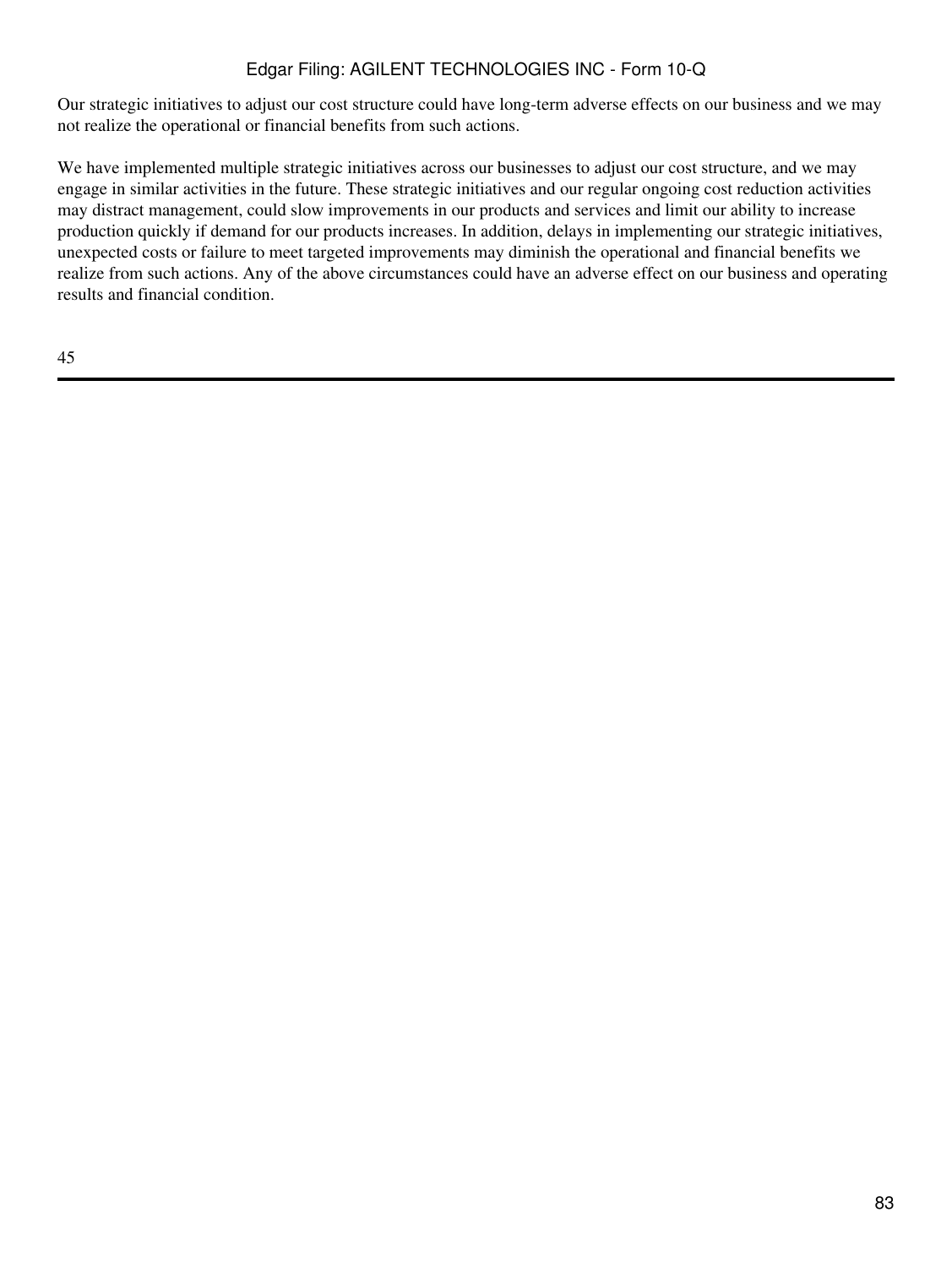Our strategic initiatives to adjust our cost structure could have long-term adverse effects on our business and we may not realize the operational or financial benefits from such actions.

We have implemented multiple strategic initiatives across our businesses to adjust our cost structure, and we may engage in similar activities in the future. These strategic initiatives and our regular ongoing cost reduction activities may distract management, could slow improvements in our products and services and limit our ability to increase production quickly if demand for our products increases. In addition, delays in implementing our strategic initiatives, unexpected costs or failure to meet targeted improvements may diminish the operational and financial benefits we realize from such actions. Any of the above circumstances could have an adverse effect on our business and operating results and financial condition.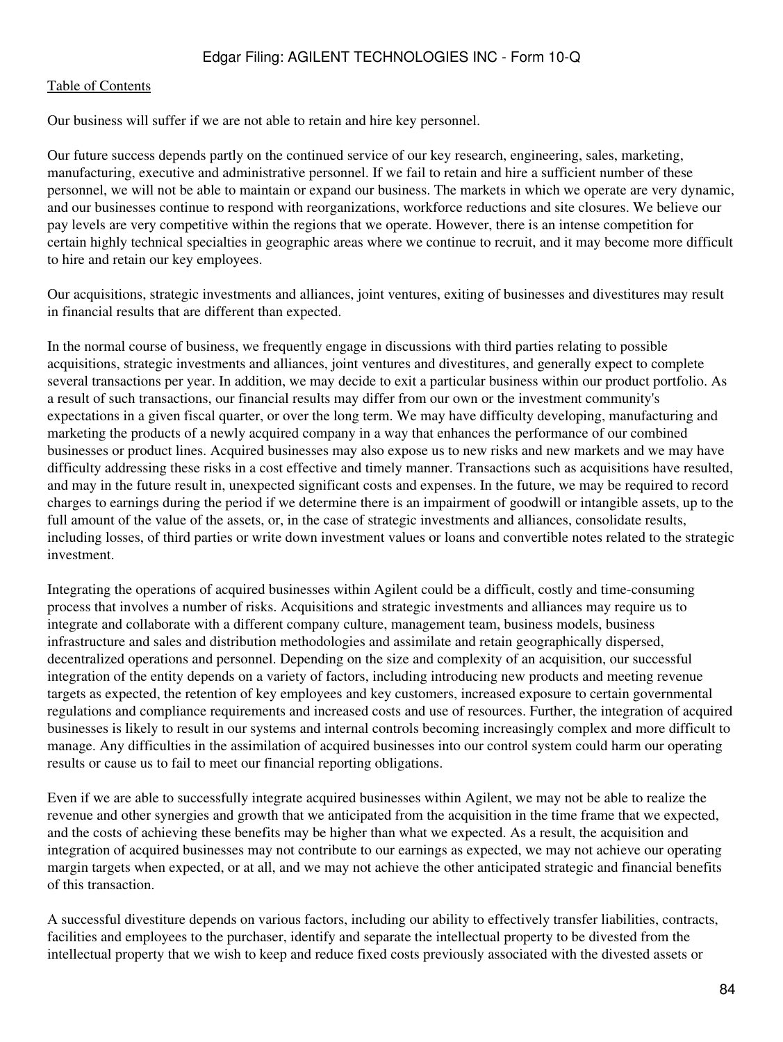Our business will suffer if we are not able to retain and hire key personnel.

Our future success depends partly on the continued service of our key research, engineering, sales, marketing, manufacturing, executive and administrative personnel. If we fail to retain and hire a sufficient number of these personnel, we will not be able to maintain or expand our business. The markets in which we operate are very dynamic, and our businesses continue to respond with reorganizations, workforce reductions and site closures. We believe our pay levels are very competitive within the regions that we operate. However, there is an intense competition for certain highly technical specialties in geographic areas where we continue to recruit, and it may become more difficult to hire and retain our key employees.

Our acquisitions, strategic investments and alliances, joint ventures, exiting of businesses and divestitures may result in financial results that are different than expected.

In the normal course of business, we frequently engage in discussions with third parties relating to possible acquisitions, strategic investments and alliances, joint ventures and divestitures, and generally expect to complete several transactions per year. In addition, we may decide to exit a particular business within our product portfolio. As a result of such transactions, our financial results may differ from our own or the investment community's expectations in a given fiscal quarter, or over the long term. We may have difficulty developing, manufacturing and marketing the products of a newly acquired company in a way that enhances the performance of our combined businesses or product lines. Acquired businesses may also expose us to new risks and new markets and we may have difficulty addressing these risks in a cost effective and timely manner. Transactions such as acquisitions have resulted, and may in the future result in, unexpected significant costs and expenses. In the future, we may be required to record charges to earnings during the period if we determine there is an impairment of goodwill or intangible assets, up to the full amount of the value of the assets, or, in the case of strategic investments and alliances, consolidate results, including losses, of third parties or write down investment values or loans and convertible notes related to the strategic investment.

Integrating the operations of acquired businesses within Agilent could be a difficult, costly and time-consuming process that involves a number of risks. Acquisitions and strategic investments and alliances may require us to integrate and collaborate with a different company culture, management team, business models, business infrastructure and sales and distribution methodologies and assimilate and retain geographically dispersed, decentralized operations and personnel. Depending on the size and complexity of an acquisition, our successful integration of the entity depends on a variety of factors, including introducing new products and meeting revenue targets as expected, the retention of key employees and key customers, increased exposure to certain governmental regulations and compliance requirements and increased costs and use of resources. Further, the integration of acquired businesses is likely to result in our systems and internal controls becoming increasingly complex and more difficult to manage. Any difficulties in the assimilation of acquired businesses into our control system could harm our operating results or cause us to fail to meet our financial reporting obligations.

Even if we are able to successfully integrate acquired businesses within Agilent, we may not be able to realize the revenue and other synergies and growth that we anticipated from the acquisition in the time frame that we expected, and the costs of achieving these benefits may be higher than what we expected. As a result, the acquisition and integration of acquired businesses may not contribute to our earnings as expected, we may not achieve our operating margin targets when expected, or at all, and we may not achieve the other anticipated strategic and financial benefits of this transaction.

A successful divestiture depends on various factors, including our ability to effectively transfer liabilities, contracts, facilities and employees to the purchaser, identify and separate the intellectual property to be divested from the intellectual property that we wish to keep and reduce fixed costs previously associated with the divested assets or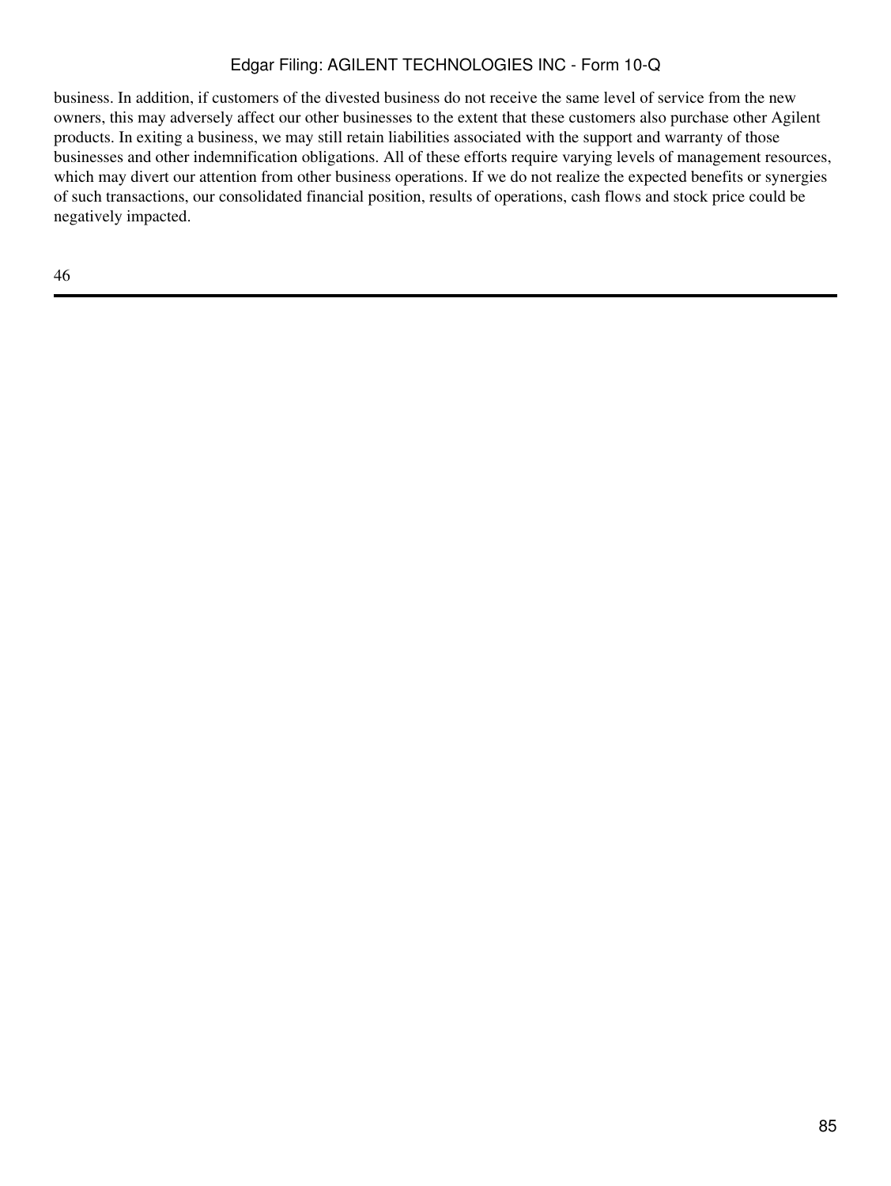business. In addition, if customers of the divested business do not receive the same level of service from the new owners, this may adversely affect our other businesses to the extent that these customers also purchase other Agilent products. In exiting a business, we may still retain liabilities associated with the support and warranty of those businesses and other indemnification obligations. All of these efforts require varying levels of management resources, which may divert our attention from other business operations. If we do not realize the expected benefits or synergies of such transactions, our consolidated financial position, results of operations, cash flows and stock price could be negatively impacted.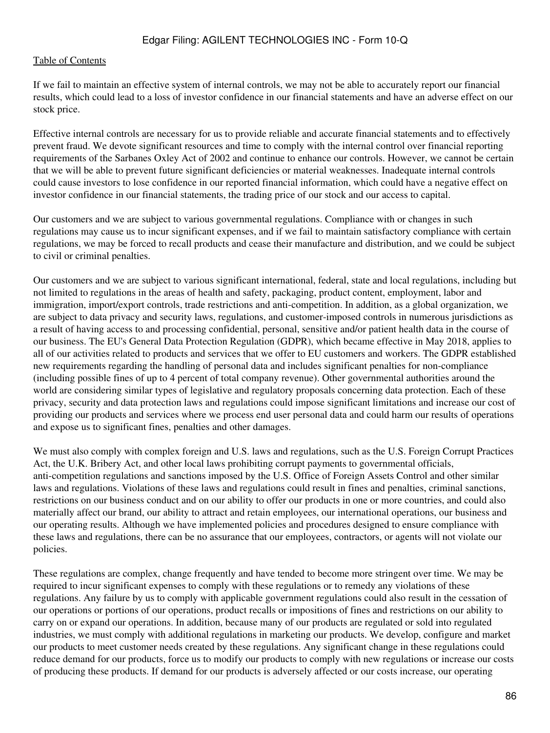If we fail to maintain an effective system of internal controls, we may not be able to accurately report our financial results, which could lead to a loss of investor confidence in our financial statements and have an adverse effect on our stock price.

Effective internal controls are necessary for us to provide reliable and accurate financial statements and to effectively prevent fraud. We devote significant resources and time to comply with the internal control over financial reporting requirements of the Sarbanes Oxley Act of 2002 and continue to enhance our controls. However, we cannot be certain that we will be able to prevent future significant deficiencies or material weaknesses. Inadequate internal controls could cause investors to lose confidence in our reported financial information, which could have a negative effect on investor confidence in our financial statements, the trading price of our stock and our access to capital.

Our customers and we are subject to various governmental regulations. Compliance with or changes in such regulations may cause us to incur significant expenses, and if we fail to maintain satisfactory compliance with certain regulations, we may be forced to recall products and cease their manufacture and distribution, and we could be subject to civil or criminal penalties.

Our customers and we are subject to various significant international, federal, state and local regulations, including but not limited to regulations in the areas of health and safety, packaging, product content, employment, labor and immigration, import/export controls, trade restrictions and anti-competition. In addition, as a global organization, we are subject to data privacy and security laws, regulations, and customer-imposed controls in numerous jurisdictions as a result of having access to and processing confidential, personal, sensitive and/or patient health data in the course of our business. The EU's General Data Protection Regulation (GDPR), which became effective in May 2018, applies to all of our activities related to products and services that we offer to EU customers and workers. The GDPR established new requirements regarding the handling of personal data and includes significant penalties for non-compliance (including possible fines of up to 4 percent of total company revenue). Other governmental authorities around the world are considering similar types of legislative and regulatory proposals concerning data protection. Each of these privacy, security and data protection laws and regulations could impose significant limitations and increase our cost of providing our products and services where we process end user personal data and could harm our results of operations and expose us to significant fines, penalties and other damages.

We must also comply with complex foreign and U.S. laws and regulations, such as the U.S. Foreign Corrupt Practices Act, the U.K. Bribery Act, and other local laws prohibiting corrupt payments to governmental officials, anti-competition regulations and sanctions imposed by the U.S. Office of Foreign Assets Control and other similar laws and regulations. Violations of these laws and regulations could result in fines and penalties, criminal sanctions, restrictions on our business conduct and on our ability to offer our products in one or more countries, and could also materially affect our brand, our ability to attract and retain employees, our international operations, our business and our operating results. Although we have implemented policies and procedures designed to ensure compliance with these laws and regulations, there can be no assurance that our employees, contractors, or agents will not violate our policies.

These regulations are complex, change frequently and have tended to become more stringent over time. We may be required to incur significant expenses to comply with these regulations or to remedy any violations of these regulations. Any failure by us to comply with applicable government regulations could also result in the cessation of our operations or portions of our operations, product recalls or impositions of fines and restrictions on our ability to carry on or expand our operations. In addition, because many of our products are regulated or sold into regulated industries, we must comply with additional regulations in marketing our products. We develop, configure and market our products to meet customer needs created by these regulations. Any significant change in these regulations could reduce demand for our products, force us to modify our products to comply with new regulations or increase our costs of producing these products. If demand for our products is adversely affected or our costs increase, our operating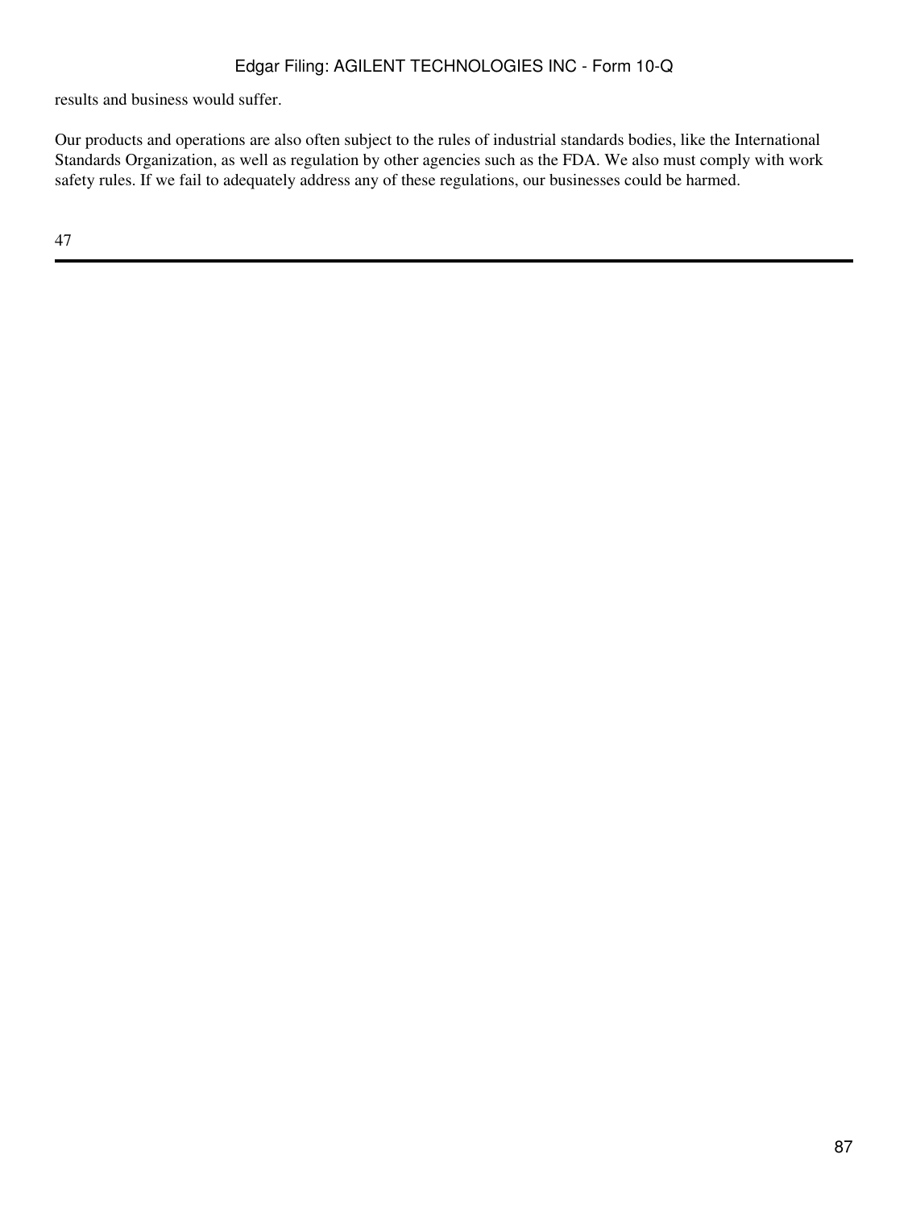results and business would suffer.

Our products and operations are also often subject to the rules of industrial standards bodies, like the International Standards Organization, as well as regulation by other agencies such as the FDA. We also must comply with work safety rules. If we fail to adequately address any of these regulations, our businesses could be harmed.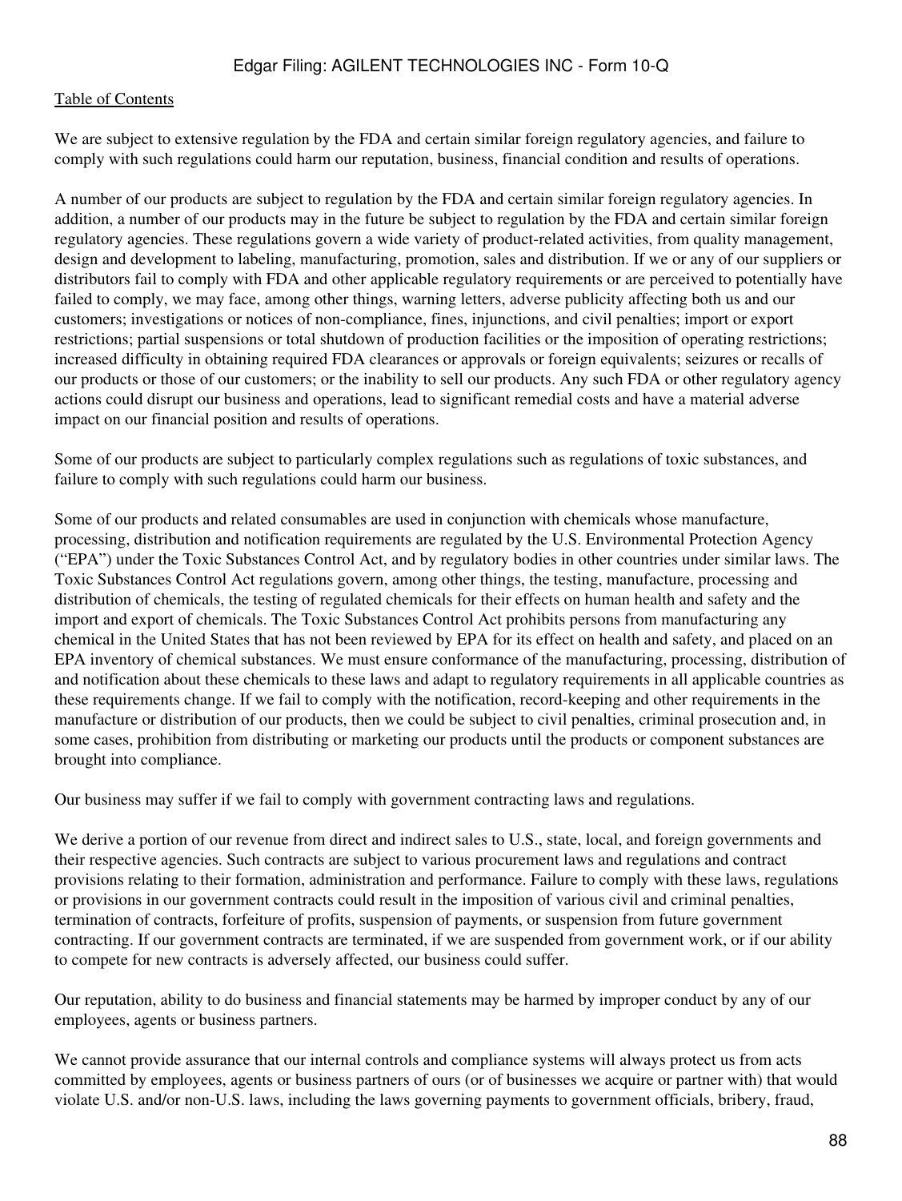We are subject to extensive regulation by the FDA and certain similar foreign regulatory agencies, and failure to comply with such regulations could harm our reputation, business, financial condition and results of operations.

A number of our products are subject to regulation by the FDA and certain similar foreign regulatory agencies. In addition, a number of our products may in the future be subject to regulation by the FDA and certain similar foreign regulatory agencies. These regulations govern a wide variety of product-related activities, from quality management, design and development to labeling, manufacturing, promotion, sales and distribution. If we or any of our suppliers or distributors fail to comply with FDA and other applicable regulatory requirements or are perceived to potentially have failed to comply, we may face, among other things, warning letters, adverse publicity affecting both us and our customers; investigations or notices of non-compliance, fines, injunctions, and civil penalties; import or export restrictions; partial suspensions or total shutdown of production facilities or the imposition of operating restrictions; increased difficulty in obtaining required FDA clearances or approvals or foreign equivalents; seizures or recalls of our products or those of our customers; or the inability to sell our products. Any such FDA or other regulatory agency actions could disrupt our business and operations, lead to significant remedial costs and have a material adverse impact on our financial position and results of operations.

Some of our products are subject to particularly complex regulations such as regulations of toxic substances, and failure to comply with such regulations could harm our business.

Some of our products and related consumables are used in conjunction with chemicals whose manufacture, processing, distribution and notification requirements are regulated by the U.S. Environmental Protection Agency ("EPA") under the Toxic Substances Control Act, and by regulatory bodies in other countries under similar laws. The Toxic Substances Control Act regulations govern, among other things, the testing, manufacture, processing and distribution of chemicals, the testing of regulated chemicals for their effects on human health and safety and the import and export of chemicals. The Toxic Substances Control Act prohibits persons from manufacturing any chemical in the United States that has not been reviewed by EPA for its effect on health and safety, and placed on an EPA inventory of chemical substances. We must ensure conformance of the manufacturing, processing, distribution of and notification about these chemicals to these laws and adapt to regulatory requirements in all applicable countries as these requirements change. If we fail to comply with the notification, record-keeping and other requirements in the manufacture or distribution of our products, then we could be subject to civil penalties, criminal prosecution and, in some cases, prohibition from distributing or marketing our products until the products or component substances are brought into compliance.

Our business may suffer if we fail to comply with government contracting laws and regulations.

We derive a portion of our revenue from direct and indirect sales to U.S., state, local, and foreign governments and their respective agencies. Such contracts are subject to various procurement laws and regulations and contract provisions relating to their formation, administration and performance. Failure to comply with these laws, regulations or provisions in our government contracts could result in the imposition of various civil and criminal penalties, termination of contracts, forfeiture of profits, suspension of payments, or suspension from future government contracting. If our government contracts are terminated, if we are suspended from government work, or if our ability to compete for new contracts is adversely affected, our business could suffer.

Our reputation, ability to do business and financial statements may be harmed by improper conduct by any of our employees, agents or business partners.

We cannot provide assurance that our internal controls and compliance systems will always protect us from acts committed by employees, agents or business partners of ours (or of businesses we acquire or partner with) that would violate U.S. and/or non-U.S. laws, including the laws governing payments to government officials, bribery, fraud,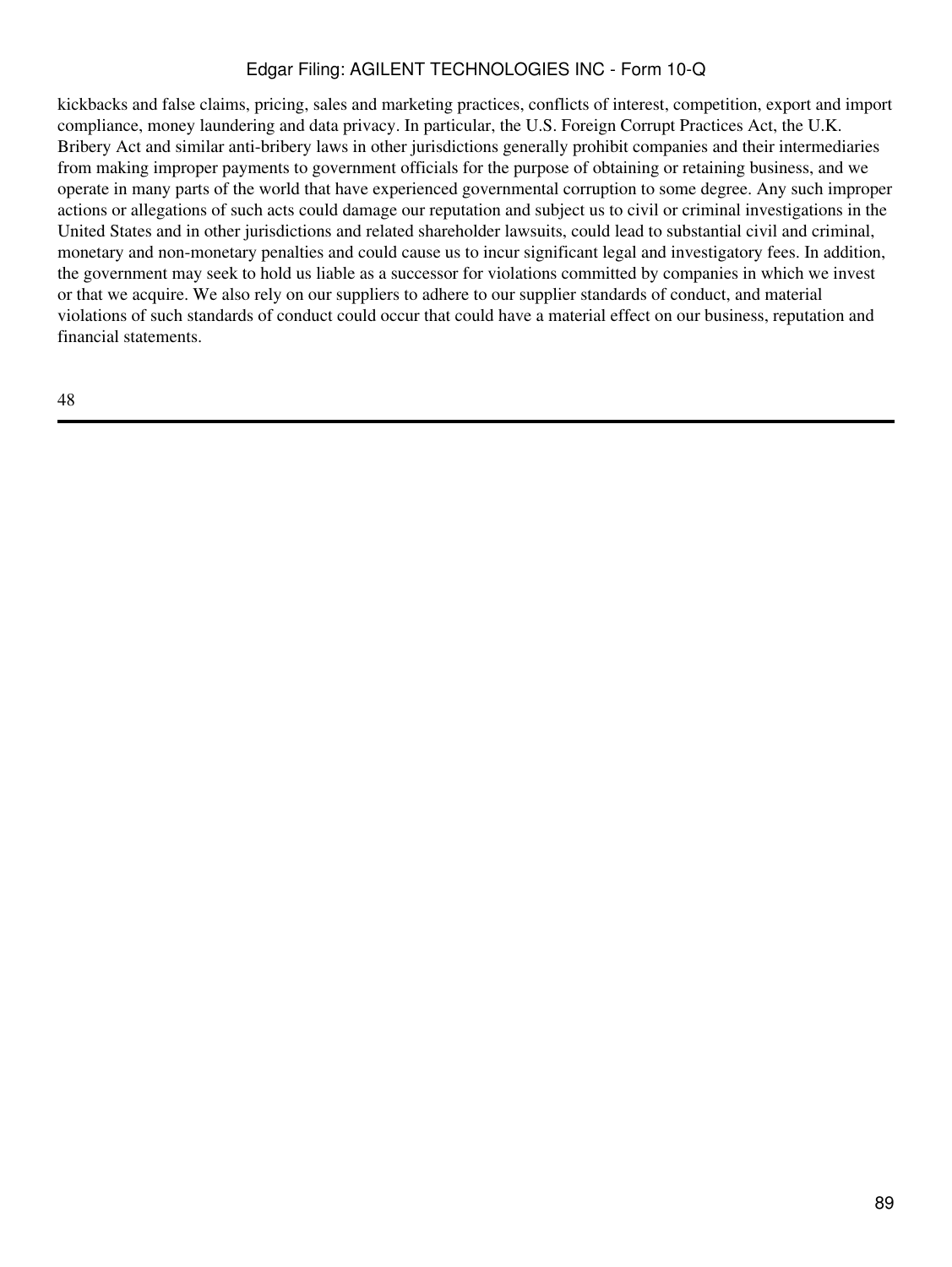kickbacks and false claims, pricing, sales and marketing practices, conflicts of interest, competition, export and import compliance, money laundering and data privacy. In particular, the U.S. Foreign Corrupt Practices Act, the U.K. Bribery Act and similar anti-bribery laws in other jurisdictions generally prohibit companies and their intermediaries from making improper payments to government officials for the purpose of obtaining or retaining business, and we operate in many parts of the world that have experienced governmental corruption to some degree. Any such improper actions or allegations of such acts could damage our reputation and subject us to civil or criminal investigations in the United States and in other jurisdictions and related shareholder lawsuits, could lead to substantial civil and criminal, monetary and non-monetary penalties and could cause us to incur significant legal and investigatory fees. In addition, the government may seek to hold us liable as a successor for violations committed by companies in which we invest or that we acquire. We also rely on our suppliers to adhere to our supplier standards of conduct, and material violations of such standards of conduct could occur that could have a material effect on our business, reputation and financial statements.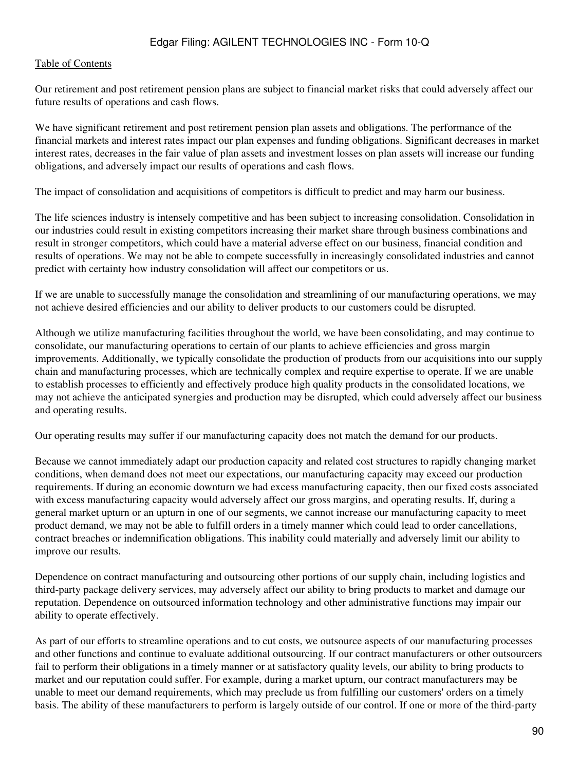Our retirement and post retirement pension plans are subject to financial market risks that could adversely affect our future results of operations and cash flows.

We have significant retirement and post retirement pension plan assets and obligations. The performance of the financial markets and interest rates impact our plan expenses and funding obligations. Significant decreases in market interest rates, decreases in the fair value of plan assets and investment losses on plan assets will increase our funding obligations, and adversely impact our results of operations and cash flows.

The impact of consolidation and acquisitions of competitors is difficult to predict and may harm our business.

The life sciences industry is intensely competitive and has been subject to increasing consolidation. Consolidation in our industries could result in existing competitors increasing their market share through business combinations and result in stronger competitors, which could have a material adverse effect on our business, financial condition and results of operations. We may not be able to compete successfully in increasingly consolidated industries and cannot predict with certainty how industry consolidation will affect our competitors or us.

If we are unable to successfully manage the consolidation and streamlining of our manufacturing operations, we may not achieve desired efficiencies and our ability to deliver products to our customers could be disrupted.

Although we utilize manufacturing facilities throughout the world, we have been consolidating, and may continue to consolidate, our manufacturing operations to certain of our plants to achieve efficiencies and gross margin improvements. Additionally, we typically consolidate the production of products from our acquisitions into our supply chain and manufacturing processes, which are technically complex and require expertise to operate. If we are unable to establish processes to efficiently and effectively produce high quality products in the consolidated locations, we may not achieve the anticipated synergies and production may be disrupted, which could adversely affect our business and operating results.

Our operating results may suffer if our manufacturing capacity does not match the demand for our products.

Because we cannot immediately adapt our production capacity and related cost structures to rapidly changing market conditions, when demand does not meet our expectations, our manufacturing capacity may exceed our production requirements. If during an economic downturn we had excess manufacturing capacity, then our fixed costs associated with excess manufacturing capacity would adversely affect our gross margins, and operating results. If, during a general market upturn or an upturn in one of our segments, we cannot increase our manufacturing capacity to meet product demand, we may not be able to fulfill orders in a timely manner which could lead to order cancellations, contract breaches or indemnification obligations. This inability could materially and adversely limit our ability to improve our results.

Dependence on contract manufacturing and outsourcing other portions of our supply chain, including logistics and third-party package delivery services, may adversely affect our ability to bring products to market and damage our reputation. Dependence on outsourced information technology and other administrative functions may impair our ability to operate effectively.

As part of our efforts to streamline operations and to cut costs, we outsource aspects of our manufacturing processes and other functions and continue to evaluate additional outsourcing. If our contract manufacturers or other outsourcers fail to perform their obligations in a timely manner or at satisfactory quality levels, our ability to bring products to market and our reputation could suffer. For example, during a market upturn, our contract manufacturers may be unable to meet our demand requirements, which may preclude us from fulfilling our customers' orders on a timely basis. The ability of these manufacturers to perform is largely outside of our control. If one or more of the third-party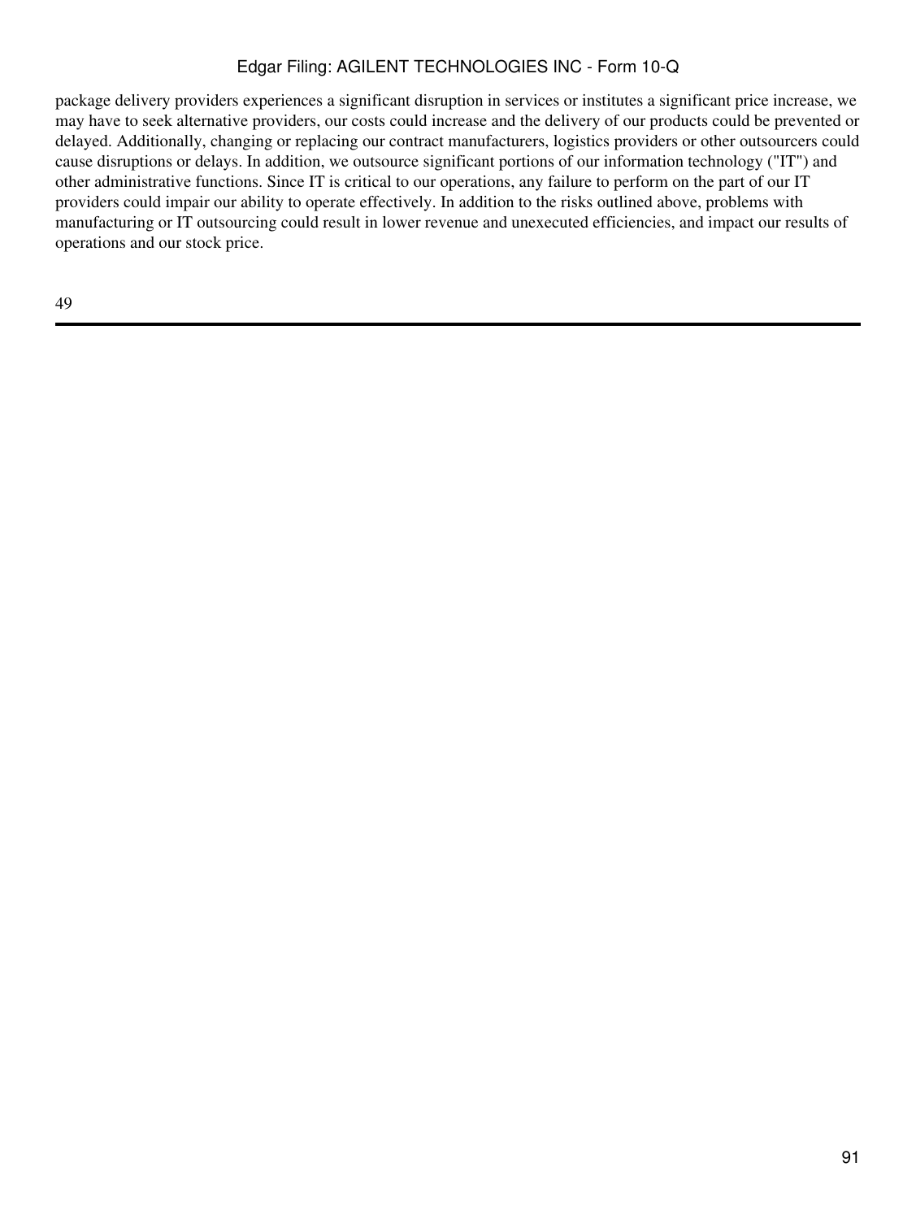package delivery providers experiences a significant disruption in services or institutes a significant price increase, we may have to seek alternative providers, our costs could increase and the delivery of our products could be prevented or delayed. Additionally, changing or replacing our contract manufacturers, logistics providers or other outsourcers could cause disruptions or delays. In addition, we outsource significant portions of our information technology ("IT") and other administrative functions. Since IT is critical to our operations, any failure to perform on the part of our IT providers could impair our ability to operate effectively. In addition to the risks outlined above, problems with manufacturing or IT outsourcing could result in lower revenue and unexecuted efficiencies, and impact our results of operations and our stock price.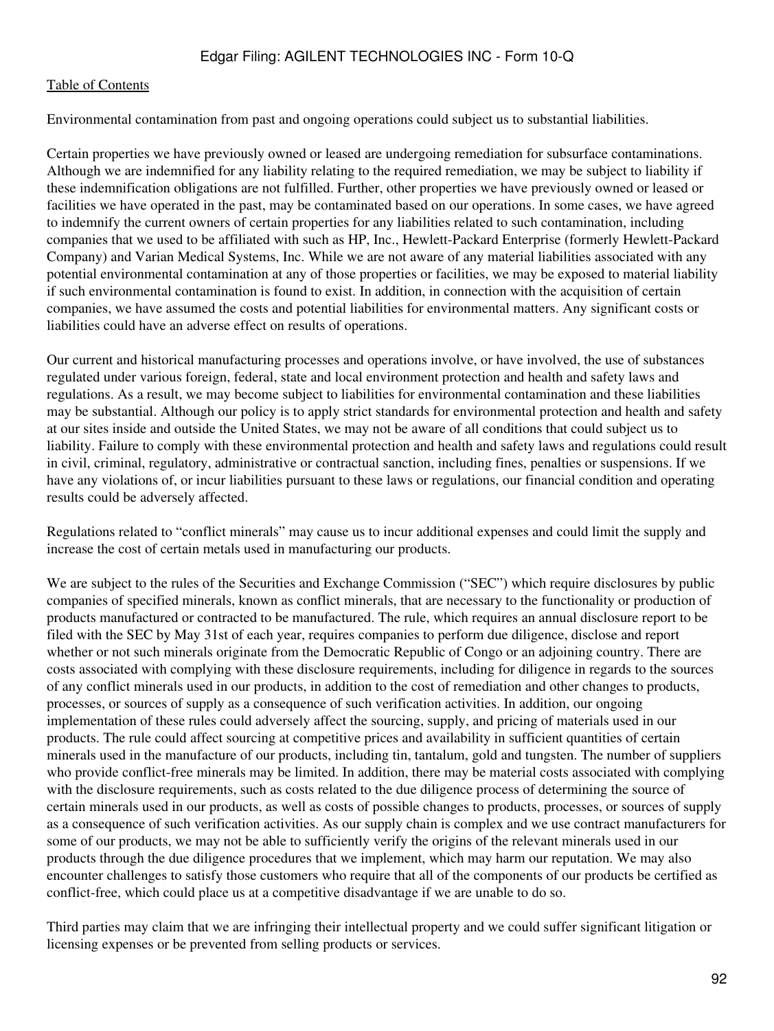Table of Contents

Environmental contamination from past and ongoing operations could subject us to substantial liabilities.

Certain properties we have previously owned or leased are undergoing remediation for subsurface contaminations. Although we are indemnified for any liability relating to the required remediation, we may be subject to liability if these indemnification obligations are not fulfilled. Further, other properties we have previously owned or leased or facilities we have operated in the past, may be contaminated based on our operations. In some cases, we have agreed to indemnify the current owners of certain properties for any liabilities related to such contamination, including companies that we used to be affiliated with such as HP, Inc., Hewlett-Packard Enterprise (formerly Hewlett-Packard Company) and Varian Medical Systems, Inc. While we are not aware of any material liabilities associated with any potential environmental contamination at any of those properties or facilities, we may be exposed to material liability if such environmental contamination is found to exist. In addition, in connection with the acquisition of certain companies, we have assumed the costs and potential liabilities for environmental matters. Any significant costs or liabilities could have an adverse effect on results of operations.

Our current and historical manufacturing processes and operations involve, or have involved, the use of substances regulated under various foreign, federal, state and local environment protection and health and safety laws and regulations. As a result, we may become subject to liabilities for environmental contamination and these liabilities may be substantial. Although our policy is to apply strict standards for environmental protection and health and safety at our sites inside and outside the United States, we may not be aware of all conditions that could subject us to liability. Failure to comply with these environmental protection and health and safety laws and regulations could result in civil, criminal, regulatory, administrative or contractual sanction, including fines, penalties or suspensions. If we have any violations of, or incur liabilities pursuant to these laws or regulations, our financial condition and operating results could be adversely affected.

Regulations related to "conflict minerals" may cause us to incur additional expenses and could limit the supply and increase the cost of certain metals used in manufacturing our products.

We are subject to the rules of the Securities and Exchange Commission ("SEC") which require disclosures by public companies of specified minerals, known as conflict minerals, that are necessary to the functionality or production of products manufactured or contracted to be manufactured. The rule, which requires an annual disclosure report to be filed with the SEC by May 31st of each year, requires companies to perform due diligence, disclose and report whether or not such minerals originate from the Democratic Republic of Congo or an adjoining country. There are costs associated with complying with these disclosure requirements, including for diligence in regards to the sources of any conflict minerals used in our products, in addition to the cost of remediation and other changes to products, processes, or sources of supply as a consequence of such verification activities. In addition, our ongoing implementation of these rules could adversely affect the sourcing, supply, and pricing of materials used in our products. The rule could affect sourcing at competitive prices and availability in sufficient quantities of certain minerals used in the manufacture of our products, including tin, tantalum, gold and tungsten. The number of suppliers who provide conflict-free minerals may be limited. In addition, there may be material costs associated with complying with the disclosure requirements, such as costs related to the due diligence process of determining the source of certain minerals used in our products, as well as costs of possible changes to products, processes, or sources of supply as a consequence of such verification activities. As our supply chain is complex and we use contract manufacturers for some of our products, we may not be able to sufficiently verify the origins of the relevant minerals used in our products through the due diligence procedures that we implement, which may harm our reputation. We may also encounter challenges to satisfy those customers who require that all of the components of our products be certified as conflict-free, which could place us at a competitive disadvantage if we are unable to do so.

Third parties may claim that we are infringing their intellectual property and we could suffer significant litigation or licensing expenses or be prevented from selling products or services.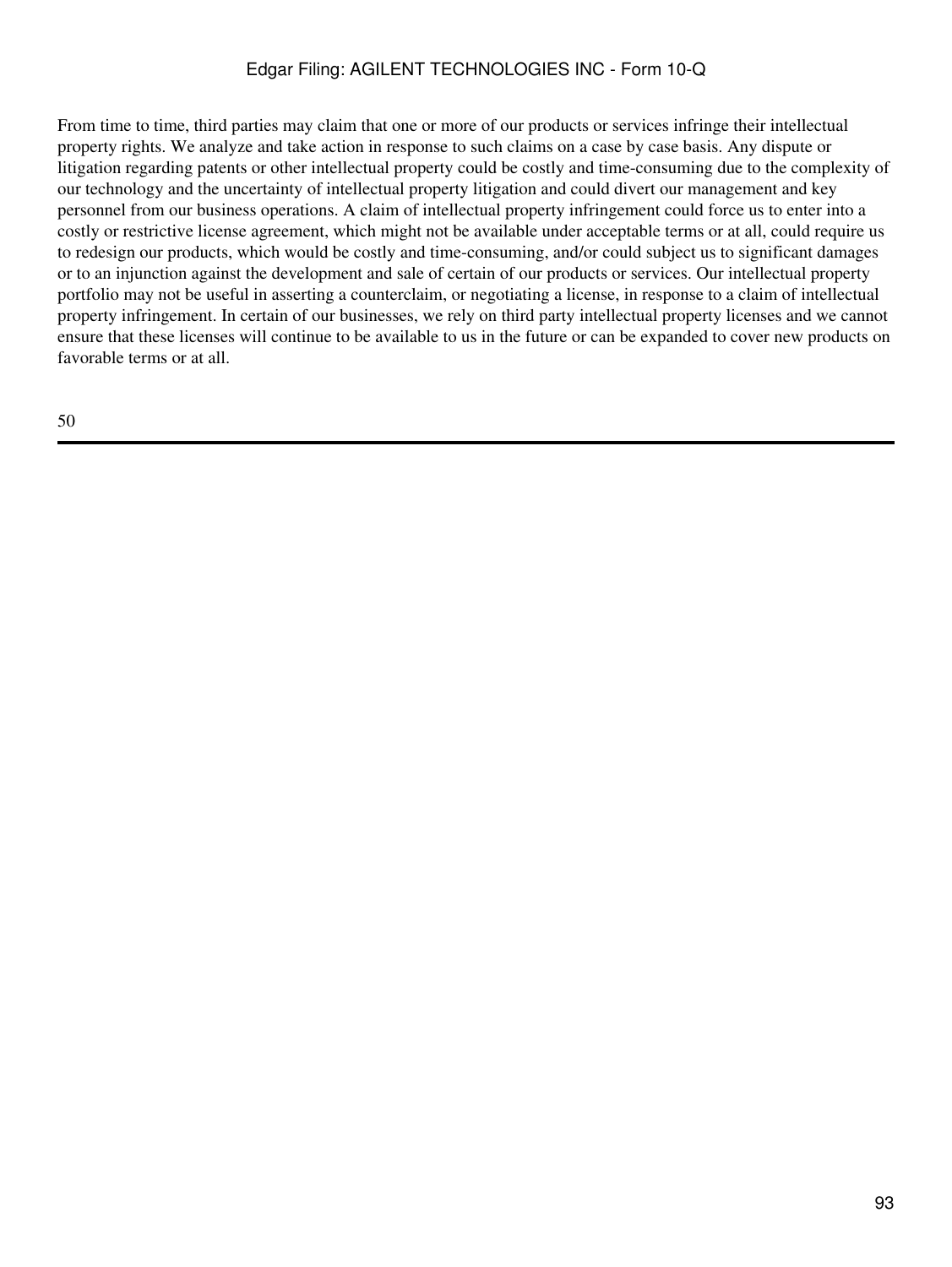From time to time, third parties may claim that one or more of our products or services infringe their intellectual property rights. We analyze and take action in response to such claims on a case by case basis. Any dispute or litigation regarding patents or other intellectual property could be costly and time-consuming due to the complexity of our technology and the uncertainty of intellectual property litigation and could divert our management and key personnel from our business operations. A claim of intellectual property infringement could force us to enter into a costly or restrictive license agreement, which might not be available under acceptable terms or at all, could require us to redesign our products, which would be costly and time-consuming, and/or could subject us to significant damages or to an injunction against the development and sale of certain of our products or services. Our intellectual property portfolio may not be useful in asserting a counterclaim, or negotiating a license, in response to a claim of intellectual property infringement. In certain of our businesses, we rely on third party intellectual property licenses and we cannot ensure that these licenses will continue to be available to us in the future or can be expanded to cover new products on favorable terms or at all.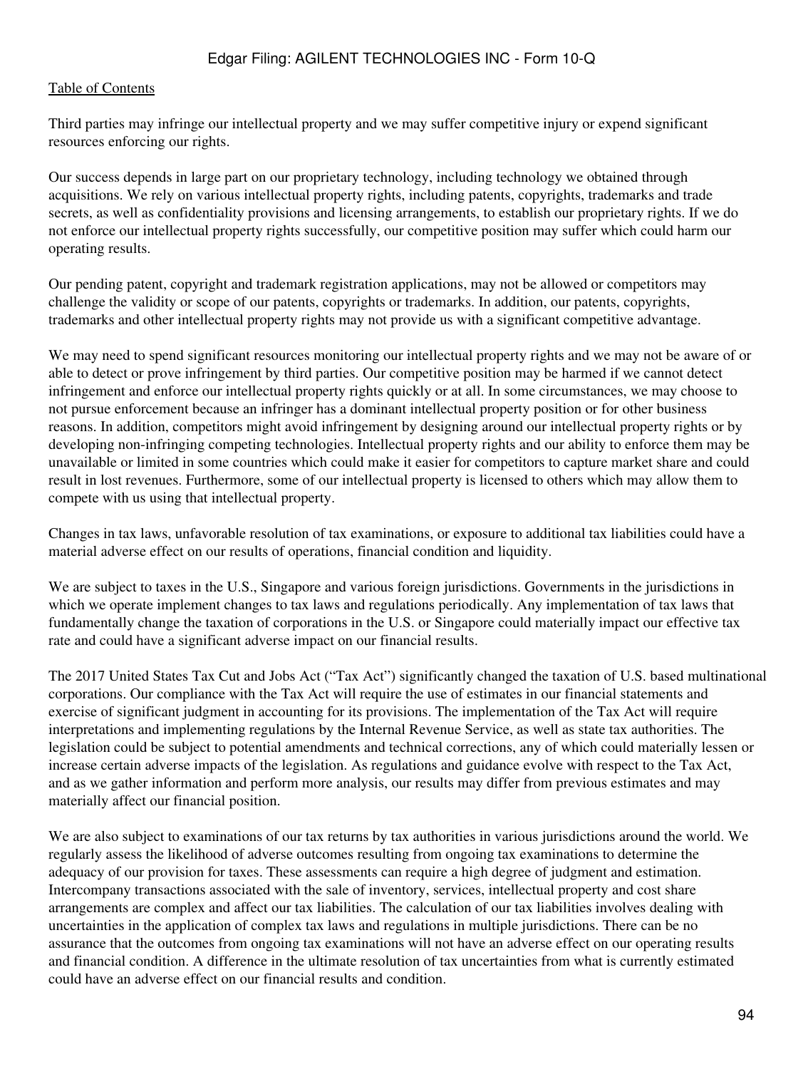Third parties may infringe our intellectual property and we may suffer competitive injury or expend significant resources enforcing our rights.

Our success depends in large part on our proprietary technology, including technology we obtained through acquisitions. We rely on various intellectual property rights, including patents, copyrights, trademarks and trade secrets, as well as confidentiality provisions and licensing arrangements, to establish our proprietary rights. If we do not enforce our intellectual property rights successfully, our competitive position may suffer which could harm our operating results.

Our pending patent, copyright and trademark registration applications, may not be allowed or competitors may challenge the validity or scope of our patents, copyrights or trademarks. In addition, our patents, copyrights, trademarks and other intellectual property rights may not provide us with a significant competitive advantage.

We may need to spend significant resources monitoring our intellectual property rights and we may not be aware of or able to detect or prove infringement by third parties. Our competitive position may be harmed if we cannot detect infringement and enforce our intellectual property rights quickly or at all. In some circumstances, we may choose to not pursue enforcement because an infringer has a dominant intellectual property position or for other business reasons. In addition, competitors might avoid infringement by designing around our intellectual property rights or by developing non-infringing competing technologies. Intellectual property rights and our ability to enforce them may be unavailable or limited in some countries which could make it easier for competitors to capture market share and could result in lost revenues. Furthermore, some of our intellectual property is licensed to others which may allow them to compete with us using that intellectual property.

Changes in tax laws, unfavorable resolution of tax examinations, or exposure to additional tax liabilities could have a material adverse effect on our results of operations, financial condition and liquidity.

We are subject to taxes in the U.S., Singapore and various foreign jurisdictions. Governments in the jurisdictions in which we operate implement changes to tax laws and regulations periodically. Any implementation of tax laws that fundamentally change the taxation of corporations in the U.S. or Singapore could materially impact our effective tax rate and could have a significant adverse impact on our financial results.

The 2017 United States Tax Cut and Jobs Act ("Tax Act") significantly changed the taxation of U.S. based multinational corporations. Our compliance with the Tax Act will require the use of estimates in our financial statements and exercise of significant judgment in accounting for its provisions. The implementation of the Tax Act will require interpretations and implementing regulations by the Internal Revenue Service, as well as state tax authorities. The legislation could be subject to potential amendments and technical corrections, any of which could materially lessen or increase certain adverse impacts of the legislation. As regulations and guidance evolve with respect to the Tax Act, and as we gather information and perform more analysis, our results may differ from previous estimates and may materially affect our financial position.

We are also subject to examinations of our tax returns by tax authorities in various jurisdictions around the world. We regularly assess the likelihood of adverse outcomes resulting from ongoing tax examinations to determine the adequacy of our provision for taxes. These assessments can require a high degree of judgment and estimation. Intercompany transactions associated with the sale of inventory, services, intellectual property and cost share arrangements are complex and affect our tax liabilities. The calculation of our tax liabilities involves dealing with uncertainties in the application of complex tax laws and regulations in multiple jurisdictions. There can be no assurance that the outcomes from ongoing tax examinations will not have an adverse effect on our operating results and financial condition. A difference in the ultimate resolution of tax uncertainties from what is currently estimated could have an adverse effect on our financial results and condition.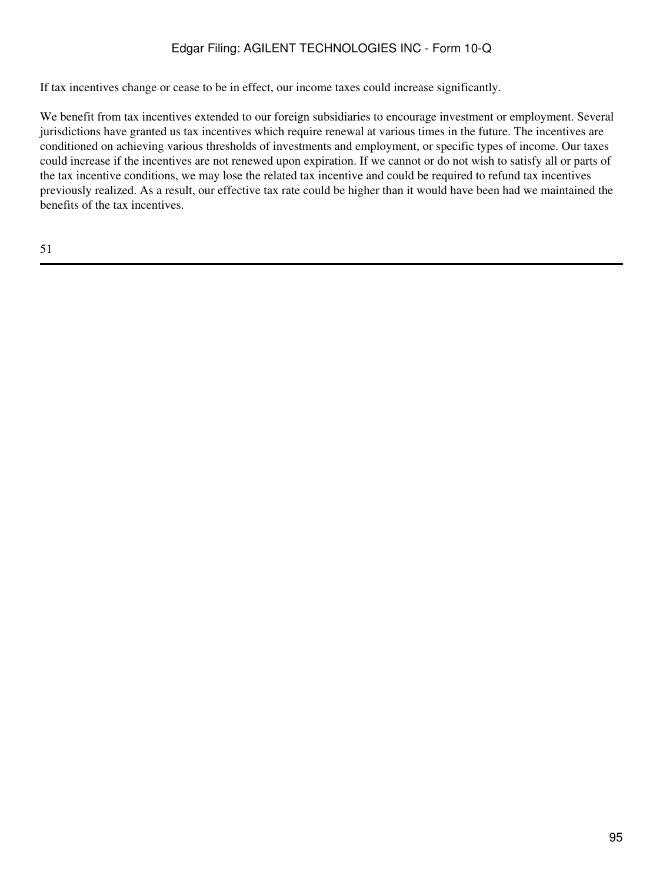If tax incentives change or cease to be in effect, our income taxes could increase significantly.

We benefit from tax incentives extended to our foreign subsidiaries to encourage investment or employment. Several jurisdictions have granted us tax incentives which require renewal at various times in the future. The incentives are conditioned on achieving various thresholds of investments and employment, or specific types of income. Our taxes could increase if the incentives are not renewed upon expiration. If we cannot or do not wish to satisfy all or parts of the tax incentive conditions, we may lose the related tax incentive and could be required to refund tax incentives previously realized. As a result, our effective tax rate could be higher than it would have been had we maintained the benefits of the tax incentives.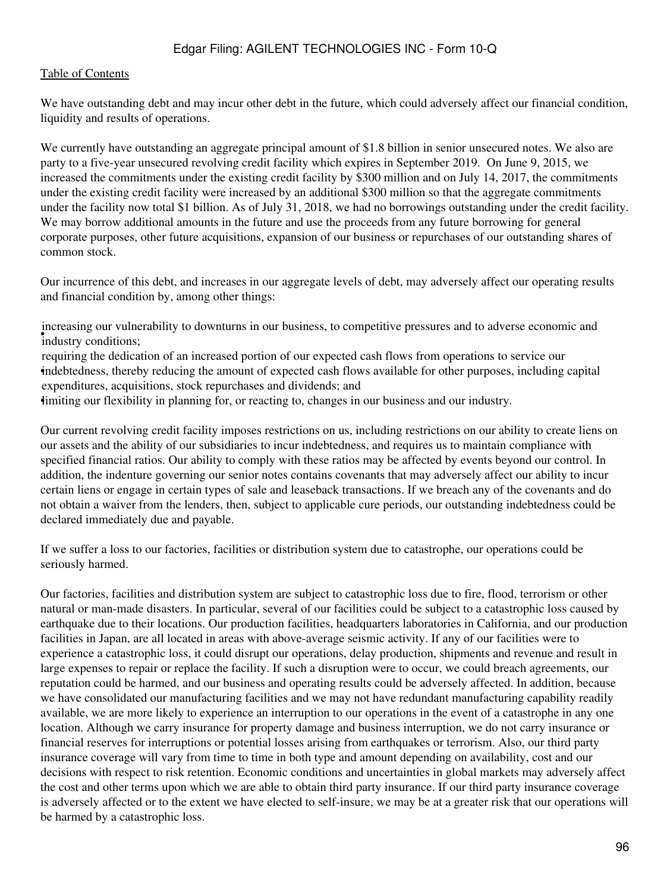We have outstanding debt and may incur other debt in the future, which could adversely affect our financial condition, liquidity and results of operations.

We currently have outstanding an aggregate principal amount of $1.8 billion in senior unsecured notes. We also are party to a five-year unsecured revolving credit facility which expires in September 2019. On June 9, 2015, we increased the commitments under the existing credit facility by $300 million and on July 14, 2017, the commitments under the existing credit facility were increased by an additional $300 million so that the aggregate commitments under the facility now total $1 billion. As of July 31, 2018, we had no borrowings outstanding under the credit facility. We may borrow additional amounts in the future and use the proceeds from any future borrowing for general corporate purposes, other future acquisitions, expansion of our business or repurchases of our outstanding shares of common stock.

Our incurrence of this debt, and increases in our aggregate levels of debt, may adversely affect our operating results and financial condition by, among other things:

- increasing our vulnerability to downturns in our business, to competitive pressures and to adverse economic and industry conditions;
- requiring the dedication of an increased portion of our expected cash flows from operations to service our indebtedness, thereby reducing the amount of expected cash flows available for other purposes, including capital expenditures, acquisitions, stock repurchases and dividends; and
- limiting our flexibility in planning for, or reacting to, changes in our business and our industry.

Our current revolving credit facility imposes restrictions on us, including restrictions on our ability to create liens on our assets and the ability of our subsidiaries to incur indebtedness, and requires us to maintain compliance with specified financial ratios. Our ability to comply with these ratios may be affected by events beyond our control. In addition, the indenture governing our senior notes contains covenants that may adversely affect our ability to incur certain liens or engage in certain types of sale and leaseback transactions. If we breach any of the covenants and do not obtain a waiver from the lenders, then, subject to applicable cure periods, our outstanding indebtedness could be declared immediately due and payable.

If we suffer a loss to our factories, facilities or distribution system due to catastrophe, our operations could be seriously harmed.

Our factories, facilities and distribution system are subject to catastrophic loss due to fire, flood, terrorism or other natural or man-made disasters. In particular, several of our facilities could be subject to a catastrophic loss caused by earthquake due to their locations. Our production facilities, headquarters laboratories in California, and our production facilities in Japan, are all located in areas with above-average seismic activity. If any of our facilities were to experience a catastrophic loss, it could disrupt our operations, delay production, shipments and revenue and result in large expenses to repair or replace the facility. If such a disruption were to occur, we could breach agreements, our reputation could be harmed, and our business and operating results could be adversely affected. In addition, because we have consolidated our manufacturing facilities and we may not have redundant manufacturing capability readily available, we are more likely to experience an interruption to our operations in the event of a catastrophe in any one location. Although we carry insurance for property damage and business interruption, we do not carry insurance or financial reserves for interruptions or potential losses arising from earthquakes or terrorism. Also, our third party insurance coverage will vary from time to time in both type and amount depending on availability, cost and our decisions with respect to risk retention. Economic conditions and uncertainties in global markets may adversely affect the cost and other terms upon which we are able to obtain third party insurance. If our third party insurance coverage is adversely affected or to the extent we have elected to self-insure, we may be at a greater risk that our operations will be harmed by a catastrophic loss.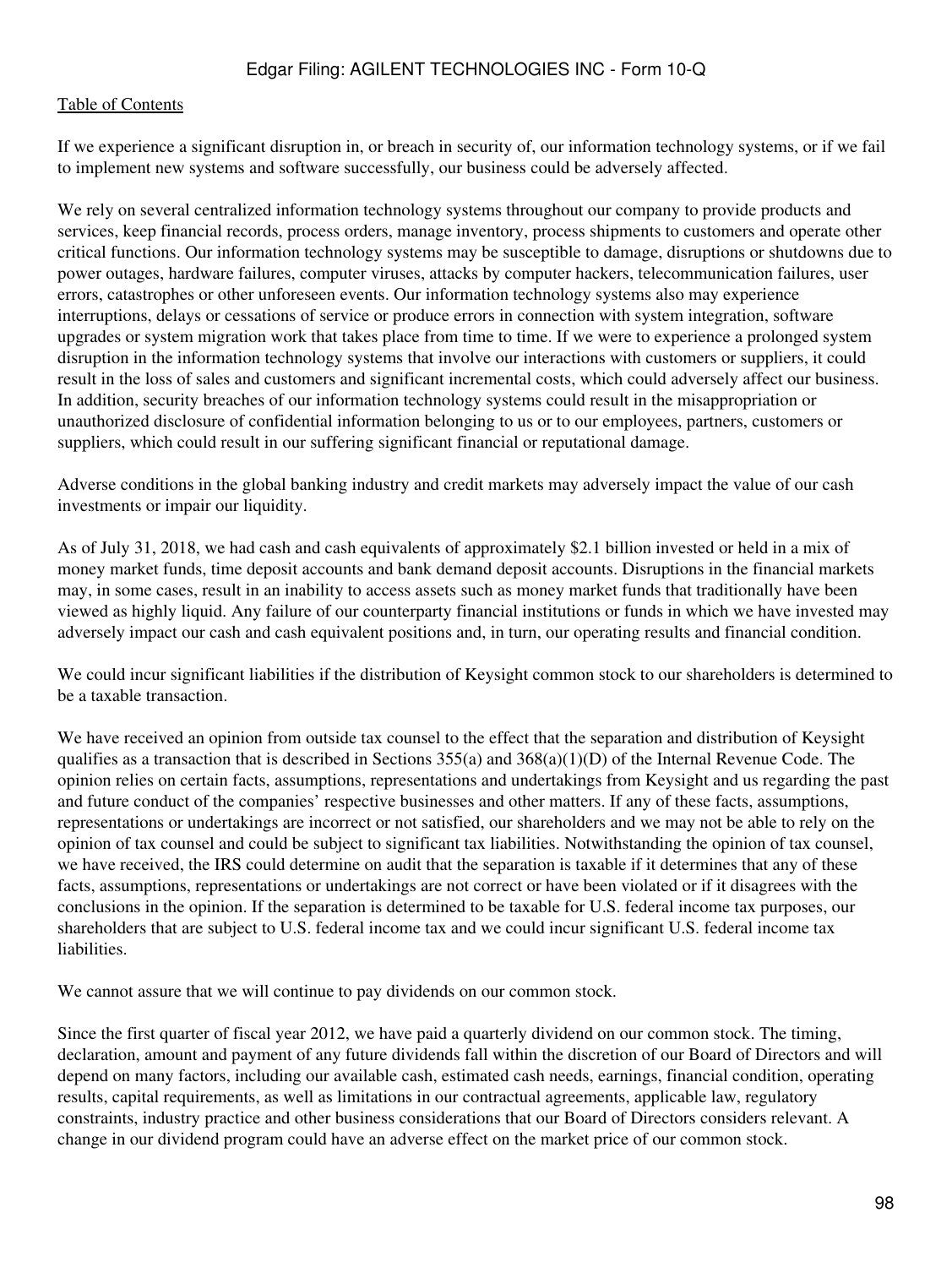If we experience a significant disruption in, or breach in security of, our information technology systems, or if we fail to implement new systems and software successfully, our business could be adversely affected.

We rely on several centralized information technology systems throughout our company to provide products and services, keep financial records, process orders, manage inventory, process shipments to customers and operate other critical functions. Our information technology systems may be susceptible to damage, disruptions or shutdowns due to power outages, hardware failures, computer viruses, attacks by computer hackers, telecommunication failures, user errors, catastrophes or other unforeseen events. Our information technology systems also may experience interruptions, delays or cessations of service or produce errors in connection with system integration, software upgrades or system migration work that takes place from time to time. If we were to experience a prolonged system disruption in the information technology systems that involve our interactions with customers or suppliers, it could result in the loss of sales and customers and significant incremental costs, which could adversely affect our business. In addition, security breaches of our information technology systems could result in the misappropriation or unauthorized disclosure of confidential information belonging to us or to our employees, partners, customers or suppliers, which could result in our suffering significant financial or reputational damage.

Adverse conditions in the global banking industry and credit markets may adversely impact the value of our cash investments or impair our liquidity.

As of July 31, 2018, we had cash and cash equivalents of approximately $2.1 billion invested or held in a mix of money market funds, time deposit accounts and bank demand deposit accounts. Disruptions in the financial markets may, in some cases, result in an inability to access assets such as money market funds that traditionally have been viewed as highly liquid. Any failure of our counterparty financial institutions or funds in which we have invested may adversely impact our cash and cash equivalent positions and, in turn, our operating results and financial condition.

We could incur significant liabilities if the distribution of Keysight common stock to our shareholders is determined to be a taxable transaction.

We have received an opinion from outside tax counsel to the effect that the separation and distribution of Keysight qualifies as a transaction that is described in Sections 355(a) and 368(a)(1)(D) of the Internal Revenue Code. The opinion relies on certain facts, assumptions, representations and undertakings from Keysight and us regarding the past and future conduct of the companies' respective businesses and other matters. If any of these facts, assumptions, representations or undertakings are incorrect or not satisfied, our shareholders and we may not be able to rely on the opinion of tax counsel and could be subject to significant tax liabilities. Notwithstanding the opinion of tax counsel, we have received, the IRS could determine on audit that the separation is taxable if it determines that any of these facts, assumptions, representations or undertakings are not correct or have been violated or if it disagrees with the conclusions in the opinion. If the separation is determined to be taxable for U.S. federal income tax purposes, our shareholders that are subject to U.S. federal income tax and we could incur significant U.S. federal income tax liabilities.

We cannot assure that we will continue to pay dividends on our common stock.

Since the first quarter of fiscal year 2012, we have paid a quarterly dividend on our common stock. The timing, declaration, amount and payment of any future dividends fall within the discretion of our Board of Directors and will depend on many factors, including our available cash, estimated cash needs, earnings, financial condition, operating results, capital requirements, as well as limitations in our contractual agreements, applicable law, regulatory constraints, industry practice and other business considerations that our Board of Directors considers relevant. A change in our dividend program could have an adverse effect on the market price of our common stock.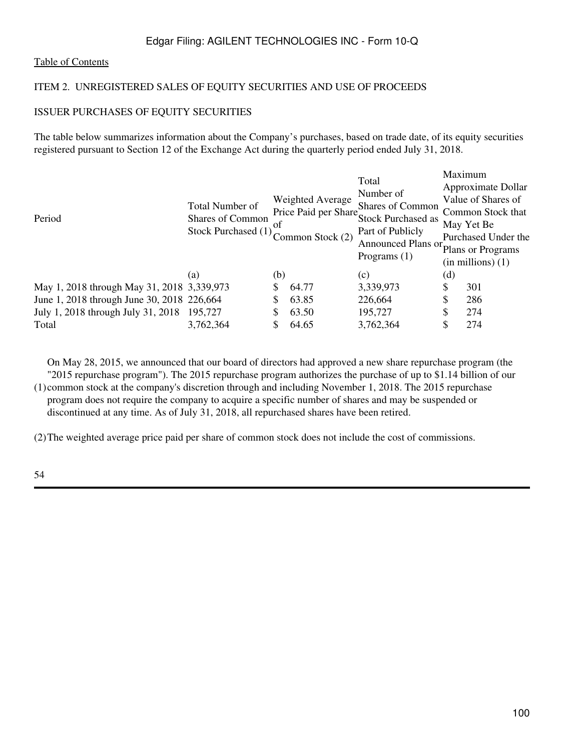[Table of Contents](#)

## ITEM 2. UNREGISTERED SALES OF EQUITY SECURITIES AND USE OF PROCEEDS

### ISSUER PURCHASES OF EQUITY SECURITIES

The table below summarizes information about the Company's purchases, based on trade date, of its equity securities registered pursuant to Section 12 of the Exchange Act during the quarterly period ended July 31, 2018.

| Period | Total Number of Shares of Common Stock Purchased (1) | Weighted Average Price Paid per Share of Common Stock (2) | Total Number of Shares of Common Stock Purchased as Part of Publicly Announced Plans or Programs (1) | Maximum Approximate Dollar Value of Shares of Common Stock that May Yet Be Purchased Under the Plans or Programs (in millions) (1) |
|---|---|---|---|---|
| | (a) | (b) | (c) | (d) |
| May 1, 2018 through May 31, 2018 | 3,339,973 | $ 64.77 | 3,339,973 | $ 301 |
| June 1, 2018 through June 30, 2018 | 226,664 | $ 63.85 | 226,664 | $ 286 |
| July 1, 2018 through July 31, 2018 | 195,727 | $ 63.50 | 195,727 | $ 274 |
| Total | 3,762,364 | $ 64.65 | 3,762,364 | $ 274 |

(1) On May 28, 2015, we announced that our board of directors had approved a new share repurchase program (the "2015 repurchase program"). The 2015 repurchase program authorizes the purchase of up to $1.14 billion of our common stock at the company's discretion through and including November 1, 2018. The 2015 repurchase program does not require the company to acquire a specific number of shares and may be suspended or discontinued at any time. As of July 31, 2018, all repurchased shares have been retired.

(2) The weighted average price paid per share of common stock does not include the cost of commissions.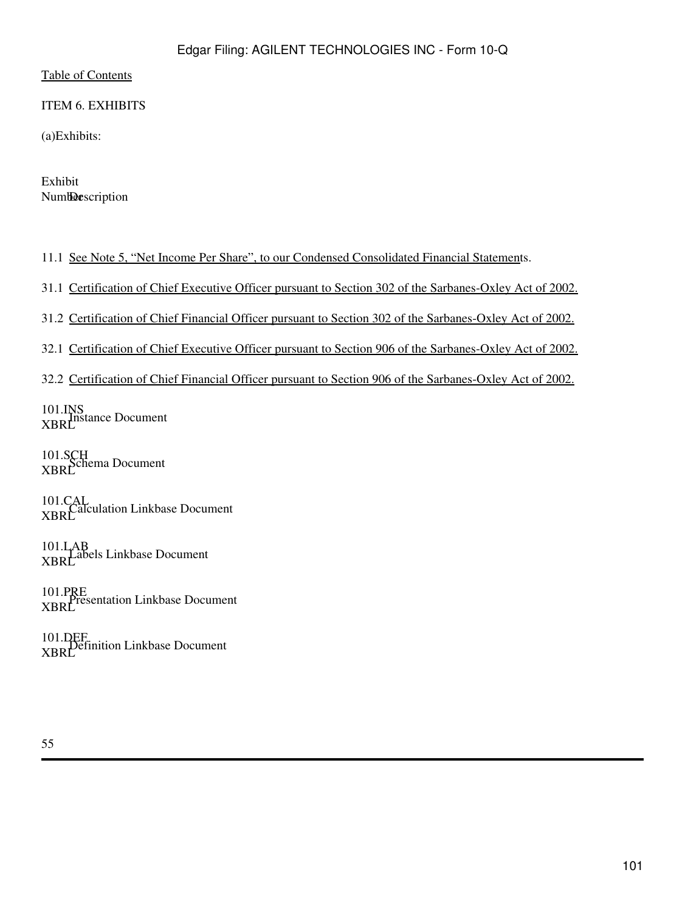ITEM 6. EXHIBITS

(a)Exhibits:

| Exhibit Number | Description |
|---|---|
| 11.1 | See Note 5, "Net Income Per Share", to our Condensed Consolidated Financial Statements. |
| 31.1 | Certification of Chief Executive Officer pursuant to Section 302 of the Sarbanes-Oxley Act of 2002. |
| 31.2 | Certification of Chief Financial Officer pursuant to Section 302 of the Sarbanes-Oxley Act of 2002. |
| 32.1 | Certification of Chief Executive Officer pursuant to Section 906 of the Sarbanes-Oxley Act of 2002. |
| 32.2 | Certification of Chief Financial Officer pursuant to Section 906 of the Sarbanes-Oxley Act of 2002. |
| 101.INS XBRL | Instance Document |
| 101.SCH XBRL | Schema Document |
| 101.CAL XBRL | Calculation Linkbase Document |
| 101.LAB XBRL | Labels Linkbase Document |
| 101.PRE XBRL | Presentation Linkbase Document |
| 101.DEF XBRL | Definition Linkbase Document |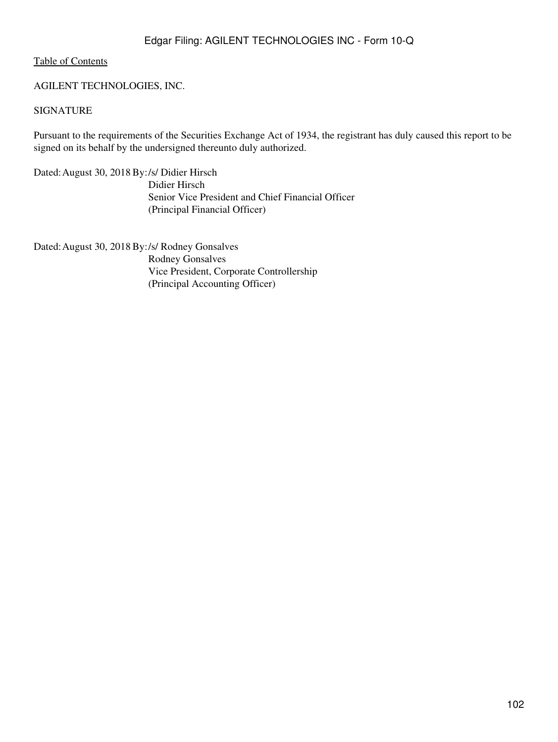[Table of Contents](#)

AGILENT TECHNOLOGIES, INC.

SIGNATURE

Pursuant to the requirements of the Securities Exchange Act of 1934, the registrant has duly caused this report to be signed on its behalf by the undersigned thereunto duly authorized.

| | |
|---|---|
| Dated: August 30, 2018 | By: /s/ Didier Hirsch |
| | Didier Hirsch |
| | Senior Vice President and Chief Financial Officer |
| | (Principal Financial Officer) |

| | |
|---|---|
| Dated: August 30, 2018 | By: /s/ Rodney Gonsalves |
| | Rodney Gonsalves |
| | Vice President, Corporate Controllership |
| | (Principal Accounting Officer) |